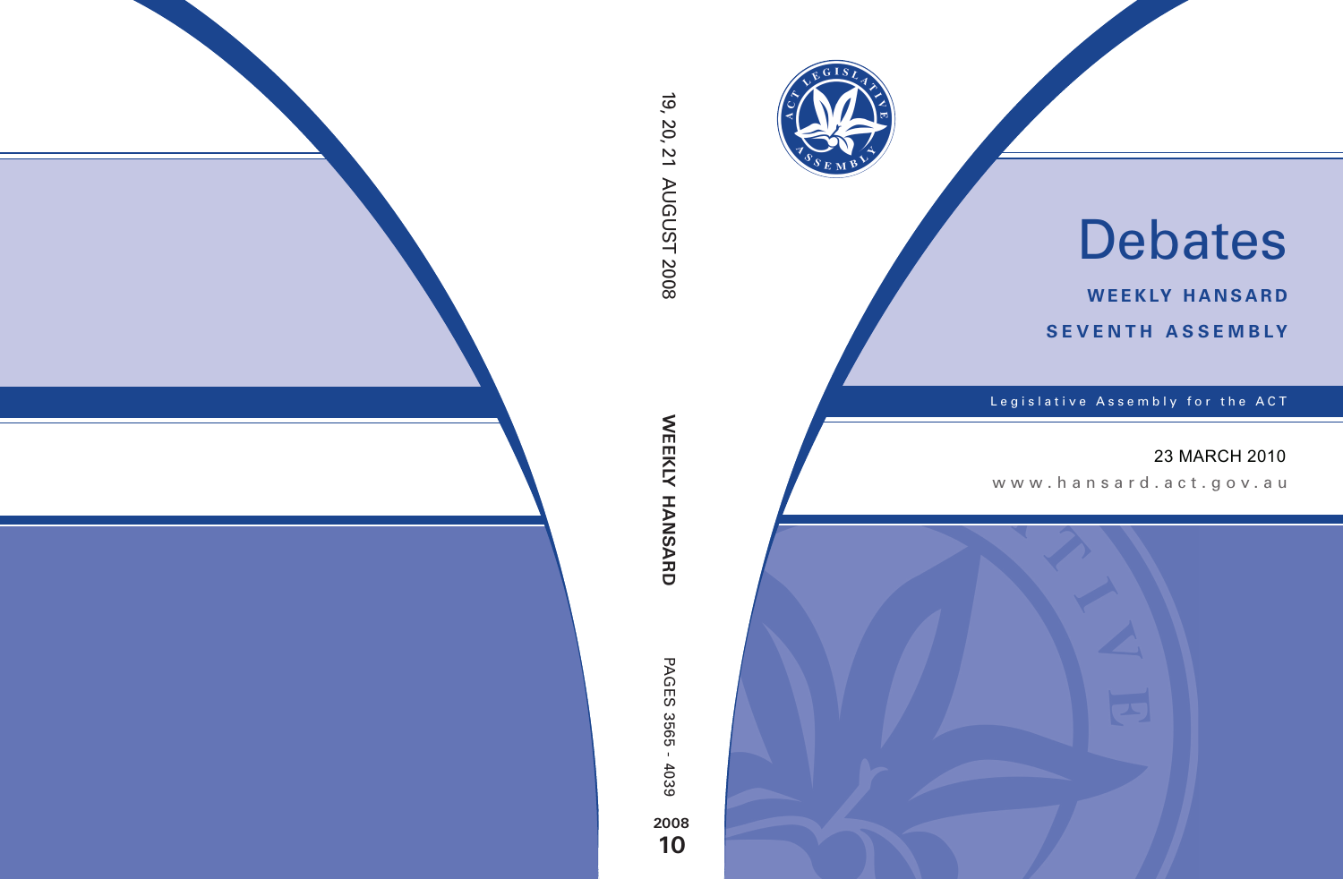# Debates

**WEEKLY HANSARD**

**SEVENTH ASSEMBLY**

Legislative Assembly for the ACT

23 MARCH 2010

www.hansard.act.gov.au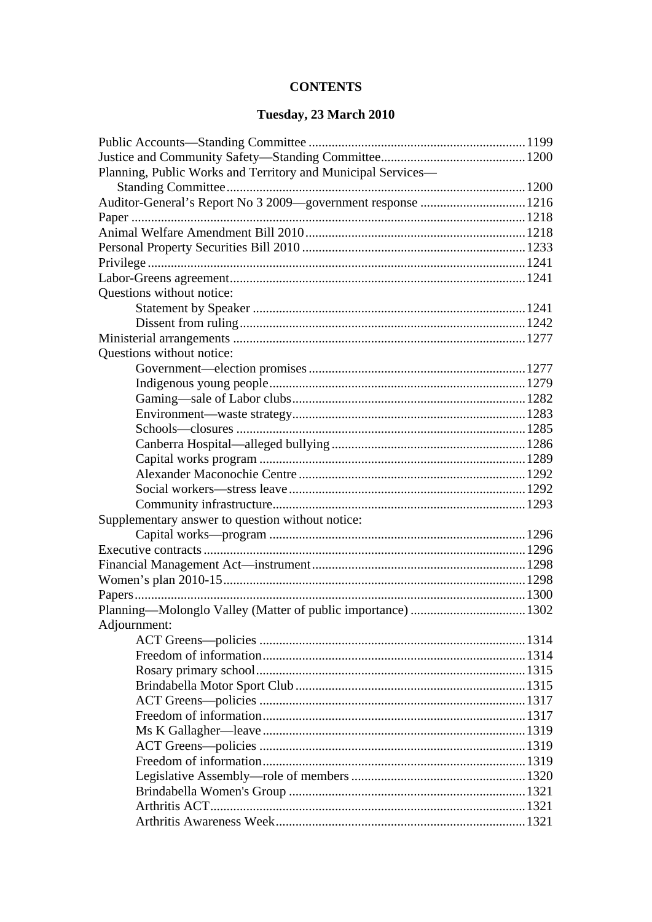# CONTENTS

## Tuesday, 23 March 2010

Public Accounts—Standing Committee ....................................................................1199
Justice and Community Safety—Standing Committee..............................................1200
Planning, Public Works and Territory and Municipal Services—
  Standing Committee ...........................................................................................1200
Auditor-General's Report No 3 2009—government response .................................1216
Paper ......................................................................................................................1218
Animal Welfare Amendment Bill 2010...................................................................1218
Personal Property Securities Bill 2010 ....................................................................1233
Privilege .................................................................................................................1241
Labor-Greens agreement.........................................................................................1241
Questions without notice:
  Statement by Speaker ..................................................................................1241
  Dissent from ruling.......................................................................................1242
Ministerial arrangements ........................................................................................1277
Questions without notice:
  Government—election promises ..................................................................1277
  Indigenous young people.............................................................................1279
  Gaming—sale of Labor clubs.......................................................................1282
  Environment—waste strategy.......................................................................1283
  Schools—closures ........................................................................................1285
  Canberra Hospital—alleged bullying ...........................................................1286
  Capital works program .................................................................................1289
  Alexander Maconochie Centre .....................................................................1292
  Social workers—stress leave ........................................................................1292
  Community infrastructure.............................................................................1293
Supplementary answer to question without notice:
  Capital works—program ..............................................................................1296
Executive contracts .................................................................................................1296
Financial Management Act—instrument.................................................................1298
Women's plan 2010-15............................................................................................1298
Papers......................................................................................................................1300
Planning—Molonglo Valley (Matter of public importance) ...................................1302
Adjournment:
  ACT Greens—policies .................................................................................1314
  Freedom of information................................................................................1314
  Rosary primary school..................................................................................1315
  Brindabella Motor Sport Club ......................................................................1315
  ACT Greens—policies .................................................................................1317
  Freedom of information................................................................................1317
  Ms K Gallagher—leave ................................................................................1319
  ACT Greens—policies .................................................................................1319
  Freedom of information................................................................................1319
  Legislative Assembly—role of members .....................................................1320
  Brindabella Women's Group ........................................................................1321
  Arthritis ACT................................................................................................1321
  Arthritis Awareness Week............................................................................1321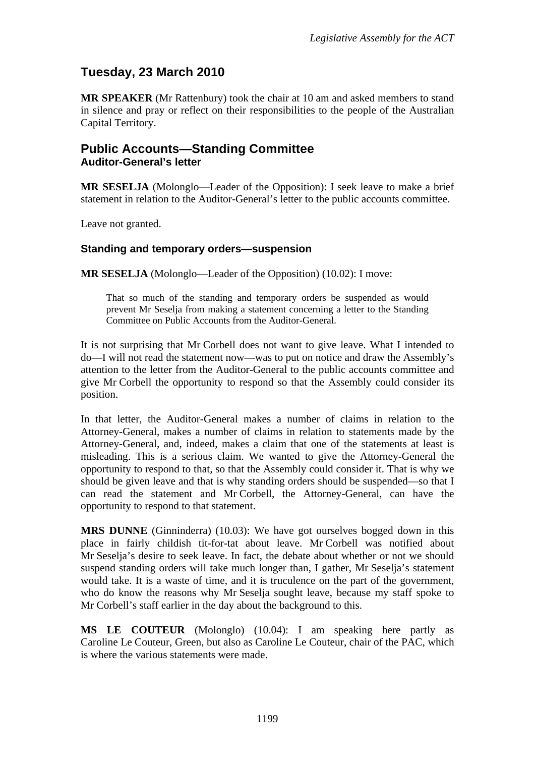## Tuesday, 23 March 2010

**MR SPEAKER** (Mr Rattenbury) took the chair at 10 am and asked members to stand in silence and pray or reflect on their responsibilities to the people of the Australian Capital Territory.

## Public Accounts—Standing Committee
### Auditor-General's letter

**MR SESELJA** (Molonglo—Leader of the Opposition): I seek leave to make a brief statement in relation to the Auditor-General's letter to the public accounts committee.

Leave not granted.

### Standing and temporary orders—suspension

**MR SESELJA** (Molonglo—Leader of the Opposition) (10.02): I move:

> That so much of the standing and temporary orders be suspended as would prevent Mr Seselja from making a statement concerning a letter to the Standing Committee on Public Accounts from the Auditor-General.

It is not surprising that Mr Corbell does not want to give leave. What I intended to do—I will not read the statement now—was to put on notice and draw the Assembly's attention to the letter from the Auditor-General to the public accounts committee and give Mr Corbell the opportunity to respond so that the Assembly could consider its position.

In that letter, the Auditor-General makes a number of claims in relation to the Attorney-General, makes a number of claims in relation to statements made by the Attorney-General, and, indeed, makes a claim that one of the statements at least is misleading. This is a serious claim. We wanted to give the Attorney-General the opportunity to respond to that, so that the Assembly could consider it. That is why we should be given leave and that is why standing orders should be suspended—so that I can read the statement and Mr Corbell, the Attorney-General, can have the opportunity to respond to that statement.

**MRS DUNNE** (Ginninderra) (10.03): We have got ourselves bogged down in this place in fairly childish tit-for-tat about leave. Mr Corbell was notified about Mr Seselja's desire to seek leave. In fact, the debate about whether or not we should suspend standing orders will take much longer than, I gather, Mr Seselja's statement would take. It is a waste of time, and it is truculence on the part of the government, who do know the reasons why Mr Seselja sought leave, because my staff spoke to Mr Corbell's staff earlier in the day about the background to this.

**MS LE COUTEUR** (Molonglo) (10.04): I am speaking here partly as Caroline Le Couteur, Green, but also as Caroline Le Couteur, chair of the PAC, which is where the various statements were made.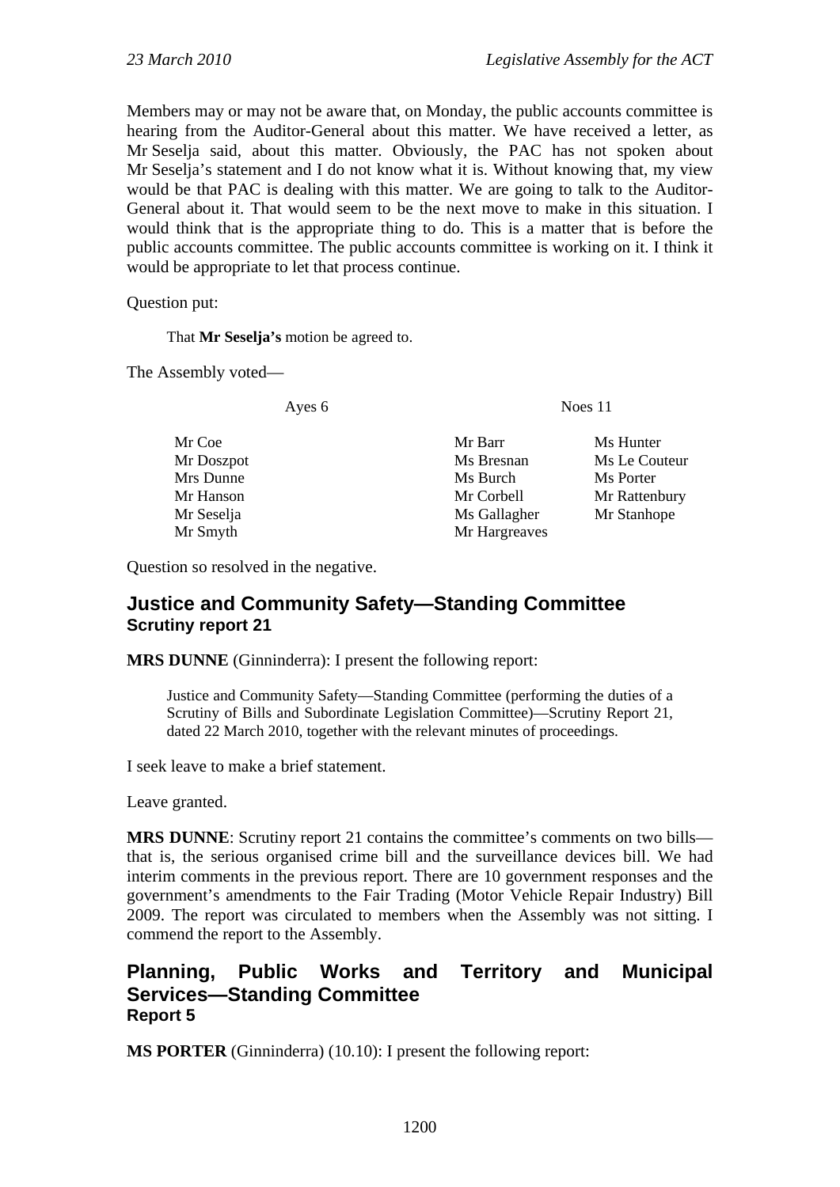Members may or may not be aware that, on Monday, the public accounts committee is hearing from the Auditor-General about this matter. We have received a letter, as Mr Seselja said, about this matter. Obviously, the PAC has not spoken about Mr Seselja's statement and I do not know what it is. Without knowing that, my view would be that PAC is dealing with this matter. We are going to talk to the Auditor-General about it. That would seem to be the next move to make in this situation. I would think that is the appropriate thing to do. This is a matter that is before the public accounts committee. The public accounts committee is working on it. I think it would be appropriate to let that process continue.

Question put:

> That **Mr Seselja's** motion be agreed to.

The Assembly voted—

| Ayes 6 | Noes 11 | |
|---|---|---|
| Mr Coe | Mr Barr | Ms Hunter |
| Mr Doszpot | Ms Bresnan | Ms Le Couteur |
| Mrs Dunne | Ms Burch | Ms Porter |
| Mr Hanson | Mr Corbell | Mr Rattenbury |
| Mr Seselja | Ms Gallagher | Mr Stanhope |
| Mr Smyth | Mr Hargreaves | |

Question so resolved in the negative.

## Justice and Community Safety—Standing Committee
### Scrutiny report 21

**MRS DUNNE** (Ginninderra): I present the following report:

> Justice and Community Safety—Standing Committee (performing the duties of a Scrutiny of Bills and Subordinate Legislation Committee)—Scrutiny Report 21, dated 22 March 2010, together with the relevant minutes of proceedings.

I seek leave to make a brief statement.

Leave granted.

**MRS DUNNE**: Scrutiny report 21 contains the committee's comments on two bills—that is, the serious organised crime bill and the surveillance devices bill. We had interim comments in the previous report. There are 10 government responses and the government's amendments to the Fair Trading (Motor Vehicle Repair Industry) Bill 2009. The report was circulated to members when the Assembly was not sitting. I commend the report to the Assembly.

## Planning, Public Works and Territory and Municipal Services—Standing Committee
### Report 5

**MS PORTER** (Ginninderra) (10.10): I present the following report: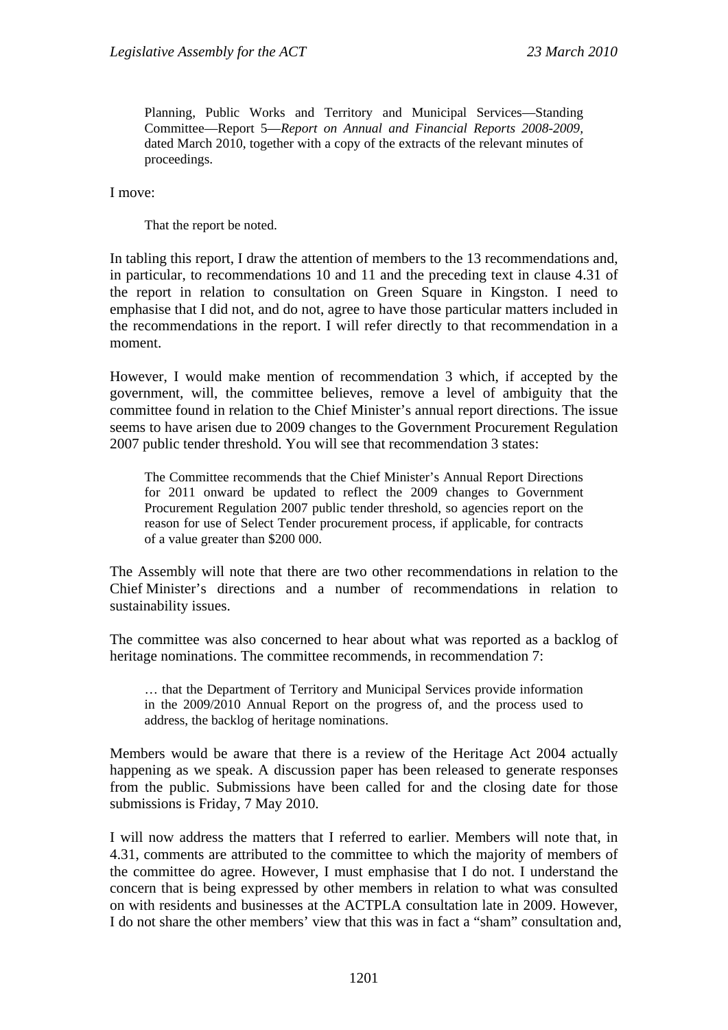Planning, Public Works and Territory and Municipal Services—Standing Committee—Report 5—*Report on Annual and Financial Reports 2008-2009*, dated March 2010, together with a copy of the extracts of the relevant minutes of proceedings.

I move:

> That the report be noted.

In tabling this report, I draw the attention of members to the 13 recommendations and, in particular, to recommendations 10 and 11 and the preceding text in clause 4.31 of the report in relation to consultation on Green Square in Kingston. I need to emphasise that I did not, and do not, agree to have those particular matters included in the recommendations in the report. I will refer directly to that recommendation in a moment.

However, I would make mention of recommendation 3 which, if accepted by the government, will, the committee believes, remove a level of ambiguity that the committee found in relation to the Chief Minister's annual report directions. The issue seems to have arisen due to 2009 changes to the Government Procurement Regulation 2007 public tender threshold. You will see that recommendation 3 states:

> The Committee recommends that the Chief Minister's Annual Report Directions for 2011 onward be updated to reflect the 2009 changes to Government Procurement Regulation 2007 public tender threshold, so agencies report on the reason for use of Select Tender procurement process, if applicable, for contracts of a value greater than $200 000.

The Assembly will note that there are two other recommendations in relation to the Chief Minister's directions and a number of recommendations in relation to sustainability issues.

The committee was also concerned to hear about what was reported as a backlog of heritage nominations. The committee recommends, in recommendation 7:

> … that the Department of Territory and Municipal Services provide information in the 2009/2010 Annual Report on the progress of, and the process used to address, the backlog of heritage nominations.

Members would be aware that there is a review of the Heritage Act 2004 actually happening as we speak. A discussion paper has been released to generate responses from the public. Submissions have been called for and the closing date for those submissions is Friday, 7 May 2010.

I will now address the matters that I referred to earlier. Members will note that, in 4.31, comments are attributed to the committee to which the majority of members of the committee do agree. However, I must emphasise that I do not. I understand the concern that is being expressed by other members in relation to what was consulted on with residents and businesses at the ACTPLA consultation late in 2009. However, I do not share the other members' view that this was in fact a "sham" consultation and,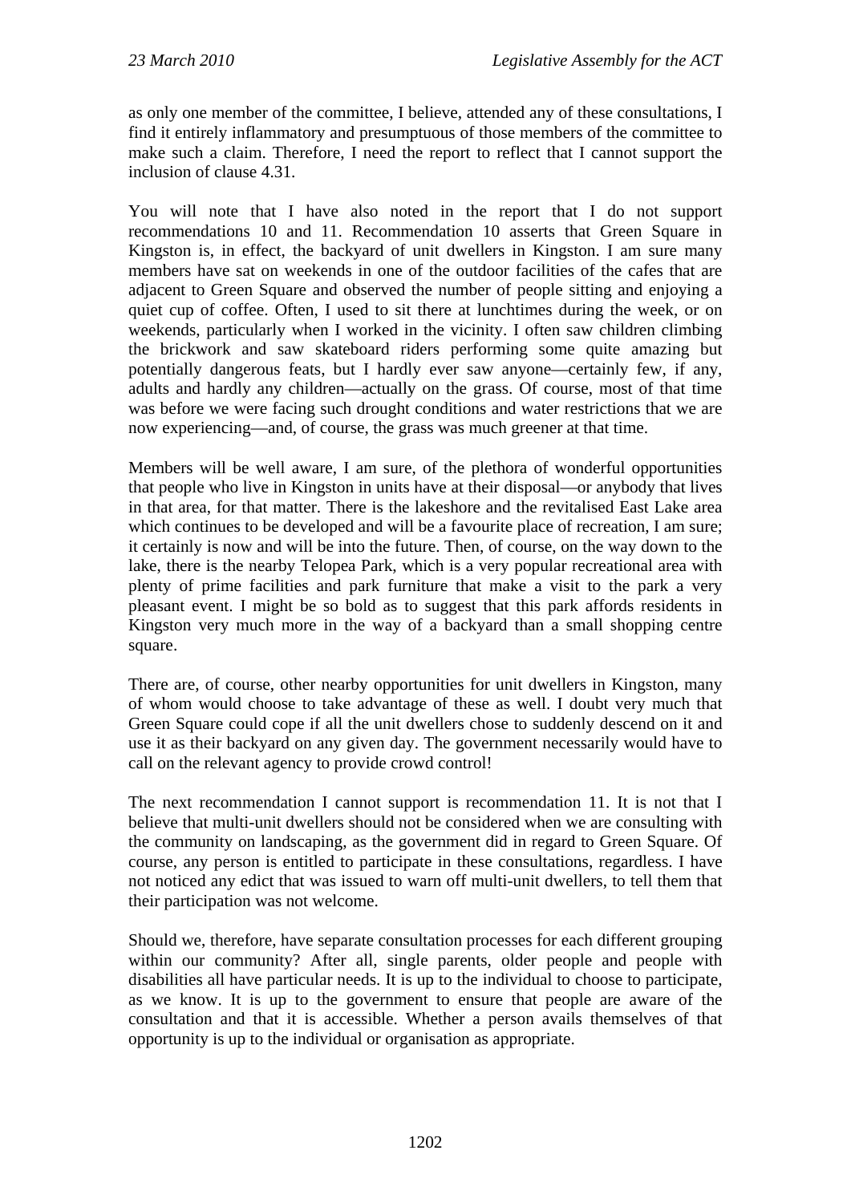as only one member of the committee, I believe, attended any of these consultations, I find it entirely inflammatory and presumptuous of those members of the committee to make such a claim. Therefore, I need the report to reflect that I cannot support the inclusion of clause 4.31.

You will note that I have also noted in the report that I do not support recommendations 10 and 11. Recommendation 10 asserts that Green Square in Kingston is, in effect, the backyard of unit dwellers in Kingston. I am sure many members have sat on weekends in one of the outdoor facilities of the cafes that are adjacent to Green Square and observed the number of people sitting and enjoying a quiet cup of coffee. Often, I used to sit there at lunchtimes during the week, or on weekends, particularly when I worked in the vicinity. I often saw children climbing the brickwork and saw skateboard riders performing some quite amazing but potentially dangerous feats, but I hardly ever saw anyone—certainly few, if any, adults and hardly any children—actually on the grass. Of course, most of that time was before we were facing such drought conditions and water restrictions that we are now experiencing—and, of course, the grass was much greener at that time.

Members will be well aware, I am sure, of the plethora of wonderful opportunities that people who live in Kingston in units have at their disposal—or anybody that lives in that area, for that matter. There is the lakeshore and the revitalised East Lake area which continues to be developed and will be a favourite place of recreation, I am sure; it certainly is now and will be into the future. Then, of course, on the way down to the lake, there is the nearby Telopea Park, which is a very popular recreational area with plenty of prime facilities and park furniture that make a visit to the park a very pleasant event. I might be so bold as to suggest that this park affords residents in Kingston very much more in the way of a backyard than a small shopping centre square.

There are, of course, other nearby opportunities for unit dwellers in Kingston, many of whom would choose to take advantage of these as well. I doubt very much that Green Square could cope if all the unit dwellers chose to suddenly descend on it and use it as their backyard on any given day. The government necessarily would have to call on the relevant agency to provide crowd control!

The next recommendation I cannot support is recommendation 11. It is not that I believe that multi-unit dwellers should not be considered when we are consulting with the community on landscaping, as the government did in regard to Green Square. Of course, any person is entitled to participate in these consultations, regardless. I have not noticed any edict that was issued to warn off multi-unit dwellers, to tell them that their participation was not welcome.

Should we, therefore, have separate consultation processes for each different grouping within our community? After all, single parents, older people and people with disabilities all have particular needs. It is up to the individual to choose to participate, as we know. It is up to the government to ensure that people are aware of the consultation and that it is accessible. Whether a person avails themselves of that opportunity is up to the individual or organisation as appropriate.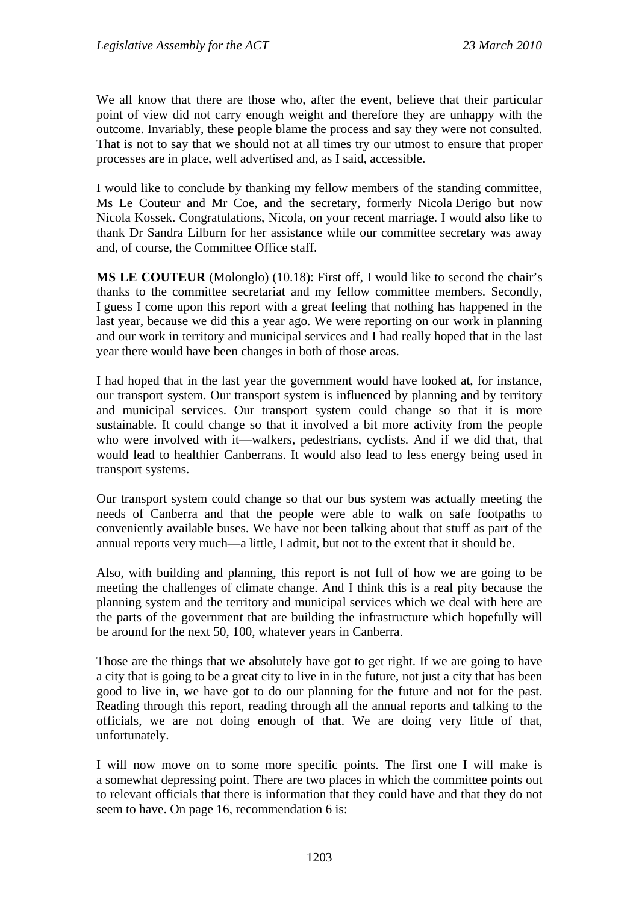We all know that there are those who, after the event, believe that their particular point of view did not carry enough weight and therefore they are unhappy with the outcome. Invariably, these people blame the process and say they were not consulted. That is not to say that we should not at all times try our utmost to ensure that proper processes are in place, well advertised and, as I said, accessible.

I would like to conclude by thanking my fellow members of the standing committee, Ms Le Couteur and Mr Coe, and the secretary, formerly Nicola Derigo but now Nicola Kossek. Congratulations, Nicola, on your recent marriage. I would also like to thank Dr Sandra Lilburn for her assistance while our committee secretary was away and, of course, the Committee Office staff.

**MS LE COUTEUR** (Molonglo) (10.18): First off, I would like to second the chair's thanks to the committee secretariat and my fellow committee members. Secondly, I guess I come upon this report with a great feeling that nothing has happened in the last year, because we did this a year ago. We were reporting on our work in planning and our work in territory and municipal services and I had really hoped that in the last year there would have been changes in both of those areas.

I had hoped that in the last year the government would have looked at, for instance, our transport system. Our transport system is influenced by planning and by territory and municipal services. Our transport system could change so that it is more sustainable. It could change so that it involved a bit more activity from the people who were involved with it—walkers, pedestrians, cyclists. And if we did that, that would lead to healthier Canberrans. It would also lead to less energy being used in transport systems.

Our transport system could change so that our bus system was actually meeting the needs of Canberra and that the people were able to walk on safe footpaths to conveniently available buses. We have not been talking about that stuff as part of the annual reports very much—a little, I admit, but not to the extent that it should be.

Also, with building and planning, this report is not full of how we are going to be meeting the challenges of climate change. And I think this is a real pity because the planning system and the territory and municipal services which we deal with here are the parts of the government that are building the infrastructure which hopefully will be around for the next 50, 100, whatever years in Canberra.

Those are the things that we absolutely have got to get right. If we are going to have a city that is going to be a great city to live in in the future, not just a city that has been good to live in, we have got to do our planning for the future and not for the past. Reading through this report, reading through all the annual reports and talking to the officials, we are not doing enough of that. We are doing very little of that, unfortunately.

I will now move on to some more specific points. The first one I will make is a somewhat depressing point. There are two places in which the committee points out to relevant officials that there is information that they could have and that they do not seem to have. On page 16, recommendation 6 is: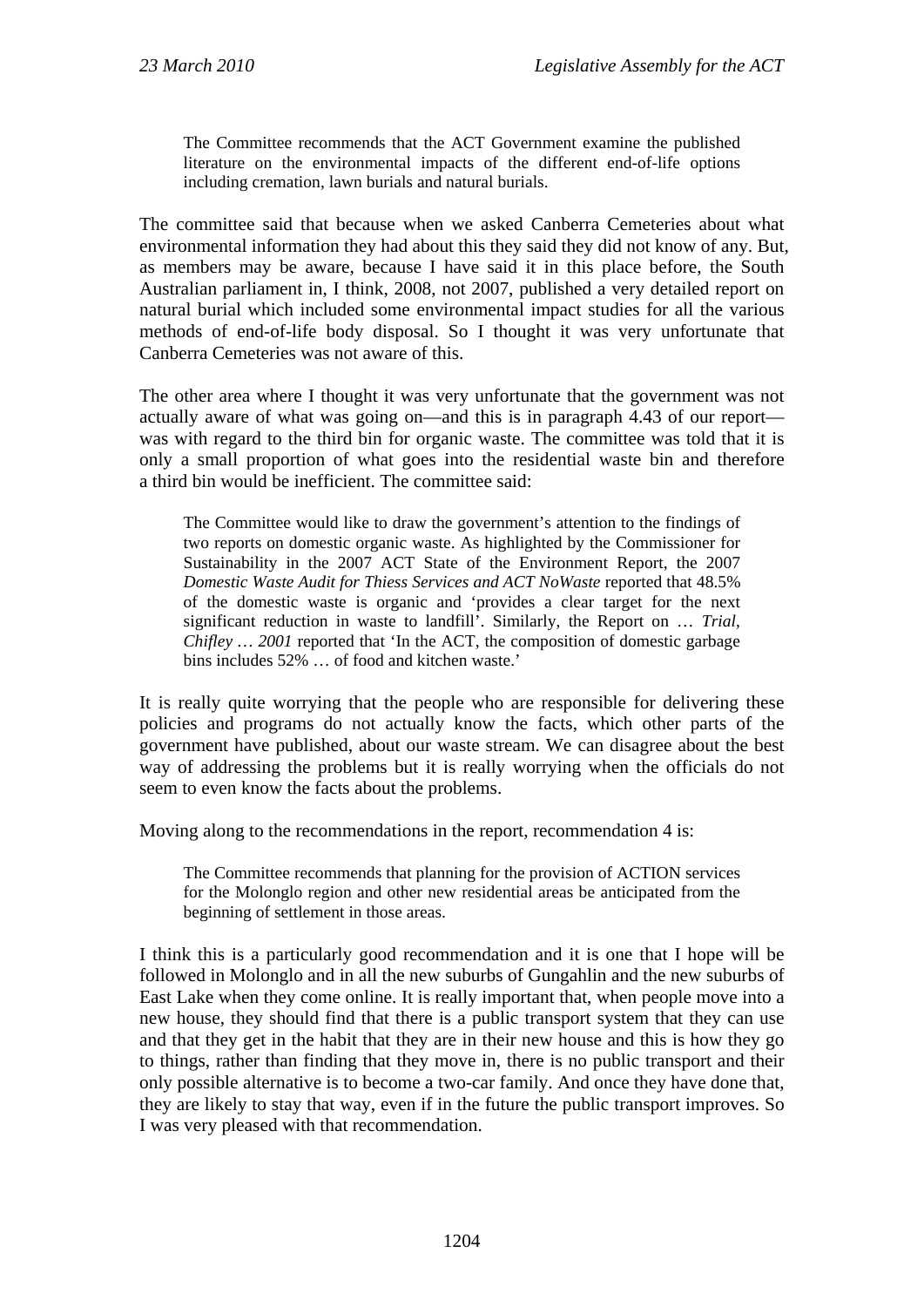> The Committee recommends that the ACT Government examine the published literature on the environmental impacts of the different end-of-life options including cremation, lawn burials and natural burials.

The committee said that because when we asked Canberra Cemeteries about what environmental information they had about this they said they did not know of any. But, as members may be aware, because I have said it in this place before, the South Australian parliament in, I think, 2008, not 2007, published a very detailed report on natural burial which included some environmental impact studies for all the various methods of end-of-life body disposal. So I thought it was very unfortunate that Canberra Cemeteries was not aware of this.

The other area where I thought it was very unfortunate that the government was not actually aware of what was going on—and this is in paragraph 4.43 of our report—was with regard to the third bin for organic waste. The committee was told that it is only a small proportion of what goes into the residential waste bin and therefore a third bin would be inefficient. The committee said:

> The Committee would like to draw the government's attention to the findings of two reports on domestic organic waste. As highlighted by the Commissioner for Sustainability in the 2007 ACT State of the Environment Report, the 2007 *Domestic Waste Audit for Thiess Services and ACT NoWaste* reported that 48.5% of the domestic waste is organic and 'provides a clear target for the next significant reduction in waste to landfill'. Similarly, the Report on … *Trial*, *Chifley … 2001* reported that 'In the ACT, the composition of domestic garbage bins includes 52% … of food and kitchen waste.'

It is really quite worrying that the people who are responsible for delivering these policies and programs do not actually know the facts, which other parts of the government have published, about our waste stream. We can disagree about the best way of addressing the problems but it is really worrying when the officials do not seem to even know the facts about the problems.

Moving along to the recommendations in the report, recommendation 4 is:

> The Committee recommends that planning for the provision of ACTION services for the Molonglo region and other new residential areas be anticipated from the beginning of settlement in those areas.

I think this is a particularly good recommendation and it is one that I hope will be followed in Molonglo and in all the new suburbs of Gungahlin and the new suburbs of East Lake when they come online. It is really important that, when people move into a new house, they should find that there is a public transport system that they can use and that they get in the habit that they are in their new house and this is how they go to things, rather than finding that they move in, there is no public transport and their only possible alternative is to become a two-car family. And once they have done that, they are likely to stay that way, even if in the future the public transport improves. So I was very pleased with that recommendation.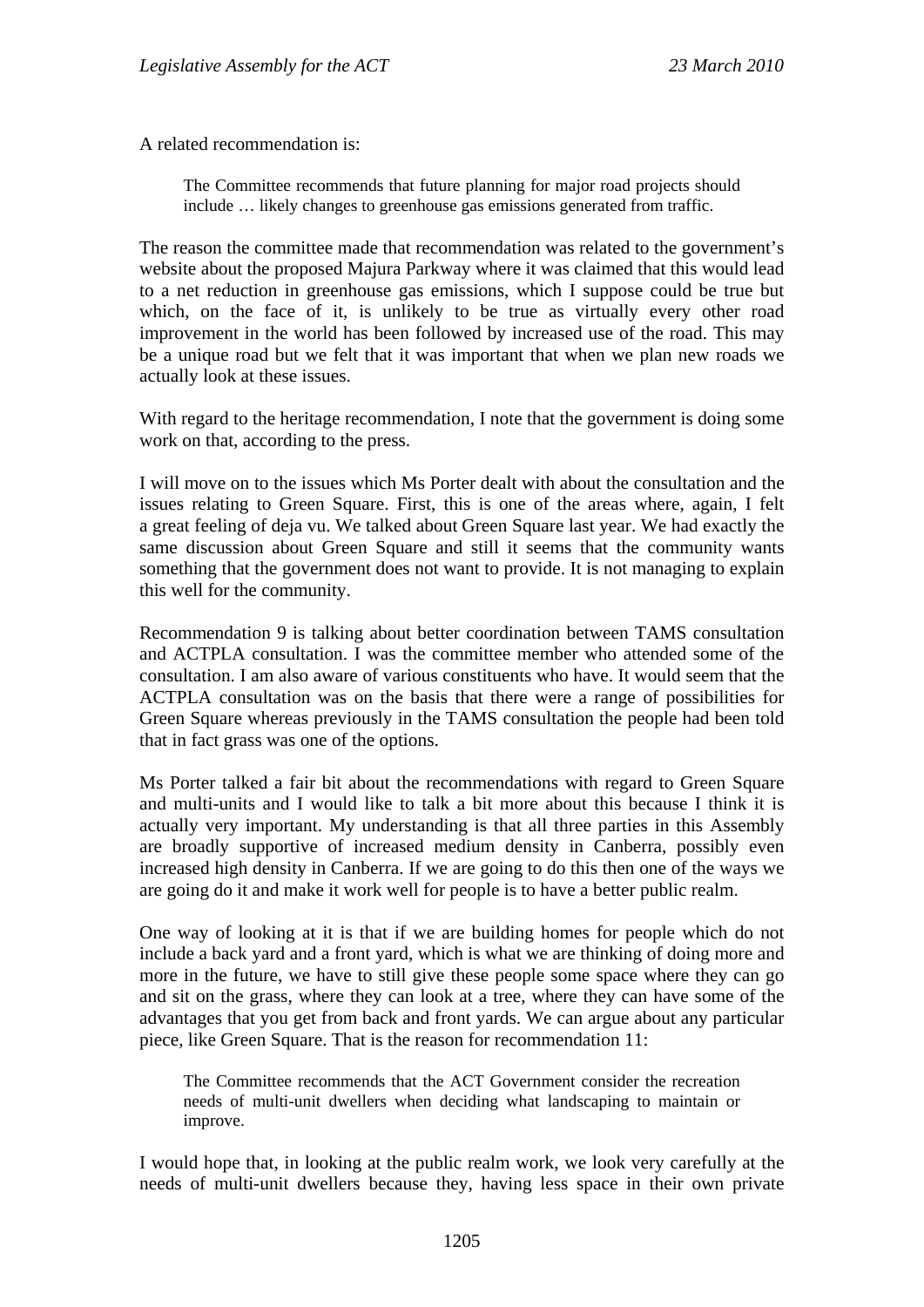A related recommendation is:

> The Committee recommends that future planning for major road projects should include … likely changes to greenhouse gas emissions generated from traffic.

The reason the committee made that recommendation was related to the government's website about the proposed Majura Parkway where it was claimed that this would lead to a net reduction in greenhouse gas emissions, which I suppose could be true but which, on the face of it, is unlikely to be true as virtually every other road improvement in the world has been followed by increased use of the road. This may be a unique road but we felt that it was important that when we plan new roads we actually look at these issues.

With regard to the heritage recommendation, I note that the government is doing some work on that, according to the press.

I will move on to the issues which Ms Porter dealt with about the consultation and the issues relating to Green Square. First, this is one of the areas where, again, I felt a great feeling of deja vu. We talked about Green Square last year. We had exactly the same discussion about Green Square and still it seems that the community wants something that the government does not want to provide. It is not managing to explain this well for the community.

Recommendation 9 is talking about better coordination between TAMS consultation and ACTPLA consultation. I was the committee member who attended some of the consultation. I am also aware of various constituents who have. It would seem that the ACTPLA consultation was on the basis that there were a range of possibilities for Green Square whereas previously in the TAMS consultation the people had been told that in fact grass was one of the options.

Ms Porter talked a fair bit about the recommendations with regard to Green Square and multi-units and I would like to talk a bit more about this because I think it is actually very important. My understanding is that all three parties in this Assembly are broadly supportive of increased medium density in Canberra, possibly even increased high density in Canberra. If we are going to do this then one of the ways we are going do it and make it work well for people is to have a better public realm.

One way of looking at it is that if we are building homes for people which do not include a back yard and a front yard, which is what we are thinking of doing more and more in the future, we have to still give these people some space where they can go and sit on the grass, where they can look at a tree, where they can have some of the advantages that you get from back and front yards. We can argue about any particular piece, like Green Square. That is the reason for recommendation 11:

> The Committee recommends that the ACT Government consider the recreation needs of multi-unit dwellers when deciding what landscaping to maintain or improve.

I would hope that, in looking at the public realm work, we look very carefully at the needs of multi-unit dwellers because they, having less space in their own private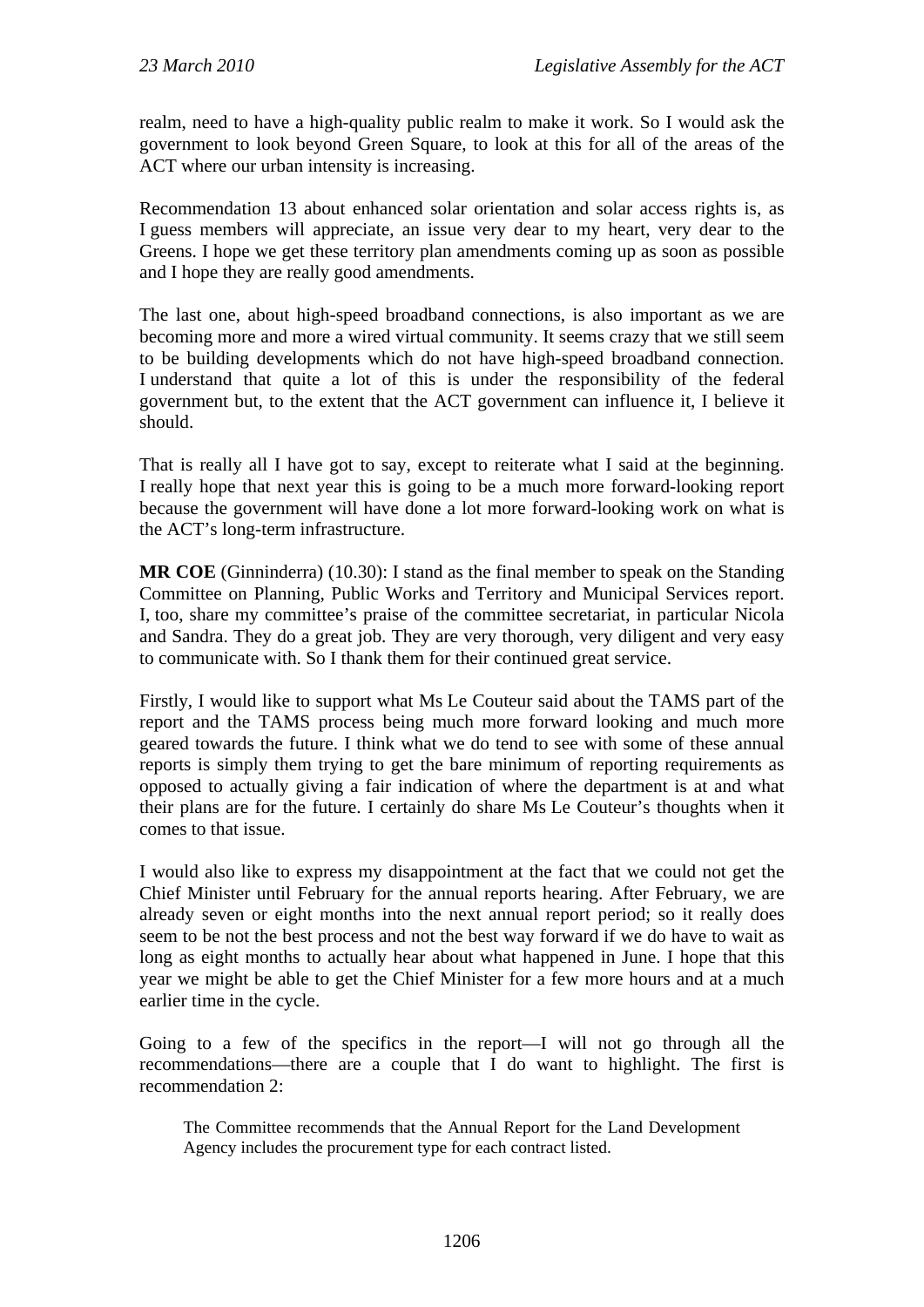realm, need to have a high-quality public realm to make it work. So I would ask the government to look beyond Green Square, to look at this for all of the areas of the ACT where our urban intensity is increasing.

Recommendation 13 about enhanced solar orientation and solar access rights is, as I guess members will appreciate, an issue very dear to my heart, very dear to the Greens. I hope we get these territory plan amendments coming up as soon as possible and I hope they are really good amendments.

The last one, about high-speed broadband connections, is also important as we are becoming more and more a wired virtual community. It seems crazy that we still seem to be building developments which do not have high-speed broadband connection. I understand that quite a lot of this is under the responsibility of the federal government but, to the extent that the ACT government can influence it, I believe it should.

That is really all I have got to say, except to reiterate what I said at the beginning. I really hope that next year this is going to be a much more forward-looking report because the government will have done a lot more forward-looking work on what is the ACT's long-term infrastructure.

**MR COE** (Ginninderra) (10.30): I stand as the final member to speak on the Standing Committee on Planning, Public Works and Territory and Municipal Services report. I, too, share my committee's praise of the committee secretariat, in particular Nicola and Sandra. They do a great job. They are very thorough, very diligent and very easy to communicate with. So I thank them for their continued great service.

Firstly, I would like to support what Ms Le Couteur said about the TAMS part of the report and the TAMS process being much more forward looking and much more geared towards the future. I think what we do tend to see with some of these annual reports is simply them trying to get the bare minimum of reporting requirements as opposed to actually giving a fair indication of where the department is at and what their plans are for the future. I certainly do share Ms Le Couteur's thoughts when it comes to that issue.

I would also like to express my disappointment at the fact that we could not get the Chief Minister until February for the annual reports hearing. After February, we are already seven or eight months into the next annual report period; so it really does seem to be not the best process and not the best way forward if we do have to wait as long as eight months to actually hear about what happened in June. I hope that this year we might be able to get the Chief Minister for a few more hours and at a much earlier time in the cycle.

Going to a few of the specifics in the report—I will not go through all the recommendations—there are a couple that I do want to highlight. The first is recommendation 2:

> The Committee recommends that the Annual Report for the Land Development Agency includes the procurement type for each contract listed.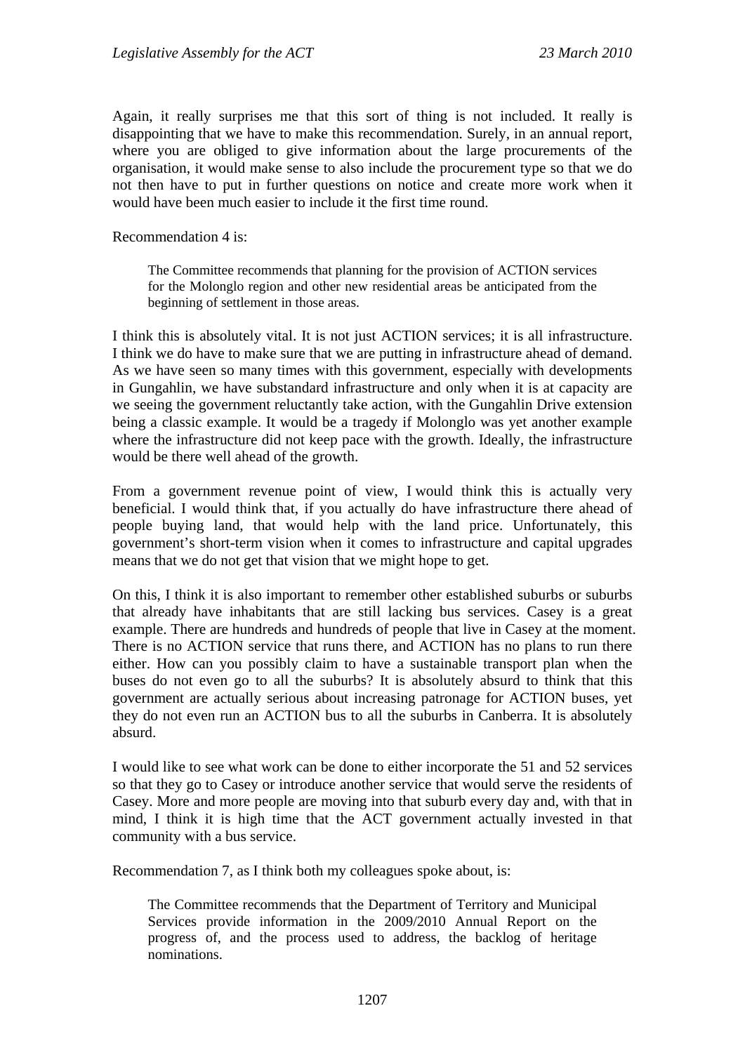Again, it really surprises me that this sort of thing is not included. It really is disappointing that we have to make this recommendation. Surely, in an annual report, where you are obliged to give information about the large procurements of the organisation, it would make sense to also include the procurement type so that we do not then have to put in further questions on notice and create more work when it would have been much easier to include it the first time round.

Recommendation 4 is:

> The Committee recommends that planning for the provision of ACTION services for the Molonglo region and other new residential areas be anticipated from the beginning of settlement in those areas.

I think this is absolutely vital. It is not just ACTION services; it is all infrastructure. I think we do have to make sure that we are putting in infrastructure ahead of demand. As we have seen so many times with this government, especially with developments in Gungahlin, we have substandard infrastructure and only when it is at capacity are we seeing the government reluctantly take action, with the Gungahlin Drive extension being a classic example. It would be a tragedy if Molonglo was yet another example where the infrastructure did not keep pace with the growth. Ideally, the infrastructure would be there well ahead of the growth.

From a government revenue point of view, I would think this is actually very beneficial. I would think that, if you actually do have infrastructure there ahead of people buying land, that would help with the land price. Unfortunately, this government's short-term vision when it comes to infrastructure and capital upgrades means that we do not get that vision that we might hope to get.

On this, I think it is also important to remember other established suburbs or suburbs that already have inhabitants that are still lacking bus services. Casey is a great example. There are hundreds and hundreds of people that live in Casey at the moment. There is no ACTION service that runs there, and ACTION has no plans to run there either. How can you possibly claim to have a sustainable transport plan when the buses do not even go to all the suburbs? It is absolutely absurd to think that this government are actually serious about increasing patronage for ACTION buses, yet they do not even run an ACTION bus to all the suburbs in Canberra. It is absolutely absurd.

I would like to see what work can be done to either incorporate the 51 and 52 services so that they go to Casey or introduce another service that would serve the residents of Casey. More and more people are moving into that suburb every day and, with that in mind, I think it is high time that the ACT government actually invested in that community with a bus service.

Recommendation 7, as I think both my colleagues spoke about, is:

> The Committee recommends that the Department of Territory and Municipal Services provide information in the 2009/2010 Annual Report on the progress of, and the process used to address, the backlog of heritage nominations.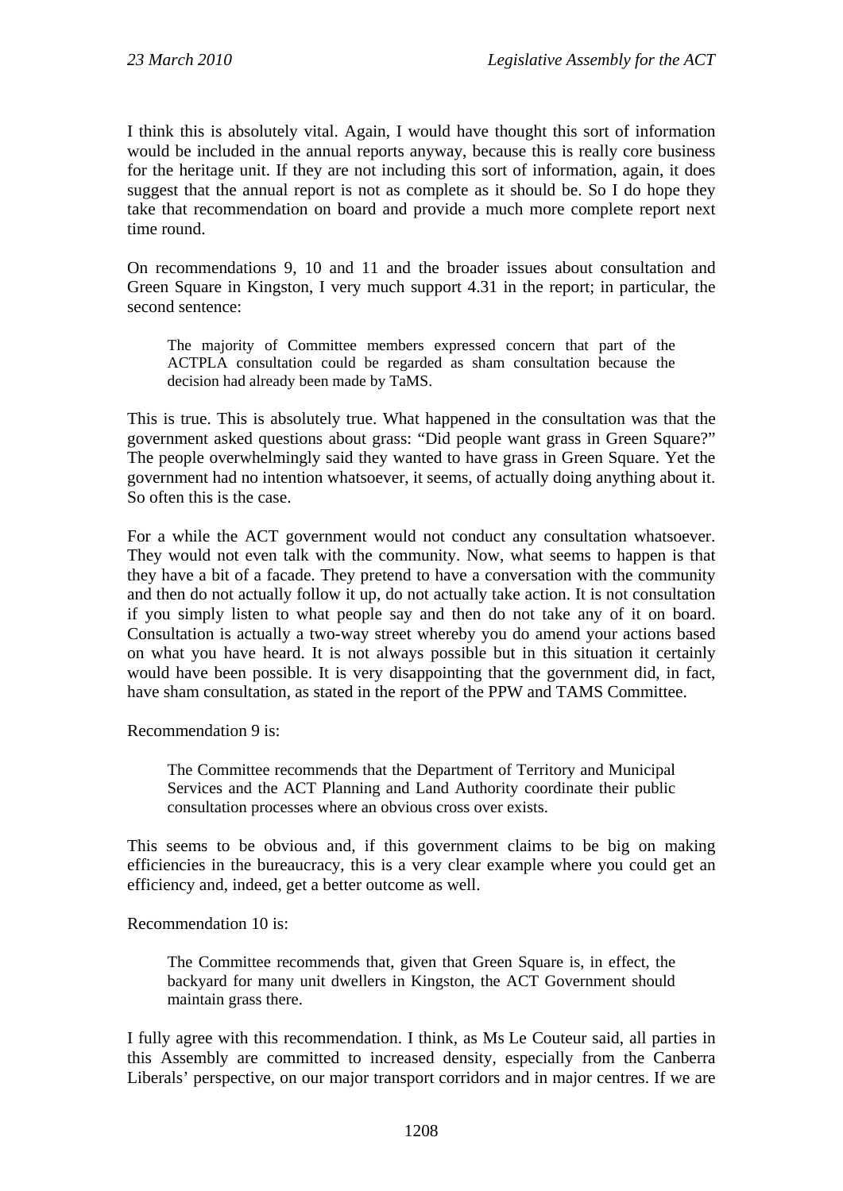I think this is absolutely vital. Again, I would have thought this sort of information would be included in the annual reports anyway, because this is really core business for the heritage unit. If they are not including this sort of information, again, it does suggest that the annual report is not as complete as it should be. So I do hope they take that recommendation on board and provide a much more complete report next time round.

On recommendations 9, 10 and 11 and the broader issues about consultation and Green Square in Kingston, I very much support 4.31 in the report; in particular, the second sentence:

> The majority of Committee members expressed concern that part of the ACTPLA consultation could be regarded as sham consultation because the decision had already been made by TaMS.

This is true. This is absolutely true. What happened in the consultation was that the government asked questions about grass: "Did people want grass in Green Square?" The people overwhelmingly said they wanted to have grass in Green Square. Yet the government had no intention whatsoever, it seems, of actually doing anything about it. So often this is the case.

For a while the ACT government would not conduct any consultation whatsoever. They would not even talk with the community. Now, what seems to happen is that they have a bit of a facade. They pretend to have a conversation with the community and then do not actually follow it up, do not actually take action. It is not consultation if you simply listen to what people say and then do not take any of it on board. Consultation is actually a two-way street whereby you do amend your actions based on what you have heard. It is not always possible but in this situation it certainly would have been possible. It is very disappointing that the government did, in fact, have sham consultation, as stated in the report of the PPW and TAMS Committee.

Recommendation 9 is:

> The Committee recommends that the Department of Territory and Municipal Services and the ACT Planning and Land Authority coordinate their public consultation processes where an obvious cross over exists.

This seems to be obvious and, if this government claims to be big on making efficiencies in the bureaucracy, this is a very clear example where you could get an efficiency and, indeed, get a better outcome as well.

Recommendation 10 is:

> The Committee recommends that, given that Green Square is, in effect, the backyard for many unit dwellers in Kingston, the ACT Government should maintain grass there.

I fully agree with this recommendation. I think, as Ms Le Couteur said, all parties in this Assembly are committed to increased density, especially from the Canberra Liberals' perspective, on our major transport corridors and in major centres. If we are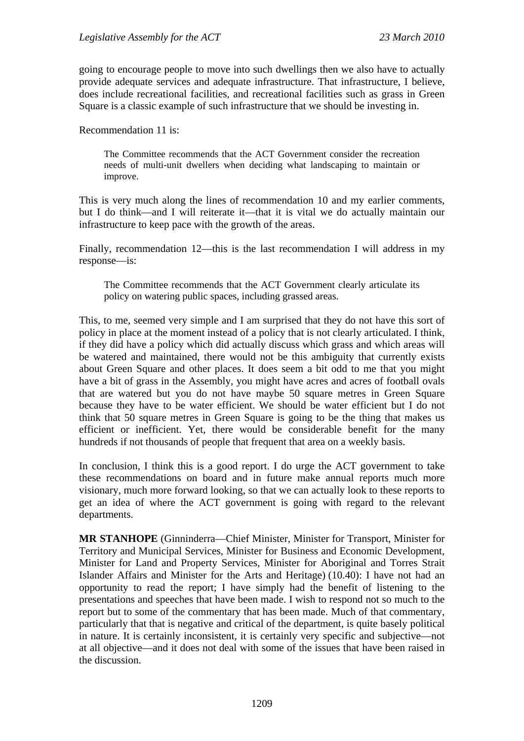going to encourage people to move into such dwellings then we also have to actually provide adequate services and adequate infrastructure. That infrastructure, I believe, does include recreational facilities, and recreational facilities such as grass in Green Square is a classic example of such infrastructure that we should be investing in.

Recommendation 11 is:

> The Committee recommends that the ACT Government consider the recreation needs of multi-unit dwellers when deciding what landscaping to maintain or improve.

This is very much along the lines of recommendation 10 and my earlier comments, but I do think—and I will reiterate it—that it is vital we do actually maintain our infrastructure to keep pace with the growth of the areas.

Finally, recommendation 12—this is the last recommendation I will address in my response—is:

> The Committee recommends that the ACT Government clearly articulate its policy on watering public spaces, including grassed areas.

This, to me, seemed very simple and I am surprised that they do not have this sort of policy in place at the moment instead of a policy that is not clearly articulated. I think, if they did have a policy which did actually discuss which grass and which areas will be watered and maintained, there would not be this ambiguity that currently exists about Green Square and other places. It does seem a bit odd to me that you might have a bit of grass in the Assembly, you might have acres and acres of football ovals that are watered but you do not have maybe 50 square metres in Green Square because they have to be water efficient. We should be water efficient but I do not think that 50 square metres in Green Square is going to be the thing that makes us efficient or inefficient. Yet, there would be considerable benefit for the many hundreds if not thousands of people that frequent that area on a weekly basis.

In conclusion, I think this is a good report. I do urge the ACT government to take these recommendations on board and in future make annual reports much more visionary, much more forward looking, so that we can actually look to these reports to get an idea of where the ACT government is going with regard to the relevant departments.

**MR STANHOPE** (Ginninderra—Chief Minister, Minister for Transport, Minister for Territory and Municipal Services, Minister for Business and Economic Development, Minister for Land and Property Services, Minister for Aboriginal and Torres Strait Islander Affairs and Minister for the Arts and Heritage) (10.40): I have not had an opportunity to read the report; I have simply had the benefit of listening to the presentations and speeches that have been made. I wish to respond not so much to the report but to some of the commentary that has been made. Much of that commentary, particularly that that is negative and critical of the department, is quite basely political in nature. It is certainly inconsistent, it is certainly very specific and subjective—not at all objective—and it does not deal with some of the issues that have been raised in the discussion.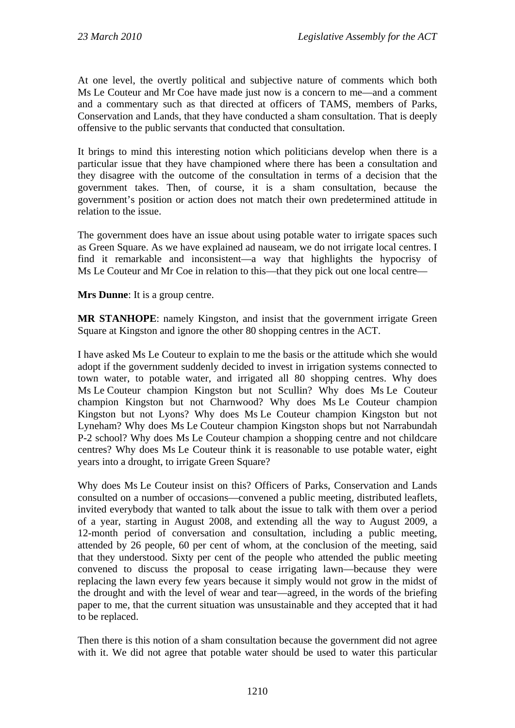At one level, the overtly political and subjective nature of comments which both Ms Le Couteur and Mr Coe have made just now is a concern to me—and a comment and a commentary such as that directed at officers of TAMS, members of Parks, Conservation and Lands, that they have conducted a sham consultation. That is deeply offensive to the public servants that conducted that consultation.

It brings to mind this interesting notion which politicians develop when there is a particular issue that they have championed where there has been a consultation and they disagree with the outcome of the consultation in terms of a decision that the government takes. Then, of course, it is a sham consultation, because the government's position or action does not match their own predetermined attitude in relation to the issue.

The government does have an issue about using potable water to irrigate spaces such as Green Square. As we have explained ad nauseam, we do not irrigate local centres. I find it remarkable and inconsistent—a way that highlights the hypocrisy of Ms Le Couteur and Mr Coe in relation to this—that they pick out one local centre—

**Mrs Dunne**: It is a group centre.

**MR STANHOPE**: namely Kingston, and insist that the government irrigate Green Square at Kingston and ignore the other 80 shopping centres in the ACT.

I have asked Ms Le Couteur to explain to me the basis or the attitude which she would adopt if the government suddenly decided to invest in irrigation systems connected to town water, to potable water, and irrigated all 80 shopping centres. Why does Ms Le Couteur champion Kingston but not Scullin? Why does Ms Le Couteur champion Kingston but not Charnwood? Why does Ms Le Couteur champion Kingston but not Lyons? Why does Ms Le Couteur champion Kingston but not Lyneham? Why does Ms Le Couteur champion Kingston shops but not Narrabundah P-2 school? Why does Ms Le Couteur champion a shopping centre and not childcare centres? Why does Ms Le Couteur think it is reasonable to use potable water, eight years into a drought, to irrigate Green Square?

Why does Ms Le Couteur insist on this? Officers of Parks, Conservation and Lands consulted on a number of occasions—convened a public meeting, distributed leaflets, invited everybody that wanted to talk about the issue to talk with them over a period of a year, starting in August 2008, and extending all the way to August 2009, a 12-month period of conversation and consultation, including a public meeting, attended by 26 people, 60 per cent of whom, at the conclusion of the meeting, said that they understood. Sixty per cent of the people who attended the public meeting convened to discuss the proposal to cease irrigating lawn—because they were replacing the lawn every few years because it simply would not grow in the midst of the drought and with the level of wear and tear—agreed, in the words of the briefing paper to me, that the current situation was unsustainable and they accepted that it had to be replaced.

Then there is this notion of a sham consultation because the government did not agree with it. We did not agree that potable water should be used to water this particular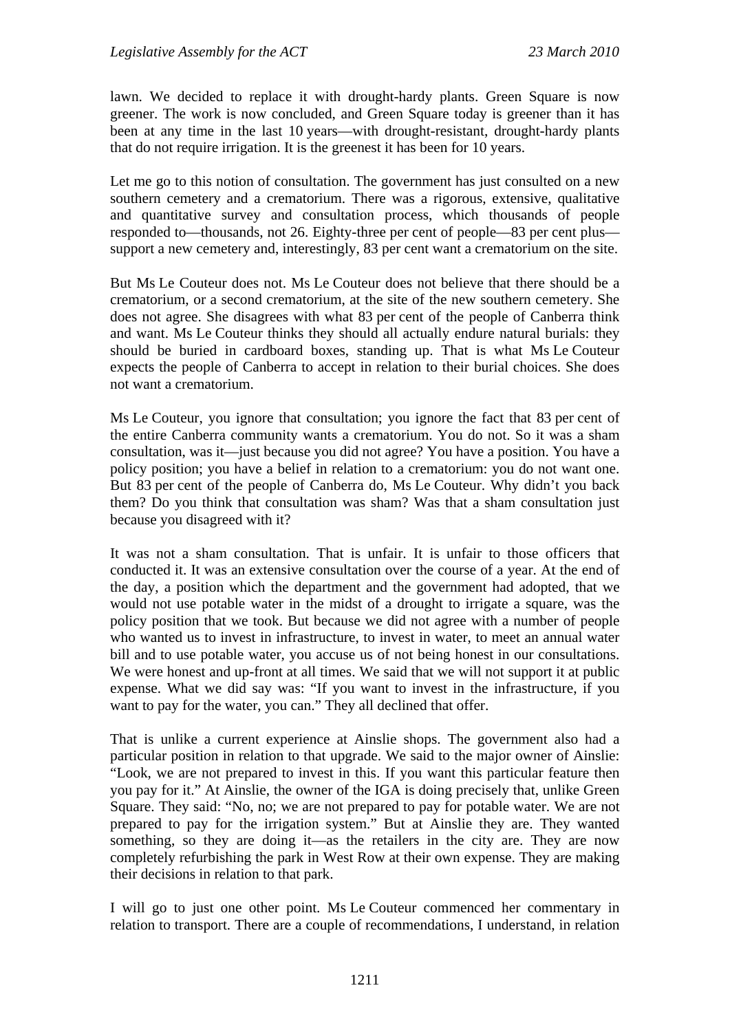lawn. We decided to replace it with drought-hardy plants. Green Square is now greener. The work is now concluded, and Green Square today is greener than it has been at any time in the last 10 years—with drought-resistant, drought-hardy plants that do not require irrigation. It is the greenest it has been for 10 years.

Let me go to this notion of consultation. The government has just consulted on a new southern cemetery and a crematorium. There was a rigorous, extensive, qualitative and quantitative survey and consultation process, which thousands of people responded to—thousands, not 26. Eighty-three per cent of people—83 per cent plus—support a new cemetery and, interestingly, 83 per cent want a crematorium on the site.

But Ms Le Couteur does not. Ms Le Couteur does not believe that there should be a crematorium, or a second crematorium, at the site of the new southern cemetery. She does not agree. She disagrees with what 83 per cent of the people of Canberra think and want. Ms Le Couteur thinks they should all actually endure natural burials: they should be buried in cardboard boxes, standing up. That is what Ms Le Couteur expects the people of Canberra to accept in relation to their burial choices. She does not want a crematorium.

Ms Le Couteur, you ignore that consultation; you ignore the fact that 83 per cent of the entire Canberra community wants a crematorium. You do not. So it was a sham consultation, was it—just because you did not agree? You have a position. You have a policy position; you have a belief in relation to a crematorium: you do not want one. But 83 per cent of the people of Canberra do, Ms Le Couteur. Why didn't you back them? Do you think that consultation was sham? Was that a sham consultation just because you disagreed with it?

It was not a sham consultation. That is unfair. It is unfair to those officers that conducted it. It was an extensive consultation over the course of a year. At the end of the day, a position which the department and the government had adopted, that we would not use potable water in the midst of a drought to irrigate a square, was the policy position that we took. But because we did not agree with a number of people who wanted us to invest in infrastructure, to invest in water, to meet an annual water bill and to use potable water, you accuse us of not being honest in our consultations. We were honest and up-front at all times. We said that we will not support it at public expense. What we did say was: "If you want to invest in the infrastructure, if you want to pay for the water, you can." They all declined that offer.

That is unlike a current experience at Ainslie shops. The government also had a particular position in relation to that upgrade. We said to the major owner of Ainslie: "Look, we are not prepared to invest in this. If you want this particular feature then you pay for it." At Ainslie, the owner of the IGA is doing precisely that, unlike Green Square. They said: "No, no; we are not prepared to pay for potable water. We are not prepared to pay for the irrigation system." But at Ainslie they are. They wanted something, so they are doing it—as the retailers in the city are. They are now completely refurbishing the park in West Row at their own expense. They are making their decisions in relation to that park.

I will go to just one other point. Ms Le Couteur commenced her commentary in relation to transport. There are a couple of recommendations, I understand, in relation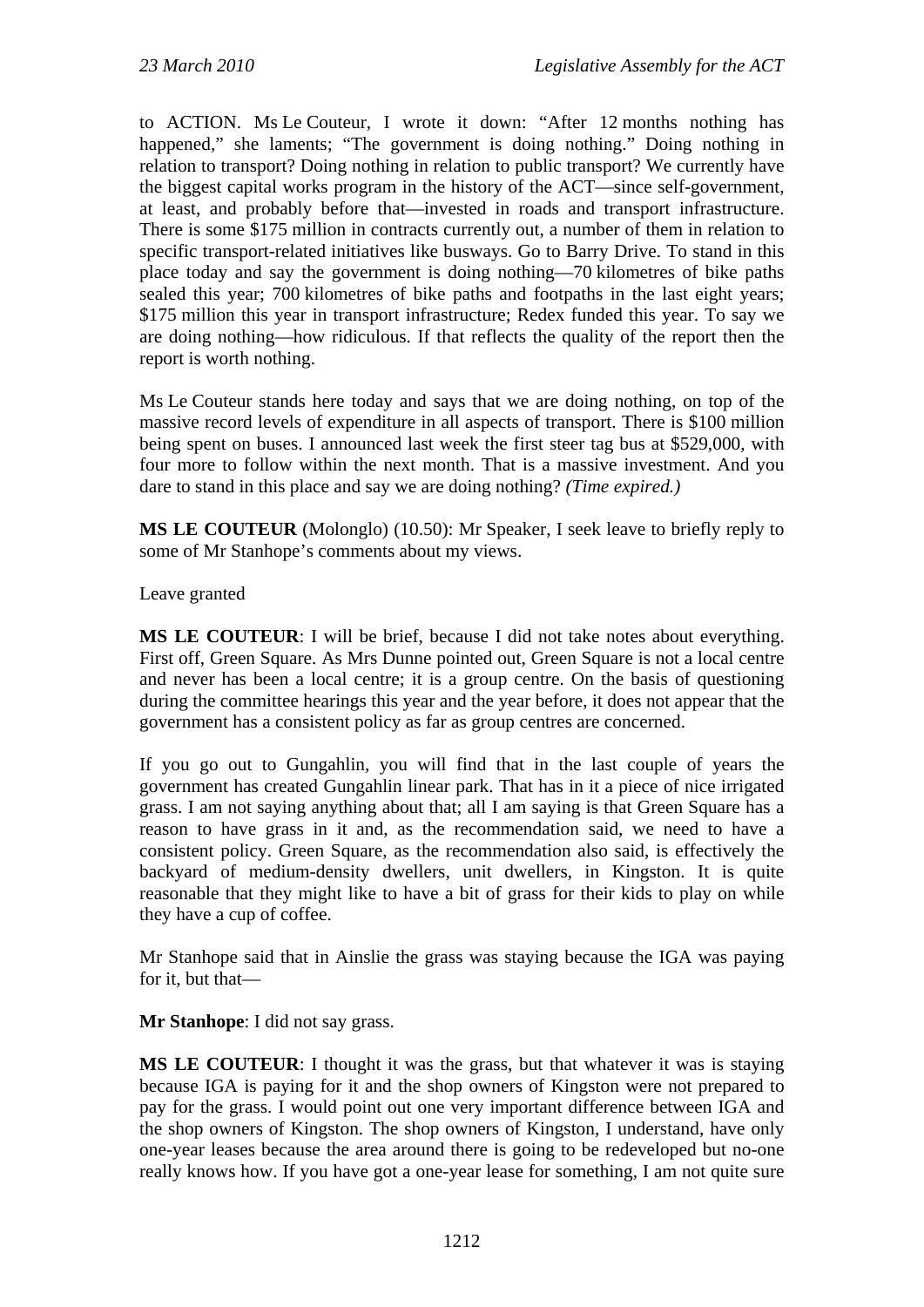to ACTION. Ms Le Couteur, I wrote it down: "After 12 months nothing has happened," she laments; "The government is doing nothing." Doing nothing in relation to transport? Doing nothing in relation to public transport? We currently have the biggest capital works program in the history of the ACT—since self-government, at least, and probably before that—invested in roads and transport infrastructure. There is some $175 million in contracts currently out, a number of them in relation to specific transport-related initiatives like busways. Go to Barry Drive. To stand in this place today and say the government is doing nothing—70 kilometres of bike paths sealed this year; 700 kilometres of bike paths and footpaths in the last eight years; $175 million this year in transport infrastructure; Redex funded this year. To say we are doing nothing—how ridiculous. If that reflects the quality of the report then the report is worth nothing.

Ms Le Couteur stands here today and says that we are doing nothing, on top of the massive record levels of expenditure in all aspects of transport. There is $100 million being spent on buses. I announced last week the first steer tag bus at $529,000, with four more to follow within the next month. That is a massive investment. And you dare to stand in this place and say we are doing nothing? *(Time expired.)*

**MS LE COUTEUR** (Molonglo) (10.50): Mr Speaker, I seek leave to briefly reply to some of Mr Stanhope's comments about my views.

Leave granted

**MS LE COUTEUR**: I will be brief, because I did not take notes about everything. First off, Green Square. As Mrs Dunne pointed out, Green Square is not a local centre and never has been a local centre; it is a group centre. On the basis of questioning during the committee hearings this year and the year before, it does not appear that the government has a consistent policy as far as group centres are concerned.

If you go out to Gungahlin, you will find that in the last couple of years the government has created Gungahlin linear park. That has in it a piece of nice irrigated grass. I am not saying anything about that; all I am saying is that Green Square has a reason to have grass in it and, as the recommendation said, we need to have a consistent policy. Green Square, as the recommendation also said, is effectively the backyard of medium-density dwellers, unit dwellers, in Kingston. It is quite reasonable that they might like to have a bit of grass for their kids to play on while they have a cup of coffee.

Mr Stanhope said that in Ainslie the grass was staying because the IGA was paying for it, but that—

**Mr Stanhope**: I did not say grass.

**MS LE COUTEUR**: I thought it was the grass, but that whatever it was is staying because IGA is paying for it and the shop owners of Kingston were not prepared to pay for the grass. I would point out one very important difference between IGA and the shop owners of Kingston. The shop owners of Kingston, I understand, have only one-year leases because the area around there is going to be redeveloped but no-one really knows how. If you have got a one-year lease for something, I am not quite sure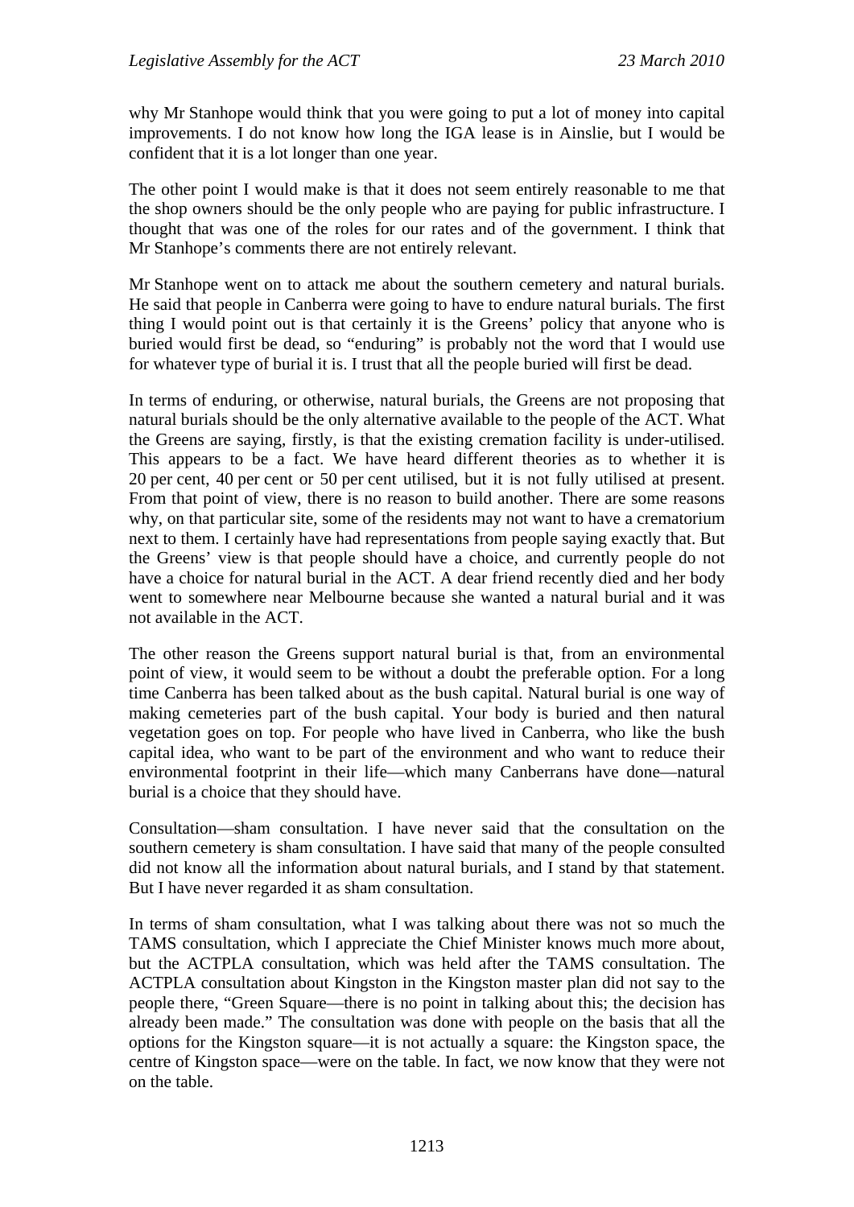why Mr Stanhope would think that you were going to put a lot of money into capital improvements. I do not know how long the IGA lease is in Ainslie, but I would be confident that it is a lot longer than one year.

The other point I would make is that it does not seem entirely reasonable to me that the shop owners should be the only people who are paying for public infrastructure. I thought that was one of the roles for our rates and of the government. I think that Mr Stanhope's comments there are not entirely relevant.

Mr Stanhope went on to attack me about the southern cemetery and natural burials. He said that people in Canberra were going to have to endure natural burials. The first thing I would point out is that certainly it is the Greens' policy that anyone who is buried would first be dead, so "enduring" is probably not the word that I would use for whatever type of burial it is. I trust that all the people buried will first be dead.

In terms of enduring, or otherwise, natural burials, the Greens are not proposing that natural burials should be the only alternative available to the people of the ACT. What the Greens are saying, firstly, is that the existing cremation facility is under-utilised. This appears to be a fact. We have heard different theories as to whether it is 20 per cent, 40 per cent or 50 per cent utilised, but it is not fully utilised at present. From that point of view, there is no reason to build another. There are some reasons why, on that particular site, some of the residents may not want to have a crematorium next to them. I certainly have had representations from people saying exactly that. But the Greens' view is that people should have a choice, and currently people do not have a choice for natural burial in the ACT. A dear friend recently died and her body went to somewhere near Melbourne because she wanted a natural burial and it was not available in the ACT.

The other reason the Greens support natural burial is that, from an environmental point of view, it would seem to be without a doubt the preferable option. For a long time Canberra has been talked about as the bush capital. Natural burial is one way of making cemeteries part of the bush capital. Your body is buried and then natural vegetation goes on top. For people who have lived in Canberra, who like the bush capital idea, who want to be part of the environment and who want to reduce their environmental footprint in their life—which many Canberrans have done—natural burial is a choice that they should have.

Consultation—sham consultation. I have never said that the consultation on the southern cemetery is sham consultation. I have said that many of the people consulted did not know all the information about natural burials, and I stand by that statement. But I have never regarded it as sham consultation.

In terms of sham consultation, what I was talking about there was not so much the TAMS consultation, which I appreciate the Chief Minister knows much more about, but the ACTPLA consultation, which was held after the TAMS consultation. The ACTPLA consultation about Kingston in the Kingston master plan did not say to the people there, "Green Square—there is no point in talking about this; the decision has already been made." The consultation was done with people on the basis that all the options for the Kingston square—it is not actually a square: the Kingston space, the centre of Kingston space—were on the table. In fact, we now know that they were not on the table.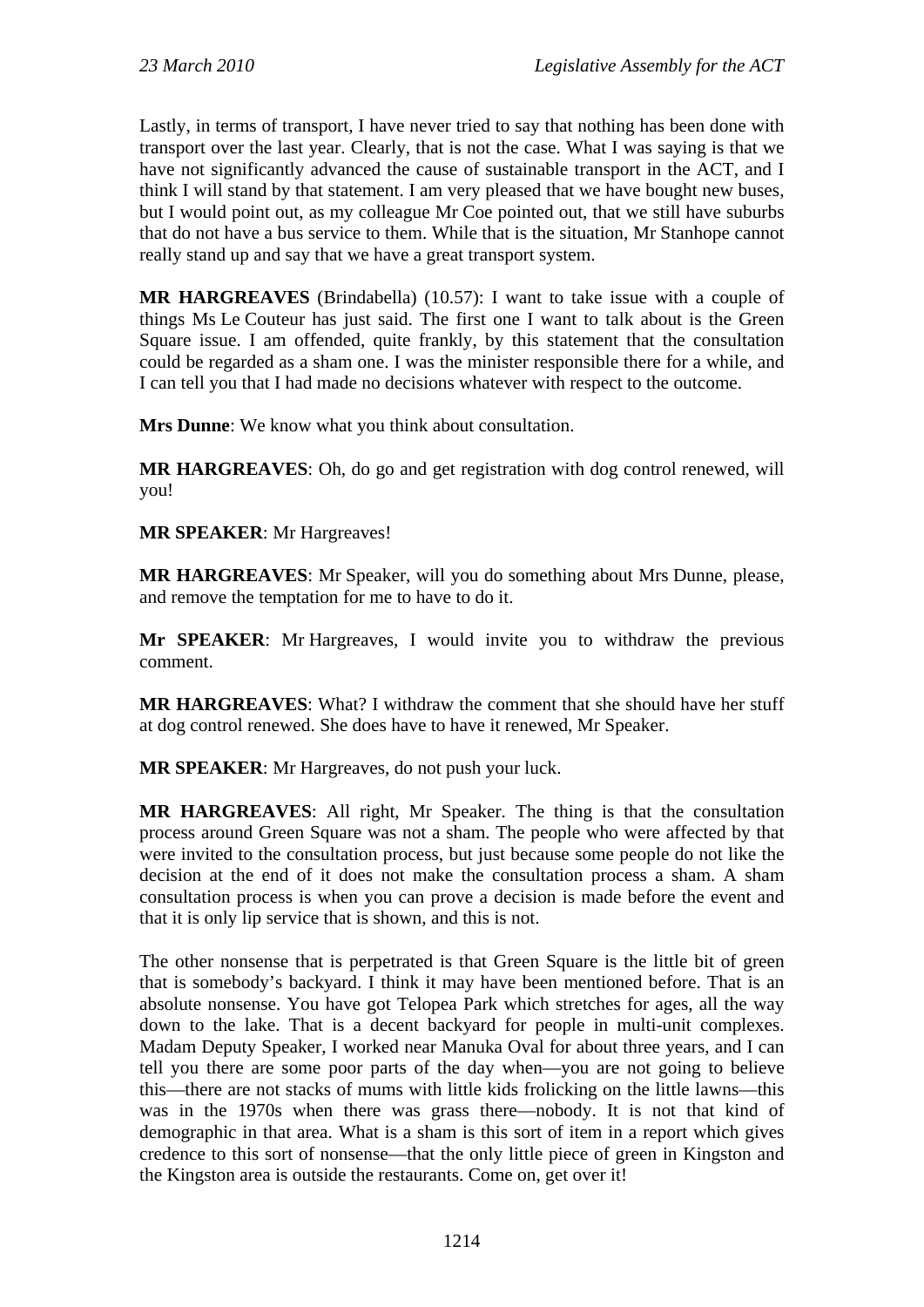Lastly, in terms of transport, I have never tried to say that nothing has been done with transport over the last year. Clearly, that is not the case. What I was saying is that we have not significantly advanced the cause of sustainable transport in the ACT, and I think I will stand by that statement. I am very pleased that we have bought new buses, but I would point out, as my colleague Mr Coe pointed out, that we still have suburbs that do not have a bus service to them. While that is the situation, Mr Stanhope cannot really stand up and say that we have a great transport system.

**MR HARGREAVES** (Brindabella) (10.57): I want to take issue with a couple of things Ms Le Couteur has just said. The first one I want to talk about is the Green Square issue. I am offended, quite frankly, by this statement that the consultation could be regarded as a sham one. I was the minister responsible there for a while, and I can tell you that I had made no decisions whatever with respect to the outcome.

**Mrs Dunne**: We know what you think about consultation.

**MR HARGREAVES**: Oh, do go and get registration with dog control renewed, will you!

**MR SPEAKER**: Mr Hargreaves!

**MR HARGREAVES**: Mr Speaker, will you do something about Mrs Dunne, please, and remove the temptation for me to have to do it.

**Mr SPEAKER**: Mr Hargreaves, I would invite you to withdraw the previous comment.

**MR HARGREAVES**: What? I withdraw the comment that she should have her stuff at dog control renewed. She does have to have it renewed, Mr Speaker.

**MR SPEAKER**: Mr Hargreaves, do not push your luck.

**MR HARGREAVES**: All right, Mr Speaker. The thing is that the consultation process around Green Square was not a sham. The people who were affected by that were invited to the consultation process, but just because some people do not like the decision at the end of it does not make the consultation process a sham. A sham consultation process is when you can prove a decision is made before the event and that it is only lip service that is shown, and this is not.

The other nonsense that is perpetrated is that Green Square is the little bit of green that is somebody's backyard. I think it may have been mentioned before. That is an absolute nonsense. You have got Telopea Park which stretches for ages, all the way down to the lake. That is a decent backyard for people in multi-unit complexes. Madam Deputy Speaker, I worked near Manuka Oval for about three years, and I can tell you there are some poor parts of the day when—you are not going to believe this—there are not stacks of mums with little kids frolicking on the little lawns—this was in the 1970s when there was grass there—nobody. It is not that kind of demographic in that area. What is a sham is this sort of item in a report which gives credence to this sort of nonsense—that the only little piece of green in Kingston and the Kingston area is outside the restaurants. Come on, get over it!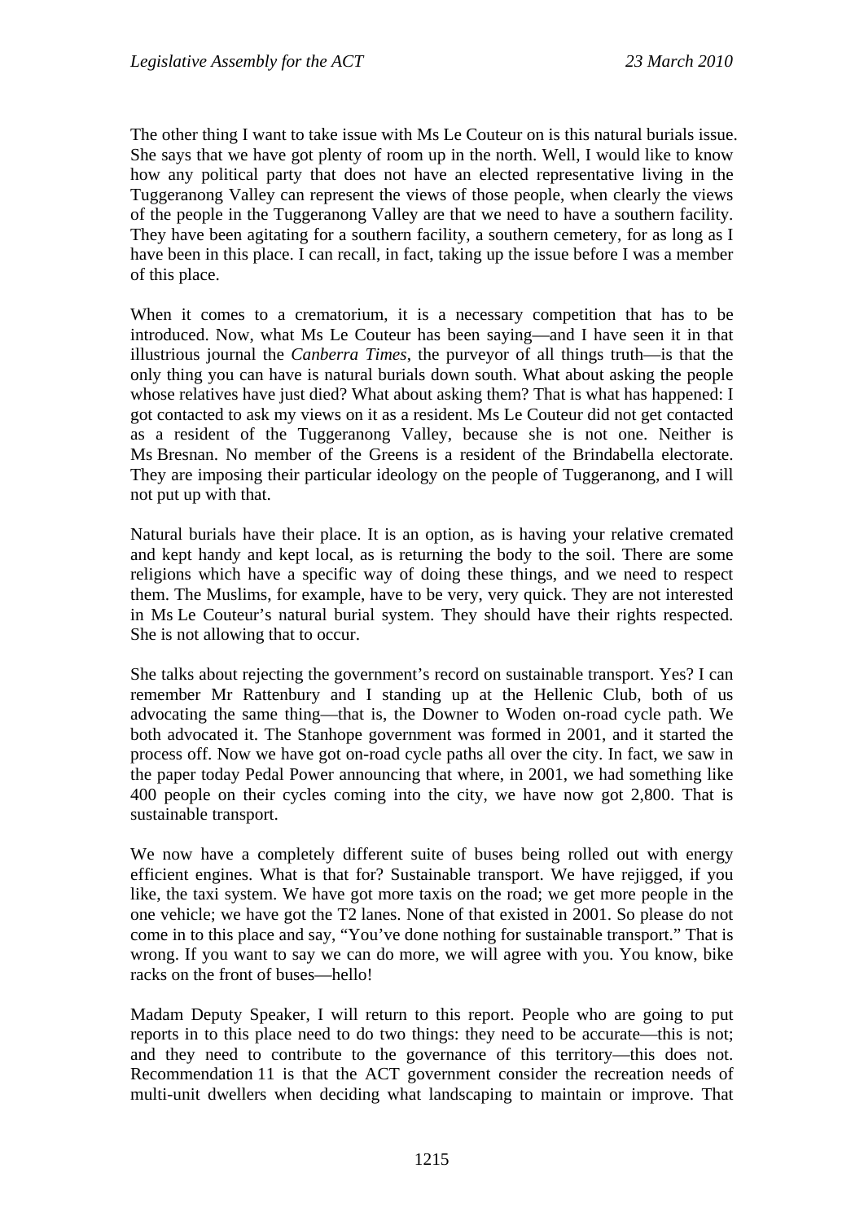The other thing I want to take issue with Ms Le Couteur on is this natural burials issue. She says that we have got plenty of room up in the north. Well, I would like to know how any political party that does not have an elected representative living in the Tuggeranong Valley can represent the views of those people, when clearly the views of the people in the Tuggeranong Valley are that we need to have a southern facility. They have been agitating for a southern facility, a southern cemetery, for as long as I have been in this place. I can recall, in fact, taking up the issue before I was a member of this place.

When it comes to a crematorium, it is a necessary competition that has to be introduced. Now, what Ms Le Couteur has been saying—and I have seen it in that illustrious journal the *Canberra Times*, the purveyor of all things truth—is that the only thing you can have is natural burials down south. What about asking the people whose relatives have just died? What about asking them? That is what has happened: I got contacted to ask my views on it as a resident. Ms Le Couteur did not get contacted as a resident of the Tuggeranong Valley, because she is not one. Neither is Ms Bresnan. No member of the Greens is a resident of the Brindabella electorate. They are imposing their particular ideology on the people of Tuggeranong, and I will not put up with that.

Natural burials have their place. It is an option, as is having your relative cremated and kept handy and kept local, as is returning the body to the soil. There are some religions which have a specific way of doing these things, and we need to respect them. The Muslims, for example, have to be very, very quick. They are not interested in Ms Le Couteur's natural burial system. They should have their rights respected. She is not allowing that to occur.

She talks about rejecting the government's record on sustainable transport. Yes? I can remember Mr Rattenbury and I standing up at the Hellenic Club, both of us advocating the same thing—that is, the Downer to Woden on-road cycle path. We both advocated it. The Stanhope government was formed in 2001, and it started the process off. Now we have got on-road cycle paths all over the city. In fact, we saw in the paper today Pedal Power announcing that where, in 2001, we had something like 400 people on their cycles coming into the city, we have now got 2,800. That is sustainable transport.

We now have a completely different suite of buses being rolled out with energy efficient engines. What is that for? Sustainable transport. We have rejigged, if you like, the taxi system. We have got more taxis on the road; we get more people in the one vehicle; we have got the T2 lanes. None of that existed in 2001. So please do not come in to this place and say, "You've done nothing for sustainable transport." That is wrong. If you want to say we can do more, we will agree with you. You know, bike racks on the front of buses—hello!

Madam Deputy Speaker, I will return to this report. People who are going to put reports in to this place need to do two things: they need to be accurate—this is not; and they need to contribute to the governance of this territory—this does not. Recommendation 11 is that the ACT government consider the recreation needs of multi-unit dwellers when deciding what landscaping to maintain or improve. That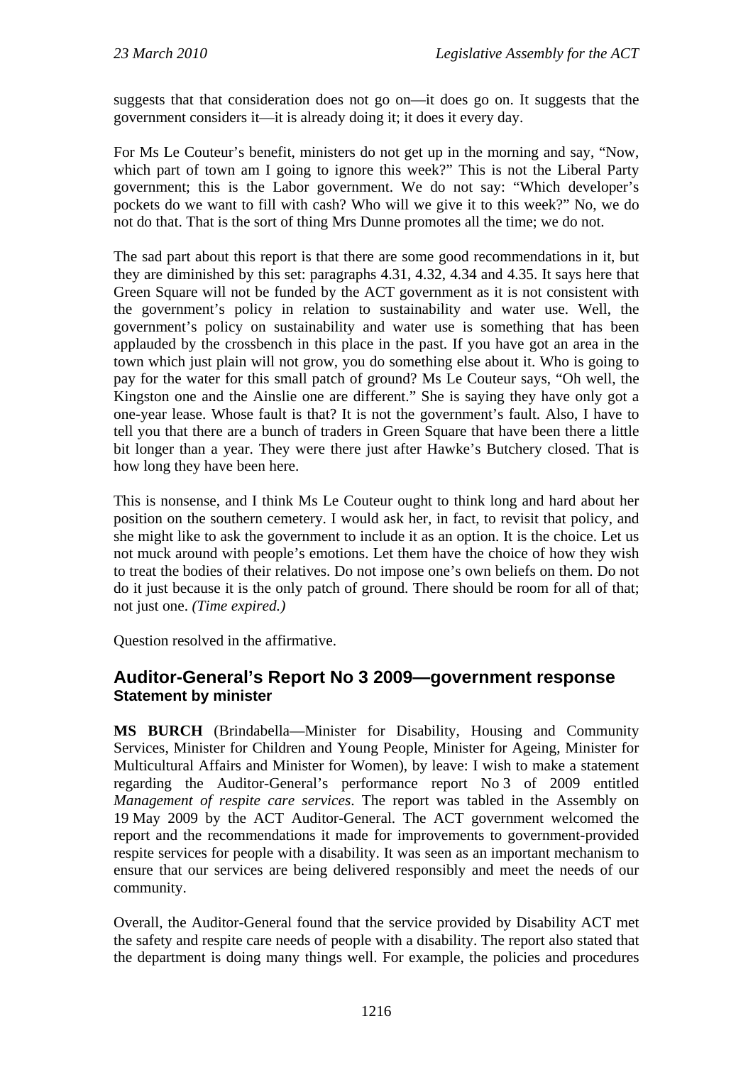suggests that that consideration does not go on—it does go on. It suggests that the government considers it—it is already doing it; it does it every day.

For Ms Le Couteur's benefit, ministers do not get up in the morning and say, "Now, which part of town am I going to ignore this week?" This is not the Liberal Party government; this is the Labor government. We do not say: "Which developer's pockets do we want to fill with cash? Who will we give it to this week?" No, we do not do that. That is the sort of thing Mrs Dunne promotes all the time; we do not.

The sad part about this report is that there are some good recommendations in it, but they are diminished by this set: paragraphs 4.31, 4.32, 4.34 and 4.35. It says here that Green Square will not be funded by the ACT government as it is not consistent with the government's policy in relation to sustainability and water use. Well, the government's policy on sustainability and water use is something that has been applauded by the crossbench in this place in the past. If you have got an area in the town which just plain will not grow, you do something else about it. Who is going to pay for the water for this small patch of ground? Ms Le Couteur says, "Oh well, the Kingston one and the Ainslie one are different." She is saying they have only got a one-year lease. Whose fault is that? It is not the government's fault. Also, I have to tell you that there are a bunch of traders in Green Square that have been there a little bit longer than a year. They were there just after Hawke's Butchery closed. That is how long they have been here.

This is nonsense, and I think Ms Le Couteur ought to think long and hard about her position on the southern cemetery. I would ask her, in fact, to revisit that policy, and she might like to ask the government to include it as an option. It is the choice. Let us not muck around with people's emotions. Let them have the choice of how they wish to treat the bodies of their relatives. Do not impose one's own beliefs on them. Do not do it just because it is the only patch of ground. There should be room for all of that; not just one. *(Time expired.)*

Question resolved in the affirmative.

## Auditor-General's Report No 3 2009—government response
### Statement by minister

**MS BURCH** (Brindabella—Minister for Disability, Housing and Community Services, Minister for Children and Young People, Minister for Ageing, Minister for Multicultural Affairs and Minister for Women), by leave: I wish to make a statement regarding the Auditor-General's performance report No 3 of 2009 entitled *Management of respite care services*. The report was tabled in the Assembly on 19 May 2009 by the ACT Auditor-General. The ACT government welcomed the report and the recommendations it made for improvements to government-provided respite services for people with a disability. It was seen as an important mechanism to ensure that our services are being delivered responsibly and meet the needs of our community.

Overall, the Auditor-General found that the service provided by Disability ACT met the safety and respite care needs of people with a disability. The report also stated that the department is doing many things well. For example, the policies and procedures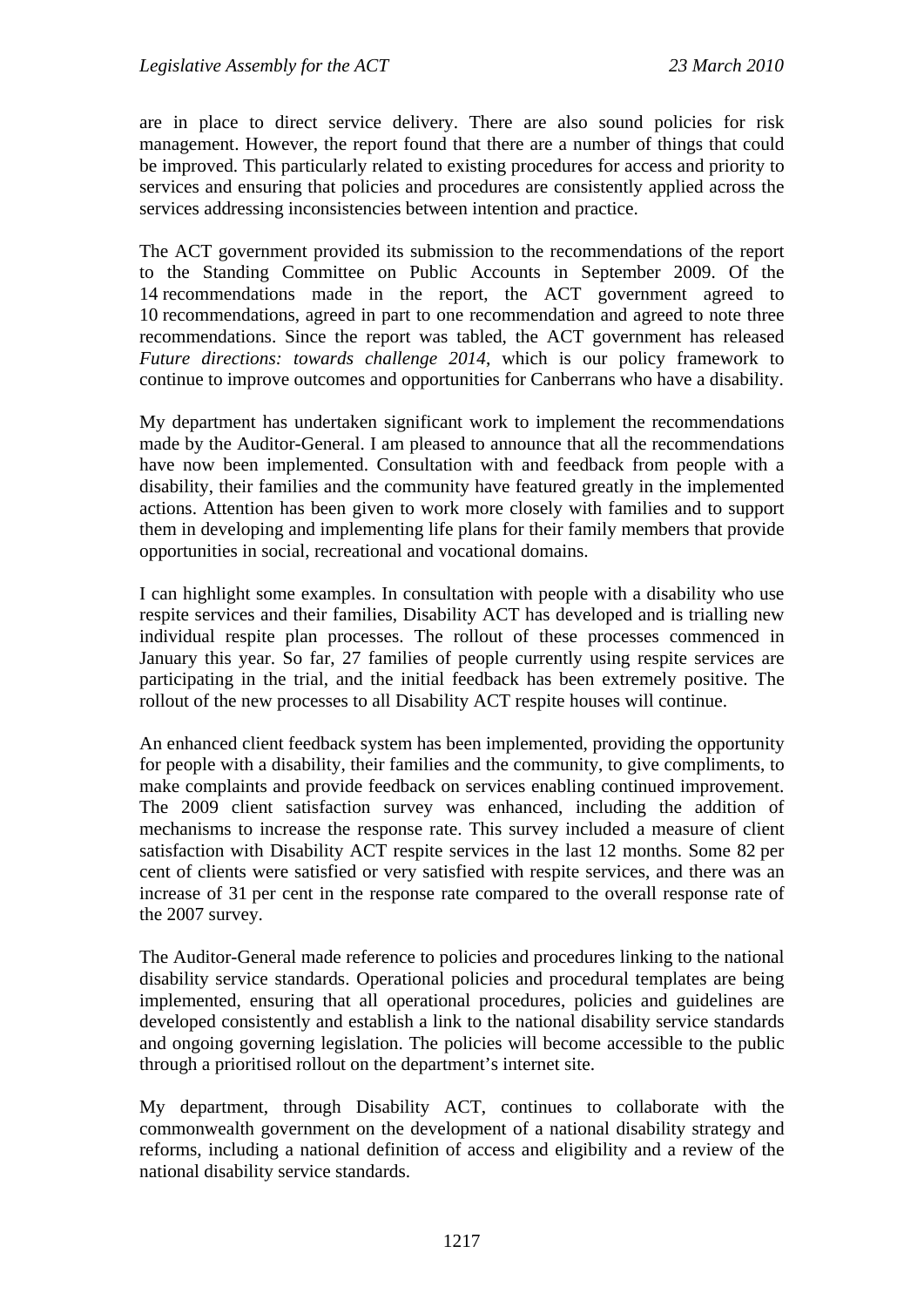are in place to direct service delivery. There are also sound policies for risk management. However, the report found that there are a number of things that could be improved. This particularly related to existing procedures for access and priority to services and ensuring that policies and procedures are consistently applied across the services addressing inconsistencies between intention and practice.

The ACT government provided its submission to the recommendations of the report to the Standing Committee on Public Accounts in September 2009. Of the 14 recommendations made in the report, the ACT government agreed to 10 recommendations, agreed in part to one recommendation and agreed to note three recommendations. Since the report was tabled, the ACT government has released *Future directions: towards challenge 2014*, which is our policy framework to continue to improve outcomes and opportunities for Canberrans who have a disability.

My department has undertaken significant work to implement the recommendations made by the Auditor-General. I am pleased to announce that all the recommendations have now been implemented. Consultation with and feedback from people with a disability, their families and the community have featured greatly in the implemented actions. Attention has been given to work more closely with families and to support them in developing and implementing life plans for their family members that provide opportunities in social, recreational and vocational domains.

I can highlight some examples. In consultation with people with a disability who use respite services and their families, Disability ACT has developed and is trialling new individual respite plan processes. The rollout of these processes commenced in January this year. So far, 27 families of people currently using respite services are participating in the trial, and the initial feedback has been extremely positive. The rollout of the new processes to all Disability ACT respite houses will continue.

An enhanced client feedback system has been implemented, providing the opportunity for people with a disability, their families and the community, to give compliments, to make complaints and provide feedback on services enabling continued improvement. The 2009 client satisfaction survey was enhanced, including the addition of mechanisms to increase the response rate. This survey included a measure of client satisfaction with Disability ACT respite services in the last 12 months. Some 82 per cent of clients were satisfied or very satisfied with respite services, and there was an increase of 31 per cent in the response rate compared to the overall response rate of the 2007 survey.

The Auditor-General made reference to policies and procedures linking to the national disability service standards. Operational policies and procedural templates are being implemented, ensuring that all operational procedures, policies and guidelines are developed consistently and establish a link to the national disability service standards and ongoing governing legislation. The policies will become accessible to the public through a prioritised rollout on the department's internet site.

My department, through Disability ACT, continues to collaborate with the commonwealth government on the development of a national disability strategy and reforms, including a national definition of access and eligibility and a review of the national disability service standards.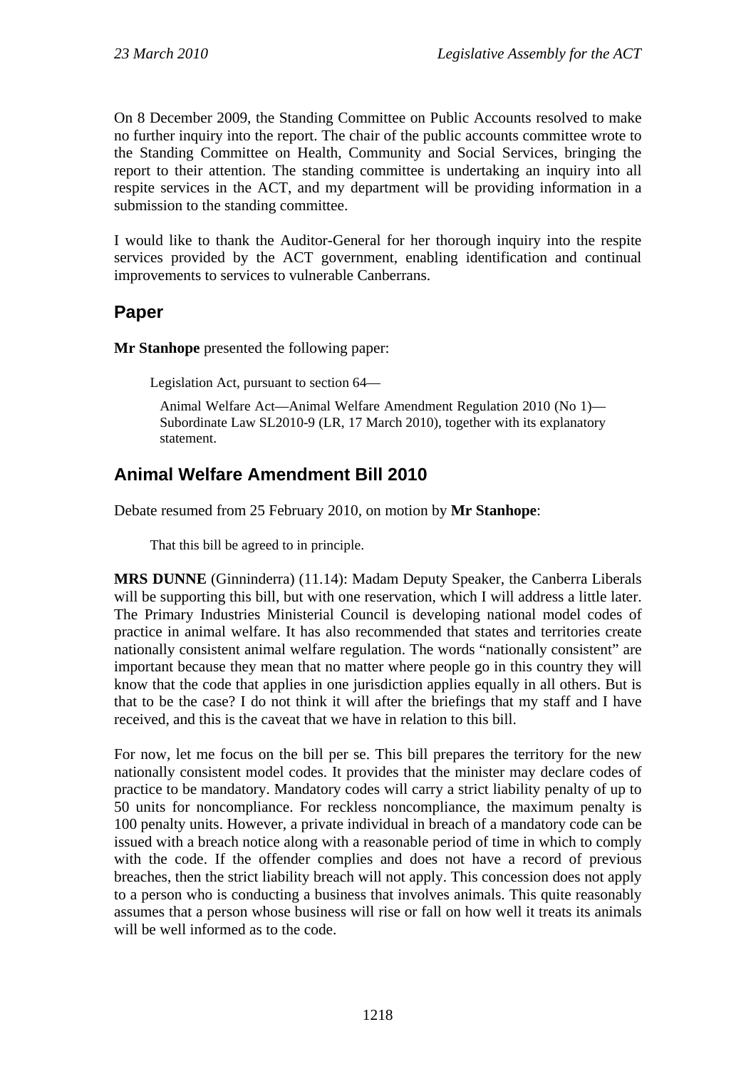On 8 December 2009, the Standing Committee on Public Accounts resolved to make no further inquiry into the report. The chair of the public accounts committee wrote to the Standing Committee on Health, Community and Social Services, bringing the report to their attention. The standing committee is undertaking an inquiry into all respite services in the ACT, and my department will be providing information in a submission to the standing committee.

I would like to thank the Auditor-General for her thorough inquiry into the respite services provided by the ACT government, enabling identification and continual improvements to services to vulnerable Canberrans.

## Paper

**Mr Stanhope** presented the following paper:

> Legislation Act, pursuant to section 64—
>
> Animal Welfare Act—Animal Welfare Amendment Regulation 2010 (No 1)—Subordinate Law SL2010-9 (LR, 17 March 2010), together with its explanatory statement.

## Animal Welfare Amendment Bill 2010

Debate resumed from 25 February 2010, on motion by **Mr Stanhope**:

> That this bill be agreed to in principle.

**MRS DUNNE** (Ginninderra) (11.14): Madam Deputy Speaker, the Canberra Liberals will be supporting this bill, but with one reservation, which I will address a little later. The Primary Industries Ministerial Council is developing national model codes of practice in animal welfare. It has also recommended that states and territories create nationally consistent animal welfare regulation. The words "nationally consistent" are important because they mean that no matter where people go in this country they will know that the code that applies in one jurisdiction applies equally in all others. But is that to be the case? I do not think it will after the briefings that my staff and I have received, and this is the caveat that we have in relation to this bill.

For now, let me focus on the bill per se. This bill prepares the territory for the new nationally consistent model codes. It provides that the minister may declare codes of practice to be mandatory. Mandatory codes will carry a strict liability penalty of up to 50 units for noncompliance. For reckless noncompliance, the maximum penalty is 100 penalty units. However, a private individual in breach of a mandatory code can be issued with a breach notice along with a reasonable period of time in which to comply with the code. If the offender complies and does not have a record of previous breaches, then the strict liability breach will not apply. This concession does not apply to a person who is conducting a business that involves animals. This quite reasonably assumes that a person whose business will rise or fall on how well it treats its animals will be well informed as to the code.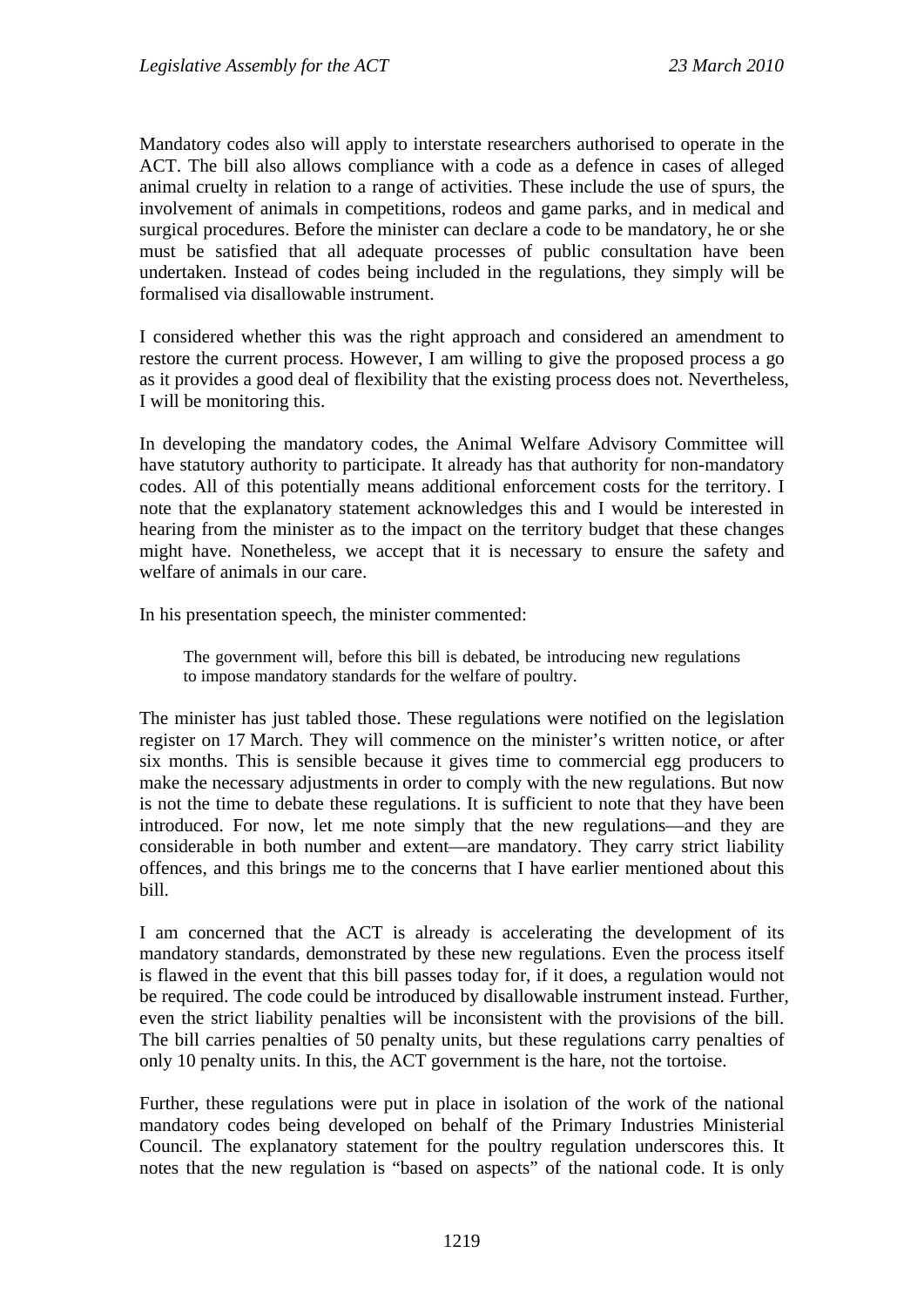Mandatory codes also will apply to interstate researchers authorised to operate in the ACT. The bill also allows compliance with a code as a defence in cases of alleged animal cruelty in relation to a range of activities. These include the use of spurs, the involvement of animals in competitions, rodeos and game parks, and in medical and surgical procedures. Before the minister can declare a code to be mandatory, he or she must be satisfied that all adequate processes of public consultation have been undertaken. Instead of codes being included in the regulations, they simply will be formalised via disallowable instrument.

I considered whether this was the right approach and considered an amendment to restore the current process. However, I am willing to give the proposed process a go as it provides a good deal of flexibility that the existing process does not. Nevertheless, I will be monitoring this.

In developing the mandatory codes, the Animal Welfare Advisory Committee will have statutory authority to participate. It already has that authority for non-mandatory codes. All of this potentially means additional enforcement costs for the territory. I note that the explanatory statement acknowledges this and I would be interested in hearing from the minister as to the impact on the territory budget that these changes might have. Nonetheless, we accept that it is necessary to ensure the safety and welfare of animals in our care.

In his presentation speech, the minister commented:

> The government will, before this bill is debated, be introducing new regulations to impose mandatory standards for the welfare of poultry.

The minister has just tabled those. These regulations were notified on the legislation register on 17 March. They will commence on the minister's written notice, or after six months. This is sensible because it gives time to commercial egg producers to make the necessary adjustments in order to comply with the new regulations. But now is not the time to debate these regulations. It is sufficient to note that they have been introduced. For now, let me note simply that the new regulations—and they are considerable in both number and extent—are mandatory. They carry strict liability offences, and this brings me to the concerns that I have earlier mentioned about this bill.

I am concerned that the ACT is already is accelerating the development of its mandatory standards, demonstrated by these new regulations. Even the process itself is flawed in the event that this bill passes today for, if it does, a regulation would not be required. The code could be introduced by disallowable instrument instead. Further, even the strict liability penalties will be inconsistent with the provisions of the bill. The bill carries penalties of 50 penalty units, but these regulations carry penalties of only 10 penalty units. In this, the ACT government is the hare, not the tortoise.

Further, these regulations were put in place in isolation of the work of the national mandatory codes being developed on behalf of the Primary Industries Ministerial Council. The explanatory statement for the poultry regulation underscores this. It notes that the new regulation is "based on aspects" of the national code. It is only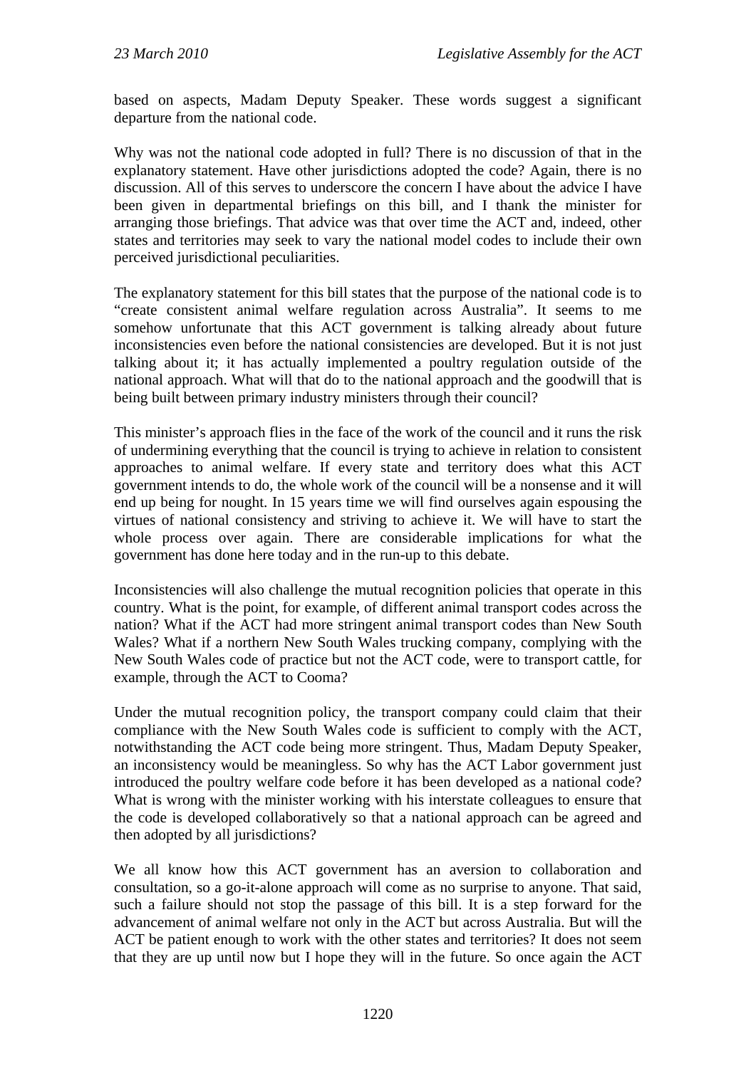based on aspects, Madam Deputy Speaker. These words suggest a significant departure from the national code.

Why was not the national code adopted in full? There is no discussion of that in the explanatory statement. Have other jurisdictions adopted the code? Again, there is no discussion. All of this serves to underscore the concern I have about the advice I have been given in departmental briefings on this bill, and I thank the minister for arranging those briefings. That advice was that over time the ACT and, indeed, other states and territories may seek to vary the national model codes to include their own perceived jurisdictional peculiarities.

The explanatory statement for this bill states that the purpose of the national code is to "create consistent animal welfare regulation across Australia". It seems to me somehow unfortunate that this ACT government is talking already about future inconsistencies even before the national consistencies are developed. But it is not just talking about it; it has actually implemented a poultry regulation outside of the national approach. What will that do to the national approach and the goodwill that is being built between primary industry ministers through their council?

This minister's approach flies in the face of the work of the council and it runs the risk of undermining everything that the council is trying to achieve in relation to consistent approaches to animal welfare. If every state and territory does what this ACT government intends to do, the whole work of the council will be a nonsense and it will end up being for nought. In 15 years time we will find ourselves again espousing the virtues of national consistency and striving to achieve it. We will have to start the whole process over again. There are considerable implications for what the government has done here today and in the run-up to this debate.

Inconsistencies will also challenge the mutual recognition policies that operate in this country. What is the point, for example, of different animal transport codes across the nation? What if the ACT had more stringent animal transport codes than New South Wales? What if a northern New South Wales trucking company, complying with the New South Wales code of practice but not the ACT code, were to transport cattle, for example, through the ACT to Cooma?

Under the mutual recognition policy, the transport company could claim that their compliance with the New South Wales code is sufficient to comply with the ACT, notwithstanding the ACT code being more stringent. Thus, Madam Deputy Speaker, an inconsistency would be meaningless. So why has the ACT Labor government just introduced the poultry welfare code before it has been developed as a national code? What is wrong with the minister working with his interstate colleagues to ensure that the code is developed collaboratively so that a national approach can be agreed and then adopted by all jurisdictions?

We all know how this ACT government has an aversion to collaboration and consultation, so a go-it-alone approach will come as no surprise to anyone. That said, such a failure should not stop the passage of this bill. It is a step forward for the advancement of animal welfare not only in the ACT but across Australia. But will the ACT be patient enough to work with the other states and territories? It does not seem that they are up until now but I hope they will in the future. So once again the ACT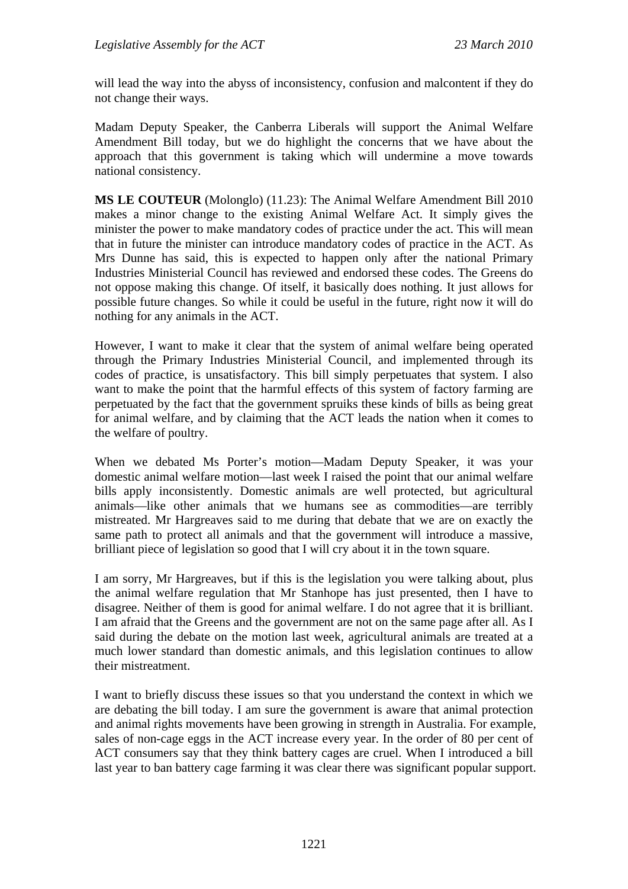will lead the way into the abyss of inconsistency, confusion and malcontent if they do not change their ways.

Madam Deputy Speaker, the Canberra Liberals will support the Animal Welfare Amendment Bill today, but we do highlight the concerns that we have about the approach that this government is taking which will undermine a move towards national consistency.

**MS LE COUTEUR** (Molonglo) (11.23): The Animal Welfare Amendment Bill 2010 makes a minor change to the existing Animal Welfare Act. It simply gives the minister the power to make mandatory codes of practice under the act. This will mean that in future the minister can introduce mandatory codes of practice in the ACT. As Mrs Dunne has said, this is expected to happen only after the national Primary Industries Ministerial Council has reviewed and endorsed these codes. The Greens do not oppose making this change. Of itself, it basically does nothing. It just allows for possible future changes. So while it could be useful in the future, right now it will do nothing for any animals in the ACT.

However, I want to make it clear that the system of animal welfare being operated through the Primary Industries Ministerial Council, and implemented through its codes of practice, is unsatisfactory. This bill simply perpetuates that system. I also want to make the point that the harmful effects of this system of factory farming are perpetuated by the fact that the government spruiks these kinds of bills as being great for animal welfare, and by claiming that the ACT leads the nation when it comes to the welfare of poultry.

When we debated Ms Porter's motion—Madam Deputy Speaker, it was your domestic animal welfare motion—last week I raised the point that our animal welfare bills apply inconsistently. Domestic animals are well protected, but agricultural animals—like other animals that we humans see as commodities—are terribly mistreated. Mr Hargreaves said to me during that debate that we are on exactly the same path to protect all animals and that the government will introduce a massive, brilliant piece of legislation so good that I will cry about it in the town square.

I am sorry, Mr Hargreaves, but if this is the legislation you were talking about, plus the animal welfare regulation that Mr Stanhope has just presented, then I have to disagree. Neither of them is good for animal welfare. I do not agree that it is brilliant. I am afraid that the Greens and the government are not on the same page after all. As I said during the debate on the motion last week, agricultural animals are treated at a much lower standard than domestic animals, and this legislation continues to allow their mistreatment.

I want to briefly discuss these issues so that you understand the context in which we are debating the bill today. I am sure the government is aware that animal protection and animal rights movements have been growing in strength in Australia. For example, sales of non-cage eggs in the ACT increase every year. In the order of 80 per cent of ACT consumers say that they think battery cages are cruel. When I introduced a bill last year to ban battery cage farming it was clear there was significant popular support.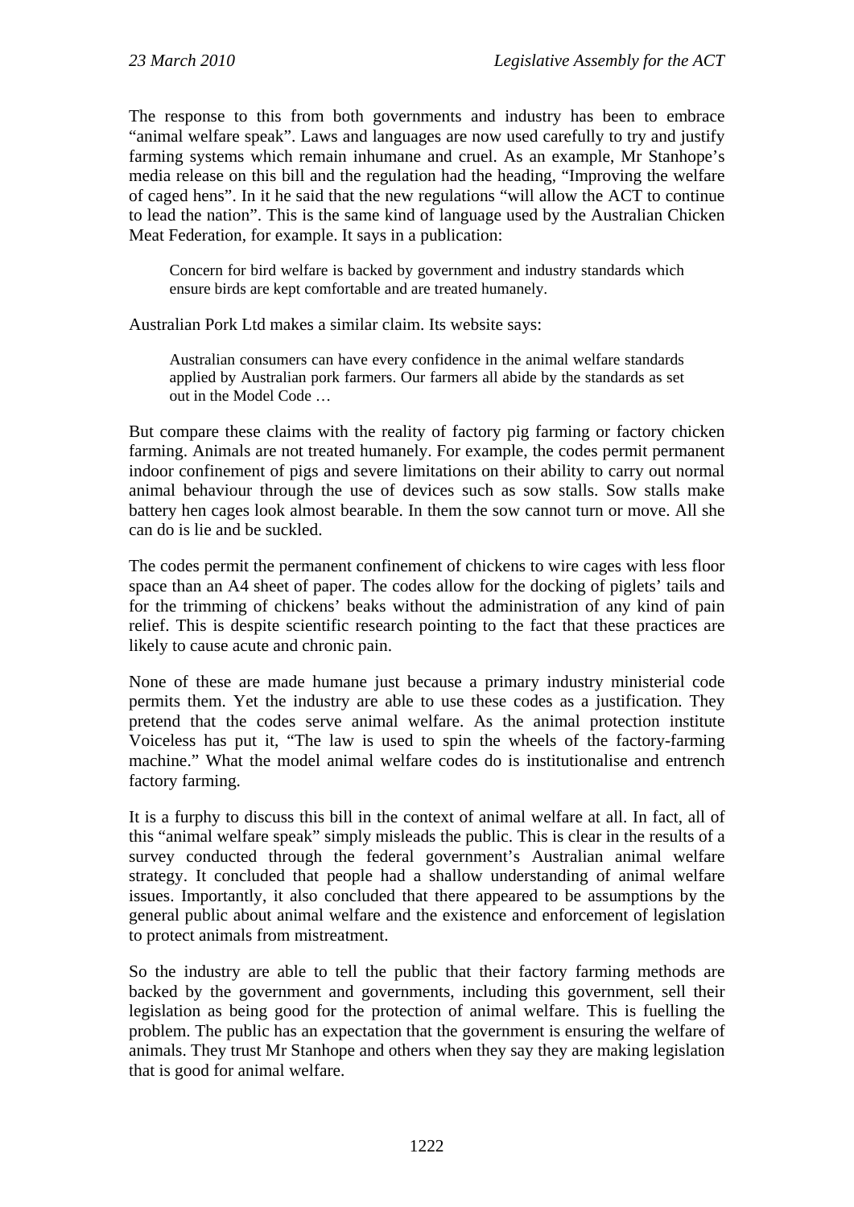The response to this from both governments and industry has been to embrace "animal welfare speak". Laws and languages are now used carefully to try and justify farming systems which remain inhumane and cruel. As an example, Mr Stanhope's media release on this bill and the regulation had the heading, "Improving the welfare of caged hens". In it he said that the new regulations "will allow the ACT to continue to lead the nation". This is the same kind of language used by the Australian Chicken Meat Federation, for example. It says in a publication:

> Concern for bird welfare is backed by government and industry standards which ensure birds are kept comfortable and are treated humanely.

Australian Pork Ltd makes a similar claim. Its website says:

> Australian consumers can have every confidence in the animal welfare standards applied by Australian pork farmers. Our farmers all abide by the standards as set out in the Model Code …

But compare these claims with the reality of factory pig farming or factory chicken farming. Animals are not treated humanely. For example, the codes permit permanent indoor confinement of pigs and severe limitations on their ability to carry out normal animal behaviour through the use of devices such as sow stalls. Sow stalls make battery hen cages look almost bearable. In them the sow cannot turn or move. All she can do is lie and be suckled.

The codes permit the permanent confinement of chickens to wire cages with less floor space than an A4 sheet of paper. The codes allow for the docking of piglets' tails and for the trimming of chickens' beaks without the administration of any kind of pain relief. This is despite scientific research pointing to the fact that these practices are likely to cause acute and chronic pain.

None of these are made humane just because a primary industry ministerial code permits them. Yet the industry are able to use these codes as a justification. They pretend that the codes serve animal welfare. As the animal protection institute Voiceless has put it, "The law is used to spin the wheels of the factory-farming machine." What the model animal welfare codes do is institutionalise and entrench factory farming.

It is a furphy to discuss this bill in the context of animal welfare at all. In fact, all of this "animal welfare speak" simply misleads the public. This is clear in the results of a survey conducted through the federal government's Australian animal welfare strategy. It concluded that people had a shallow understanding of animal welfare issues. Importantly, it also concluded that there appeared to be assumptions by the general public about animal welfare and the existence and enforcement of legislation to protect animals from mistreatment.

So the industry are able to tell the public that their factory farming methods are backed by the government and governments, including this government, sell their legislation as being good for the protection of animal welfare. This is fuelling the problem. The public has an expectation that the government is ensuring the welfare of animals. They trust Mr Stanhope and others when they say they are making legislation that is good for animal welfare.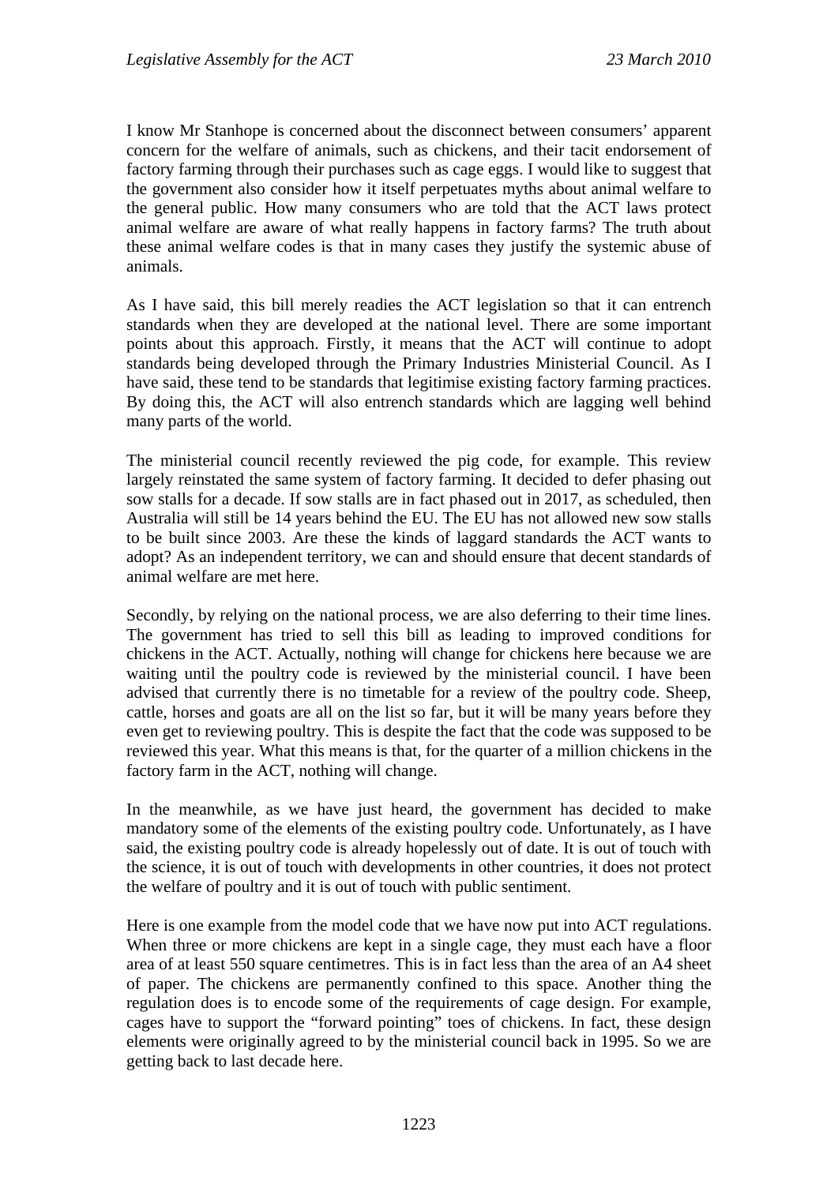I know Mr Stanhope is concerned about the disconnect between consumers' apparent concern for the welfare of animals, such as chickens, and their tacit endorsement of factory farming through their purchases such as cage eggs. I would like to suggest that the government also consider how it itself perpetuates myths about animal welfare to the general public. How many consumers who are told that the ACT laws protect animal welfare are aware of what really happens in factory farms? The truth about these animal welfare codes is that in many cases they justify the systemic abuse of animals.

As I have said, this bill merely readies the ACT legislation so that it can entrench standards when they are developed at the national level. There are some important points about this approach. Firstly, it means that the ACT will continue to adopt standards being developed through the Primary Industries Ministerial Council. As I have said, these tend to be standards that legitimise existing factory farming practices. By doing this, the ACT will also entrench standards which are lagging well behind many parts of the world.

The ministerial council recently reviewed the pig code, for example. This review largely reinstated the same system of factory farming. It decided to defer phasing out sow stalls for a decade. If sow stalls are in fact phased out in 2017, as scheduled, then Australia will still be 14 years behind the EU. The EU has not allowed new sow stalls to be built since 2003. Are these the kinds of laggard standards the ACT wants to adopt? As an independent territory, we can and should ensure that decent standards of animal welfare are met here.

Secondly, by relying on the national process, we are also deferring to their time lines. The government has tried to sell this bill as leading to improved conditions for chickens in the ACT. Actually, nothing will change for chickens here because we are waiting until the poultry code is reviewed by the ministerial council. I have been advised that currently there is no timetable for a review of the poultry code. Sheep, cattle, horses and goats are all on the list so far, but it will be many years before they even get to reviewing poultry. This is despite the fact that the code was supposed to be reviewed this year. What this means is that, for the quarter of a million chickens in the factory farm in the ACT, nothing will change.

In the meanwhile, as we have just heard, the government has decided to make mandatory some of the elements of the existing poultry code. Unfortunately, as I have said, the existing poultry code is already hopelessly out of date. It is out of touch with the science, it is out of touch with developments in other countries, it does not protect the welfare of poultry and it is out of touch with public sentiment.

Here is one example from the model code that we have now put into ACT regulations. When three or more chickens are kept in a single cage, they must each have a floor area of at least 550 square centimetres. This is in fact less than the area of an A4 sheet of paper. The chickens are permanently confined to this space. Another thing the regulation does is to encode some of the requirements of cage design. For example, cages have to support the "forward pointing" toes of chickens. In fact, these design elements were originally agreed to by the ministerial council back in 1995. So we are getting back to last decade here.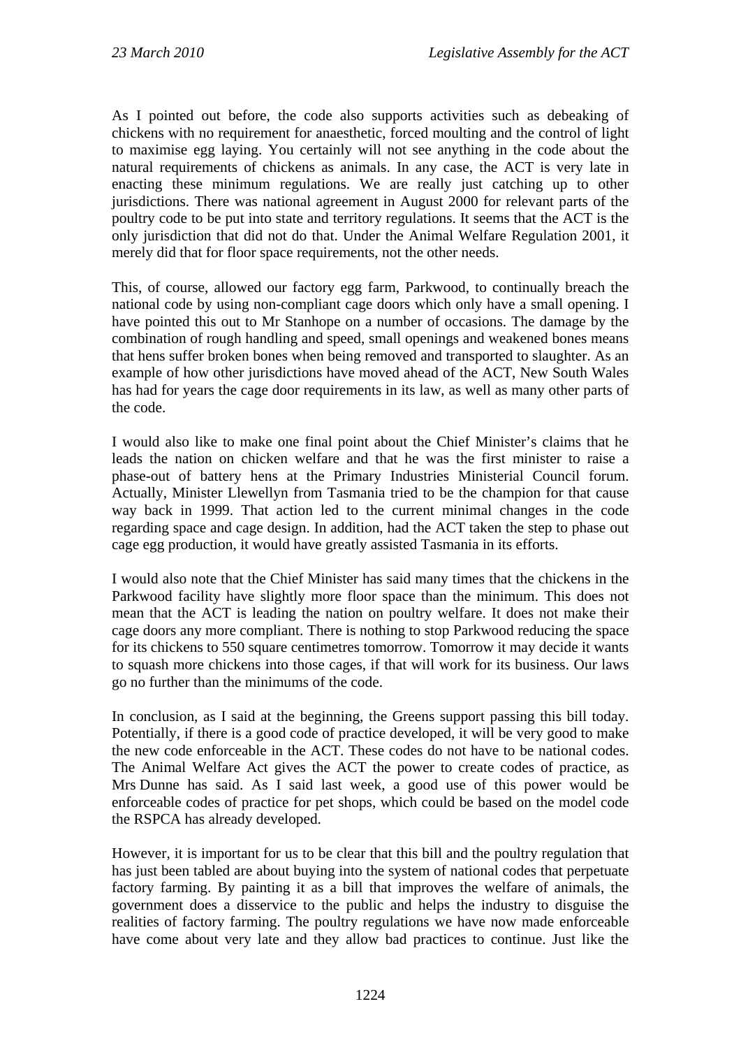As I pointed out before, the code also supports activities such as debeaking of chickens with no requirement for anaesthetic, forced moulting and the control of light to maximise egg laying. You certainly will not see anything in the code about the natural requirements of chickens as animals. In any case, the ACT is very late in enacting these minimum regulations. We are really just catching up to other jurisdictions. There was national agreement in August 2000 for relevant parts of the poultry code to be put into state and territory regulations. It seems that the ACT is the only jurisdiction that did not do that. Under the Animal Welfare Regulation 2001, it merely did that for floor space requirements, not the other needs.

This, of course, allowed our factory egg farm, Parkwood, to continually breach the national code by using non-compliant cage doors which only have a small opening. I have pointed this out to Mr Stanhope on a number of occasions. The damage by the combination of rough handling and speed, small openings and weakened bones means that hens suffer broken bones when being removed and transported to slaughter. As an example of how other jurisdictions have moved ahead of the ACT, New South Wales has had for years the cage door requirements in its law, as well as many other parts of the code.

I would also like to make one final point about the Chief Minister's claims that he leads the nation on chicken welfare and that he was the first minister to raise a phase-out of battery hens at the Primary Industries Ministerial Council forum. Actually, Minister Llewellyn from Tasmania tried to be the champion for that cause way back in 1999. That action led to the current minimal changes in the code regarding space and cage design. In addition, had the ACT taken the step to phase out cage egg production, it would have greatly assisted Tasmania in its efforts.

I would also note that the Chief Minister has said many times that the chickens in the Parkwood facility have slightly more floor space than the minimum. This does not mean that the ACT is leading the nation on poultry welfare. It does not make their cage doors any more compliant. There is nothing to stop Parkwood reducing the space for its chickens to 550 square centimetres tomorrow. Tomorrow it may decide it wants to squash more chickens into those cages, if that will work for its business. Our laws go no further than the minimums of the code.

In conclusion, as I said at the beginning, the Greens support passing this bill today. Potentially, if there is a good code of practice developed, it will be very good to make the new code enforceable in the ACT. These codes do not have to be national codes. The Animal Welfare Act gives the ACT the power to create codes of practice, as Mrs Dunne has said. As I said last week, a good use of this power would be enforceable codes of practice for pet shops, which could be based on the model code the RSPCA has already developed.

However, it is important for us to be clear that this bill and the poultry regulation that has just been tabled are about buying into the system of national codes that perpetuate factory farming. By painting it as a bill that improves the welfare of animals, the government does a disservice to the public and helps the industry to disguise the realities of factory farming. The poultry regulations we have now made enforceable have come about very late and they allow bad practices to continue. Just like the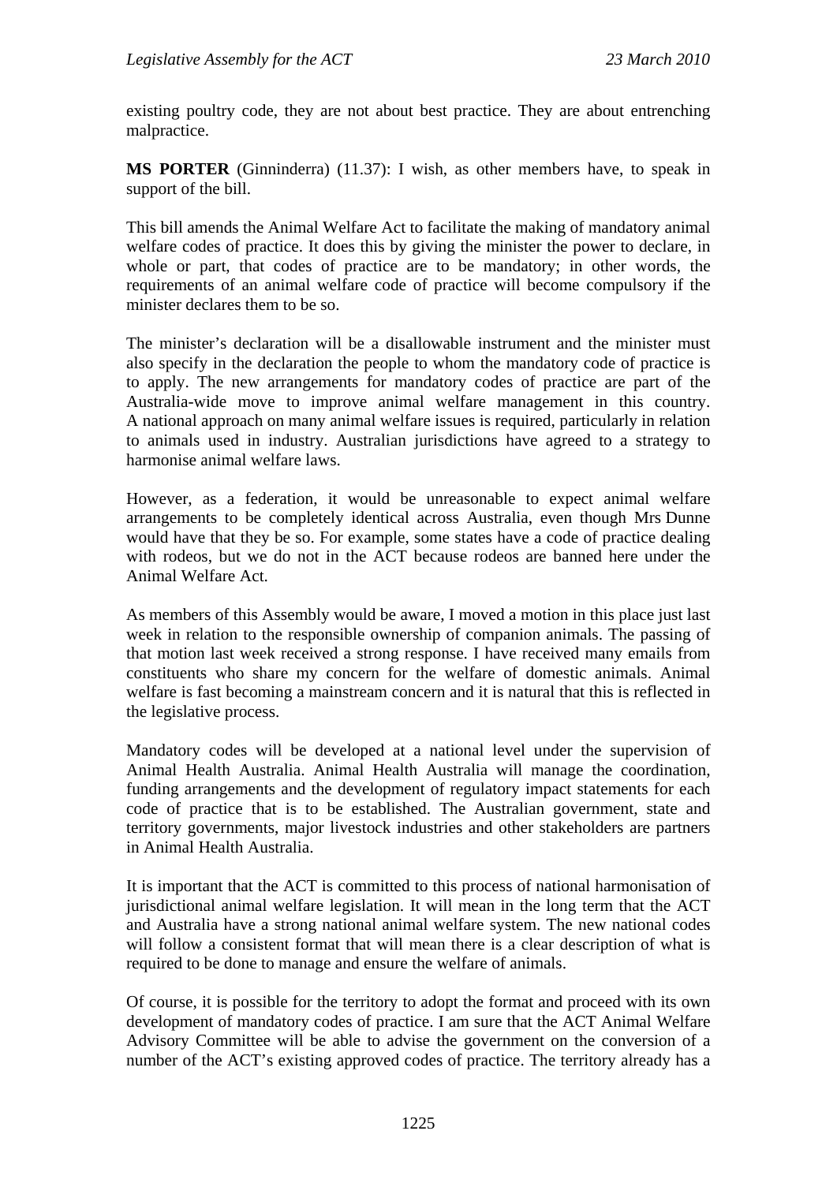existing poultry code, they are not about best practice. They are about entrenching malpractice.

**MS PORTER** (Ginninderra) (11.37): I wish, as other members have, to speak in support of the bill.

This bill amends the Animal Welfare Act to facilitate the making of mandatory animal welfare codes of practice. It does this by giving the minister the power to declare, in whole or part, that codes of practice are to be mandatory; in other words, the requirements of an animal welfare code of practice will become compulsory if the minister declares them to be so.

The minister's declaration will be a disallowable instrument and the minister must also specify in the declaration the people to whom the mandatory code of practice is to apply. The new arrangements for mandatory codes of practice are part of the Australia-wide move to improve animal welfare management in this country. A national approach on many animal welfare issues is required, particularly in relation to animals used in industry. Australian jurisdictions have agreed to a strategy to harmonise animal welfare laws.

However, as a federation, it would be unreasonable to expect animal welfare arrangements to be completely identical across Australia, even though Mrs Dunne would have that they be so. For example, some states have a code of practice dealing with rodeos, but we do not in the ACT because rodeos are banned here under the Animal Welfare Act.

As members of this Assembly would be aware, I moved a motion in this place just last week in relation to the responsible ownership of companion animals. The passing of that motion last week received a strong response. I have received many emails from constituents who share my concern for the welfare of domestic animals. Animal welfare is fast becoming a mainstream concern and it is natural that this is reflected in the legislative process.

Mandatory codes will be developed at a national level under the supervision of Animal Health Australia. Animal Health Australia will manage the coordination, funding arrangements and the development of regulatory impact statements for each code of practice that is to be established. The Australian government, state and territory governments, major livestock industries and other stakeholders are partners in Animal Health Australia.

It is important that the ACT is committed to this process of national harmonisation of jurisdictional animal welfare legislation. It will mean in the long term that the ACT and Australia have a strong national animal welfare system. The new national codes will follow a consistent format that will mean there is a clear description of what is required to be done to manage and ensure the welfare of animals.

Of course, it is possible for the territory to adopt the format and proceed with its own development of mandatory codes of practice. I am sure that the ACT Animal Welfare Advisory Committee will be able to advise the government on the conversion of a number of the ACT's existing approved codes of practice. The territory already has a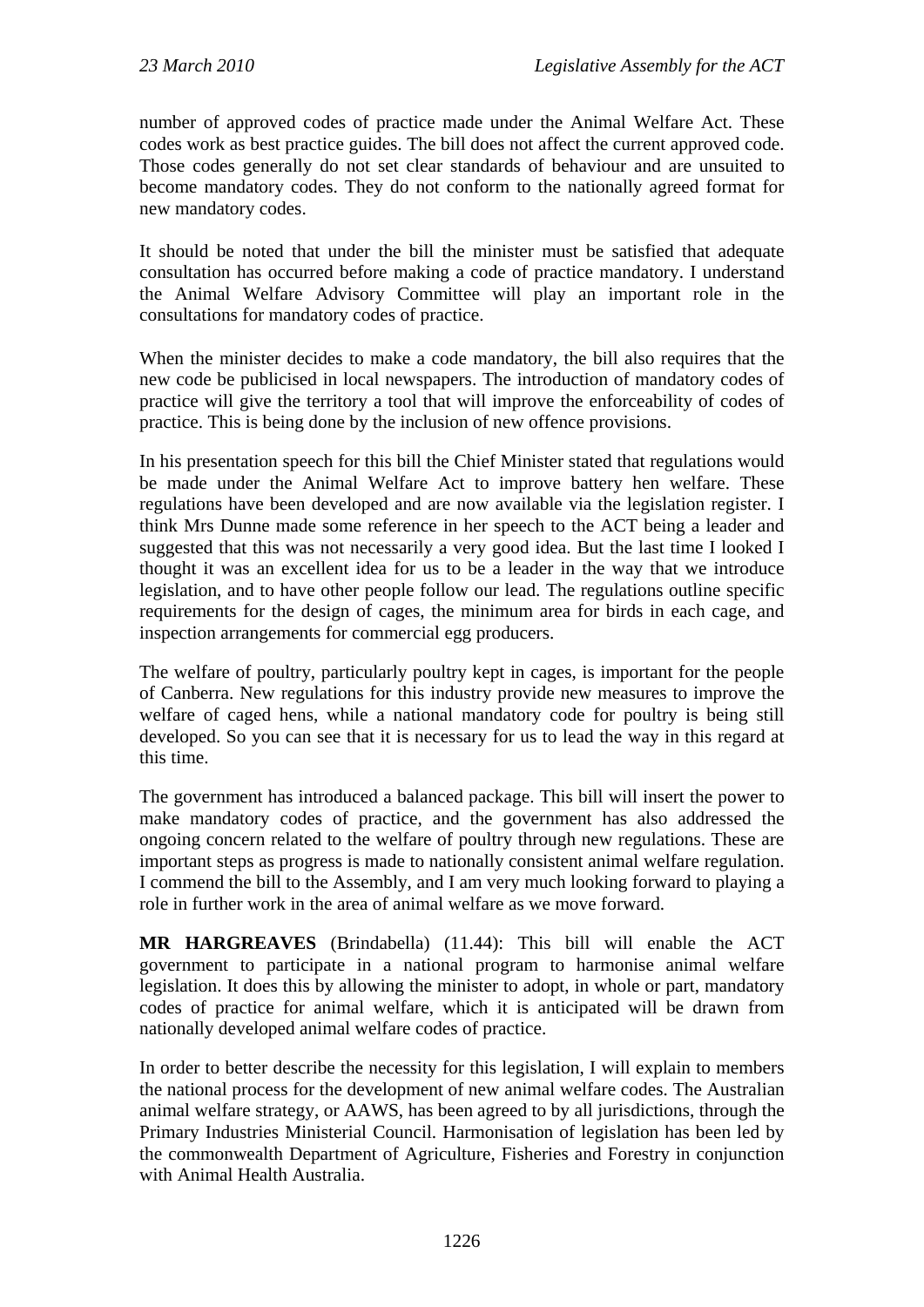number of approved codes of practice made under the Animal Welfare Act. These codes work as best practice guides. The bill does not affect the current approved code. Those codes generally do not set clear standards of behaviour and are unsuited to become mandatory codes. They do not conform to the nationally agreed format for new mandatory codes.

It should be noted that under the bill the minister must be satisfied that adequate consultation has occurred before making a code of practice mandatory. I understand the Animal Welfare Advisory Committee will play an important role in the consultations for mandatory codes of practice.

When the minister decides to make a code mandatory, the bill also requires that the new code be publicised in local newspapers. The introduction of mandatory codes of practice will give the territory a tool that will improve the enforceability of codes of practice. This is being done by the inclusion of new offence provisions.

In his presentation speech for this bill the Chief Minister stated that regulations would be made under the Animal Welfare Act to improve battery hen welfare. These regulations have been developed and are now available via the legislation register. I think Mrs Dunne made some reference in her speech to the ACT being a leader and suggested that this was not necessarily a very good idea. But the last time I looked I thought it was an excellent idea for us to be a leader in the way that we introduce legislation, and to have other people follow our lead. The regulations outline specific requirements for the design of cages, the minimum area for birds in each cage, and inspection arrangements for commercial egg producers.

The welfare of poultry, particularly poultry kept in cages, is important for the people of Canberra. New regulations for this industry provide new measures to improve the welfare of caged hens, while a national mandatory code for poultry is being still developed. So you can see that it is necessary for us to lead the way in this regard at this time.

The government has introduced a balanced package. This bill will insert the power to make mandatory codes of practice, and the government has also addressed the ongoing concern related to the welfare of poultry through new regulations. These are important steps as progress is made to nationally consistent animal welfare regulation. I commend the bill to the Assembly, and I am very much looking forward to playing a role in further work in the area of animal welfare as we move forward.

**MR HARGREAVES** (Brindabella) (11.44): This bill will enable the ACT government to participate in a national program to harmonise animal welfare legislation. It does this by allowing the minister to adopt, in whole or part, mandatory codes of practice for animal welfare, which it is anticipated will be drawn from nationally developed animal welfare codes of practice.

In order to better describe the necessity for this legislation, I will explain to members the national process for the development of new animal welfare codes. The Australian animal welfare strategy, or AAWS, has been agreed to by all jurisdictions, through the Primary Industries Ministerial Council. Harmonisation of legislation has been led by the commonwealth Department of Agriculture, Fisheries and Forestry in conjunction with Animal Health Australia.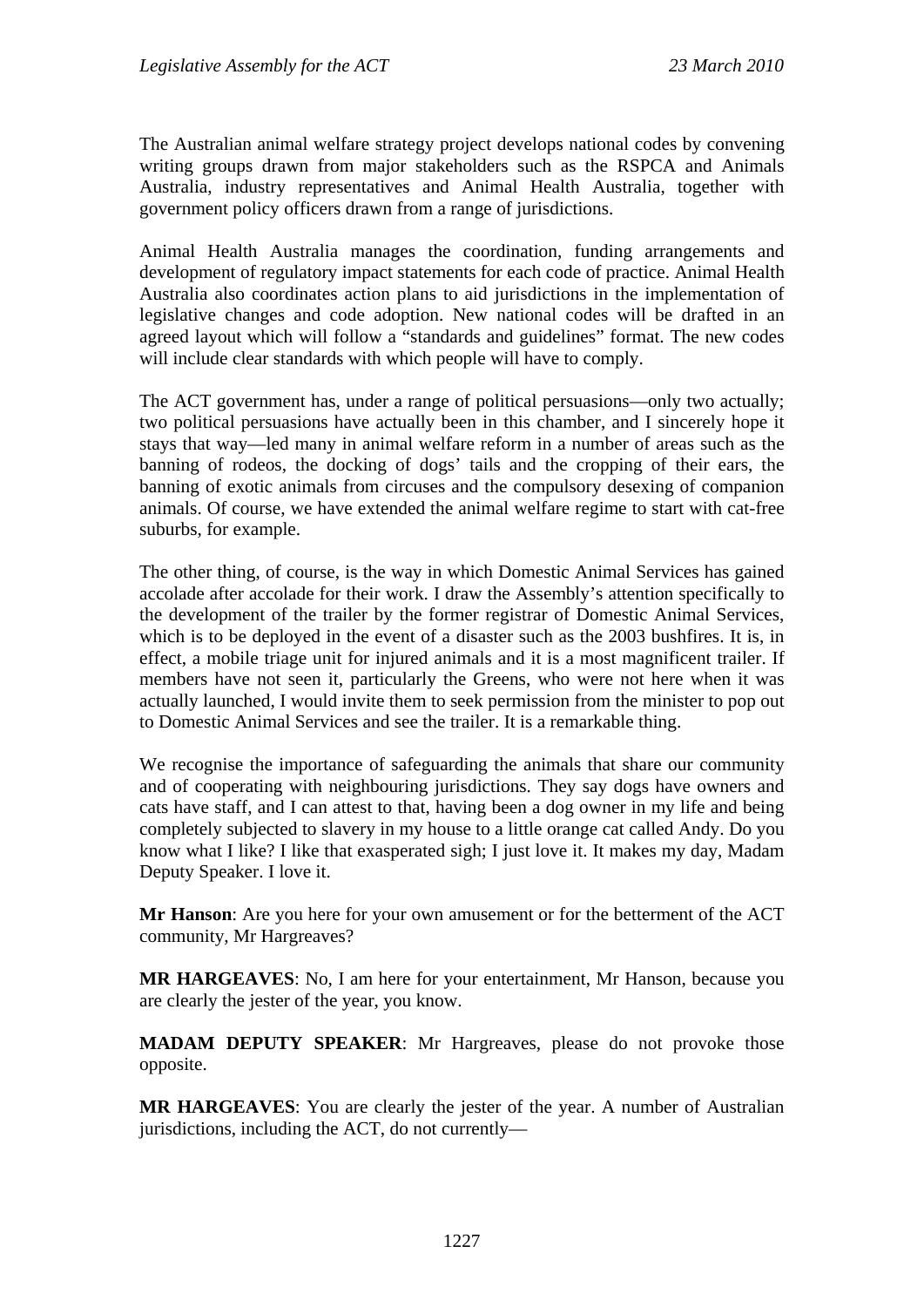The Australian animal welfare strategy project develops national codes by convening writing groups drawn from major stakeholders such as the RSPCA and Animals Australia, industry representatives and Animal Health Australia, together with government policy officers drawn from a range of jurisdictions.

Animal Health Australia manages the coordination, funding arrangements and development of regulatory impact statements for each code of practice. Animal Health Australia also coordinates action plans to aid jurisdictions in the implementation of legislative changes and code adoption. New national codes will be drafted in an agreed layout which will follow a "standards and guidelines" format. The new codes will include clear standards with which people will have to comply.

The ACT government has, under a range of political persuasions—only two actually; two political persuasions have actually been in this chamber, and I sincerely hope it stays that way—led many in animal welfare reform in a number of areas such as the banning of rodeos, the docking of dogs' tails and the cropping of their ears, the banning of exotic animals from circuses and the compulsory desexing of companion animals. Of course, we have extended the animal welfare regime to start with cat-free suburbs, for example.

The other thing, of course, is the way in which Domestic Animal Services has gained accolade after accolade for their work. I draw the Assembly's attention specifically to the development of the trailer by the former registrar of Domestic Animal Services, which is to be deployed in the event of a disaster such as the 2003 bushfires. It is, in effect, a mobile triage unit for injured animals and it is a most magnificent trailer. If members have not seen it, particularly the Greens, who were not here when it was actually launched, I would invite them to seek permission from the minister to pop out to Domestic Animal Services and see the trailer. It is a remarkable thing.

We recognise the importance of safeguarding the animals that share our community and of cooperating with neighbouring jurisdictions. They say dogs have owners and cats have staff, and I can attest to that, having been a dog owner in my life and being completely subjected to slavery in my house to a little orange cat called Andy. Do you know what I like? I like that exasperated sigh; I just love it. It makes my day, Madam Deputy Speaker. I love it.

**Mr Hanson**: Are you here for your own amusement or for the betterment of the ACT community, Mr Hargreaves?

**MR HARGREAVES**: No, I am here for your entertainment, Mr Hanson, because you are clearly the jester of the year, you know.

**MADAM DEPUTY SPEAKER**: Mr Hargreaves, please do not provoke those opposite.

**MR HARGREAVES**: You are clearly the jester of the year. A number of Australian jurisdictions, including the ACT, do not currently—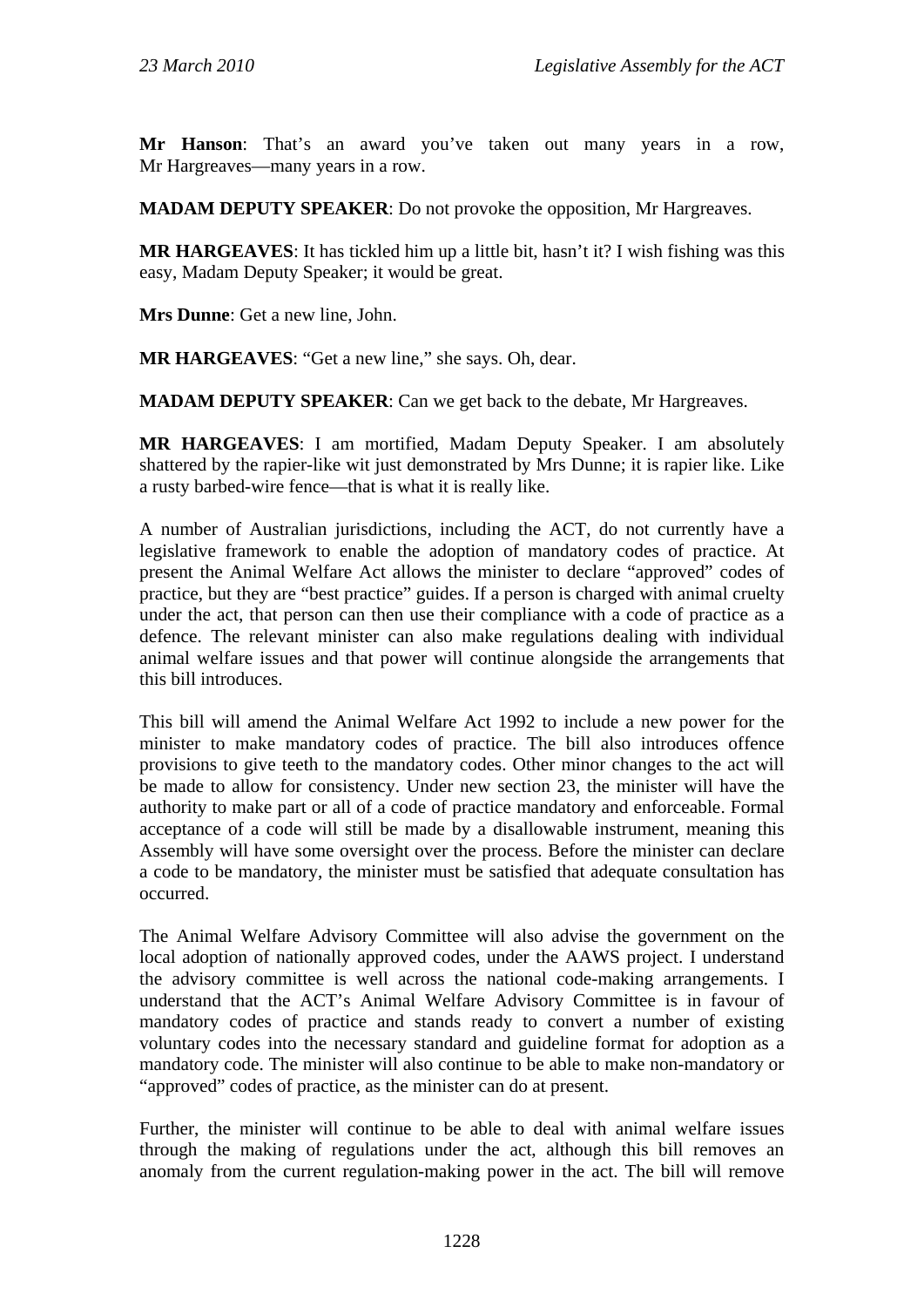**Mr Hanson**: That's an award you've taken out many years in a row, Mr Hargreaves—many years in a row.

**MADAM DEPUTY SPEAKER**: Do not provoke the opposition, Mr Hargreaves.

**MR HARGEAVES**: It has tickled him up a little bit, hasn't it? I wish fishing was this easy, Madam Deputy Speaker; it would be great.

**Mrs Dunne**: Get a new line, John.

**MR HARGEAVES**: "Get a new line," she says. Oh, dear.

**MADAM DEPUTY SPEAKER**: Can we get back to the debate, Mr Hargreaves.

**MR HARGEAVES**: I am mortified, Madam Deputy Speaker. I am absolutely shattered by the rapier-like wit just demonstrated by Mrs Dunne; it is rapier like. Like a rusty barbed-wire fence—that is what it is really like.

A number of Australian jurisdictions, including the ACT, do not currently have a legislative framework to enable the adoption of mandatory codes of practice. At present the Animal Welfare Act allows the minister to declare "approved" codes of practice, but they are "best practice" guides. If a person is charged with animal cruelty under the act, that person can then use their compliance with a code of practice as a defence. The relevant minister can also make regulations dealing with individual animal welfare issues and that power will continue alongside the arrangements that this bill introduces.

This bill will amend the Animal Welfare Act 1992 to include a new power for the minister to make mandatory codes of practice. The bill also introduces offence provisions to give teeth to the mandatory codes. Other minor changes to the act will be made to allow for consistency. Under new section 23, the minister will have the authority to make part or all of a code of practice mandatory and enforceable. Formal acceptance of a code will still be made by a disallowable instrument, meaning this Assembly will have some oversight over the process. Before the minister can declare a code to be mandatory, the minister must be satisfied that adequate consultation has occurred.

The Animal Welfare Advisory Committee will also advise the government on the local adoption of nationally approved codes, under the AAWS project. I understand the advisory committee is well across the national code-making arrangements. I understand that the ACT's Animal Welfare Advisory Committee is in favour of mandatory codes of practice and stands ready to convert a number of existing voluntary codes into the necessary standard and guideline format for adoption as a mandatory code. The minister will also continue to be able to make non-mandatory or "approved" codes of practice, as the minister can do at present.

Further, the minister will continue to be able to deal with animal welfare issues through the making of regulations under the act, although this bill removes an anomaly from the current regulation-making power in the act. The bill will remove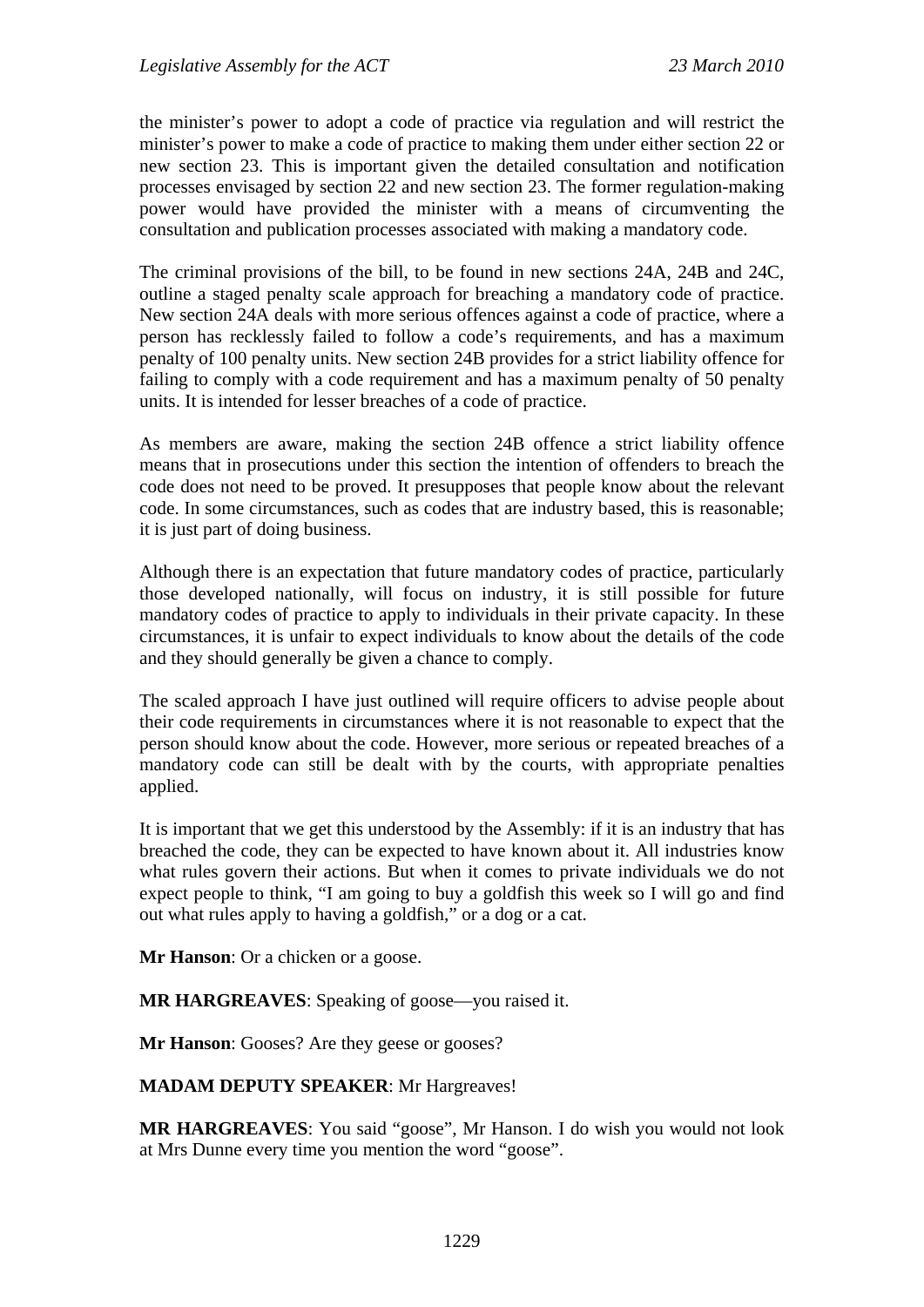the minister's power to adopt a code of practice via regulation and will restrict the minister's power to make a code of practice to making them under either section 22 or new section 23. This is important given the detailed consultation and notification processes envisaged by section 22 and new section 23. The former regulation-making power would have provided the minister with a means of circumventing the consultation and publication processes associated with making a mandatory code.

The criminal provisions of the bill, to be found in new sections 24A, 24B and 24C, outline a staged penalty scale approach for breaching a mandatory code of practice. New section 24A deals with more serious offences against a code of practice, where a person has recklessly failed to follow a code's requirements, and has a maximum penalty of 100 penalty units. New section 24B provides for a strict liability offence for failing to comply with a code requirement and has a maximum penalty of 50 penalty units. It is intended for lesser breaches of a code of practice.

As members are aware, making the section 24B offence a strict liability offence means that in prosecutions under this section the intention of offenders to breach the code does not need to be proved. It presupposes that people know about the relevant code. In some circumstances, such as codes that are industry based, this is reasonable; it is just part of doing business.

Although there is an expectation that future mandatory codes of practice, particularly those developed nationally, will focus on industry, it is still possible for future mandatory codes of practice to apply to individuals in their private capacity. In these circumstances, it is unfair to expect individuals to know about the details of the code and they should generally be given a chance to comply.

The scaled approach I have just outlined will require officers to advise people about their code requirements in circumstances where it is not reasonable to expect that the person should know about the code. However, more serious or repeated breaches of a mandatory code can still be dealt with by the courts, with appropriate penalties applied.

It is important that we get this understood by the Assembly: if it is an industry that has breached the code, they can be expected to have known about it. All industries know what rules govern their actions. But when it comes to private individuals we do not expect people to think, "I am going to buy a goldfish this week so I will go and find out what rules apply to having a goldfish," or a dog or a cat.

**Mr Hanson**: Or a chicken or a goose.

**MR HARGREAVES**: Speaking of goose—you raised it.

**Mr Hanson**: Gooses? Are they geese or gooses?

**MADAM DEPUTY SPEAKER**: Mr Hargreaves!

**MR HARGREAVES**: You said "goose", Mr Hanson. I do wish you would not look at Mrs Dunne every time you mention the word "goose".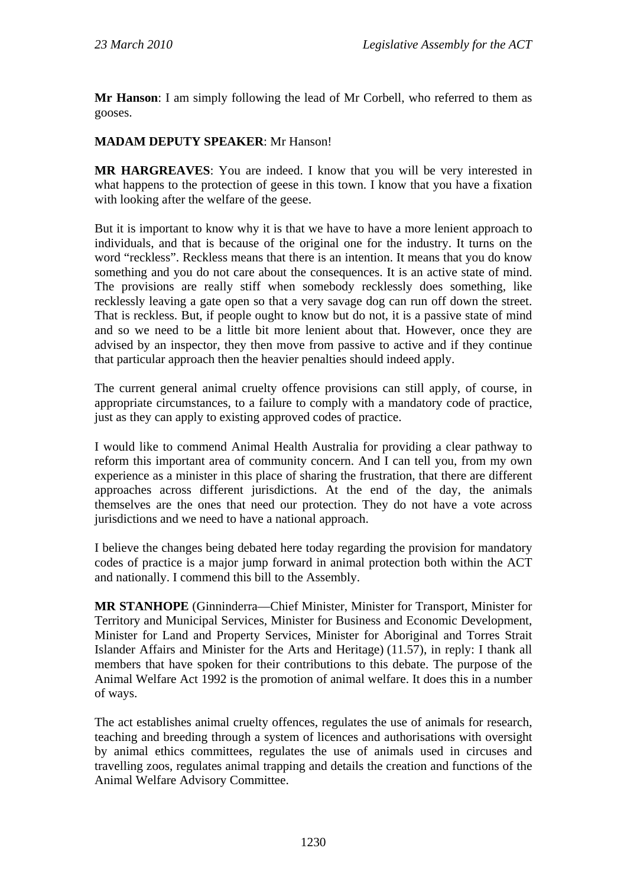**Mr Hanson**: I am simply following the lead of Mr Corbell, who referred to them as gooses.

**MADAM DEPUTY SPEAKER**: Mr Hanson!

**MR HARGREAVES**: You are indeed. I know that you will be very interested in what happens to the protection of geese in this town. I know that you have a fixation with looking after the welfare of the geese.

But it is important to know why it is that we have to have a more lenient approach to individuals, and that is because of the original one for the industry. It turns on the word "reckless". Reckless means that there is an intention. It means that you do know something and you do not care about the consequences. It is an active state of mind. The provisions are really stiff when somebody recklessly does something, like recklessly leaving a gate open so that a very savage dog can run off down the street. That is reckless. But, if people ought to know but do not, it is a passive state of mind and so we need to be a little bit more lenient about that. However, once they are advised by an inspector, they then move from passive to active and if they continue that particular approach then the heavier penalties should indeed apply.

The current general animal cruelty offence provisions can still apply, of course, in appropriate circumstances, to a failure to comply with a mandatory code of practice, just as they can apply to existing approved codes of practice.

I would like to commend Animal Health Australia for providing a clear pathway to reform this important area of community concern. And I can tell you, from my own experience as a minister in this place of sharing the frustration, that there are different approaches across different jurisdictions. At the end of the day, the animals themselves are the ones that need our protection. They do not have a vote across jurisdictions and we need to have a national approach.

I believe the changes being debated here today regarding the provision for mandatory codes of practice is a major jump forward in animal protection both within the ACT and nationally. I commend this bill to the Assembly.

**MR STANHOPE** (Ginninderra—Chief Minister, Minister for Transport, Minister for Territory and Municipal Services, Minister for Business and Economic Development, Minister for Land and Property Services, Minister for Aboriginal and Torres Strait Islander Affairs and Minister for the Arts and Heritage) (11.57), in reply: I thank all members that have spoken for their contributions to this debate. The purpose of the Animal Welfare Act 1992 is the promotion of animal welfare. It does this in a number of ways.

The act establishes animal cruelty offences, regulates the use of animals for research, teaching and breeding through a system of licences and authorisations with oversight by animal ethics committees, regulates the use of animals used in circuses and travelling zoos, regulates animal trapping and details the creation and functions of the Animal Welfare Advisory Committee.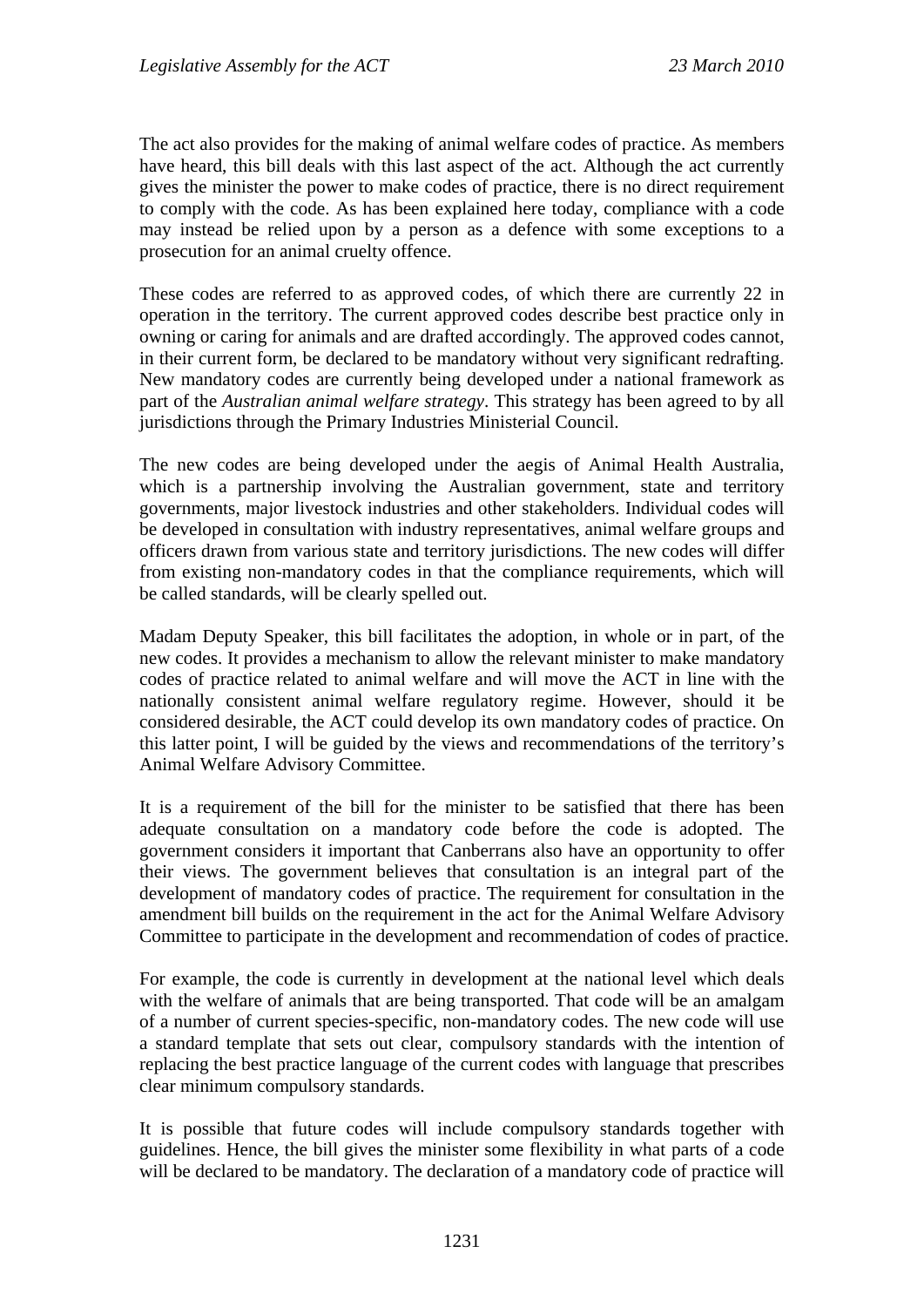The act also provides for the making of animal welfare codes of practice. As members have heard, this bill deals with this last aspect of the act. Although the act currently gives the minister the power to make codes of practice, there is no direct requirement to comply with the code. As has been explained here today, compliance with a code may instead be relied upon by a person as a defence with some exceptions to a prosecution for an animal cruelty offence.

These codes are referred to as approved codes, of which there are currently 22 in operation in the territory. The current approved codes describe best practice only in owning or caring for animals and are drafted accordingly. The approved codes cannot, in their current form, be declared to be mandatory without very significant redrafting. New mandatory codes are currently being developed under a national framework as part of the *Australian animal welfare strategy*. This strategy has been agreed to by all jurisdictions through the Primary Industries Ministerial Council.

The new codes are being developed under the aegis of Animal Health Australia, which is a partnership involving the Australian government, state and territory governments, major livestock industries and other stakeholders. Individual codes will be developed in consultation with industry representatives, animal welfare groups and officers drawn from various state and territory jurisdictions. The new codes will differ from existing non-mandatory codes in that the compliance requirements, which will be called standards, will be clearly spelled out.

Madam Deputy Speaker, this bill facilitates the adoption, in whole or in part, of the new codes. It provides a mechanism to allow the relevant minister to make mandatory codes of practice related to animal welfare and will move the ACT in line with the nationally consistent animal welfare regulatory regime. However, should it be considered desirable, the ACT could develop its own mandatory codes of practice. On this latter point, I will be guided by the views and recommendations of the territory's Animal Welfare Advisory Committee.

It is a requirement of the bill for the minister to be satisfied that there has been adequate consultation on a mandatory code before the code is adopted. The government considers it important that Canberrans also have an opportunity to offer their views. The government believes that consultation is an integral part of the development of mandatory codes of practice. The requirement for consultation in the amendment bill builds on the requirement in the act for the Animal Welfare Advisory Committee to participate in the development and recommendation of codes of practice.

For example, the code is currently in development at the national level which deals with the welfare of animals that are being transported. That code will be an amalgam of a number of current species-specific, non-mandatory codes. The new code will use a standard template that sets out clear, compulsory standards with the intention of replacing the best practice language of the current codes with language that prescribes clear minimum compulsory standards.

It is possible that future codes will include compulsory standards together with guidelines. Hence, the bill gives the minister some flexibility in what parts of a code will be declared to be mandatory. The declaration of a mandatory code of practice will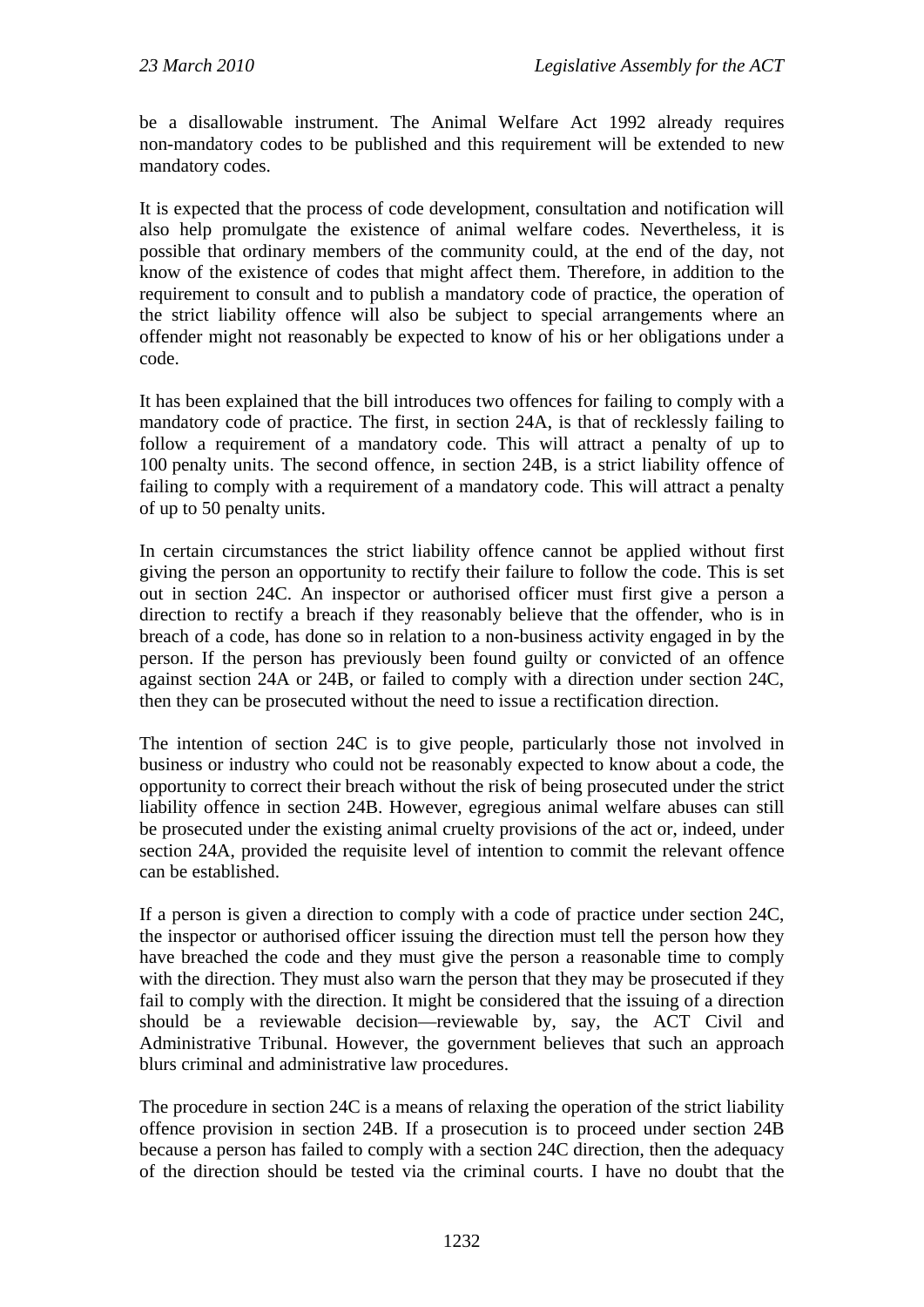be a disallowable instrument. The Animal Welfare Act 1992 already requires non-mandatory codes to be published and this requirement will be extended to new mandatory codes.

It is expected that the process of code development, consultation and notification will also help promulgate the existence of animal welfare codes. Nevertheless, it is possible that ordinary members of the community could, at the end of the day, not know of the existence of codes that might affect them. Therefore, in addition to the requirement to consult and to publish a mandatory code of practice, the operation of the strict liability offence will also be subject to special arrangements where an offender might not reasonably be expected to know of his or her obligations under a code.

It has been explained that the bill introduces two offences for failing to comply with a mandatory code of practice. The first, in section 24A, is that of recklessly failing to follow a requirement of a mandatory code. This will attract a penalty of up to 100 penalty units. The second offence, in section 24B, is a strict liability offence of failing to comply with a requirement of a mandatory code. This will attract a penalty of up to 50 penalty units.

In certain circumstances the strict liability offence cannot be applied without first giving the person an opportunity to rectify their failure to follow the code. This is set out in section 24C. An inspector or authorised officer must first give a person a direction to rectify a breach if they reasonably believe that the offender, who is in breach of a code, has done so in relation to a non-business activity engaged in by the person. If the person has previously been found guilty or convicted of an offence against section 24A or 24B, or failed to comply with a direction under section 24C, then they can be prosecuted without the need to issue a rectification direction.

The intention of section 24C is to give people, particularly those not involved in business or industry who could not be reasonably expected to know about a code, the opportunity to correct their breach without the risk of being prosecuted under the strict liability offence in section 24B. However, egregious animal welfare abuses can still be prosecuted under the existing animal cruelty provisions of the act or, indeed, under section 24A, provided the requisite level of intention to commit the relevant offence can be established.

If a person is given a direction to comply with a code of practice under section 24C, the inspector or authorised officer issuing the direction must tell the person how they have breached the code and they must give the person a reasonable time to comply with the direction. They must also warn the person that they may be prosecuted if they fail to comply with the direction. It might be considered that the issuing of a direction should be a reviewable decision—reviewable by, say, the ACT Civil and Administrative Tribunal. However, the government believes that such an approach blurs criminal and administrative law procedures.

The procedure in section 24C is a means of relaxing the operation of the strict liability offence provision in section 24B. If a prosecution is to proceed under section 24B because a person has failed to comply with a section 24C direction, then the adequacy of the direction should be tested via the criminal courts. I have no doubt that the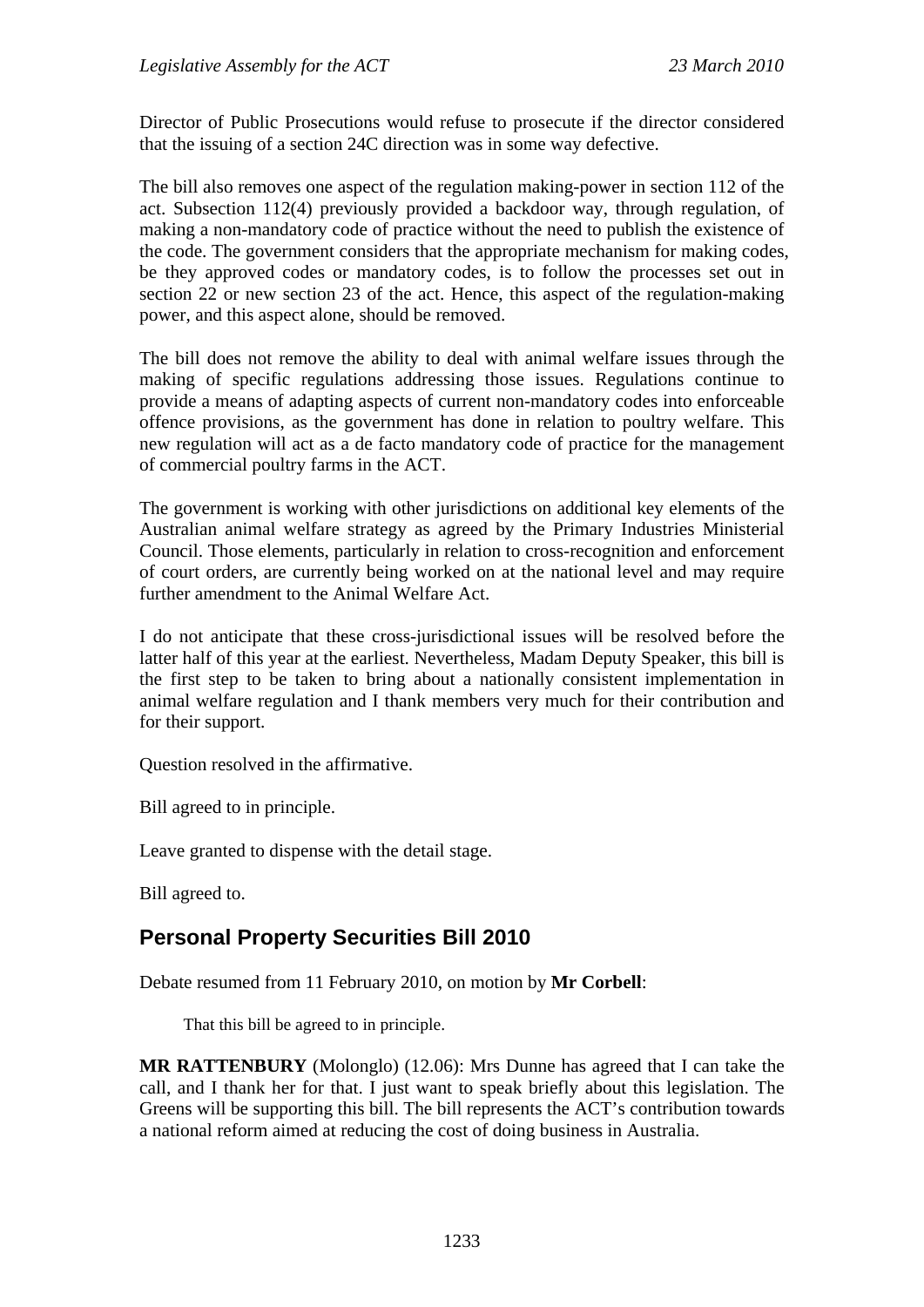Director of Public Prosecutions would refuse to prosecute if the director considered that the issuing of a section 24C direction was in some way defective.

The bill also removes one aspect of the regulation making-power in section 112 of the act. Subsection 112(4) previously provided a backdoor way, through regulation, of making a non-mandatory code of practice without the need to publish the existence of the code. The government considers that the appropriate mechanism for making codes, be they approved codes or mandatory codes, is to follow the processes set out in section 22 or new section 23 of the act. Hence, this aspect of the regulation-making power, and this aspect alone, should be removed.

The bill does not remove the ability to deal with animal welfare issues through the making of specific regulations addressing those issues. Regulations continue to provide a means of adapting aspects of current non-mandatory codes into enforceable offence provisions, as the government has done in relation to poultry welfare. This new regulation will act as a de facto mandatory code of practice for the management of commercial poultry farms in the ACT.

The government is working with other jurisdictions on additional key elements of the Australian animal welfare strategy as agreed by the Primary Industries Ministerial Council. Those elements, particularly in relation to cross-recognition and enforcement of court orders, are currently being worked on at the national level and may require further amendment to the Animal Welfare Act.

I do not anticipate that these cross-jurisdictional issues will be resolved before the latter half of this year at the earliest. Nevertheless, Madam Deputy Speaker, this bill is the first step to be taken to bring about a nationally consistent implementation in animal welfare regulation and I thank members very much for their contribution and for their support.

Question resolved in the affirmative.

Bill agreed to in principle.

Leave granted to dispense with the detail stage.

Bill agreed to.

## Personal Property Securities Bill 2010

Debate resumed from 11 February 2010, on motion by **Mr Corbell**:

> That this bill be agreed to in principle.

**MR RATTENBURY** (Molonglo) (12.06): Mrs Dunne has agreed that I can take the call, and I thank her for that. I just want to speak briefly about this legislation. The Greens will be supporting this bill. The bill represents the ACT's contribution towards a national reform aimed at reducing the cost of doing business in Australia.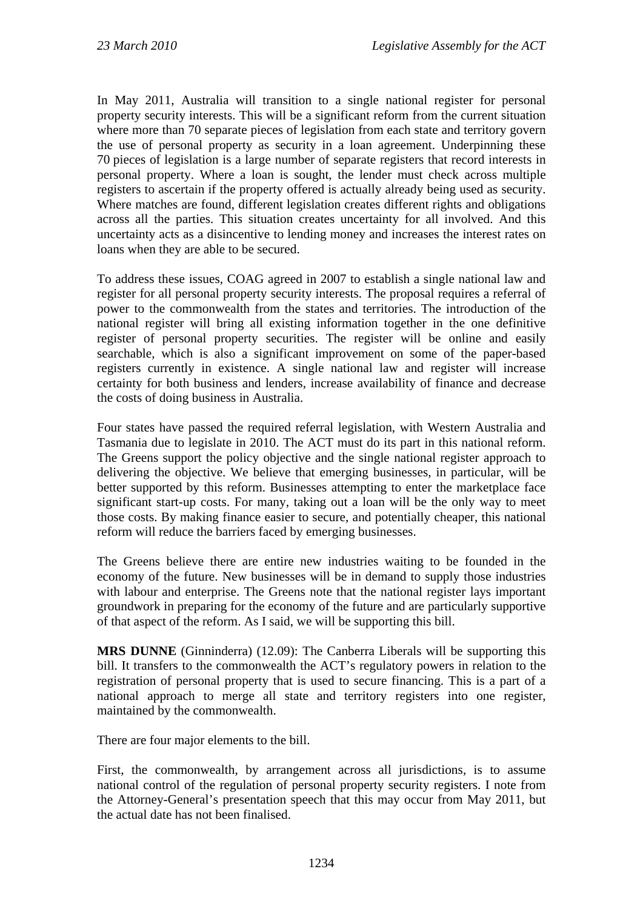In May 2011, Australia will transition to a single national register for personal property security interests. This will be a significant reform from the current situation where more than 70 separate pieces of legislation from each state and territory govern the use of personal property as security in a loan agreement. Underpinning these 70 pieces of legislation is a large number of separate registers that record interests in personal property. Where a loan is sought, the lender must check across multiple registers to ascertain if the property offered is actually already being used as security. Where matches are found, different legislation creates different rights and obligations across all the parties. This situation creates uncertainty for all involved. And this uncertainty acts as a disincentive to lending money and increases the interest rates on loans when they are able to be secured.

To address these issues, COAG agreed in 2007 to establish a single national law and register for all personal property security interests. The proposal requires a referral of power to the commonwealth from the states and territories. The introduction of the national register will bring all existing information together in the one definitive register of personal property securities. The register will be online and easily searchable, which is also a significant improvement on some of the paper-based registers currently in existence. A single national law and register will increase certainty for both business and lenders, increase availability of finance and decrease the costs of doing business in Australia.

Four states have passed the required referral legislation, with Western Australia and Tasmania due to legislate in 2010. The ACT must do its part in this national reform. The Greens support the policy objective and the single national register approach to delivering the objective. We believe that emerging businesses, in particular, will be better supported by this reform. Businesses attempting to enter the marketplace face significant start-up costs. For many, taking out a loan will be the only way to meet those costs. By making finance easier to secure, and potentially cheaper, this national reform will reduce the barriers faced by emerging businesses.

The Greens believe there are entire new industries waiting to be founded in the economy of the future. New businesses will be in demand to supply those industries with labour and enterprise. The Greens note that the national register lays important groundwork in preparing for the economy of the future and are particularly supportive of that aspect of the reform. As I said, we will be supporting this bill.

**MRS DUNNE** (Ginninderra) (12.09): The Canberra Liberals will be supporting this bill. It transfers to the commonwealth the ACT's regulatory powers in relation to the registration of personal property that is used to secure financing. This is a part of a national approach to merge all state and territory registers into one register, maintained by the commonwealth.

There are four major elements to the bill.

First, the commonwealth, by arrangement across all jurisdictions, is to assume national control of the regulation of personal property security registers. I note from the Attorney-General's presentation speech that this may occur from May 2011, but the actual date has not been finalised.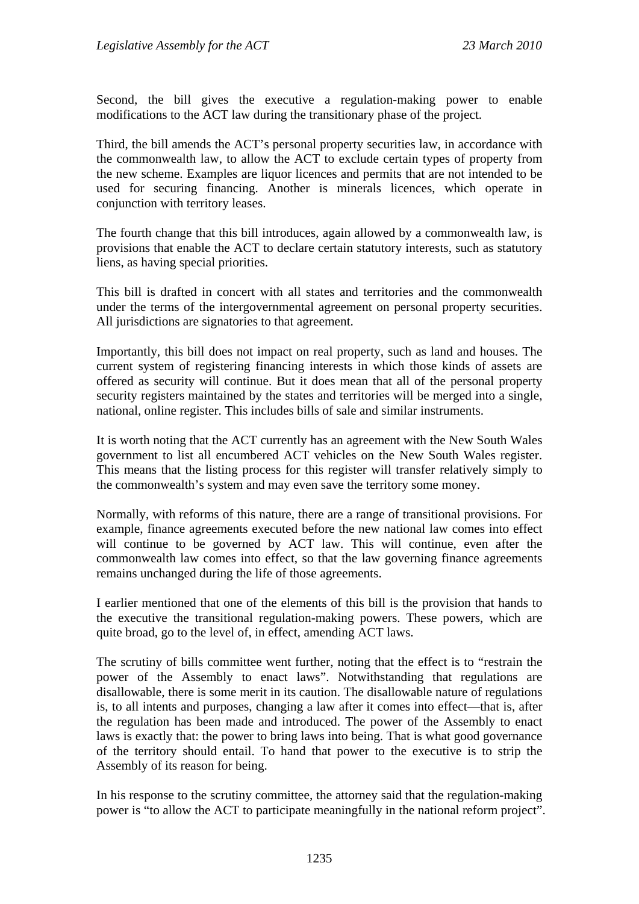Second, the bill gives the executive a regulation-making power to enable modifications to the ACT law during the transitionary phase of the project.

Third, the bill amends the ACT's personal property securities law, in accordance with the commonwealth law, to allow the ACT to exclude certain types of property from the new scheme. Examples are liquor licences and permits that are not intended to be used for securing financing. Another is minerals licences, which operate in conjunction with territory leases.

The fourth change that this bill introduces, again allowed by a commonwealth law, is provisions that enable the ACT to declare certain statutory interests, such as statutory liens, as having special priorities.

This bill is drafted in concert with all states and territories and the commonwealth under the terms of the intergovernmental agreement on personal property securities. All jurisdictions are signatories to that agreement.

Importantly, this bill does not impact on real property, such as land and houses. The current system of registering financing interests in which those kinds of assets are offered as security will continue. But it does mean that all of the personal property security registers maintained by the states and territories will be merged into a single, national, online register. This includes bills of sale and similar instruments.

It is worth noting that the ACT currently has an agreement with the New South Wales government to list all encumbered ACT vehicles on the New South Wales register. This means that the listing process for this register will transfer relatively simply to the commonwealth's system and may even save the territory some money.

Normally, with reforms of this nature, there are a range of transitional provisions. For example, finance agreements executed before the new national law comes into effect will continue to be governed by ACT law. This will continue, even after the commonwealth law comes into effect, so that the law governing finance agreements remains unchanged during the life of those agreements.

I earlier mentioned that one of the elements of this bill is the provision that hands to the executive the transitional regulation-making powers. These powers, which are quite broad, go to the level of, in effect, amending ACT laws.

The scrutiny of bills committee went further, noting that the effect is to "restrain the power of the Assembly to enact laws". Notwithstanding that regulations are disallowable, there is some merit in its caution. The disallowable nature of regulations is, to all intents and purposes, changing a law after it comes into effect—that is, after the regulation has been made and introduced. The power of the Assembly to enact laws is exactly that: the power to bring laws into being. That is what good governance of the territory should entail. To hand that power to the executive is to strip the Assembly of its reason for being.

In his response to the scrutiny committee, the attorney said that the regulation-making power is "to allow the ACT to participate meaningfully in the national reform project".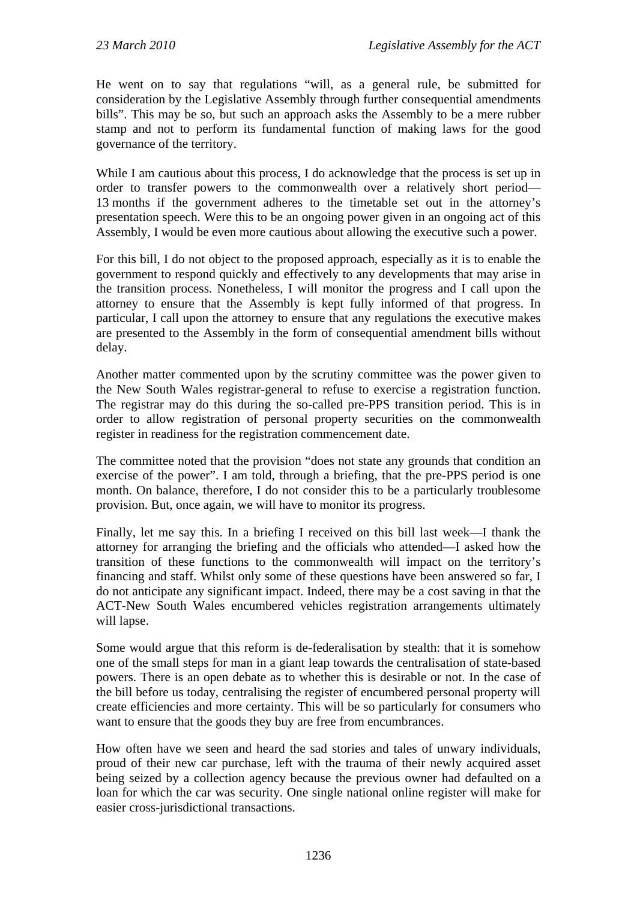He went on to say that regulations "will, as a general rule, be submitted for consideration by the Legislative Assembly through further consequential amendments bills". This may be so, but such an approach asks the Assembly to be a mere rubber stamp and not to perform its fundamental function of making laws for the good governance of the territory.

While I am cautious about this process, I do acknowledge that the process is set up in order to transfer powers to the commonwealth over a relatively short period—13 months if the government adheres to the timetable set out in the attorney's presentation speech. Were this to be an ongoing power given in an ongoing act of this Assembly, I would be even more cautious about allowing the executive such a power.

For this bill, I do not object to the proposed approach, especially as it is to enable the government to respond quickly and effectively to any developments that may arise in the transition process. Nonetheless, I will monitor the progress and I call upon the attorney to ensure that the Assembly is kept fully informed of that progress. In particular, I call upon the attorney to ensure that any regulations the executive makes are presented to the Assembly in the form of consequential amendment bills without delay.

Another matter commented upon by the scrutiny committee was the power given to the New South Wales registrar-general to refuse to exercise a registration function. The registrar may do this during the so-called pre-PPS transition period. This is in order to allow registration of personal property securities on the commonwealth register in readiness for the registration commencement date.

The committee noted that the provision "does not state any grounds that condition an exercise of the power". I am told, through a briefing, that the pre-PPS period is one month. On balance, therefore, I do not consider this to be a particularly troublesome provision. But, once again, we will have to monitor its progress.

Finally, let me say this. In a briefing I received on this bill last week—I thank the attorney for arranging the briefing and the officials who attended—I asked how the transition of these functions to the commonwealth will impact on the territory's financing and staff. Whilst only some of these questions have been answered so far, I do not anticipate any significant impact. Indeed, there may be a cost saving in that the ACT-New South Wales encumbered vehicles registration arrangements ultimately will lapse.

Some would argue that this reform is de-federalisation by stealth: that it is somehow one of the small steps for man in a giant leap towards the centralisation of state-based powers. There is an open debate as to whether this is desirable or not. In the case of the bill before us today, centralising the register of encumbered personal property will create efficiencies and more certainty. This will be so particularly for consumers who want to ensure that the goods they buy are free from encumbrances.

How often have we seen and heard the sad stories and tales of unwary individuals, proud of their new car purchase, left with the trauma of their newly acquired asset being seized by a collection agency because the previous owner had defaulted on a loan for which the car was security. One single national online register will make for easier cross-jurisdictional transactions.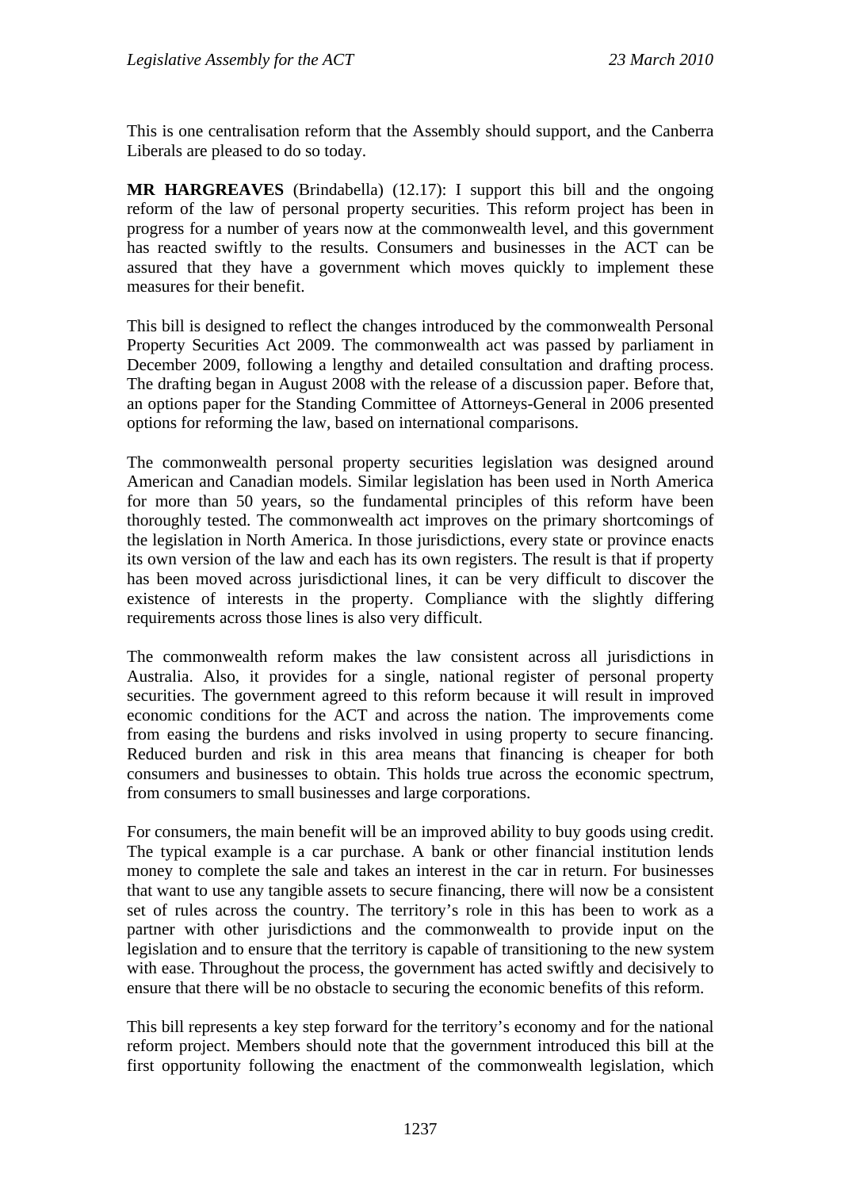This is one centralisation reform that the Assembly should support, and the Canberra Liberals are pleased to do so today.

**MR HARGREAVES** (Brindabella) (12.17): I support this bill and the ongoing reform of the law of personal property securities. This reform project has been in progress for a number of years now at the commonwealth level, and this government has reacted swiftly to the results. Consumers and businesses in the ACT can be assured that they have a government which moves quickly to implement these measures for their benefit.

This bill is designed to reflect the changes introduced by the commonwealth Personal Property Securities Act 2009. The commonwealth act was passed by parliament in December 2009, following a lengthy and detailed consultation and drafting process. The drafting began in August 2008 with the release of a discussion paper. Before that, an options paper for the Standing Committee of Attorneys-General in 2006 presented options for reforming the law, based on international comparisons.

The commonwealth personal property securities legislation was designed around American and Canadian models. Similar legislation has been used in North America for more than 50 years, so the fundamental principles of this reform have been thoroughly tested. The commonwealth act improves on the primary shortcomings of the legislation in North America. In those jurisdictions, every state or province enacts its own version of the law and each has its own registers. The result is that if property has been moved across jurisdictional lines, it can be very difficult to discover the existence of interests in the property. Compliance with the slightly differing requirements across those lines is also very difficult.

The commonwealth reform makes the law consistent across all jurisdictions in Australia. Also, it provides for a single, national register of personal property securities. The government agreed to this reform because it will result in improved economic conditions for the ACT and across the nation. The improvements come from easing the burdens and risks involved in using property to secure financing. Reduced burden and risk in this area means that financing is cheaper for both consumers and businesses to obtain. This holds true across the economic spectrum, from consumers to small businesses and large corporations.

For consumers, the main benefit will be an improved ability to buy goods using credit. The typical example is a car purchase. A bank or other financial institution lends money to complete the sale and takes an interest in the car in return. For businesses that want to use any tangible assets to secure financing, there will now be a consistent set of rules across the country. The territory's role in this has been to work as a partner with other jurisdictions and the commonwealth to provide input on the legislation and to ensure that the territory is capable of transitioning to the new system with ease. Throughout the process, the government has acted swiftly and decisively to ensure that there will be no obstacle to securing the economic benefits of this reform.

This bill represents a key step forward for the territory's economy and for the national reform project. Members should note that the government introduced this bill at the first opportunity following the enactment of the commonwealth legislation, which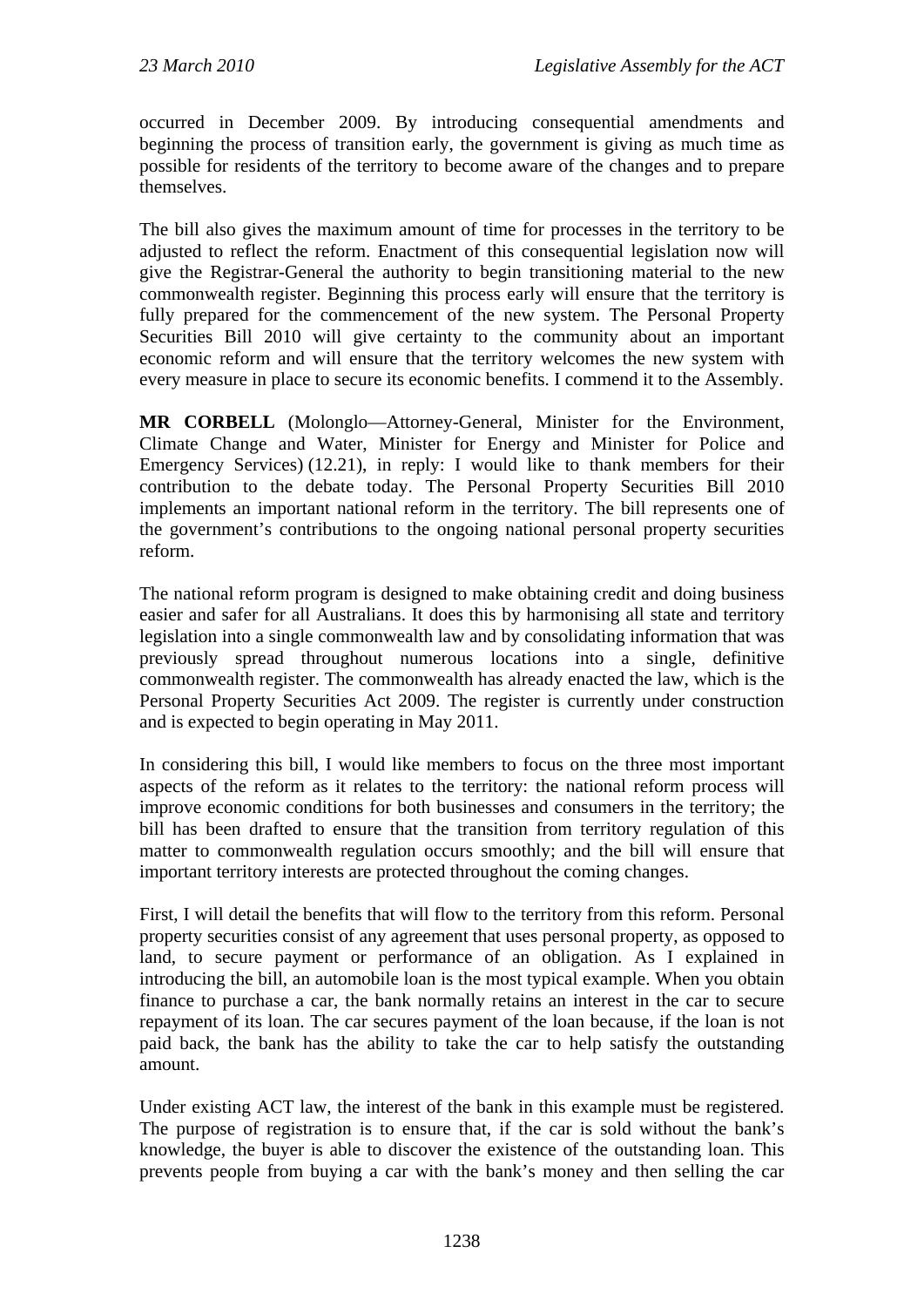occurred in December 2009. By introducing consequential amendments and beginning the process of transition early, the government is giving as much time as possible for residents of the territory to become aware of the changes and to prepare themselves.

The bill also gives the maximum amount of time for processes in the territory to be adjusted to reflect the reform. Enactment of this consequential legislation now will give the Registrar-General the authority to begin transitioning material to the new commonwealth register. Beginning this process early will ensure that the territory is fully prepared for the commencement of the new system. The Personal Property Securities Bill 2010 will give certainty to the community about an important economic reform and will ensure that the territory welcomes the new system with every measure in place to secure its economic benefits. I commend it to the Assembly.

**MR CORBELL** (Molonglo—Attorney-General, Minister for the Environment, Climate Change and Water, Minister for Energy and Minister for Police and Emergency Services) (12.21), in reply: I would like to thank members for their contribution to the debate today. The Personal Property Securities Bill 2010 implements an important national reform in the territory. The bill represents one of the government's contributions to the ongoing national personal property securities reform.

The national reform program is designed to make obtaining credit and doing business easier and safer for all Australians. It does this by harmonising all state and territory legislation into a single commonwealth law and by consolidating information that was previously spread throughout numerous locations into a single, definitive commonwealth register. The commonwealth has already enacted the law, which is the Personal Property Securities Act 2009. The register is currently under construction and is expected to begin operating in May 2011.

In considering this bill, I would like members to focus on the three most important aspects of the reform as it relates to the territory: the national reform process will improve economic conditions for both businesses and consumers in the territory; the bill has been drafted to ensure that the transition from territory regulation of this matter to commonwealth regulation occurs smoothly; and the bill will ensure that important territory interests are protected throughout the coming changes.

First, I will detail the benefits that will flow to the territory from this reform. Personal property securities consist of any agreement that uses personal property, as opposed to land, to secure payment or performance of an obligation. As I explained in introducing the bill, an automobile loan is the most typical example. When you obtain finance to purchase a car, the bank normally retains an interest in the car to secure repayment of its loan. The car secures payment of the loan because, if the loan is not paid back, the bank has the ability to take the car to help satisfy the outstanding amount.

Under existing ACT law, the interest of the bank in this example must be registered. The purpose of registration is to ensure that, if the car is sold without the bank's knowledge, the buyer is able to discover the existence of the outstanding loan. This prevents people from buying a car with the bank's money and then selling the car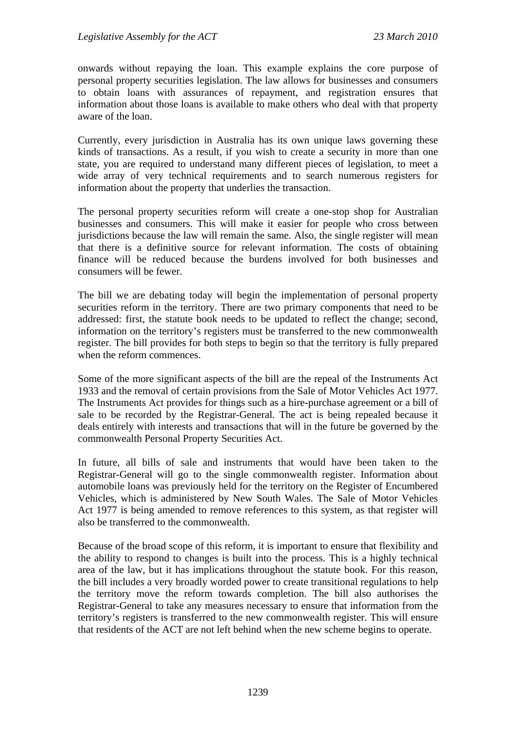onwards without repaying the loan. This example explains the core purpose of personal property securities legislation. The law allows for businesses and consumers to obtain loans with assurances of repayment, and registration ensures that information about those loans is available to make others who deal with that property aware of the loan.

Currently, every jurisdiction in Australia has its own unique laws governing these kinds of transactions. As a result, if you wish to create a security in more than one state, you are required to understand many different pieces of legislation, to meet a wide array of very technical requirements and to search numerous registers for information about the property that underlies the transaction.

The personal property securities reform will create a one-stop shop for Australian businesses and consumers. This will make it easier for people who cross between jurisdictions because the law will remain the same. Also, the single register will mean that there is a definitive source for relevant information. The costs of obtaining finance will be reduced because the burdens involved for both businesses and consumers will be fewer.

The bill we are debating today will begin the implementation of personal property securities reform in the territory. There are two primary components that need to be addressed: first, the statute book needs to be updated to reflect the change; second, information on the territory's registers must be transferred to the new commonwealth register. The bill provides for both steps to begin so that the territory is fully prepared when the reform commences.

Some of the more significant aspects of the bill are the repeal of the Instruments Act 1933 and the removal of certain provisions from the Sale of Motor Vehicles Act 1977. The Instruments Act provides for things such as a hire-purchase agreement or a bill of sale to be recorded by the Registrar-General. The act is being repealed because it deals entirely with interests and transactions that will in the future be governed by the commonwealth Personal Property Securities Act.

In future, all bills of sale and instruments that would have been taken to the Registrar-General will go to the single commonwealth register. Information about automobile loans was previously held for the territory on the Register of Encumbered Vehicles, which is administered by New South Wales. The Sale of Motor Vehicles Act 1977 is being amended to remove references to this system, as that register will also be transferred to the commonwealth.

Because of the broad scope of this reform, it is important to ensure that flexibility and the ability to respond to changes is built into the process. This is a highly technical area of the law, but it has implications throughout the statute book. For this reason, the bill includes a very broadly worded power to create transitional regulations to help the territory move the reform towards completion. The bill also authorises the Registrar-General to take any measures necessary to ensure that information from the territory's registers is transferred to the new commonwealth register. This will ensure that residents of the ACT are not left behind when the new scheme begins to operate.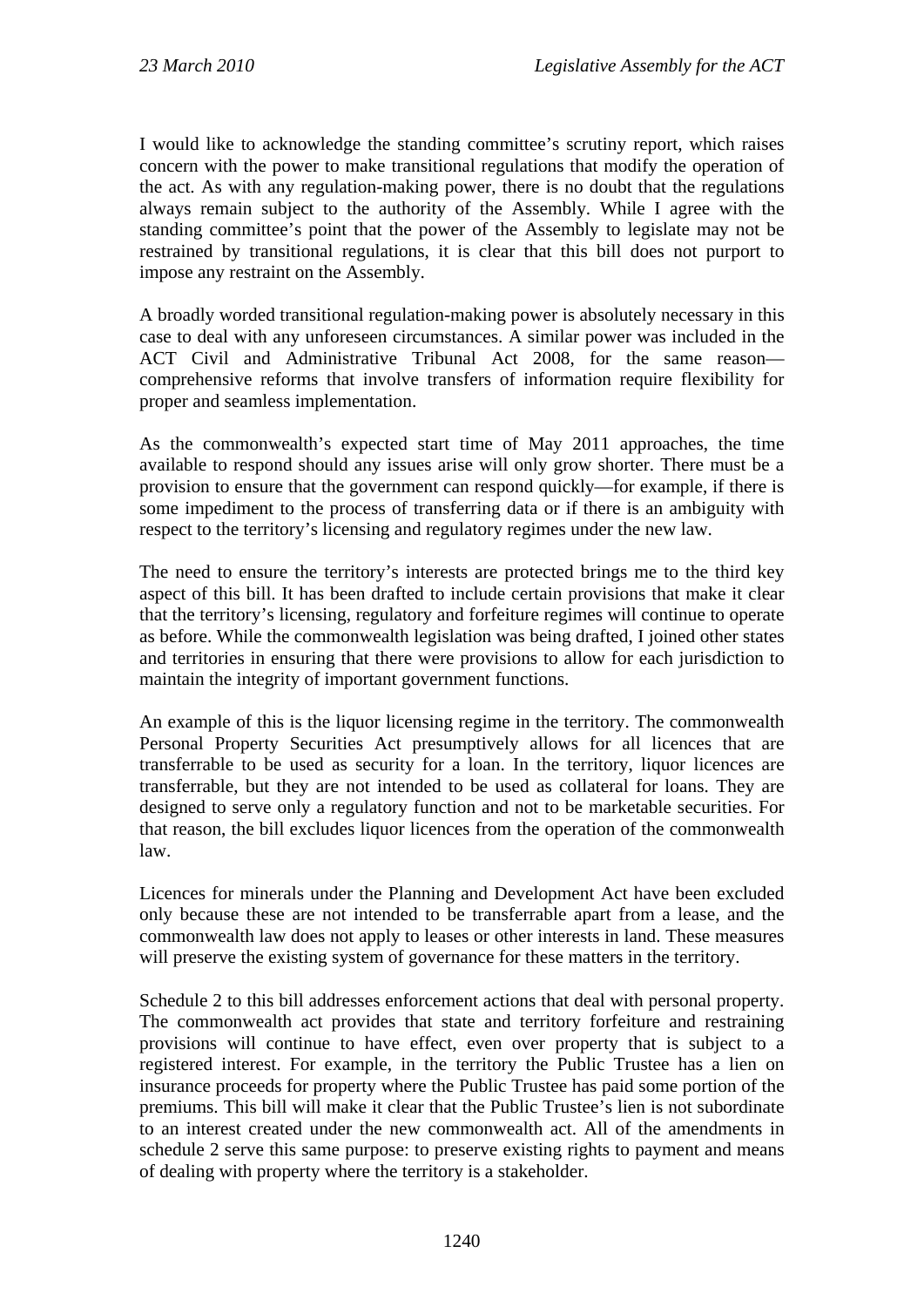I would like to acknowledge the standing committee's scrutiny report, which raises concern with the power to make transitional regulations that modify the operation of the act. As with any regulation-making power, there is no doubt that the regulations always remain subject to the authority of the Assembly. While I agree with the standing committee's point that the power of the Assembly to legislate may not be restrained by transitional regulations, it is clear that this bill does not purport to impose any restraint on the Assembly.

A broadly worded transitional regulation-making power is absolutely necessary in this case to deal with any unforeseen circumstances. A similar power was included in the ACT Civil and Administrative Tribunal Act 2008, for the same reason—comprehensive reforms that involve transfers of information require flexibility for proper and seamless implementation.

As the commonwealth's expected start time of May 2011 approaches, the time available to respond should any issues arise will only grow shorter. There must be a provision to ensure that the government can respond quickly—for example, if there is some impediment to the process of transferring data or if there is an ambiguity with respect to the territory's licensing and regulatory regimes under the new law.

The need to ensure the territory's interests are protected brings me to the third key aspect of this bill. It has been drafted to include certain provisions that make it clear that the territory's licensing, regulatory and forfeiture regimes will continue to operate as before. While the commonwealth legislation was being drafted, I joined other states and territories in ensuring that there were provisions to allow for each jurisdiction to maintain the integrity of important government functions.

An example of this is the liquor licensing regime in the territory. The commonwealth Personal Property Securities Act presumptively allows for all licences that are transferrable to be used as security for a loan. In the territory, liquor licences are transferrable, but they are not intended to be used as collateral for loans. They are designed to serve only a regulatory function and not to be marketable securities. For that reason, the bill excludes liquor licences from the operation of the commonwealth law.

Licences for minerals under the Planning and Development Act have been excluded only because these are not intended to be transferrable apart from a lease, and the commonwealth law does not apply to leases or other interests in land. These measures will preserve the existing system of governance for these matters in the territory.

Schedule 2 to this bill addresses enforcement actions that deal with personal property. The commonwealth act provides that state and territory forfeiture and restraining provisions will continue to have effect, even over property that is subject to a registered interest. For example, in the territory the Public Trustee has a lien on insurance proceeds for property where the Public Trustee has paid some portion of the premiums. This bill will make it clear that the Public Trustee's lien is not subordinate to an interest created under the new commonwealth act. All of the amendments in schedule 2 serve this same purpose: to preserve existing rights to payment and means of dealing with property where the territory is a stakeholder.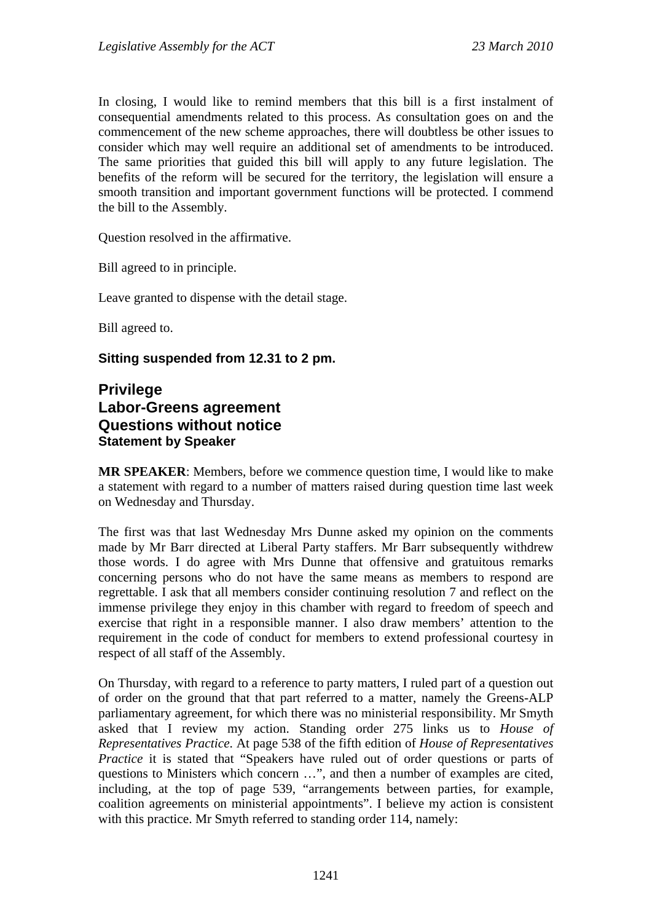In closing, I would like to remind members that this bill is a first instalment of consequential amendments related to this process. As consultation goes on and the commencement of the new scheme approaches, there will doubtless be other issues to consider which may well require an additional set of amendments to be introduced. The same priorities that guided this bill will apply to any future legislation. The benefits of the reform will be secured for the territory, the legislation will ensure a smooth transition and important government functions will be protected. I commend the bill to the Assembly.

Question resolved in the affirmative.

Bill agreed to in principle.

Leave granted to dispense with the detail stage.

Bill agreed to.

**Sitting suspended from 12.31 to 2 pm.**

## Privilege
## Labor-Greens agreement
## Questions without notice
### Statement by Speaker

**MR SPEAKER**: Members, before we commence question time, I would like to make a statement with regard to a number of matters raised during question time last week on Wednesday and Thursday.

The first was that last Wednesday Mrs Dunne asked my opinion on the comments made by Mr Barr directed at Liberal Party staffers. Mr Barr subsequently withdrew those words. I do agree with Mrs Dunne that offensive and gratuitous remarks concerning persons who do not have the same means as members to respond are regrettable. I ask that all members consider continuing resolution 7 and reflect on the immense privilege they enjoy in this chamber with regard to freedom of speech and exercise that right in a responsible manner. I also draw members' attention to the requirement in the code of conduct for members to extend professional courtesy in respect of all staff of the Assembly.

On Thursday, with regard to a reference to party matters, I ruled part of a question out of order on the ground that that part referred to a matter, namely the Greens-ALP parliamentary agreement, for which there was no ministerial responsibility. Mr Smyth asked that I review my action. Standing order 275 links us to *House of Representatives Practice*. At page 538 of the fifth edition of *House of Representatives Practice* it is stated that "Speakers have ruled out of order questions or parts of questions to Ministers which concern …", and then a number of examples are cited, including, at the top of page 539, "arrangements between parties, for example, coalition agreements on ministerial appointments". I believe my action is consistent with this practice. Mr Smyth referred to standing order 114, namely: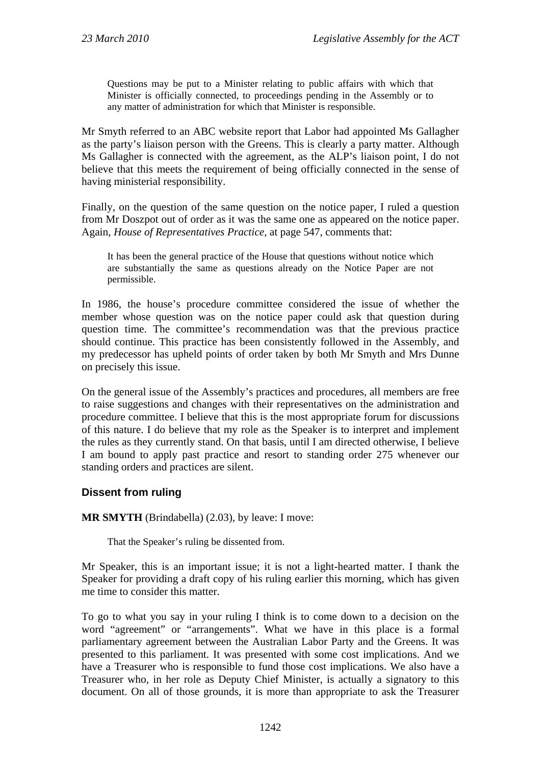> Questions may be put to a Minister relating to public affairs with which that Minister is officially connected, to proceedings pending in the Assembly or to any matter of administration for which that Minister is responsible.

Mr Smyth referred to an ABC website report that Labor had appointed Ms Gallagher as the party's liaison person with the Greens. This is clearly a party matter. Although Ms Gallagher is connected with the agreement, as the ALP's liaison point, I do not believe that this meets the requirement of being officially connected in the sense of having ministerial responsibility.

Finally, on the question of the same question on the notice paper, I ruled a question from Mr Doszpot out of order as it was the same one as appeared on the notice paper. Again, *House of Representatives Practice*, at page 547, comments that:

> It has been the general practice of the House that questions without notice which are substantially the same as questions already on the Notice Paper are not permissible.

In 1986, the house's procedure committee considered the issue of whether the member whose question was on the notice paper could ask that question during question time. The committee's recommendation was that the previous practice should continue. This practice has been consistently followed in the Assembly, and my predecessor has upheld points of order taken by both Mr Smyth and Mrs Dunne on precisely this issue.

On the general issue of the Assembly's practices and procedures, all members are free to raise suggestions and changes with their representatives on the administration and procedure committee. I believe that this is the most appropriate forum for discussions of this nature. I do believe that my role as the Speaker is to interpret and implement the rules as they currently stand. On that basis, until I am directed otherwise, I believe I am bound to apply past practice and resort to standing order 275 whenever our standing orders and practices are silent.

## Dissent from ruling

**MR SMYTH** (Brindabella) (2.03), by leave: I move:

> That the Speaker's ruling be dissented from.

Mr Speaker, this is an important issue; it is not a light-hearted matter. I thank the Speaker for providing a draft copy of his ruling earlier this morning, which has given me time to consider this matter.

To go to what you say in your ruling I think is to come down to a decision on the word "agreement" or "arrangements". What we have in this place is a formal parliamentary agreement between the Australian Labor Party and the Greens. It was presented to this parliament. It was presented with some cost implications. And we have a Treasurer who is responsible to fund those cost implications. We also have a Treasurer who, in her role as Deputy Chief Minister, is actually a signatory to this document. On all of those grounds, it is more than appropriate to ask the Treasurer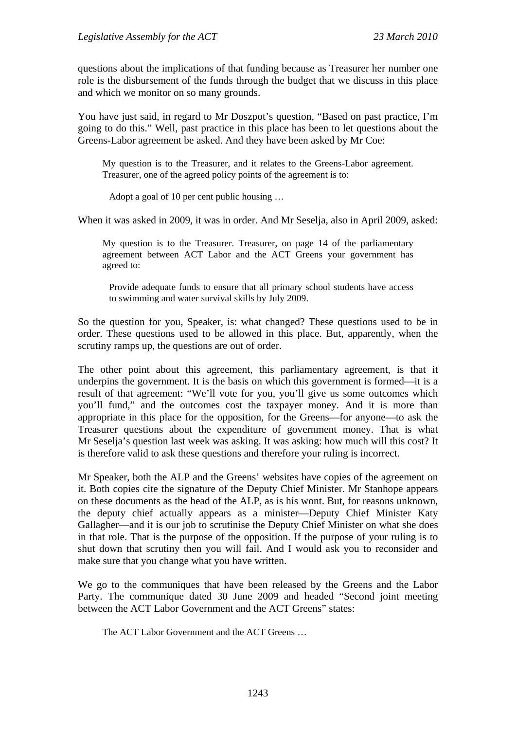questions about the implications of that funding because as Treasurer her number one role is the disbursement of the funds through the budget that we discuss in this place and which we monitor on so many grounds.

You have just said, in regard to Mr Doszpot's question, "Based on past practice, I'm going to do this." Well, past practice in this place has been to let questions about the Greens-Labor agreement be asked. And they have been asked by Mr Coe:

> My question is to the Treasurer, and it relates to the Greens-Labor agreement. Treasurer, one of the agreed policy points of the agreement is to:
>
> > Adopt a goal of 10 per cent public housing …

When it was asked in 2009, it was in order. And Mr Seselja, also in April 2009, asked:

> My question is to the Treasurer. Treasurer, on page 14 of the parliamentary agreement between ACT Labor and the ACT Greens your government has agreed to:
>
> > Provide adequate funds to ensure that all primary school students have access to swimming and water survival skills by July 2009.

So the question for you, Speaker, is: what changed? These questions used to be in order. These questions used to be allowed in this place. But, apparently, when the scrutiny ramps up, the questions are out of order.

The other point about this agreement, this parliamentary agreement, is that it underpins the government. It is the basis on which this government is formed—it is a result of that agreement: "We'll vote for you, you'll give us some outcomes which you'll fund," and the outcomes cost the taxpayer money. And it is more than appropriate in this place for the opposition, for the Greens—for anyone—to ask the Treasurer questions about the expenditure of government money. That is what Mr Seselja's question last week was asking. It was asking: how much will this cost? It is therefore valid to ask these questions and therefore your ruling is incorrect.

Mr Speaker, both the ALP and the Greens' websites have copies of the agreement on it. Both copies cite the signature of the Deputy Chief Minister. Mr Stanhope appears on these documents as the head of the ALP, as is his wont. But, for reasons unknown, the deputy chief actually appears as a minister—Deputy Chief Minister Katy Gallagher—and it is our job to scrutinise the Deputy Chief Minister on what she does in that role. That is the purpose of the opposition. If the purpose of your ruling is to shut down that scrutiny then you will fail. And I would ask you to reconsider and make sure that you change what you have written.

We go to the communiques that have been released by the Greens and the Labor Party. The communique dated 30 June 2009 and headed "Second joint meeting between the ACT Labor Government and the ACT Greens" states:

> The ACT Labor Government and the ACT Greens …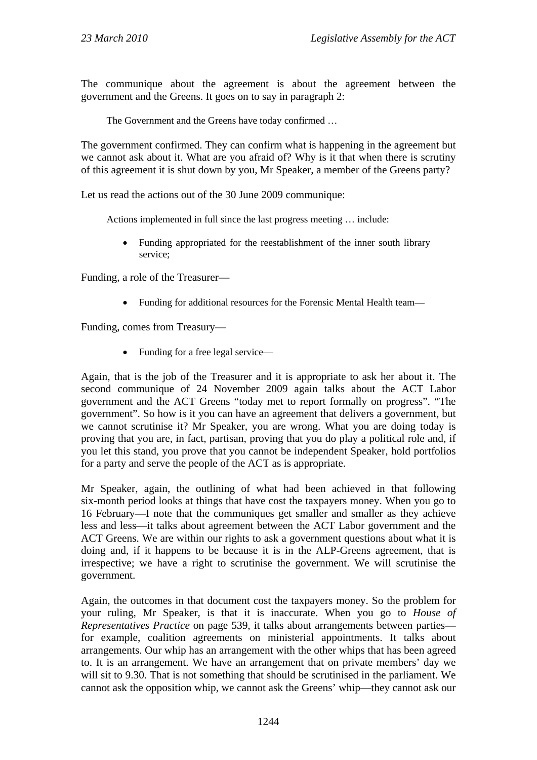The communique about the agreement is about the agreement between the government and the Greens. It goes on to say in paragraph 2:

> The Government and the Greens have today confirmed …

The government confirmed. They can confirm what is happening in the agreement but we cannot ask about it. What are you afraid of? Why is it that when there is scrutiny of this agreement it is shut down by you, Mr Speaker, a member of the Greens party?

Let us read the actions out of the 30 June 2009 communique:

> Actions implemented in full since the last progress meeting … include:
>
> - Funding appropriated for the reestablishment of the inner south library service;

Funding, a role of the Treasurer—

> - Funding for additional resources for the Forensic Mental Health team—

Funding, comes from Treasury—

> - Funding for a free legal service—

Again, that is the job of the Treasurer and it is appropriate to ask her about it. The second communique of 24 November 2009 again talks about the ACT Labor government and the ACT Greens "today met to report formally on progress". "The government". So how is it you can have an agreement that delivers a government, but we cannot scrutinise it? Mr Speaker, you are wrong. What you are doing today is proving that you are, in fact, partisan, proving that you do play a political role and, if you let this stand, you prove that you cannot be independent Speaker, hold portfolios for a party and serve the people of the ACT as is appropriate.

Mr Speaker, again, the outlining of what had been achieved in that following six-month period looks at things that have cost the taxpayers money. When you go to 16 February—I note that the communiques get smaller and smaller as they achieve less and less—it talks about agreement between the ACT Labor government and the ACT Greens. We are within our rights to ask a government questions about what it is doing and, if it happens to be because it is in the ALP-Greens agreement, that is irrespective; we have a right to scrutinise the government. We will scrutinise the government.

Again, the outcomes in that document cost the taxpayers money. So the problem for your ruling, Mr Speaker, is that it is inaccurate. When you go to *House of Representatives Practice* on page 539, it talks about arrangements between parties—for example, coalition agreements on ministerial appointments. It talks about arrangements. Our whip has an arrangement with the other whips that has been agreed to. It is an arrangement. We have an arrangement that on private members' day we will sit to 9.30. That is not something that should be scrutinised in the parliament. We cannot ask the opposition whip, we cannot ask the Greens' whip—they cannot ask our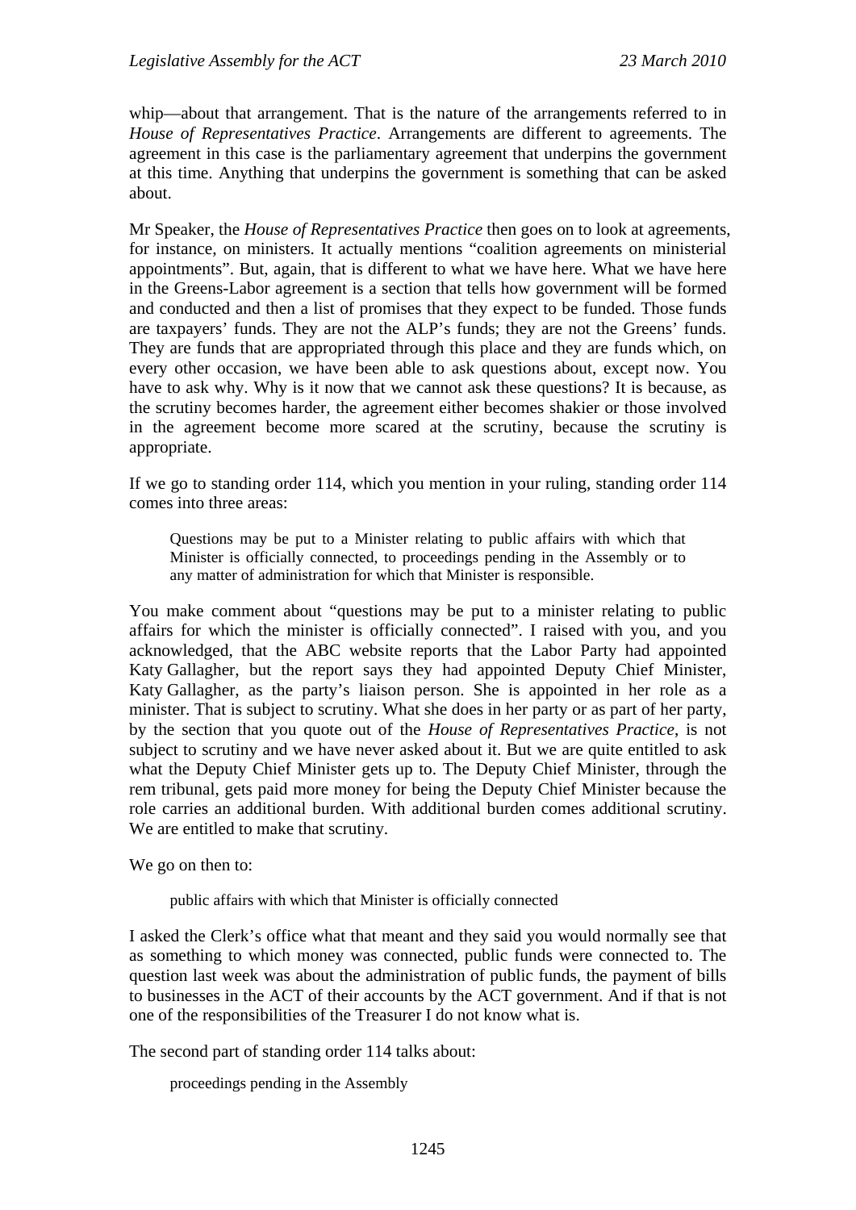whip—about that arrangement. That is the nature of the arrangements referred to in *House of Representatives Practice*. Arrangements are different to agreements. The agreement in this case is the parliamentary agreement that underpins the government at this time. Anything that underpins the government is something that can be asked about.

Mr Speaker, the *House of Representatives Practice* then goes on to look at agreements, for instance, on ministers. It actually mentions "coalition agreements on ministerial appointments". But, again, that is different to what we have here. What we have here in the Greens-Labor agreement is a section that tells how government will be formed and conducted and then a list of promises that they expect to be funded. Those funds are taxpayers' funds. They are not the ALP's funds; they are not the Greens' funds. They are funds that are appropriated through this place and they are funds which, on every other occasion, we have been able to ask questions about, except now. You have to ask why. Why is it now that we cannot ask these questions? It is because, as the scrutiny becomes harder, the agreement either becomes shakier or those involved in the agreement become more scared at the scrutiny, because the scrutiny is appropriate.

If we go to standing order 114, which you mention in your ruling, standing order 114 comes into three areas:

> Questions may be put to a Minister relating to public affairs with which that Minister is officially connected, to proceedings pending in the Assembly or to any matter of administration for which that Minister is responsible.

You make comment about "questions may be put to a minister relating to public affairs for which the minister is officially connected". I raised with you, and you acknowledged, that the ABC website reports that the Labor Party had appointed Katy Gallagher, but the report says they had appointed Deputy Chief Minister, Katy Gallagher, as the party's liaison person. She is appointed in her role as a minister. That is subject to scrutiny. What she does in her party or as part of her party, by the section that you quote out of the *House of Representatives Practice*, is not subject to scrutiny and we have never asked about it. But we are quite entitled to ask what the Deputy Chief Minister gets up to. The Deputy Chief Minister, through the rem tribunal, gets paid more money for being the Deputy Chief Minister because the role carries an additional burden. With additional burden comes additional scrutiny. We are entitled to make that scrutiny.

We go on then to:

> public affairs with which that Minister is officially connected

I asked the Clerk's office what that meant and they said you would normally see that as something to which money was connected, public funds were connected to. The question last week was about the administration of public funds, the payment of bills to businesses in the ACT of their accounts by the ACT government. And if that is not one of the responsibilities of the Treasurer I do not know what is.

The second part of standing order 114 talks about:

> proceedings pending in the Assembly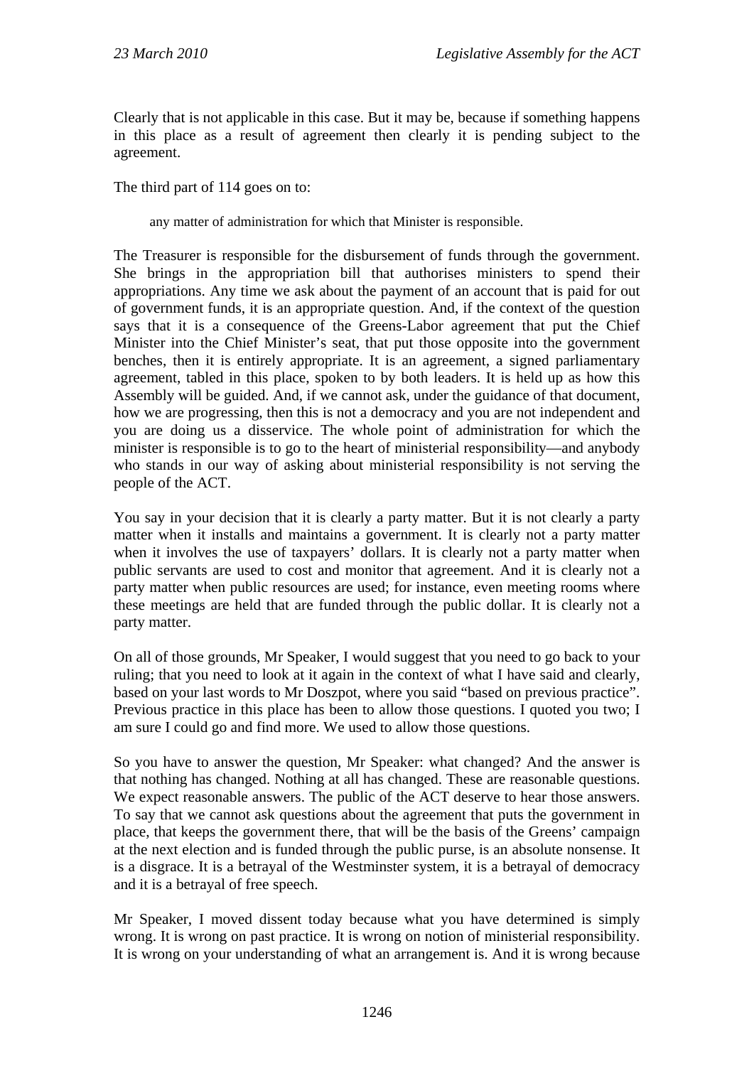Clearly that is not applicable in this case. But it may be, because if something happens in this place as a result of agreement then clearly it is pending subject to the agreement.

The third part of 114 goes on to:

> any matter of administration for which that Minister is responsible.

The Treasurer is responsible for the disbursement of funds through the government. She brings in the appropriation bill that authorises ministers to spend their appropriations. Any time we ask about the payment of an account that is paid for out of government funds, it is an appropriate question. And, if the context of the question says that it is a consequence of the Greens-Labor agreement that put the Chief Minister into the Chief Minister's seat, that put those opposite into the government benches, then it is entirely appropriate. It is an agreement, a signed parliamentary agreement, tabled in this place, spoken to by both leaders. It is held up as how this Assembly will be guided. And, if we cannot ask, under the guidance of that document, how we are progressing, then this is not a democracy and you are not independent and you are doing us a disservice. The whole point of administration for which the minister is responsible is to go to the heart of ministerial responsibility—and anybody who stands in our way of asking about ministerial responsibility is not serving the people of the ACT.

You say in your decision that it is clearly a party matter. But it is not clearly a party matter when it installs and maintains a government. It is clearly not a party matter when it involves the use of taxpayers' dollars. It is clearly not a party matter when public servants are used to cost and monitor that agreement. And it is clearly not a party matter when public resources are used; for instance, even meeting rooms where these meetings are held that are funded through the public dollar. It is clearly not a party matter.

On all of those grounds, Mr Speaker, I would suggest that you need to go back to your ruling; that you need to look at it again in the context of what I have said and clearly, based on your last words to Mr Doszpot, where you said "based on previous practice". Previous practice in this place has been to allow those questions. I quoted you two; I am sure I could go and find more. We used to allow those questions.

So you have to answer the question, Mr Speaker: what changed? And the answer is that nothing has changed. Nothing at all has changed. These are reasonable questions. We expect reasonable answers. The public of the ACT deserve to hear those answers. To say that we cannot ask questions about the agreement that puts the government in place, that keeps the government there, that will be the basis of the Greens' campaign at the next election and is funded through the public purse, is an absolute nonsense. It is a disgrace. It is a betrayal of the Westminster system, it is a betrayal of democracy and it is a betrayal of free speech.

Mr Speaker, I moved dissent today because what you have determined is simply wrong. It is wrong on past practice. It is wrong on notion of ministerial responsibility. It is wrong on your understanding of what an arrangement is. And it is wrong because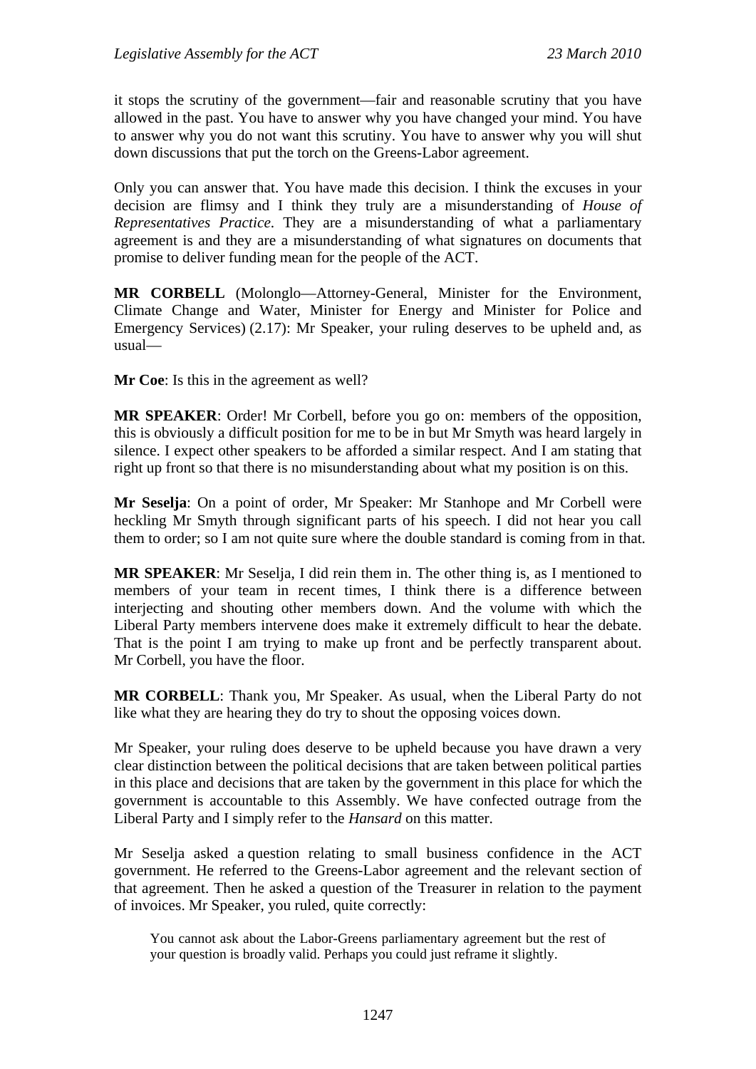it stops the scrutiny of the government—fair and reasonable scrutiny that you have allowed in the past. You have to answer why you have changed your mind. You have to answer why you do not want this scrutiny. You have to answer why you will shut down discussions that put the torch on the Greens-Labor agreement.

Only you can answer that. You have made this decision. I think the excuses in your decision are flimsy and I think they truly are a misunderstanding of *House of Representatives Practice*. They are a misunderstanding of what a parliamentary agreement is and they are a misunderstanding of what signatures on documents that promise to deliver funding mean for the people of the ACT.

**MR CORBELL** (Molonglo—Attorney-General, Minister for the Environment, Climate Change and Water, Minister for Energy and Minister for Police and Emergency Services) (2.17): Mr Speaker, your ruling deserves to be upheld and, as usual—

**Mr Coe**: Is this in the agreement as well?

**MR SPEAKER**: Order! Mr Corbell, before you go on: members of the opposition, this is obviously a difficult position for me to be in but Mr Smyth was heard largely in silence. I expect other speakers to be afforded a similar respect. And I am stating that right up front so that there is no misunderstanding about what my position is on this.

**Mr Seselja**: On a point of order, Mr Speaker: Mr Stanhope and Mr Corbell were heckling Mr Smyth through significant parts of his speech. I did not hear you call them to order; so I am not quite sure where the double standard is coming from in that.

**MR SPEAKER**: Mr Seselja, I did rein them in. The other thing is, as I mentioned to members of your team in recent times, I think there is a difference between interjecting and shouting other members down. And the volume with which the Liberal Party members intervene does make it extremely difficult to hear the debate. That is the point I am trying to make up front and be perfectly transparent about. Mr Corbell, you have the floor.

**MR CORBELL**: Thank you, Mr Speaker. As usual, when the Liberal Party do not like what they are hearing they do try to shout the opposing voices down.

Mr Speaker, your ruling does deserve to be upheld because you have drawn a very clear distinction between the political decisions that are taken between political parties in this place and decisions that are taken by the government in this place for which the government is accountable to this Assembly. We have confected outrage from the Liberal Party and I simply refer to the *Hansard* on this matter.

Mr Seselja asked a question relating to small business confidence in the ACT government. He referred to the Greens-Labor agreement and the relevant section of that agreement. Then he asked a question of the Treasurer in relation to the payment of invoices. Mr Speaker, you ruled, quite correctly:

> You cannot ask about the Labor-Greens parliamentary agreement but the rest of your question is broadly valid. Perhaps you could just reframe it slightly.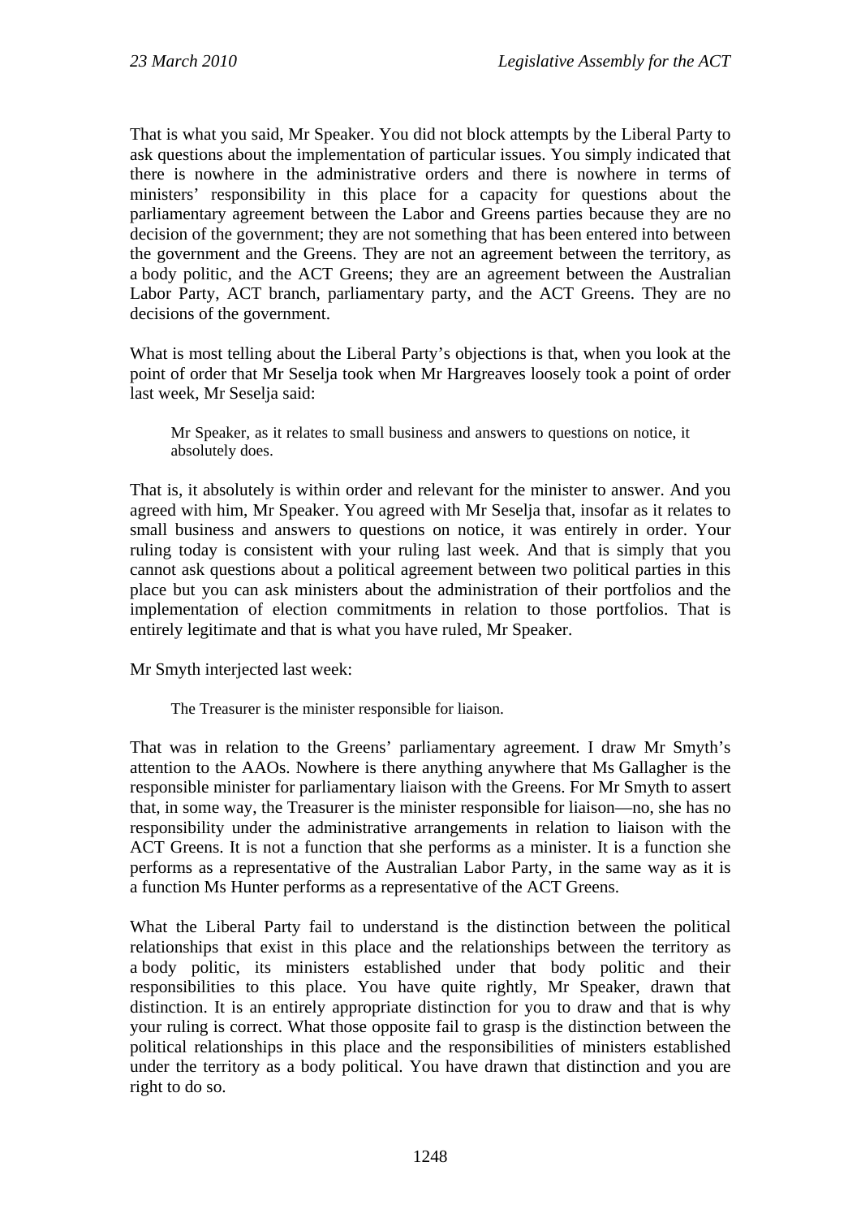That is what you said, Mr Speaker. You did not block attempts by the Liberal Party to ask questions about the implementation of particular issues. You simply indicated that there is nowhere in the administrative orders and there is nowhere in terms of ministers' responsibility in this place for a capacity for questions about the parliamentary agreement between the Labor and Greens parties because they are no decision of the government; they are not something that has been entered into between the government and the Greens. They are not an agreement between the territory, as a body politic, and the ACT Greens; they are an agreement between the Australian Labor Party, ACT branch, parliamentary party, and the ACT Greens. They are no decisions of the government.

What is most telling about the Liberal Party's objections is that, when you look at the point of order that Mr Seselja took when Mr Hargreaves loosely took a point of order last week, Mr Seselja said:

> Mr Speaker, as it relates to small business and answers to questions on notice, it absolutely does.

That is, it absolutely is within order and relevant for the minister to answer. And you agreed with him, Mr Speaker. You agreed with Mr Seselja that, insofar as it relates to small business and answers to questions on notice, it was entirely in order. Your ruling today is consistent with your ruling last week. And that is simply that you cannot ask questions about a political agreement between two political parties in this place but you can ask ministers about the administration of their portfolios and the implementation of election commitments in relation to those portfolios. That is entirely legitimate and that is what you have ruled, Mr Speaker.

Mr Smyth interjected last week:

> The Treasurer is the minister responsible for liaison.

That was in relation to the Greens' parliamentary agreement. I draw Mr Smyth's attention to the AAOs. Nowhere is there anything anywhere that Ms Gallagher is the responsible minister for parliamentary liaison with the Greens. For Mr Smyth to assert that, in some way, the Treasurer is the minister responsible for liaison—no, she has no responsibility under the administrative arrangements in relation to liaison with the ACT Greens. It is not a function that she performs as a minister. It is a function she performs as a representative of the Australian Labor Party, in the same way as it is a function Ms Hunter performs as a representative of the ACT Greens.

What the Liberal Party fail to understand is the distinction between the political relationships that exist in this place and the relationships between the territory as a body politic, its ministers established under that body politic and their responsibilities to this place. You have quite rightly, Mr Speaker, drawn that distinction. It is an entirely appropriate distinction for you to draw and that is why your ruling is correct. What those opposite fail to grasp is the distinction between the political relationships in this place and the responsibilities of ministers established under the territory as a body political. You have drawn that distinction and you are right to do so.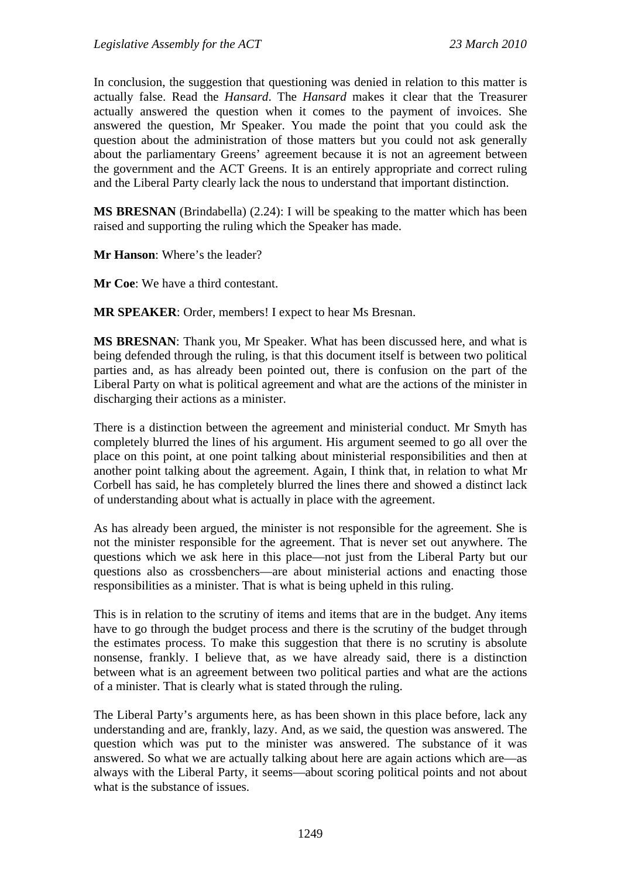In conclusion, the suggestion that questioning was denied in relation to this matter is actually false. Read the *Hansard*. The *Hansard* makes it clear that the Treasurer actually answered the question when it comes to the payment of invoices. She answered the question, Mr Speaker. You made the point that you could ask the question about the administration of those matters but you could not ask generally about the parliamentary Greens' agreement because it is not an agreement between the government and the ACT Greens. It is an entirely appropriate and correct ruling and the Liberal Party clearly lack the nous to understand that important distinction.

**MS BRESNAN** (Brindabella) (2.24): I will be speaking to the matter which has been raised and supporting the ruling which the Speaker has made.

**Mr Hanson**: Where's the leader?

**Mr Coe**: We have a third contestant.

**MR SPEAKER**: Order, members! I expect to hear Ms Bresnan.

**MS BRESNAN**: Thank you, Mr Speaker. What has been discussed here, and what is being defended through the ruling, is that this document itself is between two political parties and, as has already been pointed out, there is confusion on the part of the Liberal Party on what is political agreement and what are the actions of the minister in discharging their actions as a minister.

There is a distinction between the agreement and ministerial conduct. Mr Smyth has completely blurred the lines of his argument. His argument seemed to go all over the place on this point, at one point talking about ministerial responsibilities and then at another point talking about the agreement. Again, I think that, in relation to what Mr Corbell has said, he has completely blurred the lines there and showed a distinct lack of understanding about what is actually in place with the agreement.

As has already been argued, the minister is not responsible for the agreement. She is not the minister responsible for the agreement. That is never set out anywhere. The questions which we ask here in this place—not just from the Liberal Party but our questions also as crossbenchers—are about ministerial actions and enacting those responsibilities as a minister. That is what is being upheld in this ruling.

This is in relation to the scrutiny of items and items that are in the budget. Any items have to go through the budget process and there is the scrutiny of the budget through the estimates process. To make this suggestion that there is no scrutiny is absolute nonsense, frankly. I believe that, as we have already said, there is a distinction between what is an agreement between two political parties and what are the actions of a minister. That is clearly what is stated through the ruling.

The Liberal Party's arguments here, as has been shown in this place before, lack any understanding and are, frankly, lazy. And, as we said, the question was answered. The question which was put to the minister was answered. The substance of it was answered. So what we are actually talking about here are again actions which are—as always with the Liberal Party, it seems—about scoring political points and not about what is the substance of issues.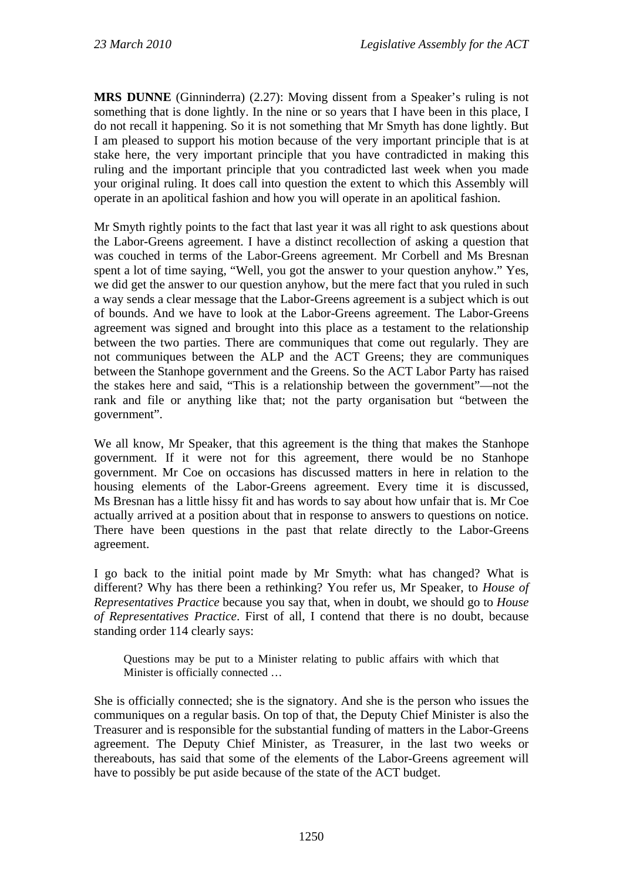**MRS DUNNE** (Ginninderra) (2.27): Moving dissent from a Speaker's ruling is not something that is done lightly. In the nine or so years that I have been in this place, I do not recall it happening. So it is not something that Mr Smyth has done lightly. But I am pleased to support his motion because of the very important principle that is at stake here, the very important principle that you have contradicted in making this ruling and the important principle that you contradicted last week when you made your original ruling. It does call into question the extent to which this Assembly will operate in an apolitical fashion and how you will operate in an apolitical fashion.

Mr Smyth rightly points to the fact that last year it was all right to ask questions about the Labor-Greens agreement. I have a distinct recollection of asking a question that was couched in terms of the Labor-Greens agreement. Mr Corbell and Ms Bresnan spent a lot of time saying, "Well, you got the answer to your question anyhow." Yes, we did get the answer to our question anyhow, but the mere fact that you ruled in such a way sends a clear message that the Labor-Greens agreement is a subject which is out of bounds. And we have to look at the Labor-Greens agreement. The Labor-Greens agreement was signed and brought into this place as a testament to the relationship between the two parties. There are communiques that come out regularly. They are not communiques between the ALP and the ACT Greens; they are communiques between the Stanhope government and the Greens. So the ACT Labor Party has raised the stakes here and said, "This is a relationship between the government"—not the rank and file or anything like that; not the party organisation but "between the government".

We all know, Mr Speaker, that this agreement is the thing that makes the Stanhope government. If it were not for this agreement, there would be no Stanhope government. Mr Coe on occasions has discussed matters in here in relation to the housing elements of the Labor-Greens agreement. Every time it is discussed, Ms Bresnan has a little hissy fit and has words to say about how unfair that is. Mr Coe actually arrived at a position about that in response to answers to questions on notice. There have been questions in the past that relate directly to the Labor-Greens agreement.

I go back to the initial point made by Mr Smyth: what has changed? What is different? Why has there been a rethinking? You refer us, Mr Speaker, to *House of Representatives Practice* because you say that, when in doubt, we should go to *House of Representatives Practice*. First of all, I contend that there is no doubt, because standing order 114 clearly says:

> Questions may be put to a Minister relating to public affairs with which that Minister is officially connected …

She is officially connected; she is the signatory. And she is the person who issues the communiques on a regular basis. On top of that, the Deputy Chief Minister is also the Treasurer and is responsible for the substantial funding of matters in the Labor-Greens agreement. The Deputy Chief Minister, as Treasurer, in the last two weeks or thereabouts, has said that some of the elements of the Labor-Greens agreement will have to possibly be put aside because of the state of the ACT budget.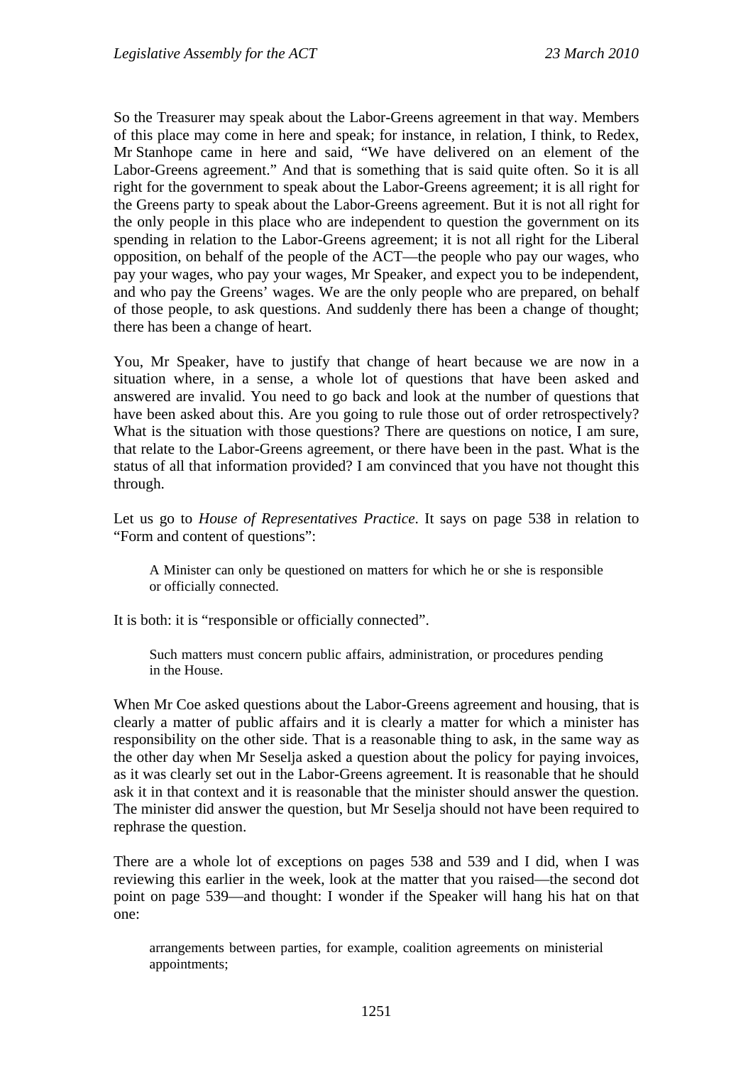So the Treasurer may speak about the Labor-Greens agreement in that way. Members of this place may come in here and speak; for instance, in relation, I think, to Redex, Mr Stanhope came in here and said, "We have delivered on an element of the Labor-Greens agreement." And that is something that is said quite often. So it is all right for the government to speak about the Labor-Greens agreement; it is all right for the Greens party to speak about the Labor-Greens agreement. But it is not all right for the only people in this place who are independent to question the government on its spending in relation to the Labor-Greens agreement; it is not all right for the Liberal opposition, on behalf of the people of the ACT—the people who pay our wages, who pay your wages, who pay your wages, Mr Speaker, and expect you to be independent, and who pay the Greens' wages. We are the only people who are prepared, on behalf of those people, to ask questions. And suddenly there has been a change of thought; there has been a change of heart.

You, Mr Speaker, have to justify that change of heart because we are now in a situation where, in a sense, a whole lot of questions that have been asked and answered are invalid. You need to go back and look at the number of questions that have been asked about this. Are you going to rule those out of order retrospectively? What is the situation with those questions? There are questions on notice, I am sure, that relate to the Labor-Greens agreement, or there have been in the past. What is the status of all that information provided? I am convinced that you have not thought this through.

Let us go to *House of Representatives Practice*. It says on page 538 in relation to "Form and content of questions":

> A Minister can only be questioned on matters for which he or she is responsible or officially connected.

It is both: it is "responsible or officially connected".

> Such matters must concern public affairs, administration, or procedures pending in the House.

When Mr Coe asked questions about the Labor-Greens agreement and housing, that is clearly a matter of public affairs and it is clearly a matter for which a minister has responsibility on the other side. That is a reasonable thing to ask, in the same way as the other day when Mr Seselja asked a question about the policy for paying invoices, as it was clearly set out in the Labor-Greens agreement. It is reasonable that he should ask it in that context and it is reasonable that the minister should answer the question. The minister did answer the question, but Mr Seselja should not have been required to rephrase the question.

There are a whole lot of exceptions on pages 538 and 539 and I did, when I was reviewing this earlier in the week, look at the matter that you raised—the second dot point on page 539—and thought: I wonder if the Speaker will hang his hat on that one:

> arrangements between parties, for example, coalition agreements on ministerial appointments;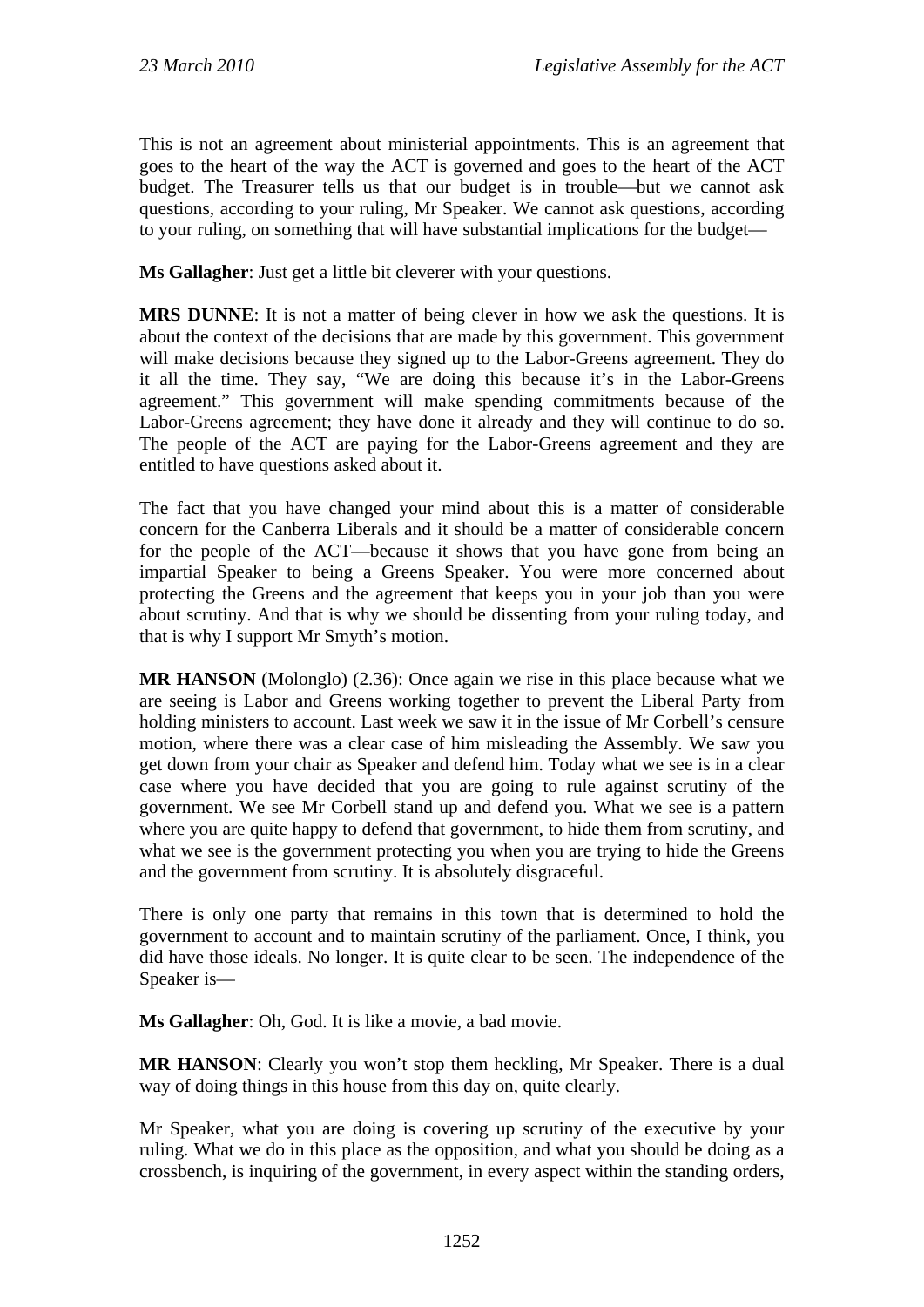This is not an agreement about ministerial appointments. This is an agreement that goes to the heart of the way the ACT is governed and goes to the heart of the ACT budget. The Treasurer tells us that our budget is in trouble—but we cannot ask questions, according to your ruling, Mr Speaker. We cannot ask questions, according to your ruling, on something that will have substantial implications for the budget—

**Ms Gallagher**: Just get a little bit cleverer with your questions.

**MRS DUNNE**: It is not a matter of being clever in how we ask the questions. It is about the context of the decisions that are made by this government. This government will make decisions because they signed up to the Labor-Greens agreement. They do it all the time. They say, "We are doing this because it's in the Labor-Greens agreement." This government will make spending commitments because of the Labor-Greens agreement; they have done it already and they will continue to do so. The people of the ACT are paying for the Labor-Greens agreement and they are entitled to have questions asked about it.

The fact that you have changed your mind about this is a matter of considerable concern for the Canberra Liberals and it should be a matter of considerable concern for the people of the ACT—because it shows that you have gone from being an impartial Speaker to being a Greens Speaker. You were more concerned about protecting the Greens and the agreement that keeps you in your job than you were about scrutiny. And that is why we should be dissenting from your ruling today, and that is why I support Mr Smyth's motion.

**MR HANSON** (Molonglo) (2.36): Once again we rise in this place because what we are seeing is Labor and Greens working together to prevent the Liberal Party from holding ministers to account. Last week we saw it in the issue of Mr Corbell's censure motion, where there was a clear case of him misleading the Assembly. We saw you get down from your chair as Speaker and defend him. Today what we see is in a clear case where you have decided that you are going to rule against scrutiny of the government. We see Mr Corbell stand up and defend you. What we see is a pattern where you are quite happy to defend that government, to hide them from scrutiny, and what we see is the government protecting you when you are trying to hide the Greens and the government from scrutiny. It is absolutely disgraceful.

There is only one party that remains in this town that is determined to hold the government to account and to maintain scrutiny of the parliament. Once, I think, you did have those ideals. No longer. It is quite clear to be seen. The independence of the Speaker is—

**Ms Gallagher**: Oh, God. It is like a movie, a bad movie.

**MR HANSON**: Clearly you won't stop them heckling, Mr Speaker. There is a dual way of doing things in this house from this day on, quite clearly.

Mr Speaker, what you are doing is covering up scrutiny of the executive by your ruling. What we do in this place as the opposition, and what you should be doing as a crossbench, is inquiring of the government, in every aspect within the standing orders,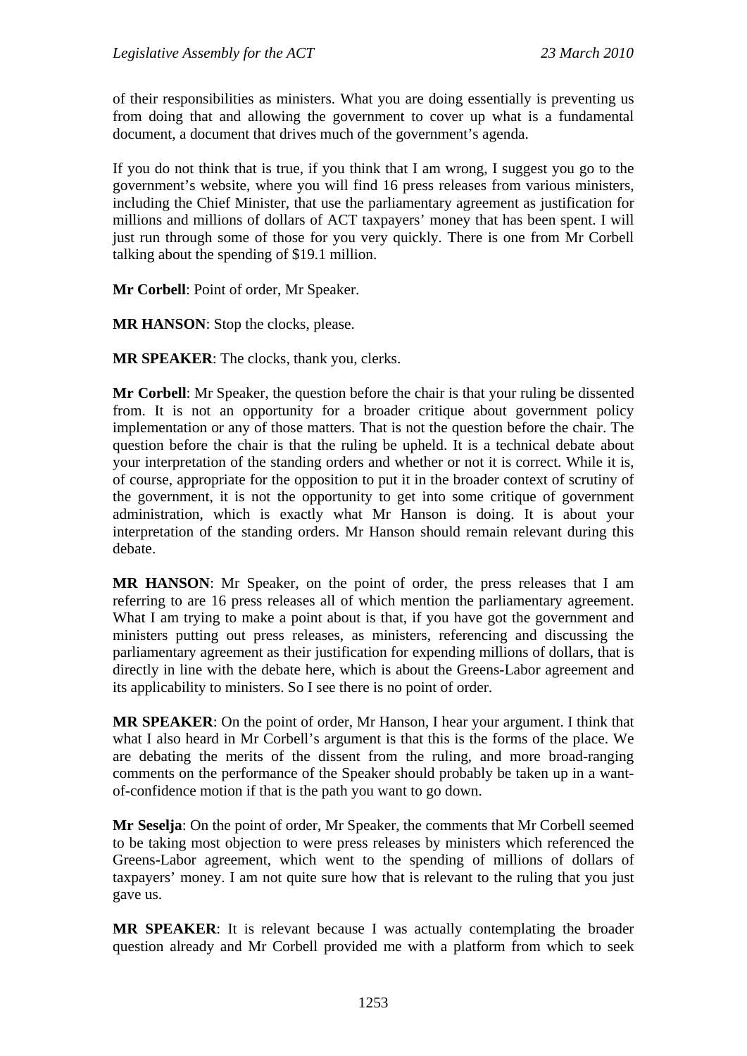of their responsibilities as ministers. What you are doing essentially is preventing us from doing that and allowing the government to cover up what is a fundamental document, a document that drives much of the government's agenda.

If you do not think that is true, if you think that I am wrong, I suggest you go to the government's website, where you will find 16 press releases from various ministers, including the Chief Minister, that use the parliamentary agreement as justification for millions and millions of dollars of ACT taxpayers' money that has been spent. I will just run through some of those for you very quickly. There is one from Mr Corbell talking about the spending of $19.1 million.

**Mr Corbell**: Point of order, Mr Speaker.

**MR HANSON**: Stop the clocks, please.

**MR SPEAKER**: The clocks, thank you, clerks.

**Mr Corbell**: Mr Speaker, the question before the chair is that your ruling be dissented from. It is not an opportunity for a broader critique about government policy implementation or any of those matters. That is not the question before the chair. The question before the chair is that the ruling be upheld. It is a technical debate about your interpretation of the standing orders and whether or not it is correct. While it is, of course, appropriate for the opposition to put it in the broader context of scrutiny of the government, it is not the opportunity to get into some critique of government administration, which is exactly what Mr Hanson is doing. It is about your interpretation of the standing orders. Mr Hanson should remain relevant during this debate.

**MR HANSON**: Mr Speaker, on the point of order, the press releases that I am referring to are 16 press releases all of which mention the parliamentary agreement. What I am trying to make a point about is that, if you have got the government and ministers putting out press releases, as ministers, referencing and discussing the parliamentary agreement as their justification for expending millions of dollars, that is directly in line with the debate here, which is about the Greens-Labor agreement and its applicability to ministers. So I see there is no point of order.

**MR SPEAKER**: On the point of order, Mr Hanson, I hear your argument. I think that what I also heard in Mr Corbell's argument is that this is the forms of the place. We are debating the merits of the dissent from the ruling, and more broad-ranging comments on the performance of the Speaker should probably be taken up in a want-of-confidence motion if that is the path you want to go down.

**Mr Seselja**: On the point of order, Mr Speaker, the comments that Mr Corbell seemed to be taking most objection to were press releases by ministers which referenced the Greens-Labor agreement, which went to the spending of millions of dollars of taxpayers' money. I am not quite sure how that is relevant to the ruling that you just gave us.

**MR SPEAKER**: It is relevant because I was actually contemplating the broader question already and Mr Corbell provided me with a platform from which to seek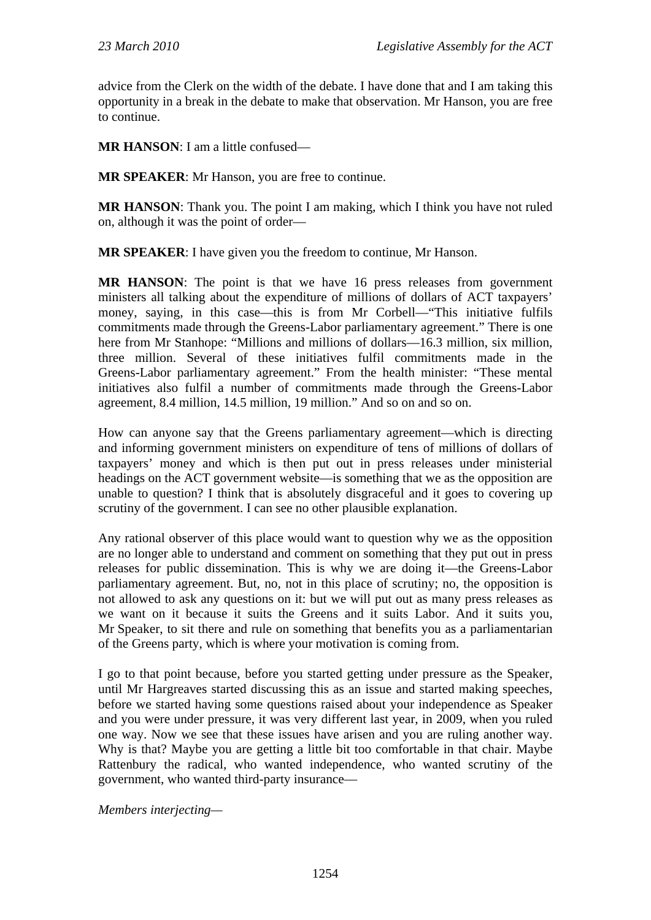advice from the Clerk on the width of the debate. I have done that and I am taking this opportunity in a break in the debate to make that observation. Mr Hanson, you are free to continue.

**MR HANSON**: I am a little confused—

**MR SPEAKER**: Mr Hanson, you are free to continue.

**MR HANSON**: Thank you. The point I am making, which I think you have not ruled on, although it was the point of order—

**MR SPEAKER**: I have given you the freedom to continue, Mr Hanson.

**MR HANSON**: The point is that we have 16 press releases from government ministers all talking about the expenditure of millions of dollars of ACT taxpayers' money, saying, in this case—this is from Mr Corbell—"This initiative fulfils commitments made through the Greens-Labor parliamentary agreement." There is one here from Mr Stanhope: "Millions and millions of dollars—16.3 million, six million, three million. Several of these initiatives fulfil commitments made in the Greens-Labor parliamentary agreement." From the health minister: "These mental initiatives also fulfil a number of commitments made through the Greens-Labor agreement, 8.4 million, 14.5 million, 19 million." And so on and so on.

How can anyone say that the Greens parliamentary agreement—which is directing and informing government ministers on expenditure of tens of millions of dollars of taxpayers' money and which is then put out in press releases under ministerial headings on the ACT government website—is something that we as the opposition are unable to question? I think that is absolutely disgraceful and it goes to covering up scrutiny of the government. I can see no other plausible explanation.

Any rational observer of this place would want to question why we as the opposition are no longer able to understand and comment on something that they put out in press releases for public dissemination. This is why we are doing it—the Greens-Labor parliamentary agreement. But, no, not in this place of scrutiny; no, the opposition is not allowed to ask any questions on it: but we will put out as many press releases as we want on it because it suits the Greens and it suits Labor. And it suits you, Mr Speaker, to sit there and rule on something that benefits you as a parliamentarian of the Greens party, which is where your motivation is coming from.

I go to that point because, before you started getting under pressure as the Speaker, until Mr Hargreaves started discussing this as an issue and started making speeches, before we started having some questions raised about your independence as Speaker and you were under pressure, it was very different last year, in 2009, when you ruled one way. Now we see that these issues have arisen and you are ruling another way. Why is that? Maybe you are getting a little bit too comfortable in that chair. Maybe Rattenbury the radical, who wanted independence, who wanted scrutiny of the government, who wanted third-party insurance—

*Members interjecting*—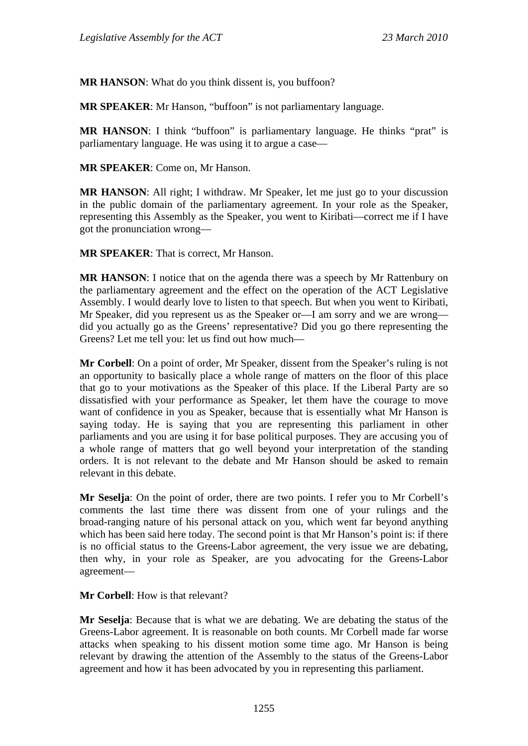**MR HANSON**: What do you think dissent is, you buffoon?

**MR SPEAKER**: Mr Hanson, "buffoon" is not parliamentary language.

**MR HANSON**: I think "buffoon" is parliamentary language. He thinks "prat" is parliamentary language. He was using it to argue a case—

**MR SPEAKER**: Come on, Mr Hanson.

**MR HANSON**: All right; I withdraw. Mr Speaker, let me just go to your discussion in the public domain of the parliamentary agreement. In your role as the Speaker, representing this Assembly as the Speaker, you went to Kiribati—correct me if I have got the pronunciation wrong—

**MR SPEAKER**: That is correct, Mr Hanson.

**MR HANSON**: I notice that on the agenda there was a speech by Mr Rattenbury on the parliamentary agreement and the effect on the operation of the ACT Legislative Assembly. I would dearly love to listen to that speech. But when you went to Kiribati, Mr Speaker, did you represent us as the Speaker or—I am sorry and we are wrong—did you actually go as the Greens' representative? Did you go there representing the Greens? Let me tell you: let us find out how much—

**Mr Corbell**: On a point of order, Mr Speaker, dissent from the Speaker's ruling is not an opportunity to basically place a whole range of matters on the floor of this place that go to your motivations as the Speaker of this place. If the Liberal Party are so dissatisfied with your performance as Speaker, let them have the courage to move want of confidence in you as Speaker, because that is essentially what Mr Hanson is saying today. He is saying that you are representing this parliament in other parliaments and you are using it for base political purposes. They are accusing you of a whole range of matters that go well beyond your interpretation of the standing orders. It is not relevant to the debate and Mr Hanson should be asked to remain relevant in this debate.

**Mr Seselja**: On the point of order, there are two points. I refer you to Mr Corbell's comments the last time there was dissent from one of your rulings and the broad-ranging nature of his personal attack on you, which went far beyond anything which has been said here today. The second point is that Mr Hanson's point is: if there is no official status to the Greens-Labor agreement, the very issue we are debating, then why, in your role as Speaker, are you advocating for the Greens-Labor agreement—

**Mr Corbell**: How is that relevant?

**Mr Seselja**: Because that is what we are debating. We are debating the status of the Greens-Labor agreement. It is reasonable on both counts. Mr Corbell made far worse attacks when speaking to his dissent motion some time ago. Mr Hanson is being relevant by drawing the attention of the Assembly to the status of the Greens-Labor agreement and how it has been advocated by you in representing this parliament.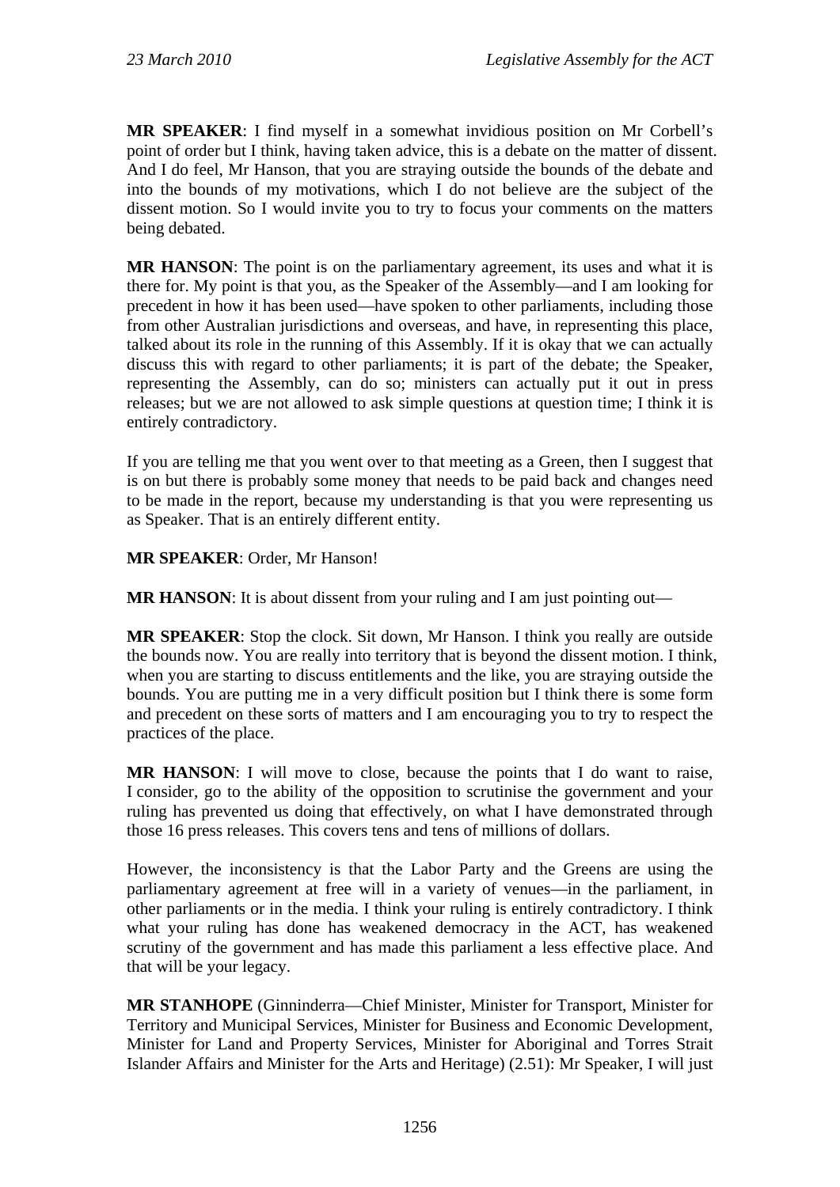**MR SPEAKER**: I find myself in a somewhat invidious position on Mr Corbell's point of order but I think, having taken advice, this is a debate on the matter of dissent. And I do feel, Mr Hanson, that you are straying outside the bounds of the debate and into the bounds of my motivations, which I do not believe are the subject of the dissent motion. So I would invite you to try to focus your comments on the matters being debated.

**MR HANSON**: The point is on the parliamentary agreement, its uses and what it is there for. My point is that you, as the Speaker of the Assembly—and I am looking for precedent in how it has been used—have spoken to other parliaments, including those from other Australian jurisdictions and overseas, and have, in representing this place, talked about its role in the running of this Assembly. If it is okay that we can actually discuss this with regard to other parliaments; it is part of the debate; the Speaker, representing the Assembly, can do so; ministers can actually put it out in press releases; but we are not allowed to ask simple questions at question time; I think it is entirely contradictory.

If you are telling me that you went over to that meeting as a Green, then I suggest that is on but there is probably some money that needs to be paid back and changes need to be made in the report, because my understanding is that you were representing us as Speaker. That is an entirely different entity.

**MR SPEAKER**: Order, Mr Hanson!

**MR HANSON**: It is about dissent from your ruling and I am just pointing out—

**MR SPEAKER**: Stop the clock. Sit down, Mr Hanson. I think you really are outside the bounds now. You are really into territory that is beyond the dissent motion. I think, when you are starting to discuss entitlements and the like, you are straying outside the bounds. You are putting me in a very difficult position but I think there is some form and precedent on these sorts of matters and I am encouraging you to try to respect the practices of the place.

**MR HANSON**: I will move to close, because the points that I do want to raise, I consider, go to the ability of the opposition to scrutinise the government and your ruling has prevented us doing that effectively, on what I have demonstrated through those 16 press releases. This covers tens and tens of millions of dollars.

However, the inconsistency is that the Labor Party and the Greens are using the parliamentary agreement at free will in a variety of venues—in the parliament, in other parliaments or in the media. I think your ruling is entirely contradictory. I think what your ruling has done has weakened democracy in the ACT, has weakened scrutiny of the government and has made this parliament a less effective place. And that will be your legacy.

**MR STANHOPE** (Ginninderra—Chief Minister, Minister for Transport, Minister for Territory and Municipal Services, Minister for Business and Economic Development, Minister for Land and Property Services, Minister for Aboriginal and Torres Strait Islander Affairs and Minister for the Arts and Heritage) (2.51): Mr Speaker, I will just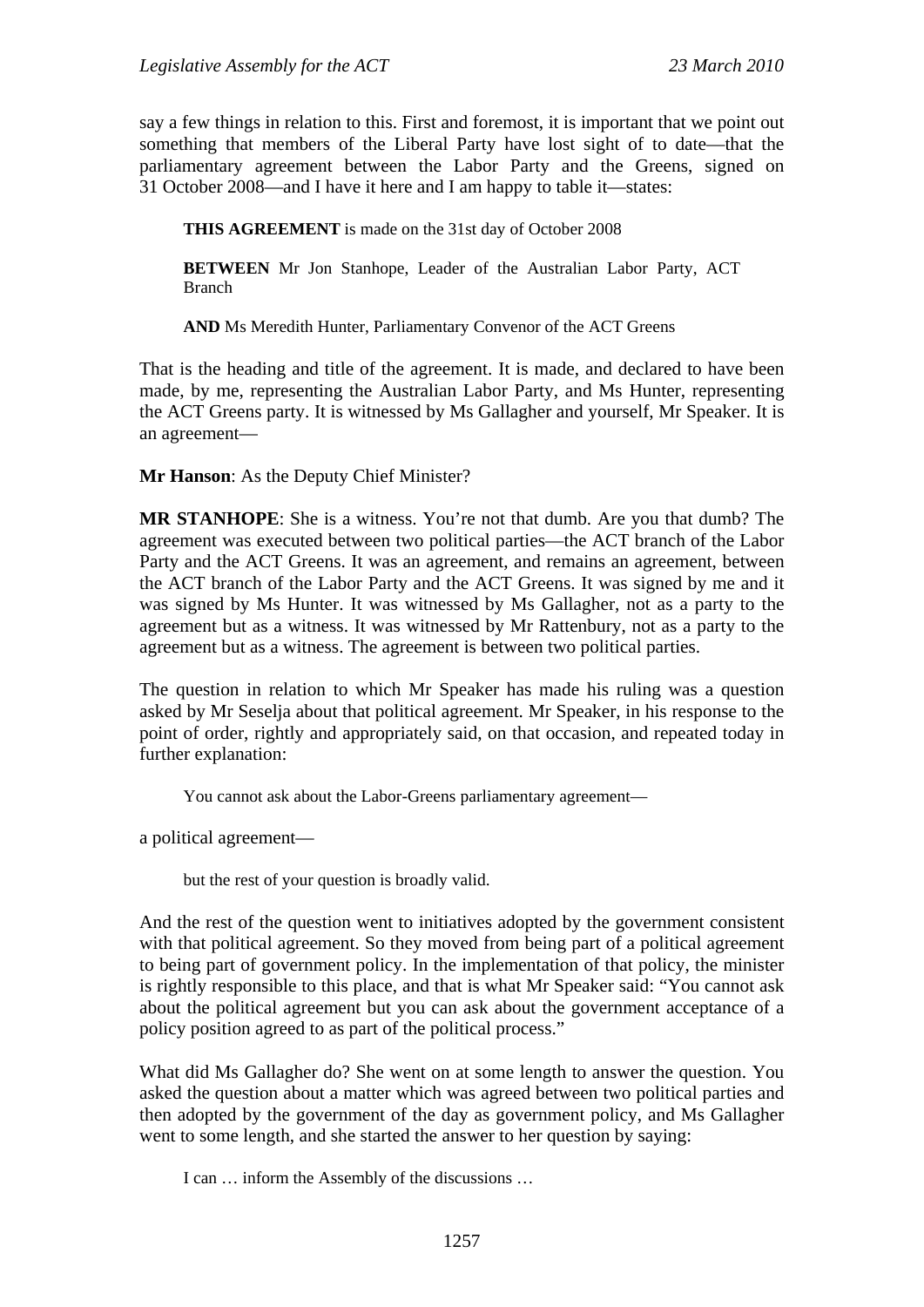say a few things in relation to this. First and foremost, it is important that we point out something that members of the Liberal Party have lost sight of to date—that the parliamentary agreement between the Labor Party and the Greens, signed on 31 October 2008—and I have it here and I am happy to table it—states:

> **THIS AGREEMENT** is made on the 31st day of October 2008
>
> **BETWEEN** Mr Jon Stanhope, Leader of the Australian Labor Party, ACT Branch
>
> **AND** Ms Meredith Hunter, Parliamentary Convenor of the ACT Greens

That is the heading and title of the agreement. It is made, and declared to have been made, by me, representing the Australian Labor Party, and Ms Hunter, representing the ACT Greens party. It is witnessed by Ms Gallagher and yourself, Mr Speaker. It is an agreement—

**Mr Hanson**: As the Deputy Chief Minister?

**MR STANHOPE**: She is a witness. You're not that dumb. Are you that dumb? The agreement was executed between two political parties—the ACT branch of the Labor Party and the ACT Greens. It was an agreement, and remains an agreement, between the ACT branch of the Labor Party and the ACT Greens. It was signed by me and it was signed by Ms Hunter. It was witnessed by Ms Gallagher, not as a party to the agreement but as a witness. It was witnessed by Mr Rattenbury, not as a party to the agreement but as a witness. The agreement is between two political parties.

The question in relation to which Mr Speaker has made his ruling was a question asked by Mr Seselja about that political agreement. Mr Speaker, in his response to the point of order, rightly and appropriately said, on that occasion, and repeated today in further explanation:

> You cannot ask about the Labor-Greens parliamentary agreement—

a political agreement—

> but the rest of your question is broadly valid.

And the rest of the question went to initiatives adopted by the government consistent with that political agreement. So they moved from being part of a political agreement to being part of government policy. In the implementation of that policy, the minister is rightly responsible to this place, and that is what Mr Speaker said: "You cannot ask about the political agreement but you can ask about the government acceptance of a policy position agreed to as part of the political process."

What did Ms Gallagher do? She went on at some length to answer the question. You asked the question about a matter which was agreed between two political parties and then adopted by the government of the day as government policy, and Ms Gallagher went to some length, and she started the answer to her question by saying:

> I can … inform the Assembly of the discussions …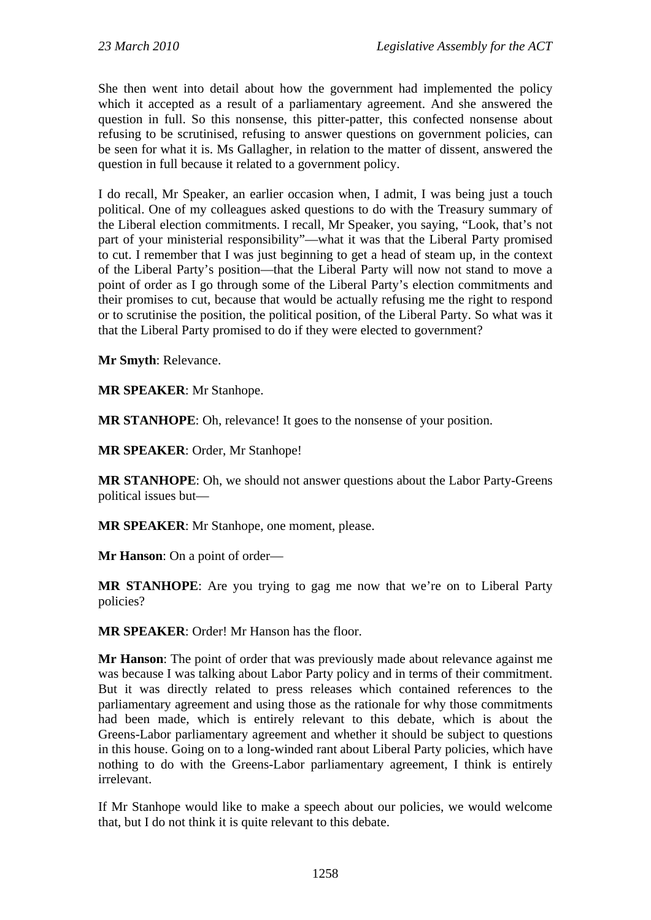She then went into detail about how the government had implemented the policy which it accepted as a result of a parliamentary agreement. And she answered the question in full. So this nonsense, this pitter-patter, this confected nonsense about refusing to be scrutinised, refusing to answer questions on government policies, can be seen for what it is. Ms Gallagher, in relation to the matter of dissent, answered the question in full because it related to a government policy.

I do recall, Mr Speaker, an earlier occasion when, I admit, I was being just a touch political. One of my colleagues asked questions to do with the Treasury summary of the Liberal election commitments. I recall, Mr Speaker, you saying, "Look, that's not part of your ministerial responsibility"—what it was that the Liberal Party promised to cut. I remember that I was just beginning to get a head of steam up, in the context of the Liberal Party's position—that the Liberal Party will now not stand to move a point of order as I go through some of the Liberal Party's election commitments and their promises to cut, because that would be actually refusing me the right to respond or to scrutinise the position, the political position, of the Liberal Party. So what was it that the Liberal Party promised to do if they were elected to government?

**Mr Smyth**: Relevance.

**MR SPEAKER**: Mr Stanhope.

**MR STANHOPE**: Oh, relevance! It goes to the nonsense of your position.

**MR SPEAKER**: Order, Mr Stanhope!

**MR STANHOPE**: Oh, we should not answer questions about the Labor Party-Greens political issues but—

**MR SPEAKER**: Mr Stanhope, one moment, please.

**Mr Hanson**: On a point of order—

**MR STANHOPE**: Are you trying to gag me now that we're on to Liberal Party policies?

**MR SPEAKER**: Order! Mr Hanson has the floor.

**Mr Hanson**: The point of order that was previously made about relevance against me was because I was talking about Labor Party policy and in terms of their commitment. But it was directly related to press releases which contained references to the parliamentary agreement and using those as the rationale for why those commitments had been made, which is entirely relevant to this debate, which is about the Greens-Labor parliamentary agreement and whether it should be subject to questions in this house. Going on to a long-winded rant about Liberal Party policies, which have nothing to do with the Greens-Labor parliamentary agreement, I think is entirely irrelevant.

If Mr Stanhope would like to make a speech about our policies, we would welcome that, but I do not think it is quite relevant to this debate.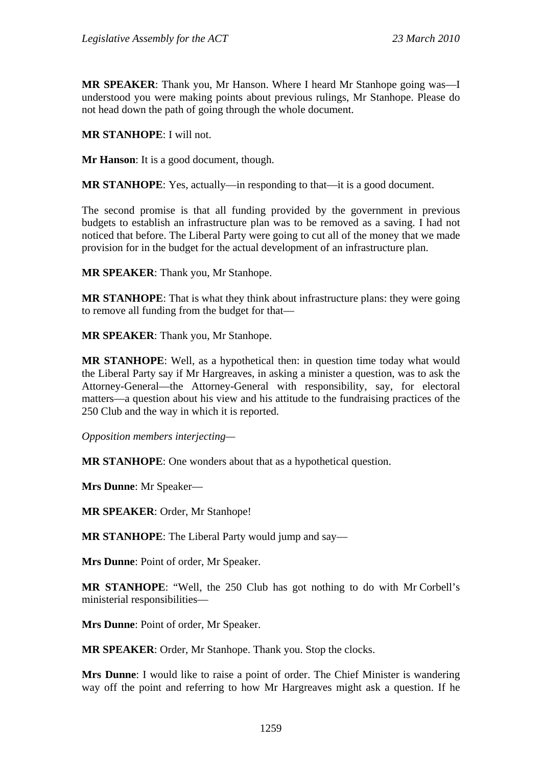**MR SPEAKER**: Thank you, Mr Hanson. Where I heard Mr Stanhope going was—I understood you were making points about previous rulings, Mr Stanhope. Please do not head down the path of going through the whole document.

**MR STANHOPE**: I will not.

**Mr Hanson**: It is a good document, though.

**MR STANHOPE**: Yes, actually—in responding to that—it is a good document.

The second promise is that all funding provided by the government in previous budgets to establish an infrastructure plan was to be removed as a saving. I had not noticed that before. The Liberal Party were going to cut all of the money that we made provision for in the budget for the actual development of an infrastructure plan.

**MR SPEAKER**: Thank you, Mr Stanhope.

**MR STANHOPE**: That is what they think about infrastructure plans: they were going to remove all funding from the budget for that—

**MR SPEAKER**: Thank you, Mr Stanhope.

**MR STANHOPE**: Well, as a hypothetical then: in question time today what would the Liberal Party say if Mr Hargreaves, in asking a minister a question, was to ask the Attorney-General—the Attorney-General with responsibility, say, for electoral matters—a question about his view and his attitude to the fundraising practices of the 250 Club and the way in which it is reported.

*Opposition members interjecting*—

**MR STANHOPE**: One wonders about that as a hypothetical question.

**Mrs Dunne**: Mr Speaker—

**MR SPEAKER**: Order, Mr Stanhope!

**MR STANHOPE**: The Liberal Party would jump and say—

**Mrs Dunne**: Point of order, Mr Speaker.

**MR STANHOPE**: "Well, the 250 Club has got nothing to do with Mr Corbell's ministerial responsibilities—

**Mrs Dunne**: Point of order, Mr Speaker.

**MR SPEAKER**: Order, Mr Stanhope. Thank you. Stop the clocks.

**Mrs Dunne**: I would like to raise a point of order. The Chief Minister is wandering way off the point and referring to how Mr Hargreaves might ask a question. If he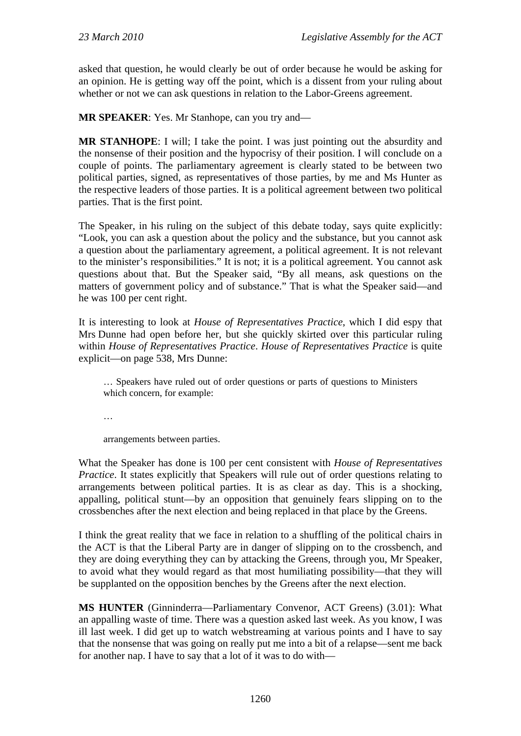asked that question, he would clearly be out of order because he would be asking for an opinion. He is getting way off the point, which is a dissent from your ruling about whether or not we can ask questions in relation to the Labor-Greens agreement.

**MR SPEAKER**: Yes. Mr Stanhope, can you try and—

**MR STANHOPE**: I will; I take the point. I was just pointing out the absurdity and the nonsense of their position and the hypocrisy of their position. I will conclude on a couple of points. The parliamentary agreement is clearly stated to be between two political parties, signed, as representatives of those parties, by me and Ms Hunter as the respective leaders of those parties. It is a political agreement between two political parties. That is the first point.

The Speaker, in his ruling on the subject of this debate today, says quite explicitly: "Look, you can ask a question about the policy and the substance, but you cannot ask a question about the parliamentary agreement, a political agreement. It is not relevant to the minister's responsibilities." It is not; it is a political agreement. You cannot ask questions about that. But the Speaker said, "By all means, ask questions on the matters of government policy and of substance." That is what the Speaker said—and he was 100 per cent right.

It is interesting to look at *House of Representatives Practice*, which I did espy that Mrs Dunne had open before her, but she quickly skirted over this particular ruling within *House of Representatives Practice*. *House of Representatives Practice* is quite explicit—on page 538, Mrs Dunne:

> … Speakers have ruled out of order questions or parts of questions to Ministers which concern, for example:
>
> …
>
> arrangements between parties.

What the Speaker has done is 100 per cent consistent with *House of Representatives Practice*. It states explicitly that Speakers will rule out of order questions relating to arrangements between political parties. It is as clear as day. This is a shocking, appalling, political stunt—by an opposition that genuinely fears slipping on to the crossbenches after the next election and being replaced in that place by the Greens.

I think the great reality that we face in relation to a shuffling of the political chairs in the ACT is that the Liberal Party are in danger of slipping on to the crossbench, and they are doing everything they can by attacking the Greens, through you, Mr Speaker, to avoid what they would regard as that most humiliating possibility—that they will be supplanted on the opposition benches by the Greens after the next election.

**MS HUNTER** (Ginninderra—Parliamentary Convenor, ACT Greens) (3.01): What an appalling waste of time. There was a question asked last week. As you know, I was ill last week. I did get up to watch webstreaming at various points and I have to say that the nonsense that was going on really put me into a bit of a relapse—sent me back for another nap. I have to say that a lot of it was to do with—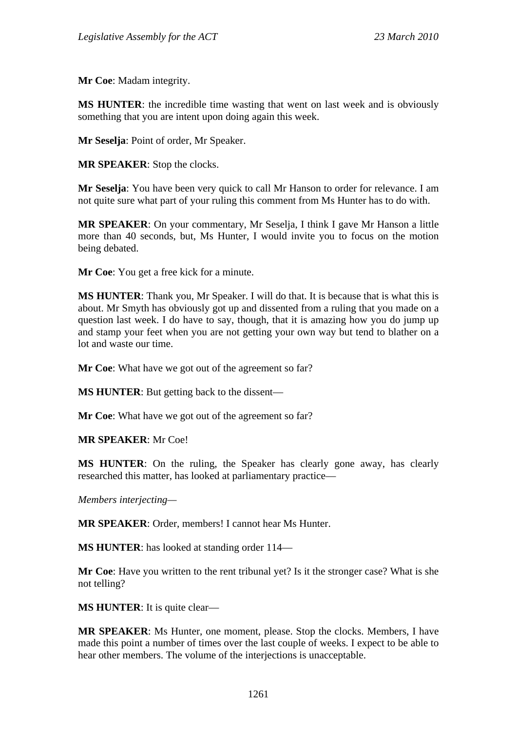**Mr Coe**: Madam integrity.

**MS HUNTER**: the incredible time wasting that went on last week and is obviously something that you are intent upon doing again this week.

**Mr Seselja**: Point of order, Mr Speaker.

**MR SPEAKER**: Stop the clocks.

**Mr Seselja**: You have been very quick to call Mr Hanson to order for relevance. I am not quite sure what part of your ruling this comment from Ms Hunter has to do with.

**MR SPEAKER**: On your commentary, Mr Seselja, I think I gave Mr Hanson a little more than 40 seconds, but, Ms Hunter, I would invite you to focus on the motion being debated.

**Mr Coe**: You get a free kick for a minute.

**MS HUNTER**: Thank you, Mr Speaker. I will do that. It is because that is what this is about. Mr Smyth has obviously got up and dissented from a ruling that you made on a question last week. I do have to say, though, that it is amazing how you do jump up and stamp your feet when you are not getting your own way but tend to blather on a lot and waste our time.

**Mr Coe**: What have we got out of the agreement so far?

**MS HUNTER**: But getting back to the dissent—

**Mr Coe**: What have we got out of the agreement so far?

**MR SPEAKER**: Mr Coe!

**MS HUNTER**: On the ruling, the Speaker has clearly gone away, has clearly researched this matter, has looked at parliamentary practice—

*Members interjecting*—

**MR SPEAKER**: Order, members! I cannot hear Ms Hunter.

**MS HUNTER**: has looked at standing order 114—

**Mr Coe**: Have you written to the rent tribunal yet? Is it the stronger case? What is she not telling?

**MS HUNTER**: It is quite clear—

**MR SPEAKER**: Ms Hunter, one moment, please. Stop the clocks. Members, I have made this point a number of times over the last couple of weeks. I expect to be able to hear other members. The volume of the interjections is unacceptable.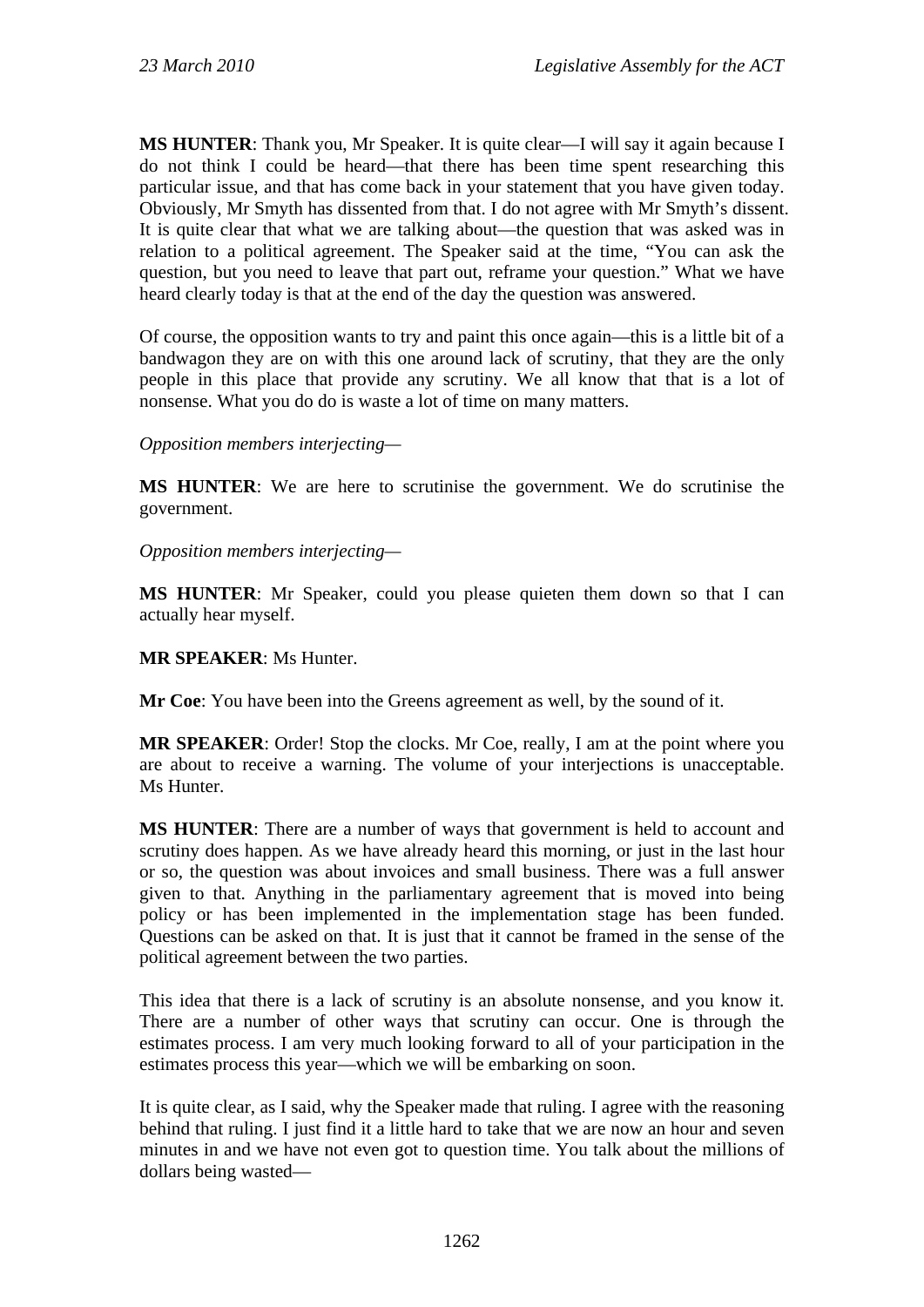**MS HUNTER**: Thank you, Mr Speaker. It is quite clear—I will say it again because I do not think I could be heard—that there has been time spent researching this particular issue, and that has come back in your statement that you have given today. Obviously, Mr Smyth has dissented from that. I do not agree with Mr Smyth's dissent. It is quite clear that what we are talking about—the question that was asked was in relation to a political agreement. The Speaker said at the time, "You can ask the question, but you need to leave that part out, reframe your question." What we have heard clearly today is that at the end of the day the question was answered.

Of course, the opposition wants to try and paint this once again—this is a little bit of a bandwagon they are on with this one around lack of scrutiny, that they are the only people in this place that provide any scrutiny. We all know that that is a lot of nonsense. What you do do is waste a lot of time on many matters.

*Opposition members interjecting—*

**MS HUNTER**: We are here to scrutinise the government. We do scrutinise the government.

*Opposition members interjecting—*

**MS HUNTER**: Mr Speaker, could you please quieten them down so that I can actually hear myself.

**MR SPEAKER**: Ms Hunter.

**Mr Coe**: You have been into the Greens agreement as well, by the sound of it.

**MR SPEAKER**: Order! Stop the clocks. Mr Coe, really, I am at the point where you are about to receive a warning. The volume of your interjections is unacceptable. Ms Hunter.

**MS HUNTER**: There are a number of ways that government is held to account and scrutiny does happen. As we have already heard this morning, or just in the last hour or so, the question was about invoices and small business. There was a full answer given to that. Anything in the parliamentary agreement that is moved into being policy or has been implemented in the implementation stage has been funded. Questions can be asked on that. It is just that it cannot be framed in the sense of the political agreement between the two parties.

This idea that there is a lack of scrutiny is an absolute nonsense, and you know it. There are a number of other ways that scrutiny can occur. One is through the estimates process. I am very much looking forward to all of your participation in the estimates process this year—which we will be embarking on soon.

It is quite clear, as I said, why the Speaker made that ruling. I agree with the reasoning behind that ruling. I just find it a little hard to take that we are now an hour and seven minutes in and we have not even got to question time. You talk about the millions of dollars being wasted—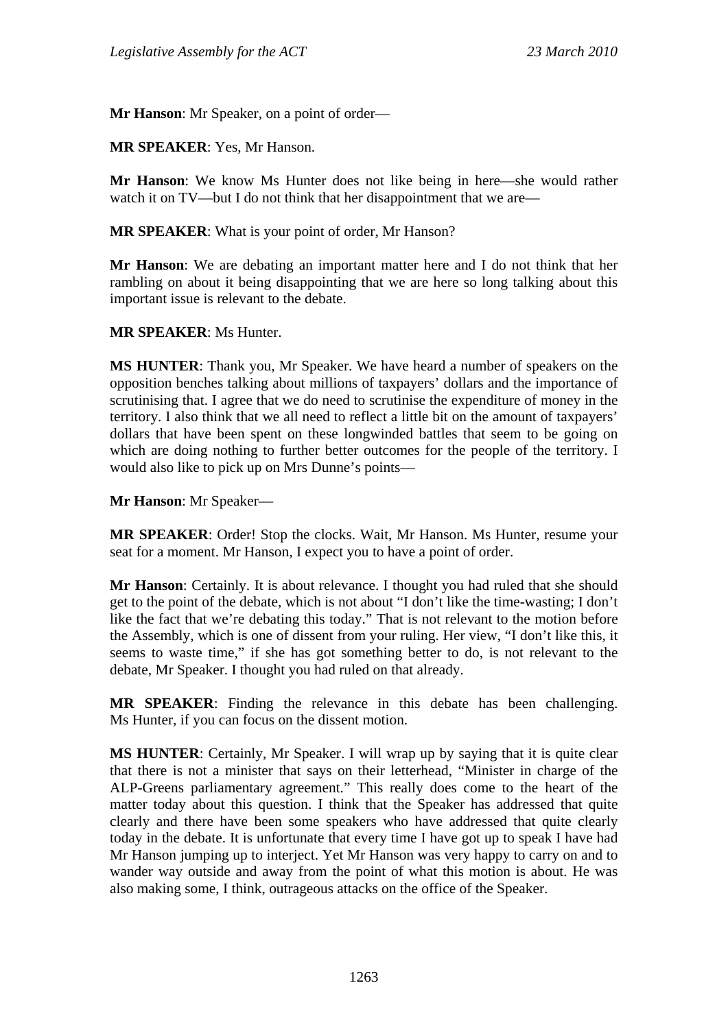**Mr Hanson**: Mr Speaker, on a point of order—

**MR SPEAKER**: Yes, Mr Hanson.

**Mr Hanson**: We know Ms Hunter does not like being in here—she would rather watch it on TV—but I do not think that her disappointment that we are—

**MR SPEAKER**: What is your point of order, Mr Hanson?

**Mr Hanson**: We are debating an important matter here and I do not think that her rambling on about it being disappointing that we are here so long talking about this important issue is relevant to the debate.

**MR SPEAKER**: Ms Hunter.

**MS HUNTER**: Thank you, Mr Speaker. We have heard a number of speakers on the opposition benches talking about millions of taxpayers' dollars and the importance of scrutinising that. I agree that we do need to scrutinise the expenditure of money in the territory. I also think that we all need to reflect a little bit on the amount of taxpayers' dollars that have been spent on these longwinded battles that seem to be going on which are doing nothing to further better outcomes for the people of the territory. I would also like to pick up on Mrs Dunne's points—

**Mr Hanson**: Mr Speaker—

**MR SPEAKER**: Order! Stop the clocks. Wait, Mr Hanson. Ms Hunter, resume your seat for a moment. Mr Hanson, I expect you to have a point of order.

**Mr Hanson**: Certainly. It is about relevance. I thought you had ruled that she should get to the point of the debate, which is not about "I don't like the time-wasting; I don't like the fact that we're debating this today." That is not relevant to the motion before the Assembly, which is one of dissent from your ruling. Her view, "I don't like this, it seems to waste time," if she has got something better to do, is not relevant to the debate, Mr Speaker. I thought you had ruled on that already.

**MR SPEAKER**: Finding the relevance in this debate has been challenging. Ms Hunter, if you can focus on the dissent motion.

**MS HUNTER**: Certainly, Mr Speaker. I will wrap up by saying that it is quite clear that there is not a minister that says on their letterhead, "Minister in charge of the ALP-Greens parliamentary agreement." This really does come to the heart of the matter today about this question. I think that the Speaker has addressed that quite clearly and there have been some speakers who have addressed that quite clearly today in the debate. It is unfortunate that every time I have got up to speak I have had Mr Hanson jumping up to interject. Yet Mr Hanson was very happy to carry on and to wander way outside and away from the point of what this motion is about. He was also making some, I think, outrageous attacks on the office of the Speaker.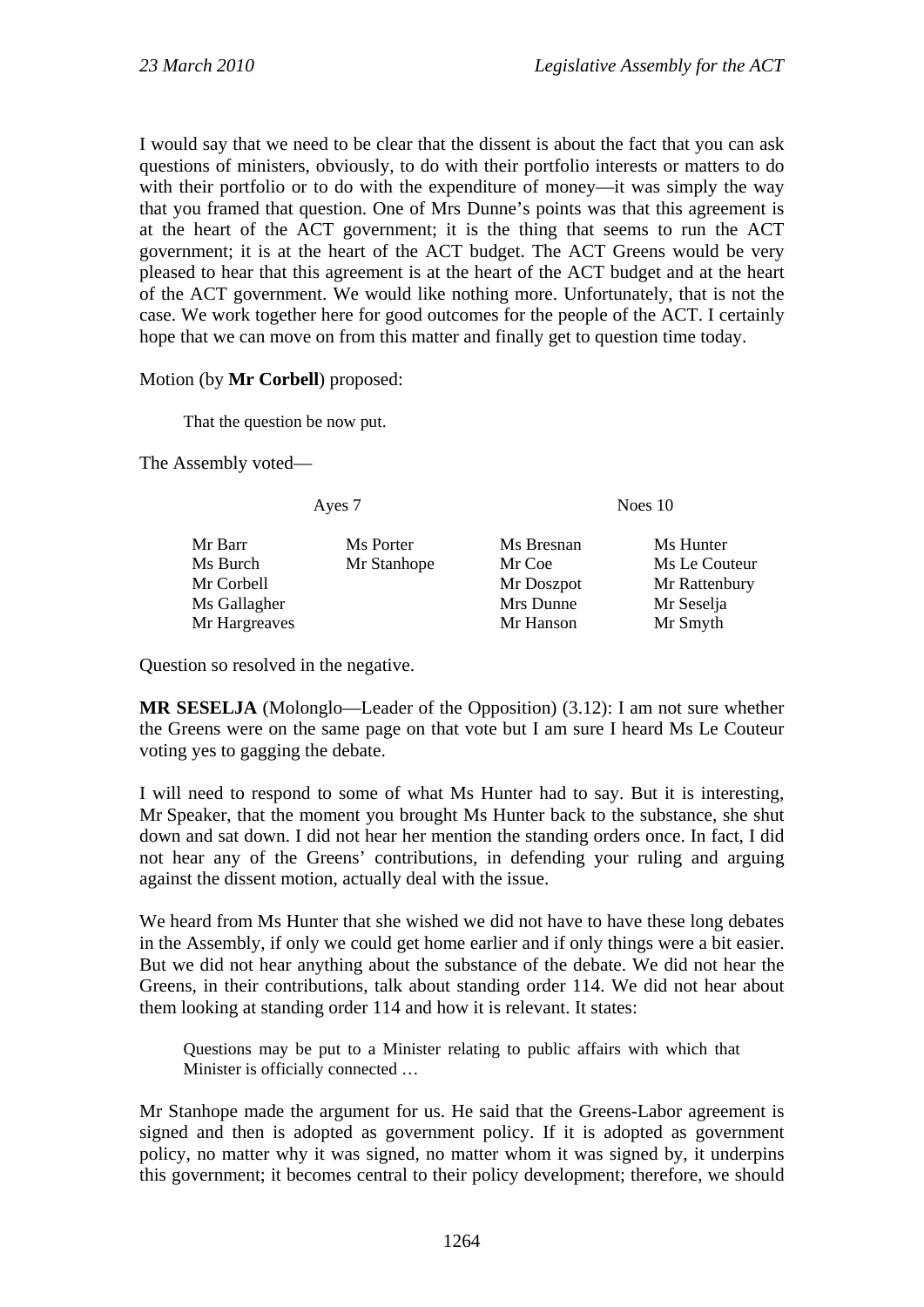I would say that we need to be clear that the dissent is about the fact that you can ask questions of ministers, obviously, to do with their portfolio interests or matters to do with their portfolio or to do with the expenditure of money—it was simply the way that you framed that question. One of Mrs Dunne's points was that this agreement is at the heart of the ACT government; it is the thing that seems to run the ACT government; it is at the heart of the ACT budget. The ACT Greens would be very pleased to hear that this agreement is at the heart of the ACT budget and at the heart of the ACT government. We would like nothing more. Unfortunately, that is not the case. We work together here for good outcomes for the people of the ACT. I certainly hope that we can move on from this matter and finally get to question time today.

Motion (by **Mr Corbell**) proposed:

> That the question be now put.

The Assembly voted—

| Ayes 7 | | Noes 10 | |
|---|---|---|---|
| Mr Barr | Ms Porter | Ms Bresnan | Ms Hunter |
| Ms Burch | Mr Stanhope | Mr Coe | Ms Le Couteur |
| Mr Corbell | | Mr Doszpot | Mr Rattenbury |
| Ms Gallagher | | Mrs Dunne | Mr Seselja |
| Mr Hargreaves | | Mr Hanson | Mr Smyth |

Question so resolved in the negative.

**MR SESELJA** (Molonglo—Leader of the Opposition) (3.12): I am not sure whether the Greens were on the same page on that vote but I am sure I heard Ms Le Couteur voting yes to gagging the debate.

I will need to respond to some of what Ms Hunter had to say. But it is interesting, Mr Speaker, that the moment you brought Ms Hunter back to the substance, she shut down and sat down. I did not hear her mention the standing orders once. In fact, I did not hear any of the Greens' contributions, in defending your ruling and arguing against the dissent motion, actually deal with the issue.

We heard from Ms Hunter that she wished we did not have to have these long debates in the Assembly, if only we could get home earlier and if only things were a bit easier. But we did not hear anything about the substance of the debate. We did not hear the Greens, in their contributions, talk about standing order 114. We did not hear about them looking at standing order 114 and how it is relevant. It states:

> Questions may be put to a Minister relating to public affairs with which that Minister is officially connected …

Mr Stanhope made the argument for us. He said that the Greens-Labor agreement is signed and then is adopted as government policy. If it is adopted as government policy, no matter why it was signed, no matter whom it was signed by, it underpins this government; it becomes central to their policy development; therefore, we should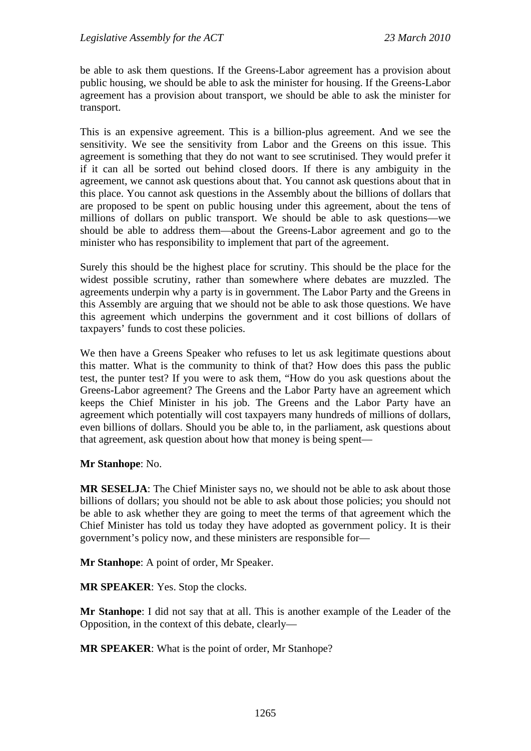be able to ask them questions. If the Greens-Labor agreement has a provision about public housing, we should be able to ask the minister for housing. If the Greens-Labor agreement has a provision about transport, we should be able to ask the minister for transport.

This is an expensive agreement. This is a billion-plus agreement. And we see the sensitivity. We see the sensitivity from Labor and the Greens on this issue. This agreement is something that they do not want to see scrutinised. They would prefer it if it can all be sorted out behind closed doors. If there is any ambiguity in the agreement, we cannot ask questions about that. You cannot ask questions about that in this place. You cannot ask questions in the Assembly about the billions of dollars that are proposed to be spent on public housing under this agreement, about the tens of millions of dollars on public transport. We should be able to ask questions—we should be able to address them—about the Greens-Labor agreement and go to the minister who has responsibility to implement that part of the agreement.

Surely this should be the highest place for scrutiny. This should be the place for the widest possible scrutiny, rather than somewhere where debates are muzzled. The agreements underpin why a party is in government. The Labor Party and the Greens in this Assembly are arguing that we should not be able to ask those questions. We have this agreement which underpins the government and it cost billions of dollars of taxpayers' funds to cost these policies.

We then have a Greens Speaker who refuses to let us ask legitimate questions about this matter. What is the community to think of that? How does this pass the public test, the punter test? If you were to ask them, "How do you ask questions about the Greens-Labor agreement? The Greens and the Labor Party have an agreement which keeps the Chief Minister in his job. The Greens and the Labor Party have an agreement which potentially will cost taxpayers many hundreds of millions of dollars, even billions of dollars. Should you be able to, in the parliament, ask questions about that agreement, ask question about how that money is being spent—

**Mr Stanhope**: No.

**MR SESELJA**: The Chief Minister says no, we should not be able to ask about those billions of dollars; you should not be able to ask about those policies; you should not be able to ask whether they are going to meet the terms of that agreement which the Chief Minister has told us today they have adopted as government policy. It is their government's policy now, and these ministers are responsible for—

**Mr Stanhope**: A point of order, Mr Speaker.

**MR SPEAKER**: Yes. Stop the clocks.

**Mr Stanhope**: I did not say that at all. This is another example of the Leader of the Opposition, in the context of this debate, clearly—

**MR SPEAKER**: What is the point of order, Mr Stanhope?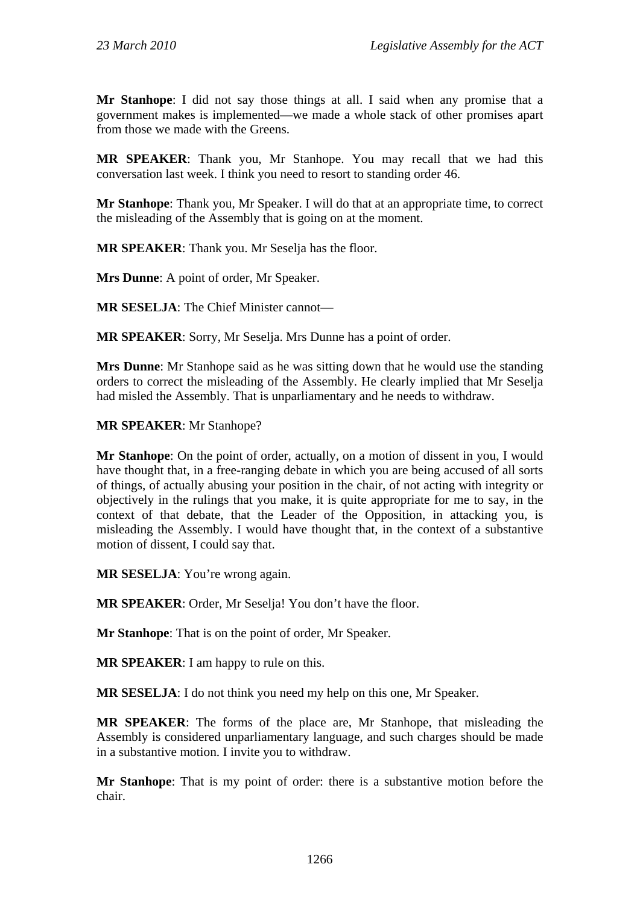**Mr Stanhope**: I did not say those things at all. I said when any promise that a government makes is implemented—we made a whole stack of other promises apart from those we made with the Greens.

**MR SPEAKER**: Thank you, Mr Stanhope. You may recall that we had this conversation last week. I think you need to resort to standing order 46.

**Mr Stanhope**: Thank you, Mr Speaker. I will do that at an appropriate time, to correct the misleading of the Assembly that is going on at the moment.

**MR SPEAKER**: Thank you. Mr Seselja has the floor.

**Mrs Dunne**: A point of order, Mr Speaker.

**MR SESELJA**: The Chief Minister cannot—

**MR SPEAKER**: Sorry, Mr Seselja. Mrs Dunne has a point of order.

**Mrs Dunne**: Mr Stanhope said as he was sitting down that he would use the standing orders to correct the misleading of the Assembly. He clearly implied that Mr Seselja had misled the Assembly. That is unparliamentary and he needs to withdraw.

**MR SPEAKER**: Mr Stanhope?

**Mr Stanhope**: On the point of order, actually, on a motion of dissent in you, I would have thought that, in a free-ranging debate in which you are being accused of all sorts of things, of actually abusing your position in the chair, of not acting with integrity or objectively in the rulings that you make, it is quite appropriate for me to say, in the context of that debate, that the Leader of the Opposition, in attacking you, is misleading the Assembly. I would have thought that, in the context of a substantive motion of dissent, I could say that.

**MR SESELJA**: You're wrong again.

**MR SPEAKER**: Order, Mr Seselja! You don't have the floor.

**Mr Stanhope**: That is on the point of order, Mr Speaker.

**MR SPEAKER**: I am happy to rule on this.

**MR SESELJA**: I do not think you need my help on this one, Mr Speaker.

**MR SPEAKER**: The forms of the place are, Mr Stanhope, that misleading the Assembly is considered unparliamentary language, and such charges should be made in a substantive motion. I invite you to withdraw.

**Mr Stanhope**: That is my point of order: there is a substantive motion before the chair.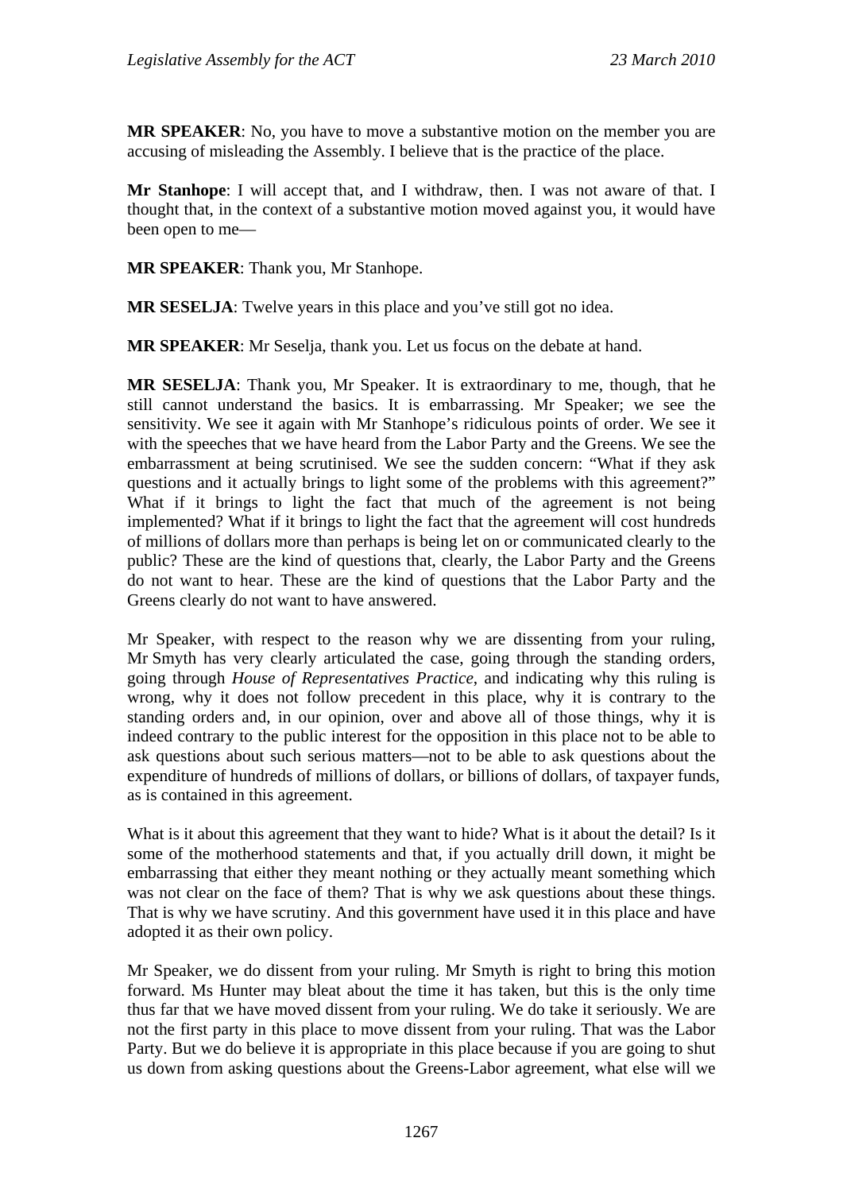**MR SPEAKER**: No, you have to move a substantive motion on the member you are accusing of misleading the Assembly. I believe that is the practice of the place.

**Mr Stanhope**: I will accept that, and I withdraw, then. I was not aware of that. I thought that, in the context of a substantive motion moved against you, it would have been open to me—

**MR SPEAKER**: Thank you, Mr Stanhope.

**MR SESELJA**: Twelve years in this place and you've still got no idea.

**MR SPEAKER**: Mr Seselja, thank you. Let us focus on the debate at hand.

**MR SESELJA**: Thank you, Mr Speaker. It is extraordinary to me, though, that he still cannot understand the basics. It is embarrassing. Mr Speaker; we see the sensitivity. We see it again with Mr Stanhope's ridiculous points of order. We see it with the speeches that we have heard from the Labor Party and the Greens. We see the embarrassment at being scrutinised. We see the sudden concern: "What if they ask questions and it actually brings to light some of the problems with this agreement?" What if it brings to light the fact that much of the agreement is not being implemented? What if it brings to light the fact that the agreement will cost hundreds of millions of dollars more than perhaps is being let on or communicated clearly to the public? These are the kind of questions that, clearly, the Labor Party and the Greens do not want to hear. These are the kind of questions that the Labor Party and the Greens clearly do not want to have answered.

Mr Speaker, with respect to the reason why we are dissenting from your ruling, Mr Smyth has very clearly articulated the case, going through the standing orders, going through *House of Representatives Practice*, and indicating why this ruling is wrong, why it does not follow precedent in this place, why it is contrary to the standing orders and, in our opinion, over and above all of those things, why it is indeed contrary to the public interest for the opposition in this place not to be able to ask questions about such serious matters—not to be able to ask questions about the expenditure of hundreds of millions of dollars, or billions of dollars, of taxpayer funds, as is contained in this agreement.

What is it about this agreement that they want to hide? What is it about the detail? Is it some of the motherhood statements and that, if you actually drill down, it might be embarrassing that either they meant nothing or they actually meant something which was not clear on the face of them? That is why we ask questions about these things. That is why we have scrutiny. And this government have used it in this place and have adopted it as their own policy.

Mr Speaker, we do dissent from your ruling. Mr Smyth is right to bring this motion forward. Ms Hunter may bleat about the time it has taken, but this is the only time thus far that we have moved dissent from your ruling. We do take it seriously. We are not the first party in this place to move dissent from your ruling. That was the Labor Party. But we do believe it is appropriate in this place because if you are going to shut us down from asking questions about the Greens-Labor agreement, what else will we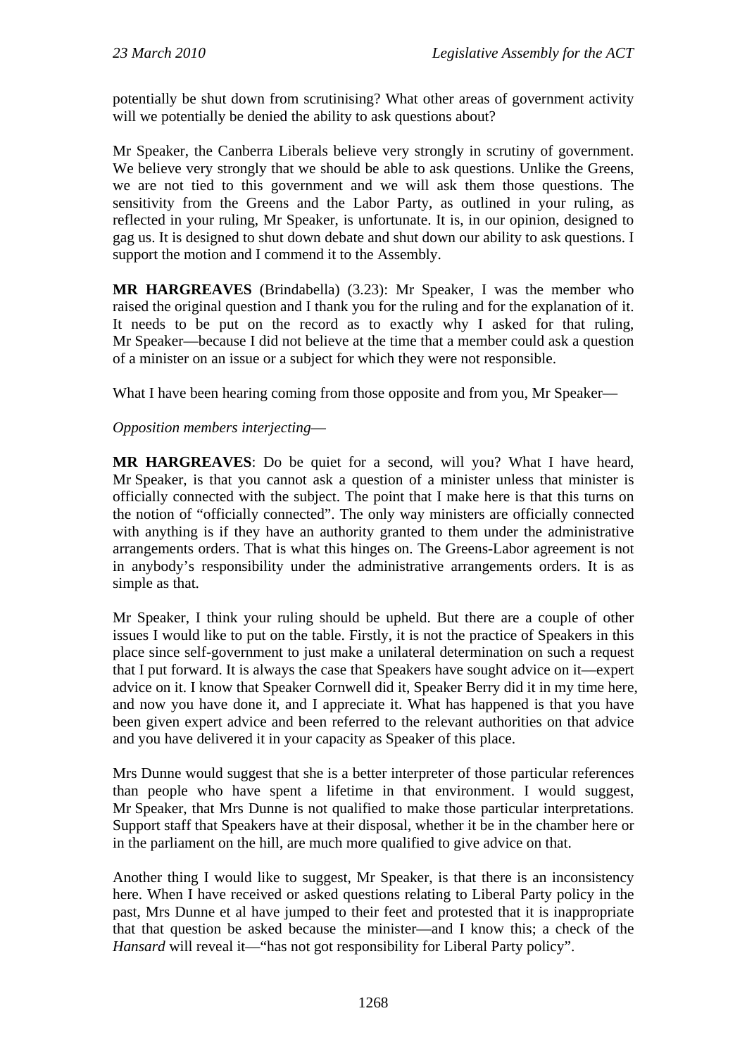potentially be shut down from scrutinising? What other areas of government activity will we potentially be denied the ability to ask questions about?

Mr Speaker, the Canberra Liberals believe very strongly in scrutiny of government. We believe very strongly that we should be able to ask questions. Unlike the Greens, we are not tied to this government and we will ask them those questions. The sensitivity from the Greens and the Labor Party, as outlined in your ruling, as reflected in your ruling, Mr Speaker, is unfortunate. It is, in our opinion, designed to gag us. It is designed to shut down debate and shut down our ability to ask questions. I support the motion and I commend it to the Assembly.

**MR HARGREAVES** (Brindabella) (3.23): Mr Speaker, I was the member who raised the original question and I thank you for the ruling and for the explanation of it. It needs to be put on the record as to exactly why I asked for that ruling, Mr Speaker—because I did not believe at the time that a member could ask a question of a minister on an issue or a subject for which they were not responsible.

What I have been hearing coming from those opposite and from you, Mr Speaker—

*Opposition members interjecting*—

**MR HARGREAVES**: Do be quiet for a second, will you? What I have heard, Mr Speaker, is that you cannot ask a question of a minister unless that minister is officially connected with the subject. The point that I make here is that this turns on the notion of "officially connected". The only way ministers are officially connected with anything is if they have an authority granted to them under the administrative arrangements orders. That is what this hinges on. The Greens-Labor agreement is not in anybody's responsibility under the administrative arrangements orders. It is as simple as that.

Mr Speaker, I think your ruling should be upheld. But there are a couple of other issues I would like to put on the table. Firstly, it is not the practice of Speakers in this place since self-government to just make a unilateral determination on such a request that I put forward. It is always the case that Speakers have sought advice on it—expert advice on it. I know that Speaker Cornwell did it, Speaker Berry did it in my time here, and now you have done it, and I appreciate it. What has happened is that you have been given expert advice and been referred to the relevant authorities on that advice and you have delivered it in your capacity as Speaker of this place.

Mrs Dunne would suggest that she is a better interpreter of those particular references than people who have spent a lifetime in that environment. I would suggest, Mr Speaker, that Mrs Dunne is not qualified to make those particular interpretations. Support staff that Speakers have at their disposal, whether it be in the chamber here or in the parliament on the hill, are much more qualified to give advice on that.

Another thing I would like to suggest, Mr Speaker, is that there is an inconsistency here. When I have received or asked questions relating to Liberal Party policy in the past, Mrs Dunne et al have jumped to their feet and protested that it is inappropriate that that question be asked because the minister—and I know this; a check of the *Hansard* will reveal it—"has not got responsibility for Liberal Party policy".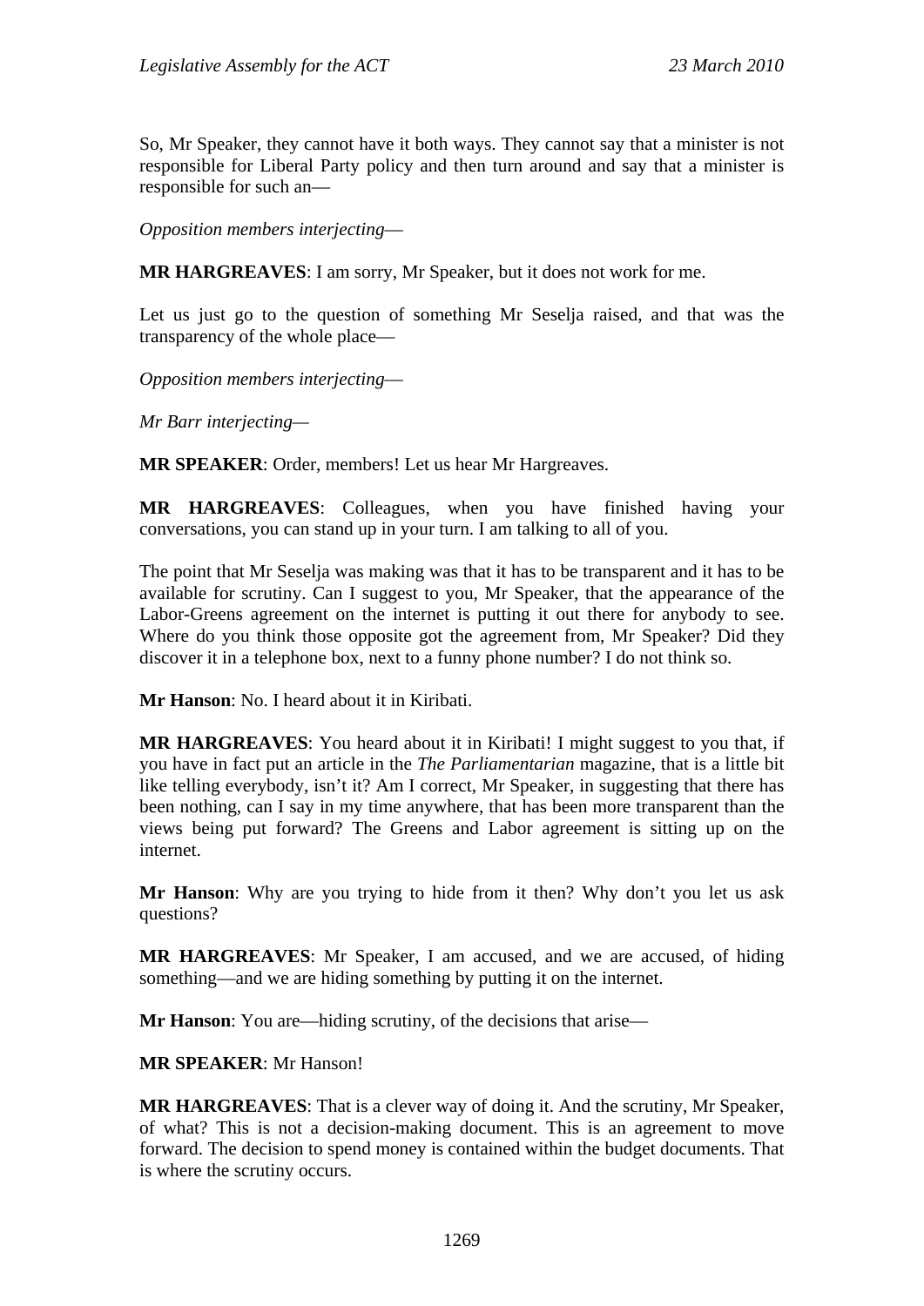So, Mr Speaker, they cannot have it both ways. They cannot say that a minister is not responsible for Liberal Party policy and then turn around and say that a minister is responsible for such an—

*Opposition members interjecting*—

**MR HARGREAVES**: I am sorry, Mr Speaker, but it does not work for me.

Let us just go to the question of something Mr Seselja raised, and that was the transparency of the whole place—

*Opposition members interjecting*—

*Mr Barr interjecting*—

**MR SPEAKER**: Order, members! Let us hear Mr Hargreaves.

**MR HARGREAVES**: Colleagues, when you have finished having your conversations, you can stand up in your turn. I am talking to all of you.

The point that Mr Seselja was making was that it has to be transparent and it has to be available for scrutiny. Can I suggest to you, Mr Speaker, that the appearance of the Labor-Greens agreement on the internet is putting it out there for anybody to see. Where do you think those opposite got the agreement from, Mr Speaker? Did they discover it in a telephone box, next to a funny phone number? I do not think so.

**Mr Hanson**: No. I heard about it in Kiribati.

**MR HARGREAVES**: You heard about it in Kiribati! I might suggest to you that, if you have in fact put an article in the *The Parliamentarian* magazine, that is a little bit like telling everybody, isn't it? Am I correct, Mr Speaker, in suggesting that there has been nothing, can I say in my time anywhere, that has been more transparent than the views being put forward? The Greens and Labor agreement is sitting up on the internet.

**Mr Hanson**: Why are you trying to hide from it then? Why don't you let us ask questions?

**MR HARGREAVES**: Mr Speaker, I am accused, and we are accused, of hiding something—and we are hiding something by putting it on the internet.

**Mr Hanson**: You are—hiding scrutiny, of the decisions that arise—

**MR SPEAKER**: Mr Hanson!

**MR HARGREAVES**: That is a clever way of doing it. And the scrutiny, Mr Speaker, of what? This is not a decision-making document. This is an agreement to move forward. The decision to spend money is contained within the budget documents. That is where the scrutiny occurs.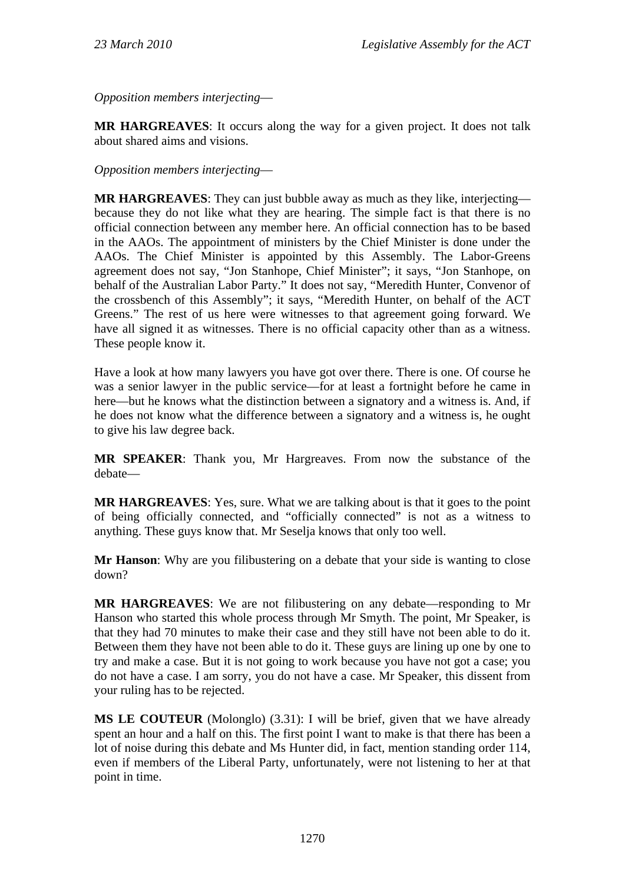*Opposition members interjecting*—

**MR HARGREAVES**: It occurs along the way for a given project. It does not talk about shared aims and visions.

*Opposition members interjecting*—

**MR HARGREAVES**: They can just bubble away as much as they like, interjecting—because they do not like what they are hearing. The simple fact is that there is no official connection between any member here. An official connection has to be based in the AAOs. The appointment of ministers by the Chief Minister is done under the AAOs. The Chief Minister is appointed by this Assembly. The Labor-Greens agreement does not say, "Jon Stanhope, Chief Minister"; it says, "Jon Stanhope, on behalf of the Australian Labor Party." It does not say, "Meredith Hunter, Convenor of the crossbench of this Assembly"; it says, "Meredith Hunter, on behalf of the ACT Greens." The rest of us here were witnesses to that agreement going forward. We have all signed it as witnesses. There is no official capacity other than as a witness. These people know it.

Have a look at how many lawyers you have got over there. There is one. Of course he was a senior lawyer in the public service—for at least a fortnight before he came in here—but he knows what the distinction between a signatory and a witness is. And, if he does not know what the difference between a signatory and a witness is, he ought to give his law degree back.

**MR SPEAKER**: Thank you, Mr Hargreaves. From now the substance of the debate—

**MR HARGREAVES**: Yes, sure. What we are talking about is that it goes to the point of being officially connected, and "officially connected" is not as a witness to anything. These guys know that. Mr Seselja knows that only too well.

**Mr Hanson**: Why are you filibustering on a debate that your side is wanting to close down?

**MR HARGREAVES**: We are not filibustering on any debate—responding to Mr Hanson who started this whole process through Mr Smyth. The point, Mr Speaker, is that they had 70 minutes to make their case and they still have not been able to do it. Between them they have not been able to do it. These guys are lining up one by one to try and make a case. But it is not going to work because you have not got a case; you do not have a case. I am sorry, you do not have a case. Mr Speaker, this dissent from your ruling has to be rejected.

**MS LE COUTEUR** (Molonglo) (3.31): I will be brief, given that we have already spent an hour and a half on this. The first point I want to make is that there has been a lot of noise during this debate and Ms Hunter did, in fact, mention standing order 114, even if members of the Liberal Party, unfortunately, were not listening to her at that point in time.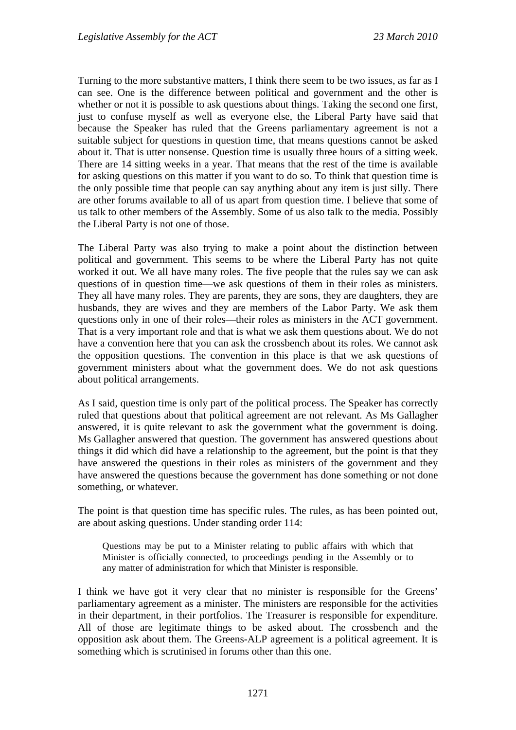Turning to the more substantive matters, I think there seem to be two issues, as far as I can see. One is the difference between political and government and the other is whether or not it is possible to ask questions about things. Taking the second one first, just to confuse myself as well as everyone else, the Liberal Party have said that because the Speaker has ruled that the Greens parliamentary agreement is not a suitable subject for questions in question time, that means questions cannot be asked about it. That is utter nonsense. Question time is usually three hours of a sitting week. There are 14 sitting weeks in a year. That means that the rest of the time is available for asking questions on this matter if you want to do so. To think that question time is the only possible time that people can say anything about any item is just silly. There are other forums available to all of us apart from question time. I believe that some of us talk to other members of the Assembly. Some of us also talk to the media. Possibly the Liberal Party is not one of those.

The Liberal Party was also trying to make a point about the distinction between political and government. This seems to be where the Liberal Party has not quite worked it out. We all have many roles. The five people that the rules say we can ask questions of in question time—we ask questions of them in their roles as ministers. They all have many roles. They are parents, they are sons, they are daughters, they are husbands, they are wives and they are members of the Labor Party. We ask them questions only in one of their roles—their roles as ministers in the ACT government. That is a very important role and that is what we ask them questions about. We do not have a convention here that you can ask the crossbench about its roles. We cannot ask the opposition questions. The convention in this place is that we ask questions of government ministers about what the government does. We do not ask questions about political arrangements.

As I said, question time is only part of the political process. The Speaker has correctly ruled that questions about that political agreement are not relevant. As Ms Gallagher answered, it is quite relevant to ask the government what the government is doing. Ms Gallagher answered that question. The government has answered questions about things it did which did have a relationship to the agreement, but the point is that they have answered the questions in their roles as ministers of the government and they have answered the questions because the government has done something or not done something, or whatever.

The point is that question time has specific rules. The rules, as has been pointed out, are about asking questions. Under standing order 114:

> Questions may be put to a Minister relating to public affairs with which that Minister is officially connected, to proceedings pending in the Assembly or to any matter of administration for which that Minister is responsible.

I think we have got it very clear that no minister is responsible for the Greens' parliamentary agreement as a minister. The ministers are responsible for the activities in their department, in their portfolios. The Treasurer is responsible for expenditure. All of those are legitimate things to be asked about. The crossbench and the opposition ask about them. The Greens-ALP agreement is a political agreement. It is something which is scrutinised in forums other than this one.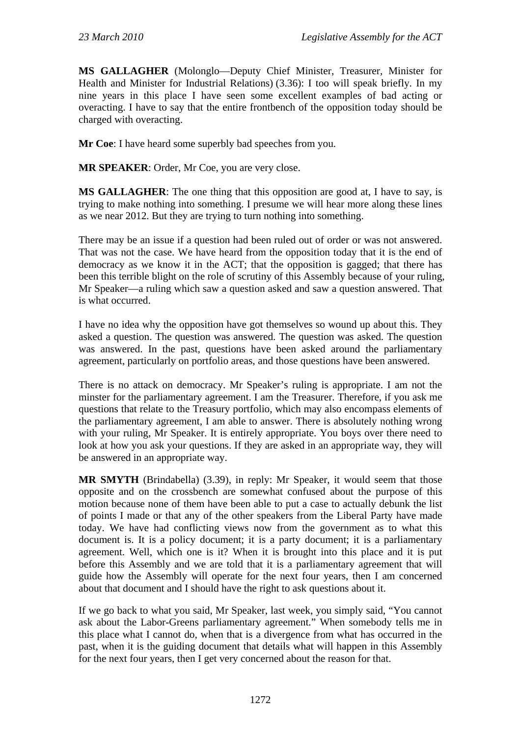**MS GALLAGHER** (Molonglo—Deputy Chief Minister, Treasurer, Minister for Health and Minister for Industrial Relations) (3.36): I too will speak briefly. In my nine years in this place I have seen some excellent examples of bad acting or overacting. I have to say that the entire frontbench of the opposition today should be charged with overacting.

**Mr Coe**: I have heard some superbly bad speeches from you.

**MR SPEAKER**: Order, Mr Coe, you are very close.

**MS GALLAGHER**: The one thing that this opposition are good at, I have to say, is trying to make nothing into something. I presume we will hear more along these lines as we near 2012. But they are trying to turn nothing into something.

There may be an issue if a question had been ruled out of order or was not answered. That was not the case. We have heard from the opposition today that it is the end of democracy as we know it in the ACT; that the opposition is gagged; that there has been this terrible blight on the role of scrutiny of this Assembly because of your ruling, Mr Speaker—a ruling which saw a question asked and saw a question answered. That is what occurred.

I have no idea why the opposition have got themselves so wound up about this. They asked a question. The question was answered. The question was asked. The question was answered. In the past, questions have been asked around the parliamentary agreement, particularly on portfolio areas, and those questions have been answered.

There is no attack on democracy. Mr Speaker's ruling is appropriate. I am not the minster for the parliamentary agreement. I am the Treasurer. Therefore, if you ask me questions that relate to the Treasury portfolio, which may also encompass elements of the parliamentary agreement, I am able to answer. There is absolutely nothing wrong with your ruling, Mr Speaker. It is entirely appropriate. You boys over there need to look at how you ask your questions. If they are asked in an appropriate way, they will be answered in an appropriate way.

**MR SMYTH** (Brindabella) (3.39), in reply: Mr Speaker, it would seem that those opposite and on the crossbench are somewhat confused about the purpose of this motion because none of them have been able to put a case to actually debunk the list of points I made or that any of the other speakers from the Liberal Party have made today. We have had conflicting views now from the government as to what this document is. It is a policy document; it is a party document; it is a parliamentary agreement. Well, which one is it? When it is brought into this place and it is put before this Assembly and we are told that it is a parliamentary agreement that will guide how the Assembly will operate for the next four years, then I am concerned about that document and I should have the right to ask questions about it.

If we go back to what you said, Mr Speaker, last week, you simply said, "You cannot ask about the Labor-Greens parliamentary agreement." When somebody tells me in this place what I cannot do, when that is a divergence from what has occurred in the past, when it is the guiding document that details what will happen in this Assembly for the next four years, then I get very concerned about the reason for that.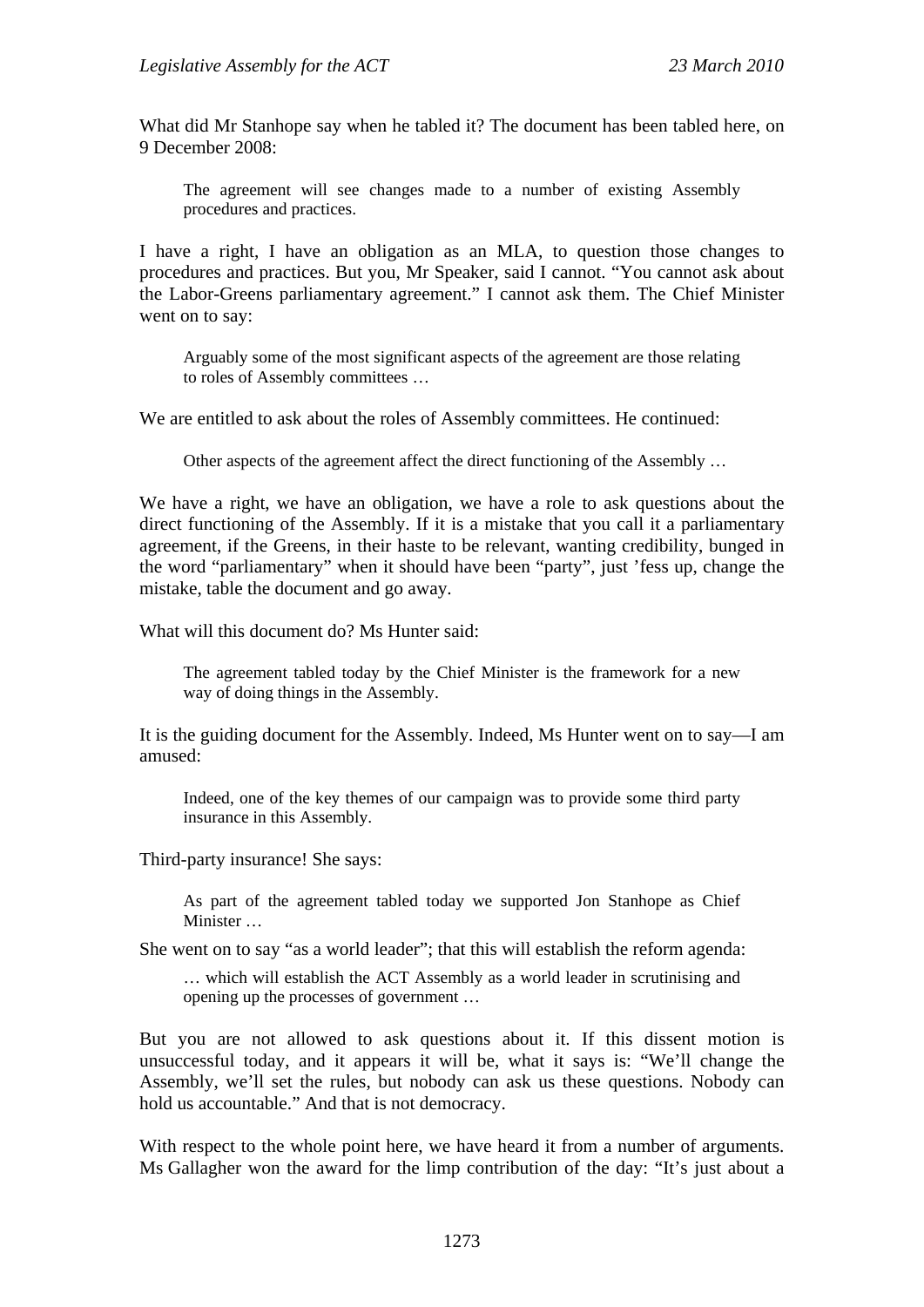What did Mr Stanhope say when he tabled it? The document has been tabled here, on 9 December 2008:

> The agreement will see changes made to a number of existing Assembly procedures and practices.

I have a right, I have an obligation as an MLA, to question those changes to procedures and practices. But you, Mr Speaker, said I cannot. "You cannot ask about the Labor-Greens parliamentary agreement." I cannot ask them. The Chief Minister went on to say:

> Arguably some of the most significant aspects of the agreement are those relating to roles of Assembly committees …

We are entitled to ask about the roles of Assembly committees. He continued:

> Other aspects of the agreement affect the direct functioning of the Assembly …

We have a right, we have an obligation, we have a role to ask questions about the direct functioning of the Assembly. If it is a mistake that you call it a parliamentary agreement, if the Greens, in their haste to be relevant, wanting credibility, bunged in the word "parliamentary" when it should have been "party", just 'fess up, change the mistake, table the document and go away.

What will this document do? Ms Hunter said:

> The agreement tabled today by the Chief Minister is the framework for a new way of doing things in the Assembly.

It is the guiding document for the Assembly. Indeed, Ms Hunter went on to say—I am amused:

> Indeed, one of the key themes of our campaign was to provide some third party insurance in this Assembly.

Third-party insurance! She says:

> As part of the agreement tabled today we supported Jon Stanhope as Chief Minister …

She went on to say "as a world leader"; that this will establish the reform agenda:

> … which will establish the ACT Assembly as a world leader in scrutinising and opening up the processes of government …

But you are not allowed to ask questions about it. If this dissent motion is unsuccessful today, and it appears it will be, what it says is: "We'll change the Assembly, we'll set the rules, but nobody can ask us these questions. Nobody can hold us accountable." And that is not democracy.

With respect to the whole point here, we have heard it from a number of arguments. Ms Gallagher won the award for the limp contribution of the day: "It's just about a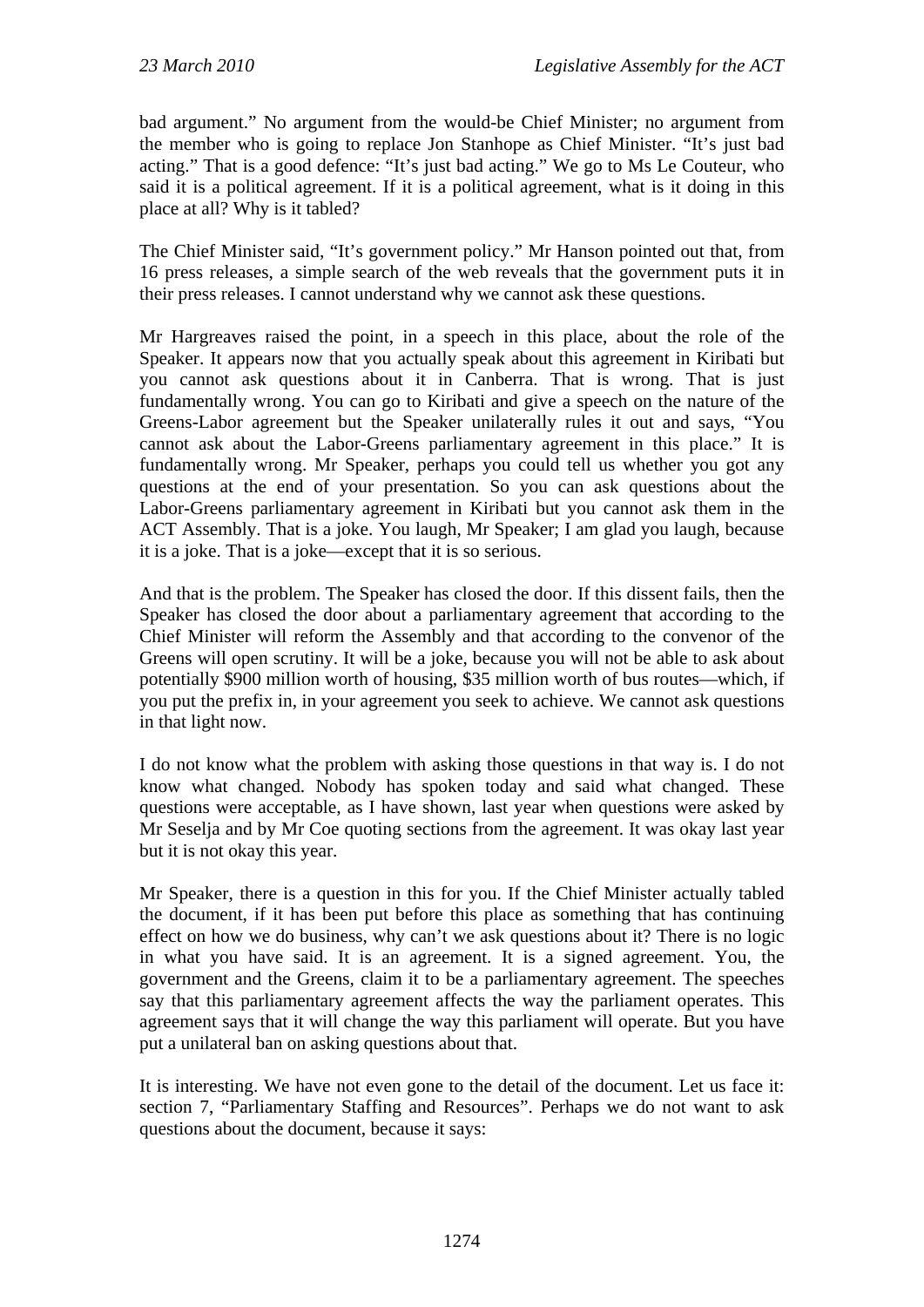bad argument." No argument from the would-be Chief Minister; no argument from the member who is going to replace Jon Stanhope as Chief Minister. "It's just bad acting." That is a good defence: "It's just bad acting." We go to Ms Le Couteur, who said it is a political agreement. If it is a political agreement, what is it doing in this place at all? Why is it tabled?

The Chief Minister said, "It's government policy." Mr Hanson pointed out that, from 16 press releases, a simple search of the web reveals that the government puts it in their press releases. I cannot understand why we cannot ask these questions.

Mr Hargreaves raised the point, in a speech in this place, about the role of the Speaker. It appears now that you actually speak about this agreement in Kiribati but you cannot ask questions about it in Canberra. That is wrong. That is just fundamentally wrong. You can go to Kiribati and give a speech on the nature of the Greens-Labor agreement but the Speaker unilaterally rules it out and says, "You cannot ask about the Labor-Greens parliamentary agreement in this place." It is fundamentally wrong. Mr Speaker, perhaps you could tell us whether you got any questions at the end of your presentation. So you can ask questions about the Labor-Greens parliamentary agreement in Kiribati but you cannot ask them in the ACT Assembly. That is a joke. You laugh, Mr Speaker; I am glad you laugh, because it is a joke. That is a joke—except that it is so serious.

And that is the problem. The Speaker has closed the door. If this dissent fails, then the Speaker has closed the door about a parliamentary agreement that according to the Chief Minister will reform the Assembly and that according to the convenor of the Greens will open scrutiny. It will be a joke, because you will not be able to ask about potentially $900 million worth of housing, $35 million worth of bus routes—which, if you put the prefix in, in your agreement you seek to achieve. We cannot ask questions in that light now.

I do not know what the problem with asking those questions in that way is. I do not know what changed. Nobody has spoken today and said what changed. These questions were acceptable, as I have shown, last year when questions were asked by Mr Seselja and by Mr Coe quoting sections from the agreement. It was okay last year but it is not okay this year.

Mr Speaker, there is a question in this for you. If the Chief Minister actually tabled the document, if it has been put before this place as something that has continuing effect on how we do business, why can't we ask questions about it? There is no logic in what you have said. It is an agreement. It is a signed agreement. You, the government and the Greens, claim it to be a parliamentary agreement. The speeches say that this parliamentary agreement affects the way the parliament operates. This agreement says that it will change the way this parliament will operate. But you have put a unilateral ban on asking questions about that.

It is interesting. We have not even gone to the detail of the document. Let us face it: section 7, "Parliamentary Staffing and Resources". Perhaps we do not want to ask questions about the document, because it says: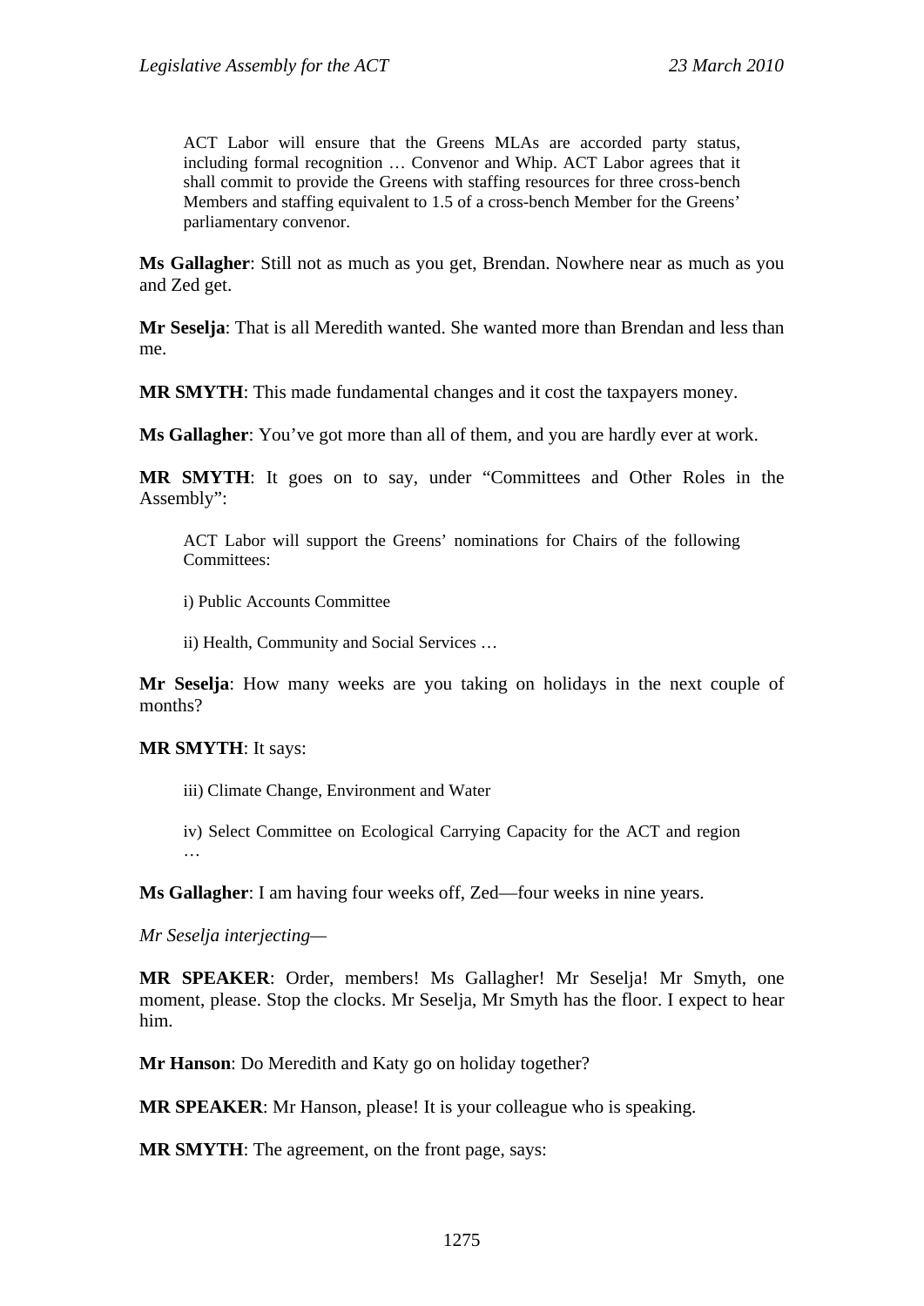> ACT Labor will ensure that the Greens MLAs are accorded party status, including formal recognition … Convenor and Whip. ACT Labor agrees that it shall commit to provide the Greens with staffing resources for three cross-bench Members and staffing equivalent to 1.5 of a cross-bench Member for the Greens' parliamentary convenor.

**Ms Gallagher**: Still not as much as you get, Brendan. Nowhere near as much as you and Zed get.

**Mr Seselja**: That is all Meredith wanted. She wanted more than Brendan and less than me.

**MR SMYTH**: This made fundamental changes and it cost the taxpayers money.

**Ms Gallagher**: You've got more than all of them, and you are hardly ever at work.

**MR SMYTH**: It goes on to say, under "Committees and Other Roles in the Assembly":

> ACT Labor will support the Greens' nominations for Chairs of the following Committees:
>
> i) Public Accounts Committee
>
> ii) Health, Community and Social Services …

**Mr Seselja**: How many weeks are you taking on holidays in the next couple of months?

**MR SMYTH**: It says:

> iii) Climate Change, Environment and Water
>
> iv) Select Committee on Ecological Carrying Capacity for the ACT and region …

**Ms Gallagher**: I am having four weeks off, Zed—four weeks in nine years.

*Mr Seselja interjecting*—

**MR SPEAKER**: Order, members! Ms Gallagher! Mr Seselja! Mr Smyth, one moment, please. Stop the clocks. Mr Seselja, Mr Smyth has the floor. I expect to hear him.

**Mr Hanson**: Do Meredith and Katy go on holiday together?

**MR SPEAKER**: Mr Hanson, please! It is your colleague who is speaking.

**MR SMYTH**: The agreement, on the front page, says: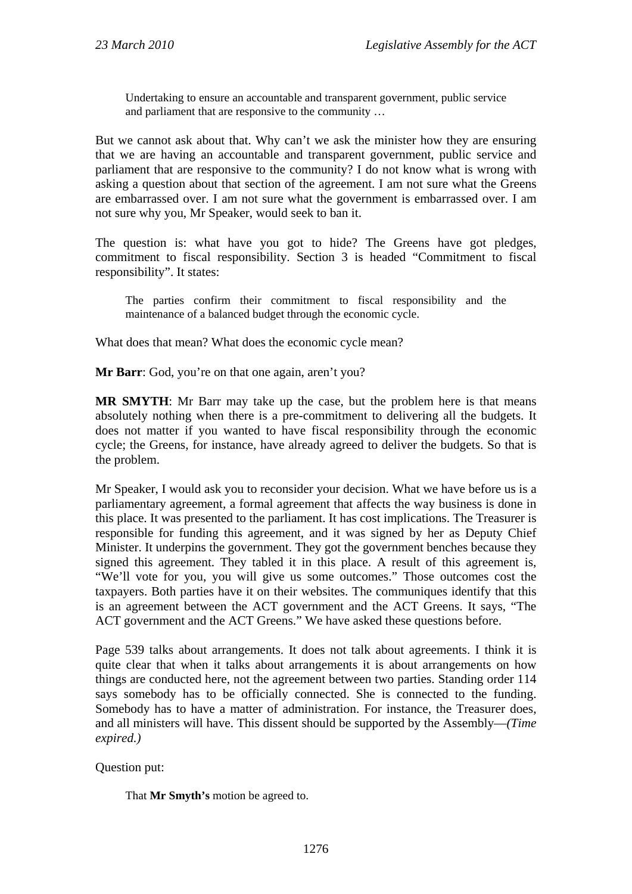> Undertaking to ensure an accountable and transparent government, public service and parliament that are responsive to the community …

But we cannot ask about that. Why can't we ask the minister how they are ensuring that we are having an accountable and transparent government, public service and parliament that are responsive to the community? I do not know what is wrong with asking a question about that section of the agreement. I am not sure what the Greens are embarrassed over. I am not sure what the government is embarrassed over. I am not sure why you, Mr Speaker, would seek to ban it.

The question is: what have you got to hide? The Greens have got pledges, commitment to fiscal responsibility. Section 3 is headed "Commitment to fiscal responsibility". It states:

> The parties confirm their commitment to fiscal responsibility and the maintenance of a balanced budget through the economic cycle.

What does that mean? What does the economic cycle mean?

**Mr Barr**: God, you're on that one again, aren't you?

**MR SMYTH**: Mr Barr may take up the case, but the problem here is that means absolutely nothing when there is a pre-commitment to delivering all the budgets. It does not matter if you wanted to have fiscal responsibility through the economic cycle; the Greens, for instance, have already agreed to deliver the budgets. So that is the problem.

Mr Speaker, I would ask you to reconsider your decision. What we have before us is a parliamentary agreement, a formal agreement that affects the way business is done in this place. It was presented to the parliament. It has cost implications. The Treasurer is responsible for funding this agreement, and it was signed by her as Deputy Chief Minister. It underpins the government. They got the government benches because they signed this agreement. They tabled it in this place. A result of this agreement is, "We'll vote for you, you will give us some outcomes." Those outcomes cost the taxpayers. Both parties have it on their websites. The communiques identify that this is an agreement between the ACT government and the ACT Greens. It says, "The ACT government and the ACT Greens." We have asked these questions before.

Page 539 talks about arrangements. It does not talk about agreements. I think it is quite clear that when it talks about arrangements it is about arrangements on how things are conducted here, not the agreement between two parties. Standing order 114 says somebody has to be officially connected. She is connected to the funding. Somebody has to have a matter of administration. For instance, the Treasurer does, and all ministers will have. This dissent should be supported by the Assembly—*(Time expired.)*

Question put:

> That **Mr Smyth's** motion be agreed to.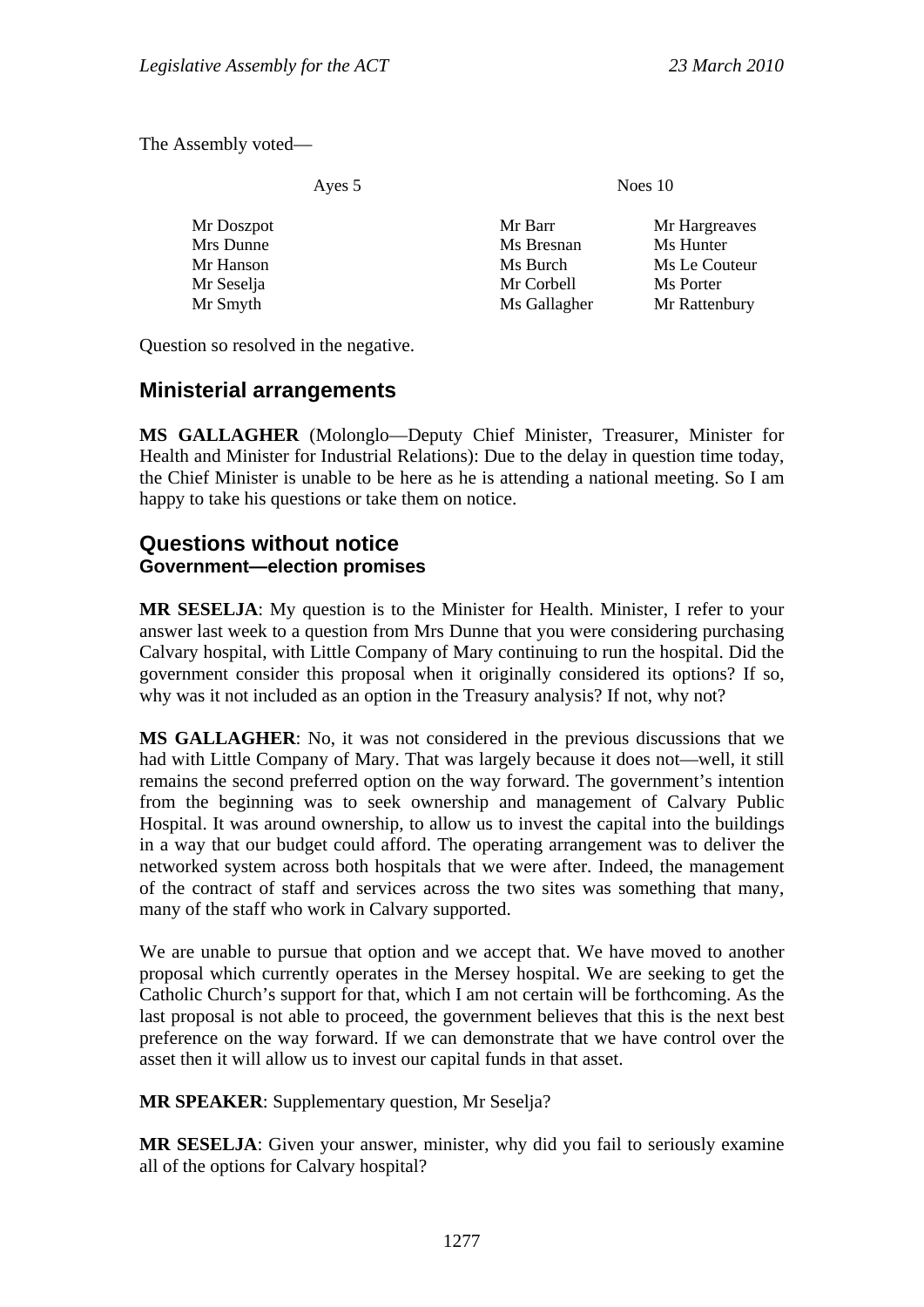The Assembly voted—

| Ayes 5 | Noes 10 | |
|---|---|---|
| Mr Doszpot | Mr Barr | Mr Hargreaves |
| Mrs Dunne | Ms Bresnan | Ms Hunter |
| Mr Hanson | Ms Burch | Ms Le Couteur |
| Mr Seselja | Mr Corbell | Ms Porter |
| Mr Smyth | Ms Gallagher | Mr Rattenbury |

Question so resolved in the negative.

## Ministerial arrangements

**MS GALLAGHER** (Molonglo—Deputy Chief Minister, Treasurer, Minister for Health and Minister for Industrial Relations): Due to the delay in question time today, the Chief Minister is unable to be here as he is attending a national meeting. So I am happy to take his questions or take them on notice.

## Questions without notice

### Government—election promises

**MR SESELJA**: My question is to the Minister for Health. Minister, I refer to your answer last week to a question from Mrs Dunne that you were considering purchasing Calvary hospital, with Little Company of Mary continuing to run the hospital. Did the government consider this proposal when it originally considered its options? If so, why was it not included as an option in the Treasury analysis? If not, why not?

**MS GALLAGHER**: No, it was not considered in the previous discussions that we had with Little Company of Mary. That was largely because it does not—well, it still remains the second preferred option on the way forward. The government's intention from the beginning was to seek ownership and management of Calvary Public Hospital. It was around ownership, to allow us to invest the capital into the buildings in a way that our budget could afford. The operating arrangement was to deliver the networked system across both hospitals that we were after. Indeed, the management of the contract of staff and services across the two sites was something that many, many of the staff who work in Calvary supported.

We are unable to pursue that option and we accept that. We have moved to another proposal which currently operates in the Mersey hospital. We are seeking to get the Catholic Church's support for that, which I am not certain will be forthcoming. As the last proposal is not able to proceed, the government believes that this is the next best preference on the way forward. If we can demonstrate that we have control over the asset then it will allow us to invest our capital funds in that asset.

**MR SPEAKER**: Supplementary question, Mr Seselja?

**MR SESELJA**: Given your answer, minister, why did you fail to seriously examine all of the options for Calvary hospital?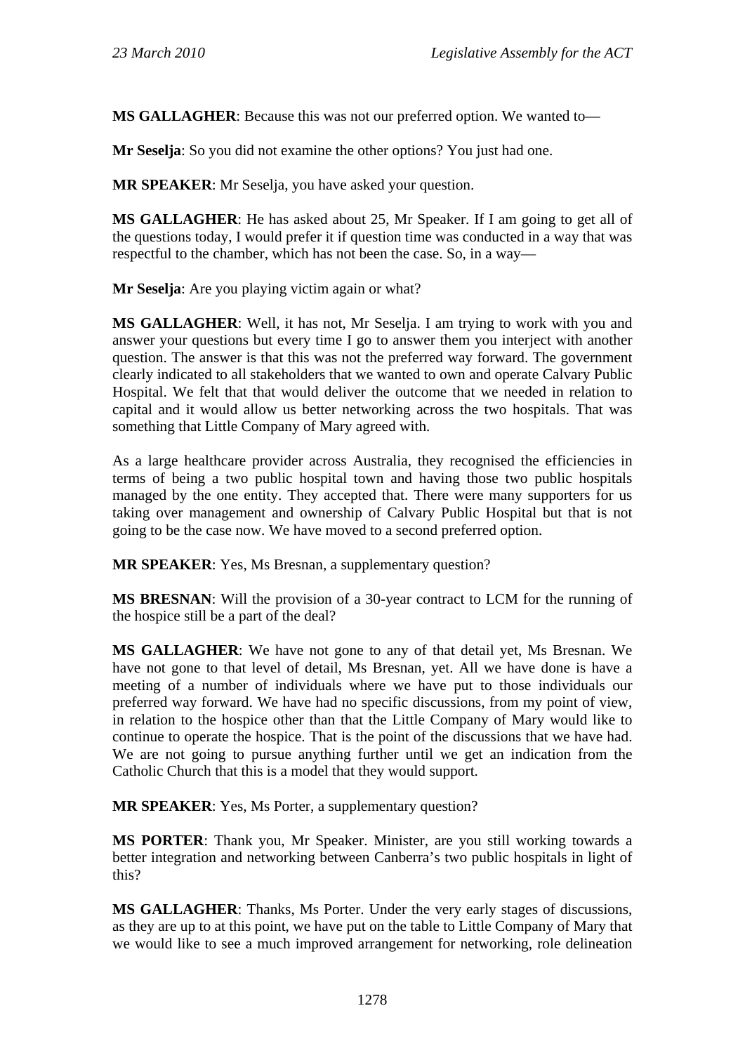**MS GALLAGHER**: Because this was not our preferred option. We wanted to—

**Mr Seselja**: So you did not examine the other options? You just had one.

**MR SPEAKER**: Mr Seselja, you have asked your question.

**MS GALLAGHER**: He has asked about 25, Mr Speaker. If I am going to get all of the questions today, I would prefer it if question time was conducted in a way that was respectful to the chamber, which has not been the case. So, in a way—

**Mr Seselja**: Are you playing victim again or what?

**MS GALLAGHER**: Well, it has not, Mr Seselja. I am trying to work with you and answer your questions but every time I go to answer them you interject with another question. The answer is that this was not the preferred way forward. The government clearly indicated to all stakeholders that we wanted to own and operate Calvary Public Hospital. We felt that that would deliver the outcome that we needed in relation to capital and it would allow us better networking across the two hospitals. That was something that Little Company of Mary agreed with.

As a large healthcare provider across Australia, they recognised the efficiencies in terms of being a two public hospital town and having those two public hospitals managed by the one entity. They accepted that. There were many supporters for us taking over management and ownership of Calvary Public Hospital but that is not going to be the case now. We have moved to a second preferred option.

**MR SPEAKER**: Yes, Ms Bresnan, a supplementary question?

**MS BRESNAN**: Will the provision of a 30-year contract to LCM for the running of the hospice still be a part of the deal?

**MS GALLAGHER**: We have not gone to any of that detail yet, Ms Bresnan. We have not gone to that level of detail, Ms Bresnan, yet. All we have done is have a meeting of a number of individuals where we have put to those individuals our preferred way forward. We have had no specific discussions, from my point of view, in relation to the hospice other than that the Little Company of Mary would like to continue to operate the hospice. That is the point of the discussions that we have had. We are not going to pursue anything further until we get an indication from the Catholic Church that this is a model that they would support.

**MR SPEAKER**: Yes, Ms Porter, a supplementary question?

**MS PORTER**: Thank you, Mr Speaker. Minister, are you still working towards a better integration and networking between Canberra's two public hospitals in light of this?

**MS GALLAGHER**: Thanks, Ms Porter. Under the very early stages of discussions, as they are up to at this point, we have put on the table to Little Company of Mary that we would like to see a much improved arrangement for networking, role delineation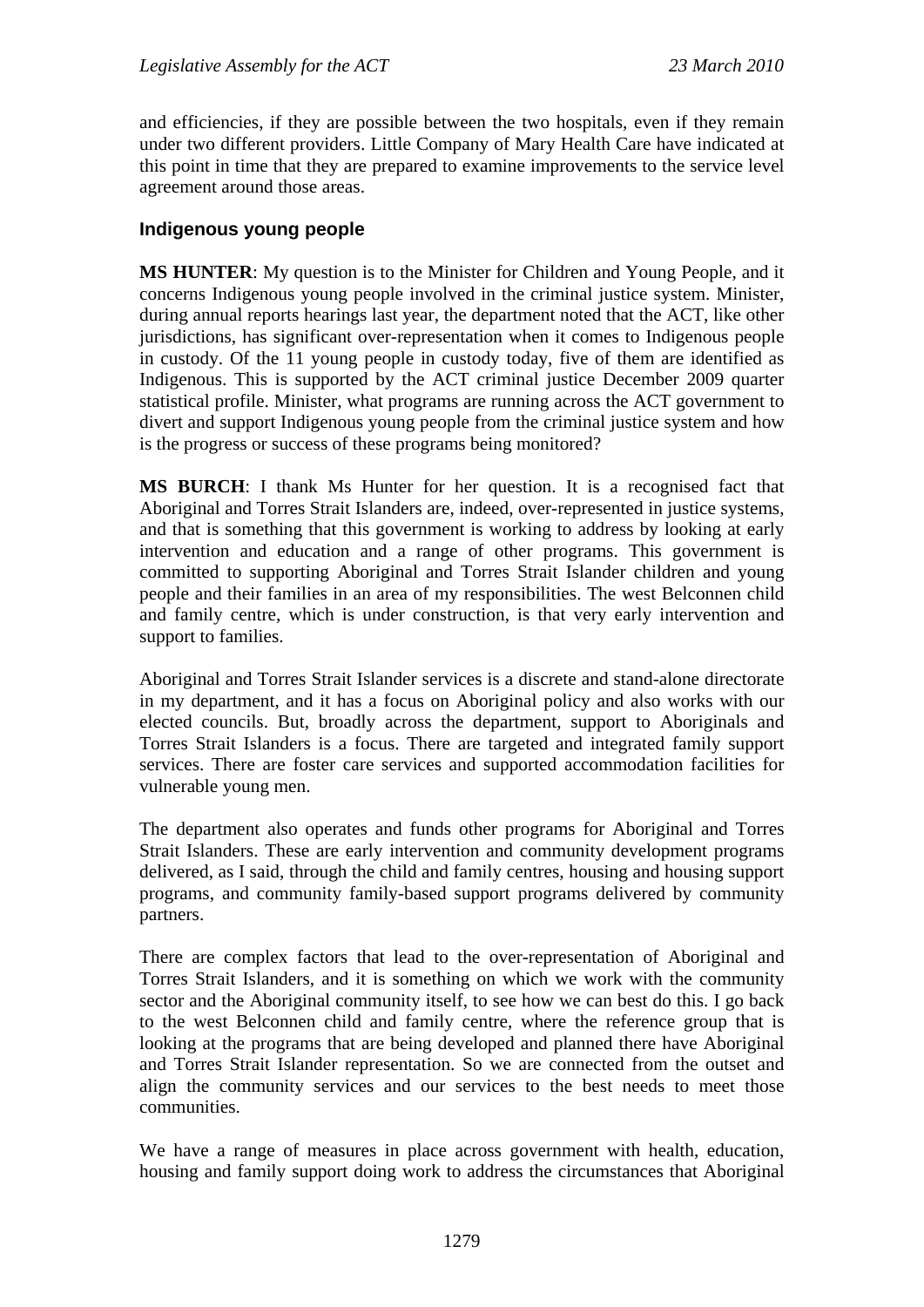and efficiencies, if they are possible between the two hospitals, even if they remain under two different providers. Little Company of Mary Health Care have indicated at this point in time that they are prepared to examine improvements to the service level agreement around those areas.

### Indigenous young people

**MS HUNTER**: My question is to the Minister for Children and Young People, and it concerns Indigenous young people involved in the criminal justice system. Minister, during annual reports hearings last year, the department noted that the ACT, like other jurisdictions, has significant over-representation when it comes to Indigenous people in custody. Of the 11 young people in custody today, five of them are identified as Indigenous. This is supported by the ACT criminal justice December 2009 quarter statistical profile. Minister, what programs are running across the ACT government to divert and support Indigenous young people from the criminal justice system and how is the progress or success of these programs being monitored?

**MS BURCH**: I thank Ms Hunter for her question. It is a recognised fact that Aboriginal and Torres Strait Islanders are, indeed, over-represented in justice systems, and that is something that this government is working to address by looking at early intervention and education and a range of other programs. This government is committed to supporting Aboriginal and Torres Strait Islander children and young people and their families in an area of my responsibilities. The west Belconnen child and family centre, which is under construction, is that very early intervention and support to families.

Aboriginal and Torres Strait Islander services is a discrete and stand-alone directorate in my department, and it has a focus on Aboriginal policy and also works with our elected councils. But, broadly across the department, support to Aboriginals and Torres Strait Islanders is a focus. There are targeted and integrated family support services. There are foster care services and supported accommodation facilities for vulnerable young men.

The department also operates and funds other programs for Aboriginal and Torres Strait Islanders. These are early intervention and community development programs delivered, as I said, through the child and family centres, housing and housing support programs, and community family-based support programs delivered by community partners.

There are complex factors that lead to the over-representation of Aboriginal and Torres Strait Islanders, and it is something on which we work with the community sector and the Aboriginal community itself, to see how we can best do this. I go back to the west Belconnen child and family centre, where the reference group that is looking at the programs that are being developed and planned there have Aboriginal and Torres Strait Islander representation. So we are connected from the outset and align the community services and our services to the best needs to meet those communities.

We have a range of measures in place across government with health, education, housing and family support doing work to address the circumstances that Aboriginal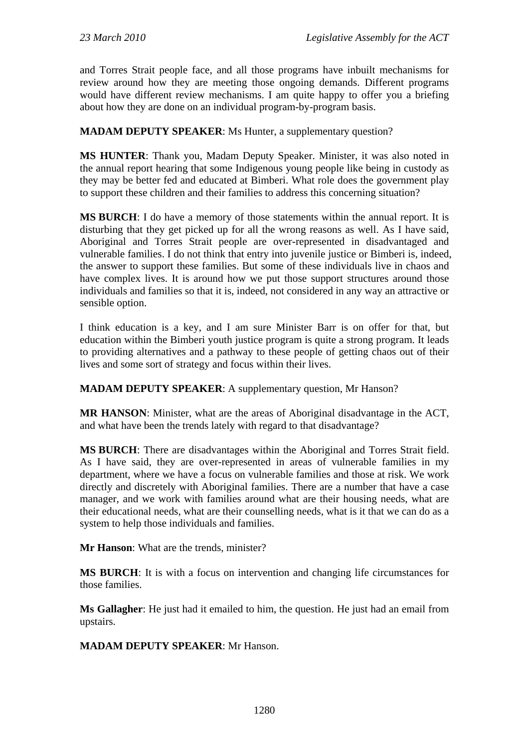and Torres Strait people face, and all those programs have inbuilt mechanisms for review around how they are meeting those ongoing demands. Different programs would have different review mechanisms. I am quite happy to offer you a briefing about how they are done on an individual program-by-program basis.

**MADAM DEPUTY SPEAKER**: Ms Hunter, a supplementary question?

**MS HUNTER**: Thank you, Madam Deputy Speaker. Minister, it was also noted in the annual report hearing that some Indigenous young people like being in custody as they may be better fed and educated at Bimberi. What role does the government play to support these children and their families to address this concerning situation?

**MS BURCH**: I do have a memory of those statements within the annual report. It is disturbing that they get picked up for all the wrong reasons as well. As I have said, Aboriginal and Torres Strait people are over-represented in disadvantaged and vulnerable families. I do not think that entry into juvenile justice or Bimberi is, indeed, the answer to support these families. But some of these individuals live in chaos and have complex lives. It is around how we put those support structures around those individuals and families so that it is, indeed, not considered in any way an attractive or sensible option.

I think education is a key, and I am sure Minister Barr is on offer for that, but education within the Bimberi youth justice program is quite a strong program. It leads to providing alternatives and a pathway to these people of getting chaos out of their lives and some sort of strategy and focus within their lives.

**MADAM DEPUTY SPEAKER**: A supplementary question, Mr Hanson?

**MR HANSON**: Minister, what are the areas of Aboriginal disadvantage in the ACT, and what have been the trends lately with regard to that disadvantage?

**MS BURCH**: There are disadvantages within the Aboriginal and Torres Strait field. As I have said, they are over-represented in areas of vulnerable families in my department, where we have a focus on vulnerable families and those at risk. We work directly and discretely with Aboriginal families. There are a number that have a case manager, and we work with families around what are their housing needs, what are their educational needs, what are their counselling needs, what is it that we can do as a system to help those individuals and families.

**Mr Hanson**: What are the trends, minister?

**MS BURCH**: It is with a focus on intervention and changing life circumstances for those families.

**Ms Gallagher**: He just had it emailed to him, the question. He just had an email from upstairs.

**MADAM DEPUTY SPEAKER**: Mr Hanson.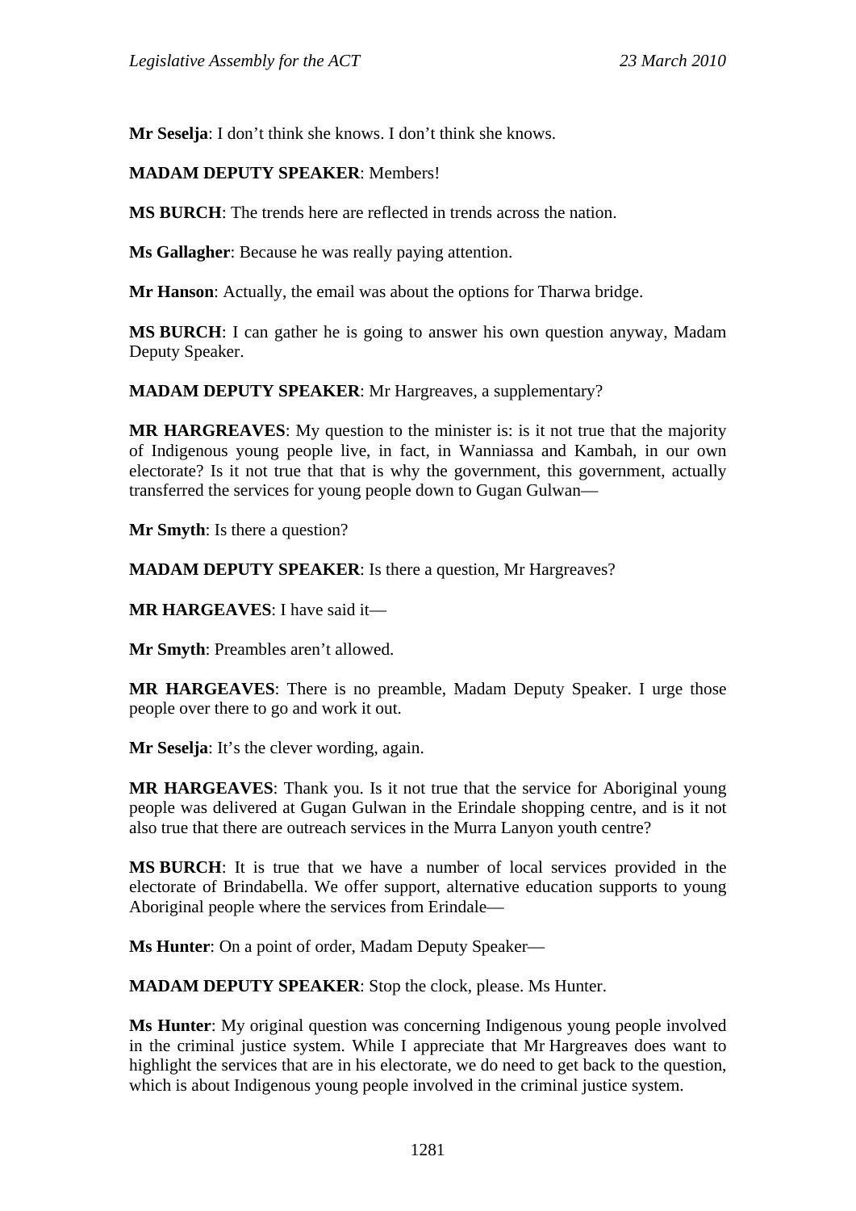**Mr Seselja**: I don't think she knows. I don't think she knows.

**MADAM DEPUTY SPEAKER**: Members!

**MS BURCH**: The trends here are reflected in trends across the nation.

**Ms Gallagher**: Because he was really paying attention.

**Mr Hanson**: Actually, the email was about the options for Tharwa bridge.

**MS BURCH**: I can gather he is going to answer his own question anyway, Madam Deputy Speaker.

**MADAM DEPUTY SPEAKER**: Mr Hargreaves, a supplementary?

**MR HARGREAVES**: My question to the minister is: is it not true that the majority of Indigenous young people live, in fact, in Wanniassa and Kambah, in our own electorate? Is it not true that that is why the government, this government, actually transferred the services for young people down to Gugan Gulwan—

**Mr Smyth**: Is there a question?

**MADAM DEPUTY SPEAKER**: Is there a question, Mr Hargreaves?

**MR HARGEAVES**: I have said it—

**Mr Smyth**: Preambles aren't allowed.

**MR HARGEAVES**: There is no preamble, Madam Deputy Speaker. I urge those people over there to go and work it out.

**Mr Seselja**: It's the clever wording, again.

**MR HARGEAVES**: Thank you. Is it not true that the service for Aboriginal young people was delivered at Gugan Gulwan in the Erindale shopping centre, and is it not also true that there are outreach services in the Murra Lanyon youth centre?

**MS BURCH**: It is true that we have a number of local services provided in the electorate of Brindabella. We offer support, alternative education supports to young Aboriginal people where the services from Erindale—

**Ms Hunter**: On a point of order, Madam Deputy Speaker—

**MADAM DEPUTY SPEAKER**: Stop the clock, please. Ms Hunter.

**Ms Hunter**: My original question was concerning Indigenous young people involved in the criminal justice system. While I appreciate that Mr Hargreaves does want to highlight the services that are in his electorate, we do need to get back to the question, which is about Indigenous young people involved in the criminal justice system.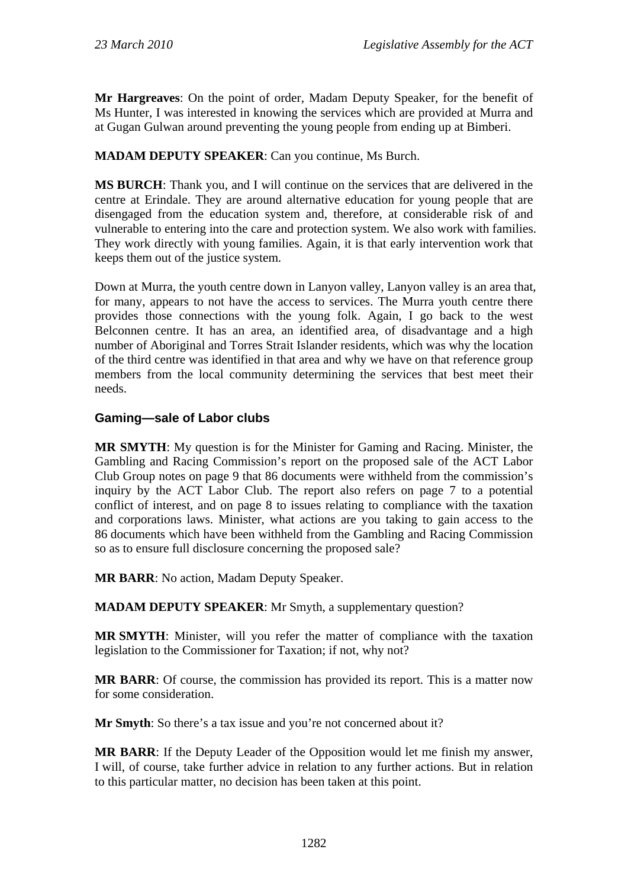**Mr Hargreaves**: On the point of order, Madam Deputy Speaker, for the benefit of Ms Hunter, I was interested in knowing the services which are provided at Murra and at Gugan Gulwan around preventing the young people from ending up at Bimberi.

**MADAM DEPUTY SPEAKER**: Can you continue, Ms Burch.

**MS BURCH**: Thank you, and I will continue on the services that are delivered in the centre at Erindale. They are around alternative education for young people that are disengaged from the education system and, therefore, at considerable risk of and vulnerable to entering into the care and protection system. We also work with families. They work directly with young families. Again, it is that early intervention work that keeps them out of the justice system.

Down at Murra, the youth centre down in Lanyon valley, Lanyon valley is an area that, for many, appears to not have the access to services. The Murra youth centre there provides those connections with the young folk. Again, I go back to the west Belconnen centre. It has an area, an identified area, of disadvantage and a high number of Aboriginal and Torres Strait Islander residents, which was why the location of the third centre was identified in that area and why we have on that reference group members from the local community determining the services that best meet their needs.

### Gaming—sale of Labor clubs

**MR SMYTH**: My question is for the Minister for Gaming and Racing. Minister, the Gambling and Racing Commission's report on the proposed sale of the ACT Labor Club Group notes on page 9 that 86 documents were withheld from the commission's inquiry by the ACT Labor Club. The report also refers on page 7 to a potential conflict of interest, and on page 8 to issues relating to compliance with the taxation and corporations laws. Minister, what actions are you taking to gain access to the 86 documents which have been withheld from the Gambling and Racing Commission so as to ensure full disclosure concerning the proposed sale?

**MR BARR**: No action, Madam Deputy Speaker.

**MADAM DEPUTY SPEAKER**: Mr Smyth, a supplementary question?

**MR SMYTH**: Minister, will you refer the matter of compliance with the taxation legislation to the Commissioner for Taxation; if not, why not?

**MR BARR**: Of course, the commission has provided its report. This is a matter now for some consideration.

**Mr Smyth**: So there's a tax issue and you're not concerned about it?

**MR BARR**: If the Deputy Leader of the Opposition would let me finish my answer, I will, of course, take further advice in relation to any further actions. But in relation to this particular matter, no decision has been taken at this point.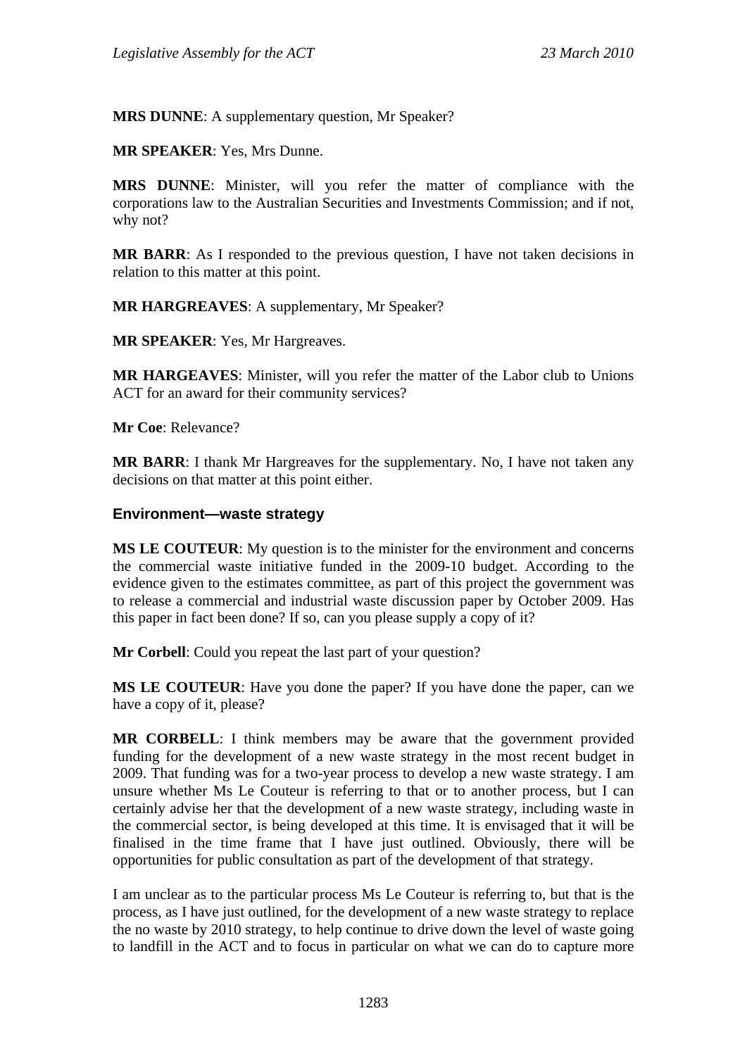**MRS DUNNE**: A supplementary question, Mr Speaker?

**MR SPEAKER**: Yes, Mrs Dunne.

**MRS DUNNE**: Minister, will you refer the matter of compliance with the corporations law to the Australian Securities and Investments Commission; and if not, why not?

**MR BARR**: As I responded to the previous question, I have not taken decisions in relation to this matter at this point.

**MR HARGREAVES**: A supplementary, Mr Speaker?

**MR SPEAKER**: Yes, Mr Hargreaves.

**MR HARGEAVES**: Minister, will you refer the matter of the Labor club to Unions ACT for an award for their community services?

**Mr Coe**: Relevance?

**MR BARR**: I thank Mr Hargreaves for the supplementary. No, I have not taken any decisions on that matter at this point either.

### Environment—waste strategy

**MS LE COUTEUR**: My question is to the minister for the environment and concerns the commercial waste initiative funded in the 2009-10 budget. According to the evidence given to the estimates committee, as part of this project the government was to release a commercial and industrial waste discussion paper by October 2009. Has this paper in fact been done? If so, can you please supply a copy of it?

**Mr Corbell**: Could you repeat the last part of your question?

**MS LE COUTEUR**: Have you done the paper? If you have done the paper, can we have a copy of it, please?

**MR CORBELL**: I think members may be aware that the government provided funding for the development of a new waste strategy in the most recent budget in 2009. That funding was for a two-year process to develop a new waste strategy. I am unsure whether Ms Le Couteur is referring to that or to another process, but I can certainly advise her that the development of a new waste strategy, including waste in the commercial sector, is being developed at this time. It is envisaged that it will be finalised in the time frame that I have just outlined. Obviously, there will be opportunities for public consultation as part of the development of that strategy.

I am unclear as to the particular process Ms Le Couteur is referring to, but that is the process, as I have just outlined, for the development of a new waste strategy to replace the no waste by 2010 strategy, to help continue to drive down the level of waste going to landfill in the ACT and to focus in particular on what we can do to capture more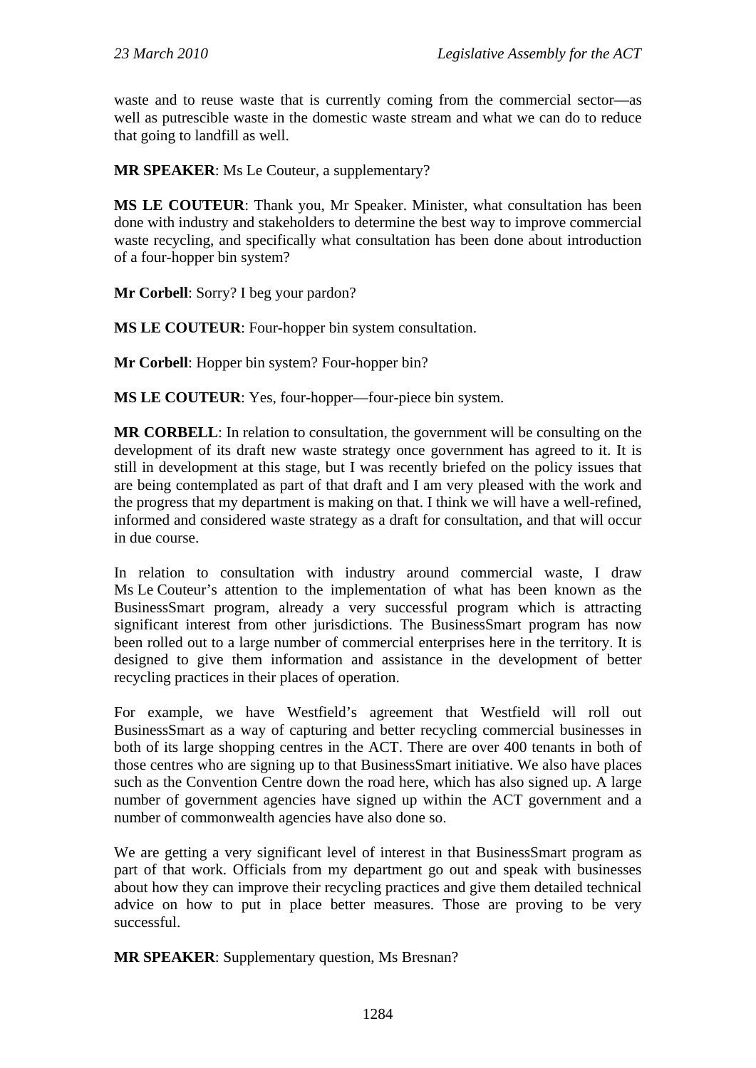waste and to reuse waste that is currently coming from the commercial sector—as well as putrescible waste in the domestic waste stream and what we can do to reduce that going to landfill as well.

**MR SPEAKER**: Ms Le Couteur, a supplementary?

**MS LE COUTEUR**: Thank you, Mr Speaker. Minister, what consultation has been done with industry and stakeholders to determine the best way to improve commercial waste recycling, and specifically what consultation has been done about introduction of a four-hopper bin system?

**Mr Corbell**: Sorry? I beg your pardon?

**MS LE COUTEUR**: Four-hopper bin system consultation.

**Mr Corbell**: Hopper bin system? Four-hopper bin?

**MS LE COUTEUR**: Yes, four-hopper—four-piece bin system.

**MR CORBELL**: In relation to consultation, the government will be consulting on the development of its draft new waste strategy once government has agreed to it. It is still in development at this stage, but I was recently briefed on the policy issues that are being contemplated as part of that draft and I am very pleased with the work and the progress that my department is making on that. I think we will have a well-refined, informed and considered waste strategy as a draft for consultation, and that will occur in due course.

In relation to consultation with industry around commercial waste, I draw Ms Le Couteur's attention to the implementation of what has been known as the BusinessSmart program, already a very successful program which is attracting significant interest from other jurisdictions. The BusinessSmart program has now been rolled out to a large number of commercial enterprises here in the territory. It is designed to give them information and assistance in the development of better recycling practices in their places of operation.

For example, we have Westfield's agreement that Westfield will roll out BusinessSmart as a way of capturing and better recycling commercial businesses in both of its large shopping centres in the ACT. There are over 400 tenants in both of those centres who are signing up to that BusinessSmart initiative. We also have places such as the Convention Centre down the road here, which has also signed up. A large number of government agencies have signed up within the ACT government and a number of commonwealth agencies have also done so.

We are getting a very significant level of interest in that BusinessSmart program as part of that work. Officials from my department go out and speak with businesses about how they can improve their recycling practices and give them detailed technical advice on how to put in place better measures. Those are proving to be very successful.

**MR SPEAKER**: Supplementary question, Ms Bresnan?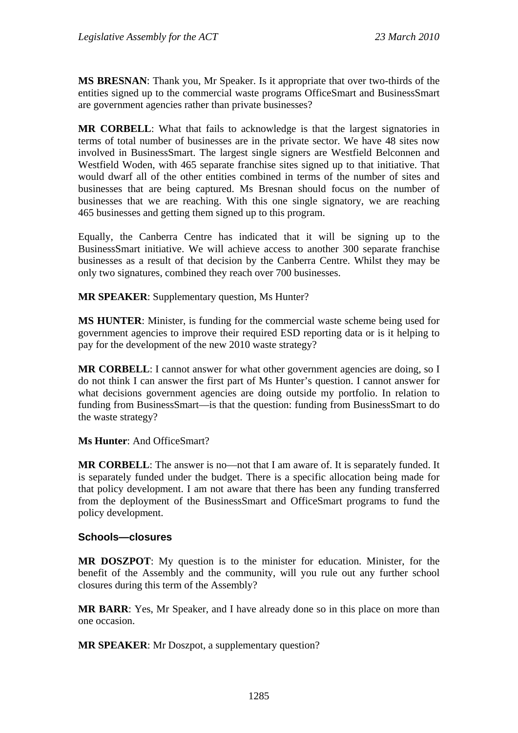**MS BRESNAN**: Thank you, Mr Speaker. Is it appropriate that over two-thirds of the entities signed up to the commercial waste programs OfficeSmart and BusinessSmart are government agencies rather than private businesses?

**MR CORBELL**: What that fails to acknowledge is that the largest signatories in terms of total number of businesses are in the private sector. We have 48 sites now involved in BusinessSmart. The largest single signers are Westfield Belconnen and Westfield Woden, with 465 separate franchise sites signed up to that initiative. That would dwarf all of the other entities combined in terms of the number of sites and businesses that are being captured. Ms Bresnan should focus on the number of businesses that we are reaching. With this one single signatory, we are reaching 465 businesses and getting them signed up to this program.

Equally, the Canberra Centre has indicated that it will be signing up to the BusinessSmart initiative. We will achieve access to another 300 separate franchise businesses as a result of that decision by the Canberra Centre. Whilst they may be only two signatures, combined they reach over 700 businesses.

**MR SPEAKER**: Supplementary question, Ms Hunter?

**MS HUNTER**: Minister, is funding for the commercial waste scheme being used for government agencies to improve their required ESD reporting data or is it helping to pay for the development of the new 2010 waste strategy?

**MR CORBELL**: I cannot answer for what other government agencies are doing, so I do not think I can answer the first part of Ms Hunter's question. I cannot answer for what decisions government agencies are doing outside my portfolio. In relation to funding from BusinessSmart—is that the question: funding from BusinessSmart to do the waste strategy?

**Ms Hunter**: And OfficeSmart?

**MR CORBELL**: The answer is no—not that I am aware of. It is separately funded. It is separately funded under the budget. There is a specific allocation being made for that policy development. I am not aware that there has been any funding transferred from the deployment of the BusinessSmart and OfficeSmart programs to fund the policy development.

### Schools—closures

**MR DOSZPOT**: My question is to the minister for education. Minister, for the benefit of the Assembly and the community, will you rule out any further school closures during this term of the Assembly?

**MR BARR**: Yes, Mr Speaker, and I have already done so in this place on more than one occasion.

**MR SPEAKER**: Mr Doszpot, a supplementary question?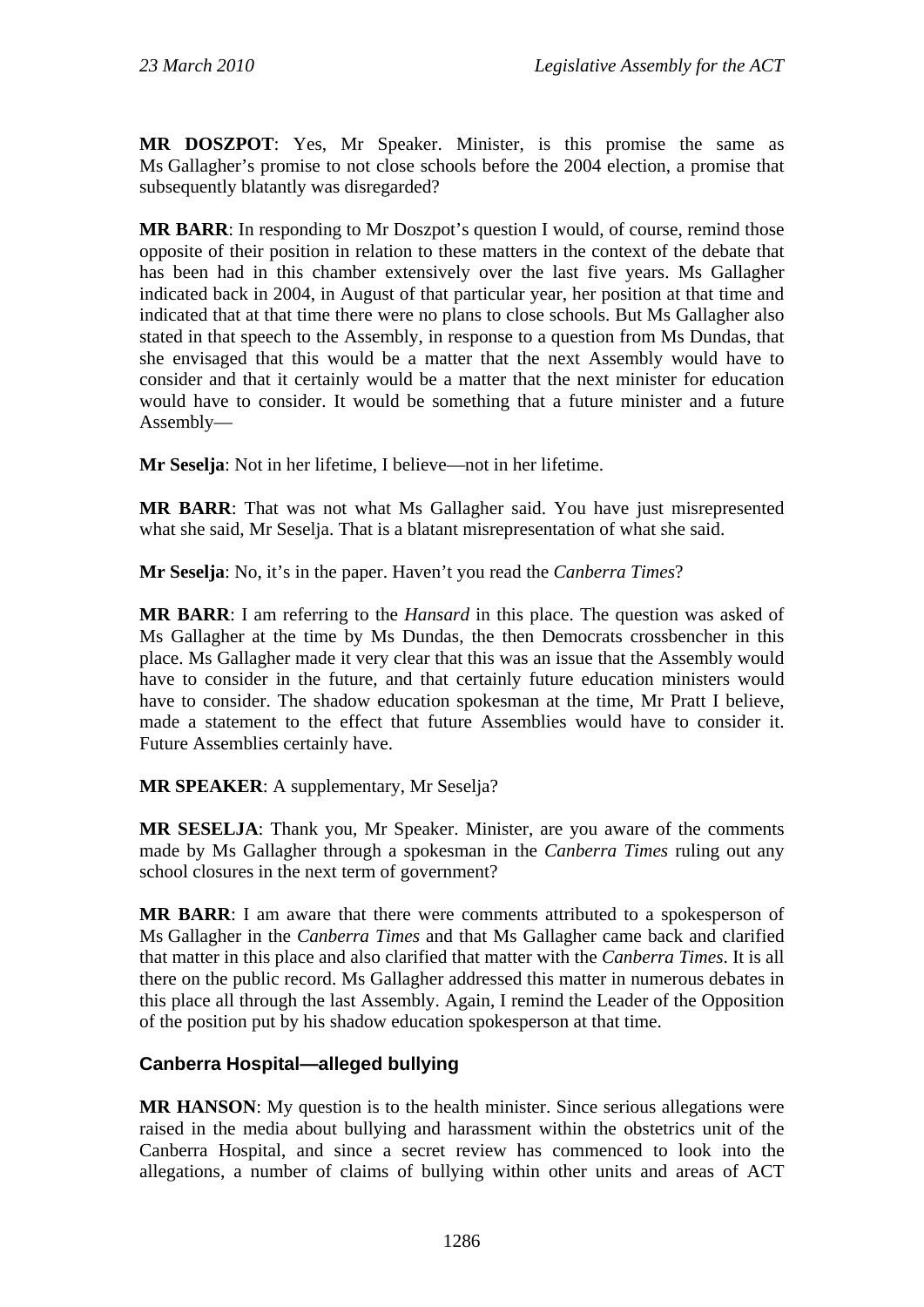**MR DOSZPOT**: Yes, Mr Speaker. Minister, is this promise the same as Ms Gallagher's promise to not close schools before the 2004 election, a promise that subsequently blatantly was disregarded?

**MR BARR**: In responding to Mr Doszpot's question I would, of course, remind those opposite of their position in relation to these matters in the context of the debate that has been had in this chamber extensively over the last five years. Ms Gallagher indicated back in 2004, in August of that particular year, her position at that time and indicated that at that time there were no plans to close schools. But Ms Gallagher also stated in that speech to the Assembly, in response to a question from Ms Dundas, that she envisaged that this would be a matter that the next Assembly would have to consider and that it certainly would be a matter that the next minister for education would have to consider. It would be something that a future minister and a future Assembly—

**Mr Seselja**: Not in her lifetime, I believe—not in her lifetime.

**MR BARR**: That was not what Ms Gallagher said. You have just misrepresented what she said, Mr Seselja. That is a blatant misrepresentation of what she said.

**Mr Seselja**: No, it's in the paper. Haven't you read the *Canberra Times*?

**MR BARR**: I am referring to the *Hansard* in this place. The question was asked of Ms Gallagher at the time by Ms Dundas, the then Democrats crossbencher in this place. Ms Gallagher made it very clear that this was an issue that the Assembly would have to consider in the future, and that certainly future education ministers would have to consider. The shadow education spokesman at the time, Mr Pratt I believe, made a statement to the effect that future Assemblies would have to consider it. Future Assemblies certainly have.

**MR SPEAKER**: A supplementary, Mr Seselja?

**MR SESELJA**: Thank you, Mr Speaker. Minister, are you aware of the comments made by Ms Gallagher through a spokesman in the *Canberra Times* ruling out any school closures in the next term of government?

**MR BARR**: I am aware that there were comments attributed to a spokesperson of Ms Gallagher in the *Canberra Times* and that Ms Gallagher came back and clarified that matter in this place and also clarified that matter with the *Canberra Times*. It is all there on the public record. Ms Gallagher addressed this matter in numerous debates in this place all through the last Assembly. Again, I remind the Leader of the Opposition of the position put by his shadow education spokesperson at that time.

## Canberra Hospital—alleged bullying

**MR HANSON**: My question is to the health minister. Since serious allegations were raised in the media about bullying and harassment within the obstetrics unit of the Canberra Hospital, and since a secret review has commenced to look into the allegations, a number of claims of bullying within other units and areas of ACT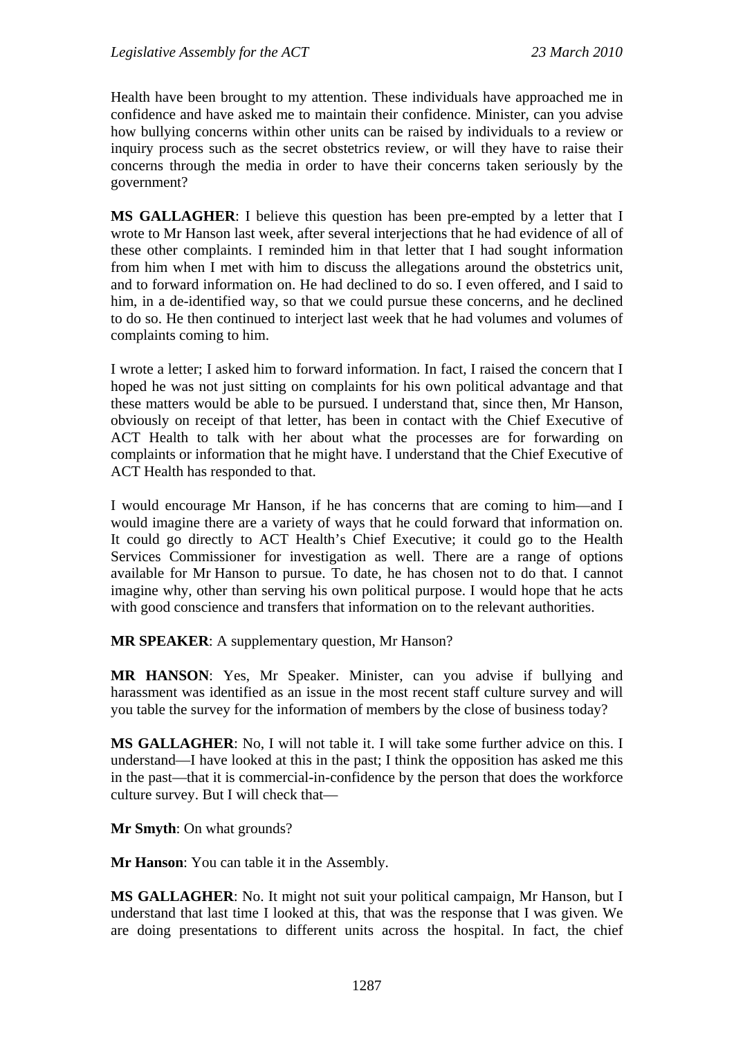Health have been brought to my attention. These individuals have approached me in confidence and have asked me to maintain their confidence. Minister, can you advise how bullying concerns within other units can be raised by individuals to a review or inquiry process such as the secret obstetrics review, or will they have to raise their concerns through the media in order to have their concerns taken seriously by the government?

**MS GALLAGHER**: I believe this question has been pre-empted by a letter that I wrote to Mr Hanson last week, after several interjections that he had evidence of all of these other complaints. I reminded him in that letter that I had sought information from him when I met with him to discuss the allegations around the obstetrics unit, and to forward information on. He had declined to do so. I even offered, and I said to him, in a de-identified way, so that we could pursue these concerns, and he declined to do so. He then continued to interject last week that he had volumes and volumes of complaints coming to him.

I wrote a letter; I asked him to forward information. In fact, I raised the concern that I hoped he was not just sitting on complaints for his own political advantage and that these matters would be able to be pursued. I understand that, since then, Mr Hanson, obviously on receipt of that letter, has been in contact with the Chief Executive of ACT Health to talk with her about what the processes are for forwarding on complaints or information that he might have. I understand that the Chief Executive of ACT Health has responded to that.

I would encourage Mr Hanson, if he has concerns that are coming to him—and I would imagine there are a variety of ways that he could forward that information on. It could go directly to ACT Health's Chief Executive; it could go to the Health Services Commissioner for investigation as well. There are a range of options available for Mr Hanson to pursue. To date, he has chosen not to do that. I cannot imagine why, other than serving his own political purpose. I would hope that he acts with good conscience and transfers that information on to the relevant authorities.

**MR SPEAKER**: A supplementary question, Mr Hanson?

**MR HANSON**: Yes, Mr Speaker. Minister, can you advise if bullying and harassment was identified as an issue in the most recent staff culture survey and will you table the survey for the information of members by the close of business today?

**MS GALLAGHER**: No, I will not table it. I will take some further advice on this. I understand—I have looked at this in the past; I think the opposition has asked me this in the past—that it is commercial-in-confidence by the person that does the workforce culture survey. But I will check that—

**Mr Smyth**: On what grounds?

**Mr Hanson**: You can table it in the Assembly.

**MS GALLAGHER**: No. It might not suit your political campaign, Mr Hanson, but I understand that last time I looked at this, that was the response that I was given. We are doing presentations to different units across the hospital. In fact, the chief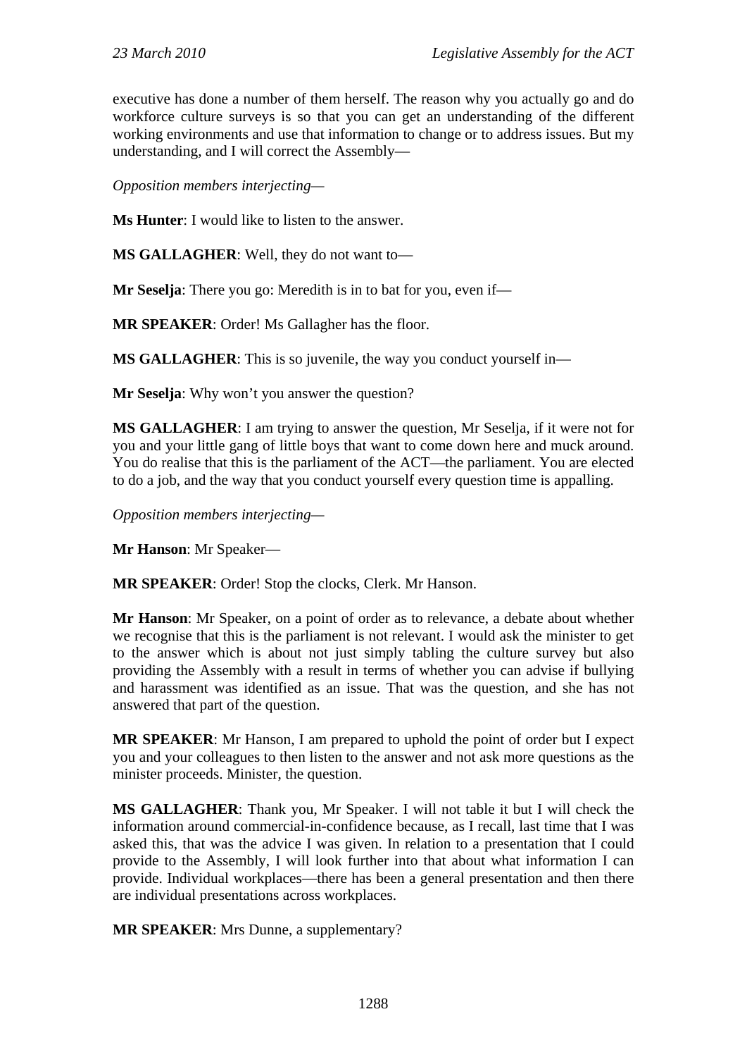executive has done a number of them herself. The reason why you actually go and do workforce culture surveys is so that you can get an understanding of the different working environments and use that information to change or to address issues. But my understanding, and I will correct the Assembly—

*Opposition members interjecting*—

**Ms Hunter**: I would like to listen to the answer.

**MS GALLAGHER**: Well, they do not want to—

**Mr Seselja**: There you go: Meredith is in to bat for you, even if—

**MR SPEAKER**: Order! Ms Gallagher has the floor.

**MS GALLAGHER**: This is so juvenile, the way you conduct yourself in—

**Mr Seselja**: Why won't you answer the question?

**MS GALLAGHER**: I am trying to answer the question, Mr Seselja, if it were not for you and your little gang of little boys that want to come down here and muck around. You do realise that this is the parliament of the ACT—the parliament. You are elected to do a job, and the way that you conduct yourself every question time is appalling.

*Opposition members interjecting*—

**Mr Hanson**: Mr Speaker—

**MR SPEAKER**: Order! Stop the clocks, Clerk. Mr Hanson.

**Mr Hanson**: Mr Speaker, on a point of order as to relevance, a debate about whether we recognise that this is the parliament is not relevant. I would ask the minister to get to the answer which is about not just simply tabling the culture survey but also providing the Assembly with a result in terms of whether you can advise if bullying and harassment was identified as an issue. That was the question, and she has not answered that part of the question.

**MR SPEAKER**: Mr Hanson, I am prepared to uphold the point of order but I expect you and your colleagues to then listen to the answer and not ask more questions as the minister proceeds. Minister, the question.

**MS GALLAGHER**: Thank you, Mr Speaker. I will not table it but I will check the information around commercial-in-confidence because, as I recall, last time that I was asked this, that was the advice I was given. In relation to a presentation that I could provide to the Assembly, I will look further into that about what information I can provide. Individual workplaces—there has been a general presentation and then there are individual presentations across workplaces.

**MR SPEAKER**: Mrs Dunne, a supplementary?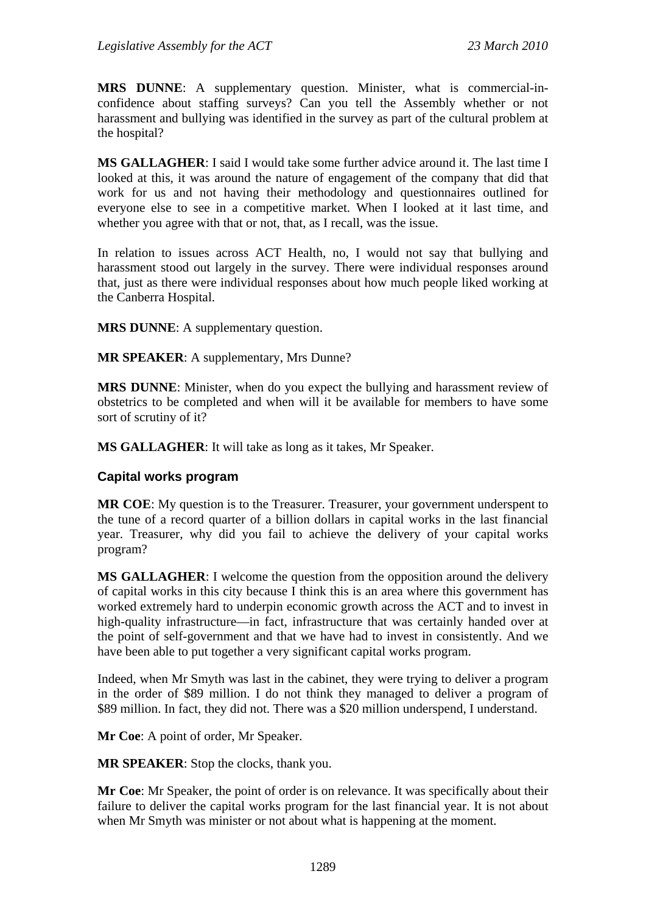**MRS DUNNE**: A supplementary question. Minister, what is commercial-in-confidence about staffing surveys? Can you tell the Assembly whether or not harassment and bullying was identified in the survey as part of the cultural problem at the hospital?

**MS GALLAGHER**: I said I would take some further advice around it. The last time I looked at this, it was around the nature of engagement of the company that did that work for us and not having their methodology and questionnaires outlined for everyone else to see in a competitive market. When I looked at it last time, and whether you agree with that or not, that, as I recall, was the issue.

In relation to issues across ACT Health, no, I would not say that bullying and harassment stood out largely in the survey. There were individual responses around that, just as there were individual responses about how much people liked working at the Canberra Hospital.

**MRS DUNNE**: A supplementary question.

**MR SPEAKER**: A supplementary, Mrs Dunne?

**MRS DUNNE**: Minister, when do you expect the bullying and harassment review of obstetrics to be completed and when will it be available for members to have some sort of scrutiny of it?

**MS GALLAGHER**: It will take as long as it takes, Mr Speaker.

### Capital works program

**MR COE**: My question is to the Treasurer. Treasurer, your government underspent to the tune of a record quarter of a billion dollars in capital works in the last financial year. Treasurer, why did you fail to achieve the delivery of your capital works program?

**MS GALLAGHER**: I welcome the question from the opposition around the delivery of capital works in this city because I think this is an area where this government has worked extremely hard to underpin economic growth across the ACT and to invest in high-quality infrastructure—in fact, infrastructure that was certainly handed over at the point of self-government and that we have had to invest in consistently. And we have been able to put together a very significant capital works program.

Indeed, when Mr Smyth was last in the cabinet, they were trying to deliver a program in the order of $89 million. I do not think they managed to deliver a program of $89 million. In fact, they did not. There was a $20 million underspend, I understand.

**Mr Coe**: A point of order, Mr Speaker.

**MR SPEAKER**: Stop the clocks, thank you.

**Mr Coe**: Mr Speaker, the point of order is on relevance. It was specifically about their failure to deliver the capital works program for the last financial year. It is not about when Mr Smyth was minister or not about what is happening at the moment.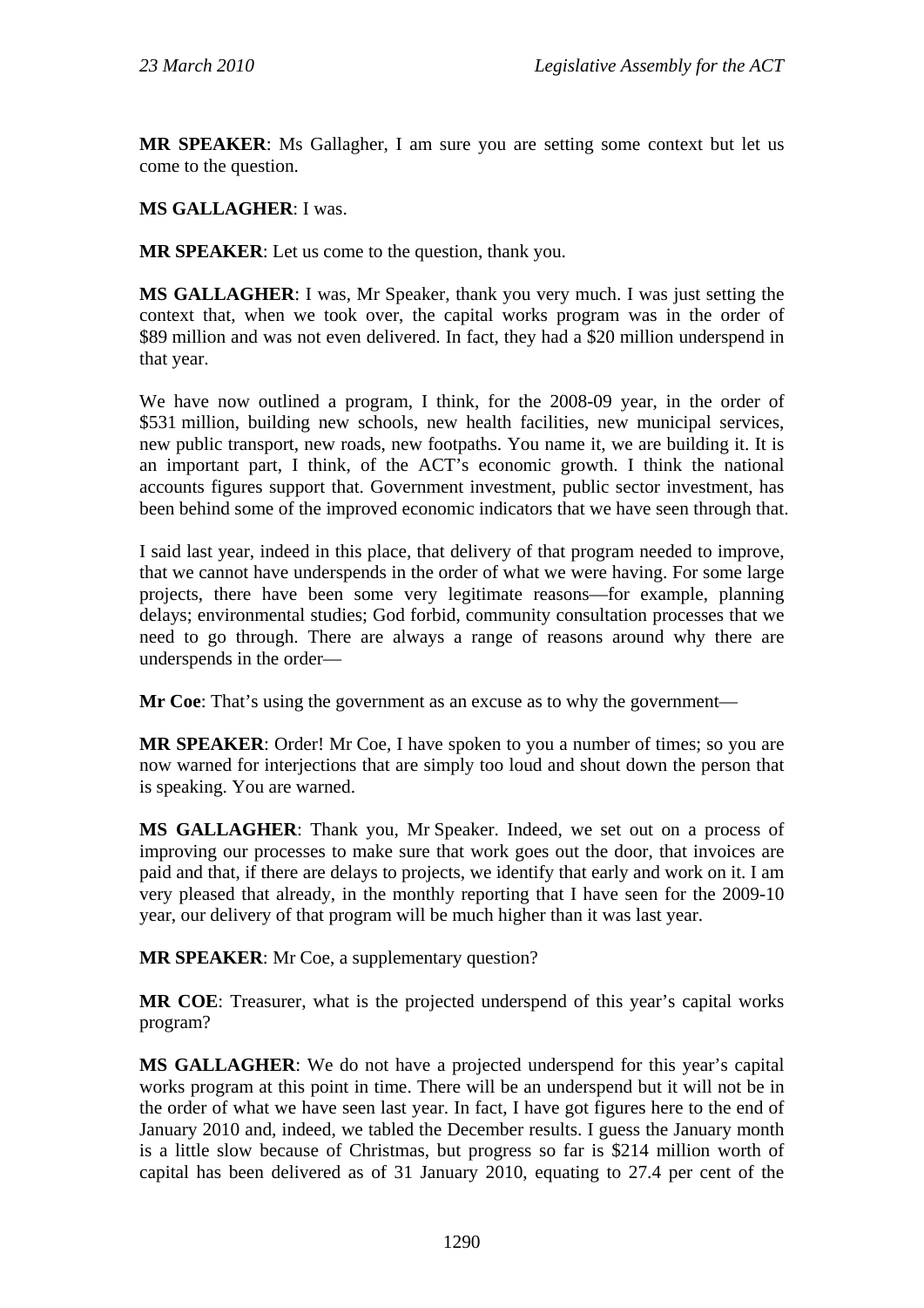**MR SPEAKER**: Ms Gallagher, I am sure you are setting some context but let us come to the question.

**MS GALLAGHER**: I was.

**MR SPEAKER**: Let us come to the question, thank you.

**MS GALLAGHER**: I was, Mr Speaker, thank you very much. I was just setting the context that, when we took over, the capital works program was in the order of \$89 million and was not even delivered. In fact, they had a \$20 million underspend in that year.

We have now outlined a program, I think, for the 2008-09 year, in the order of \$531 million, building new schools, new health facilities, new municipal services, new public transport, new roads, new footpaths. You name it, we are building it. It is an important part, I think, of the ACT's economic growth. I think the national accounts figures support that. Government investment, public sector investment, has been behind some of the improved economic indicators that we have seen through that.

I said last year, indeed in this place, that delivery of that program needed to improve, that we cannot have underspends in the order of what we were having. For some large projects, there have been some very legitimate reasons—for example, planning delays; environmental studies; God forbid, community consultation processes that we need to go through. There are always a range of reasons around why there are underspends in the order—

**Mr Coe**: That's using the government as an excuse as to why the government—

**MR SPEAKER**: Order! Mr Coe, I have spoken to you a number of times; so you are now warned for interjections that are simply too loud and shout down the person that is speaking. You are warned.

**MS GALLAGHER**: Thank you, Mr Speaker. Indeed, we set out on a process of improving our processes to make sure that work goes out the door, that invoices are paid and that, if there are delays to projects, we identify that early and work on it. I am very pleased that already, in the monthly reporting that I have seen for the 2009-10 year, our delivery of that program will be much higher than it was last year.

**MR SPEAKER**: Mr Coe, a supplementary question?

**MR COE**: Treasurer, what is the projected underspend of this year's capital works program?

**MS GALLAGHER**: We do not have a projected underspend for this year's capital works program at this point in time. There will be an underspend but it will not be in the order of what we have seen last year. In fact, I have got figures here to the end of January 2010 and, indeed, we tabled the December results. I guess the January month is a little slow because of Christmas, but progress so far is \$214 million worth of capital has been delivered as of 31 January 2010, equating to 27.4 per cent of the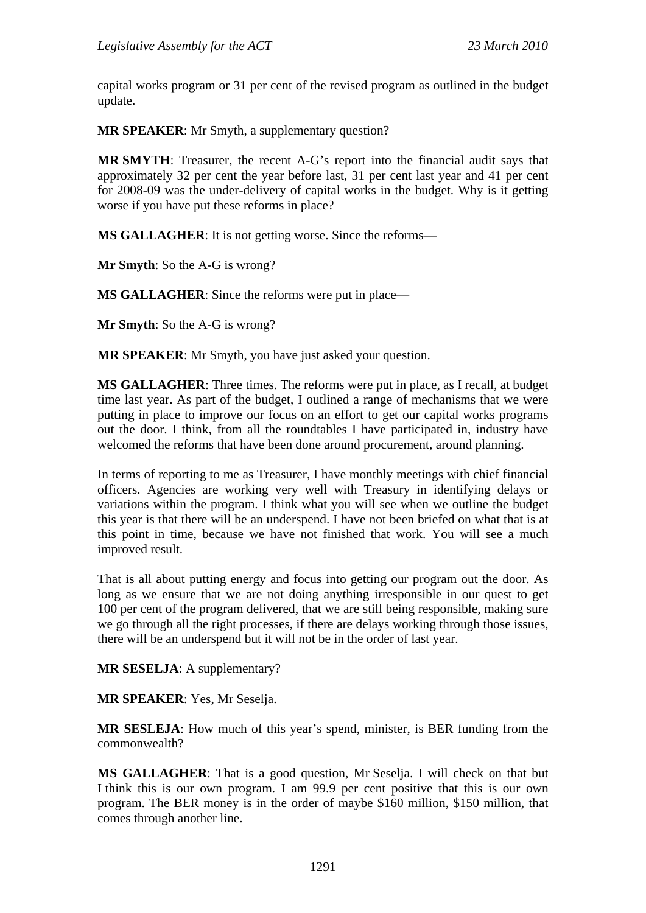capital works program or 31 per cent of the revised program as outlined in the budget update.

**MR SPEAKER**: Mr Smyth, a supplementary question?

**MR SMYTH**: Treasurer, the recent A-G's report into the financial audit says that approximately 32 per cent the year before last, 31 per cent last year and 41 per cent for 2008-09 was the under-delivery of capital works in the budget. Why is it getting worse if you have put these reforms in place?

**MS GALLAGHER**: It is not getting worse. Since the reforms—

**Mr Smyth**: So the A-G is wrong?

**MS GALLAGHER**: Since the reforms were put in place—

**Mr Smyth**: So the A-G is wrong?

**MR SPEAKER**: Mr Smyth, you have just asked your question.

**MS GALLAGHER**: Three times. The reforms were put in place, as I recall, at budget time last year. As part of the budget, I outlined a range of mechanisms that we were putting in place to improve our focus on an effort to get our capital works programs out the door. I think, from all the roundtables I have participated in, industry have welcomed the reforms that have been done around procurement, around planning.

In terms of reporting to me as Treasurer, I have monthly meetings with chief financial officers. Agencies are working very well with Treasury in identifying delays or variations within the program. I think what you will see when we outline the budget this year is that there will be an underspend. I have not been briefed on what that is at this point in time, because we have not finished that work. You will see a much improved result.

That is all about putting energy and focus into getting our program out the door. As long as we ensure that we are not doing anything irresponsible in our quest to get 100 per cent of the program delivered, that we are still being responsible, making sure we go through all the right processes, if there are delays working through those issues, there will be an underspend but it will not be in the order of last year.

**MR SESELJA**: A supplementary?

**MR SPEAKER**: Yes, Mr Seselja.

**MR SESLEJA**: How much of this year's spend, minister, is BER funding from the commonwealth?

**MS GALLAGHER**: That is a good question, Mr Seselja. I will check on that but I think this is our own program. I am 99.9 per cent positive that this is our own program. The BER money is in the order of maybe $160 million, $150 million, that comes through another line.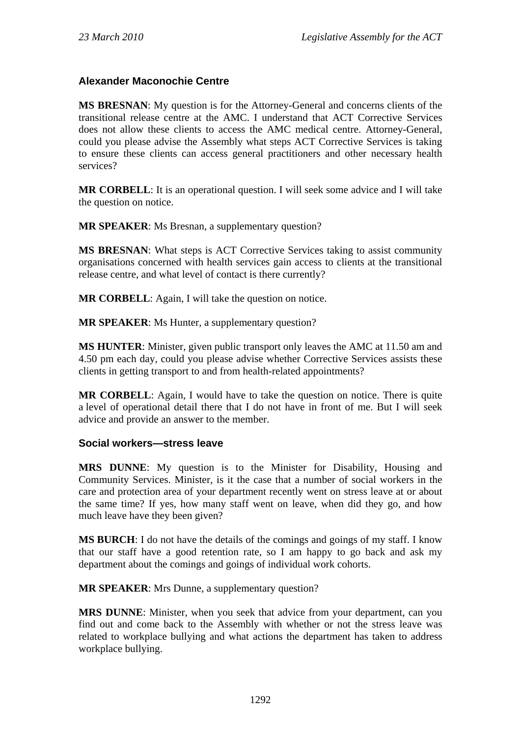### Alexander Maconochie Centre

**MS BRESNAN**: My question is for the Attorney-General and concerns clients of the transitional release centre at the AMC. I understand that ACT Corrective Services does not allow these clients to access the AMC medical centre. Attorney-General, could you please advise the Assembly what steps ACT Corrective Services is taking to ensure these clients can access general practitioners and other necessary health services?

**MR CORBELL**: It is an operational question. I will seek some advice and I will take the question on notice.

**MR SPEAKER**: Ms Bresnan, a supplementary question?

**MS BRESNAN**: What steps is ACT Corrective Services taking to assist community organisations concerned with health services gain access to clients at the transitional release centre, and what level of contact is there currently?

**MR CORBELL**: Again, I will take the question on notice.

**MR SPEAKER**: Ms Hunter, a supplementary question?

**MS HUNTER**: Minister, given public transport only leaves the AMC at 11.50 am and 4.50 pm each day, could you please advise whether Corrective Services assists these clients in getting transport to and from health-related appointments?

**MR CORBELL**: Again, I would have to take the question on notice. There is quite a level of operational detail there that I do not have in front of me. But I will seek advice and provide an answer to the member.

### Social workers—stress leave

**MRS DUNNE**: My question is to the Minister for Disability, Housing and Community Services. Minister, is it the case that a number of social workers in the care and protection area of your department recently went on stress leave at or about the same time? If yes, how many staff went on leave, when did they go, and how much leave have they been given?

**MS BURCH**: I do not have the details of the comings and goings of my staff. I know that our staff have a good retention rate, so I am happy to go back and ask my department about the comings and goings of individual work cohorts.

**MR SPEAKER**: Mrs Dunne, a supplementary question?

**MRS DUNNE**: Minister, when you seek that advice from your department, can you find out and come back to the Assembly with whether or not the stress leave was related to workplace bullying and what actions the department has taken to address workplace bullying.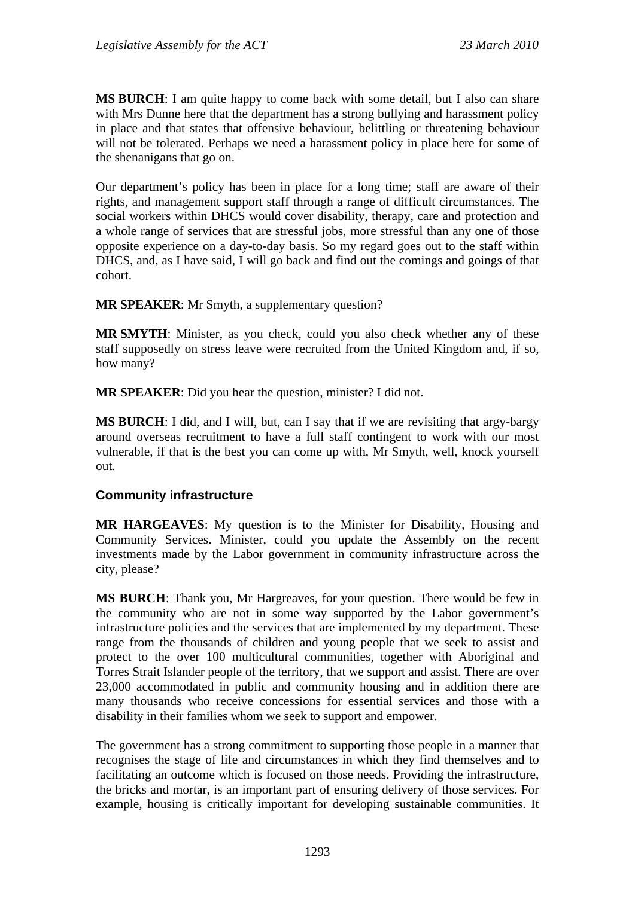**MS BURCH**: I am quite happy to come back with some detail, but I also can share with Mrs Dunne here that the department has a strong bullying and harassment policy in place and that states that offensive behaviour, belittling or threatening behaviour will not be tolerated. Perhaps we need a harassment policy in place here for some of the shenanigans that go on.

Our department's policy has been in place for a long time; staff are aware of their rights, and management support staff through a range of difficult circumstances. The social workers within DHCS would cover disability, therapy, care and protection and a whole range of services that are stressful jobs, more stressful than any one of those opposite experience on a day-to-day basis. So my regard goes out to the staff within DHCS, and, as I have said, I will go back and find out the comings and goings of that cohort.

**MR SPEAKER**: Mr Smyth, a supplementary question?

**MR SMYTH**: Minister, as you check, could you also check whether any of these staff supposedly on stress leave were recruited from the United Kingdom and, if so, how many?

**MR SPEAKER**: Did you hear the question, minister? I did not.

**MS BURCH**: I did, and I will, but, can I say that if we are revisiting that argy-bargy around overseas recruitment to have a full staff contingent to work with our most vulnerable, if that is the best you can come up with, Mr Smyth, well, knock yourself out.

## Community infrastructure

**MR HARGEAVES**: My question is to the Minister for Disability, Housing and Community Services. Minister, could you update the Assembly on the recent investments made by the Labor government in community infrastructure across the city, please?

**MS BURCH**: Thank you, Mr Hargreaves, for your question. There would be few in the community who are not in some way supported by the Labor government's infrastructure policies and the services that are implemented by my department. These range from the thousands of children and young people that we seek to assist and protect to the over 100 multicultural communities, together with Aboriginal and Torres Strait Islander people of the territory, that we support and assist. There are over 23,000 accommodated in public and community housing and in addition there are many thousands who receive concessions for essential services and those with a disability in their families whom we seek to support and empower.

The government has a strong commitment to supporting those people in a manner that recognises the stage of life and circumstances in which they find themselves and to facilitating an outcome which is focused on those needs. Providing the infrastructure, the bricks and mortar, is an important part of ensuring delivery of those services. For example, housing is critically important for developing sustainable communities. It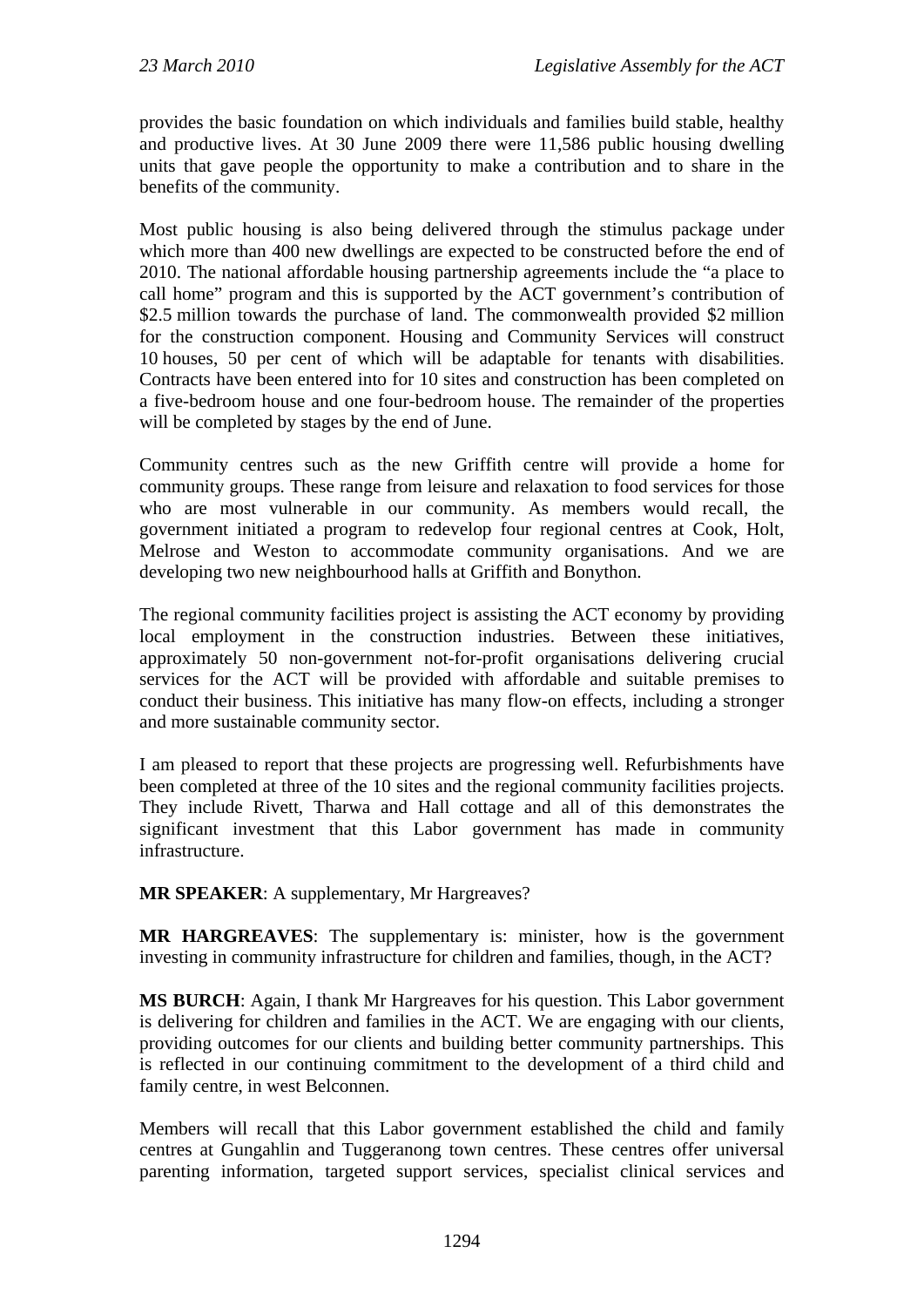provides the basic foundation on which individuals and families build stable, healthy and productive lives. At 30 June 2009 there were 11,586 public housing dwelling units that gave people the opportunity to make a contribution and to share in the benefits of the community.

Most public housing is also being delivered through the stimulus package under which more than 400 new dwellings are expected to be constructed before the end of 2010. The national affordable housing partnership agreements include the "a place to call home" program and this is supported by the ACT government's contribution of $2.5 million towards the purchase of land. The commonwealth provided $2 million for the construction component. Housing and Community Services will construct 10 houses, 50 per cent of which will be adaptable for tenants with disabilities. Contracts have been entered into for 10 sites and construction has been completed on a five-bedroom house and one four-bedroom house. The remainder of the properties will be completed by stages by the end of June.

Community centres such as the new Griffith centre will provide a home for community groups. These range from leisure and relaxation to food services for those who are most vulnerable in our community. As members would recall, the government initiated a program to redevelop four regional centres at Cook, Holt, Melrose and Weston to accommodate community organisations. And we are developing two new neighbourhood halls at Griffith and Bonython.

The regional community facilities project is assisting the ACT economy by providing local employment in the construction industries. Between these initiatives, approximately 50 non-government not-for-profit organisations delivering crucial services for the ACT will be provided with affordable and suitable premises to conduct their business. This initiative has many flow-on effects, including a stronger and more sustainable community sector.

I am pleased to report that these projects are progressing well. Refurbishments have been completed at three of the 10 sites and the regional community facilities projects. They include Rivett, Tharwa and Hall cottage and all of this demonstrates the significant investment that this Labor government has made in community infrastructure.

**MR SPEAKER**: A supplementary, Mr Hargreaves?

**MR HARGREAVES**: The supplementary is: minister, how is the government investing in community infrastructure for children and families, though, in the ACT?

**MS BURCH**: Again, I thank Mr Hargreaves for his question. This Labor government is delivering for children and families in the ACT. We are engaging with our clients, providing outcomes for our clients and building better community partnerships. This is reflected in our continuing commitment to the development of a third child and family centre, in west Belconnen.

Members will recall that this Labor government established the child and family centres at Gungahlin and Tuggeranong town centres. These centres offer universal parenting information, targeted support services, specialist clinical services and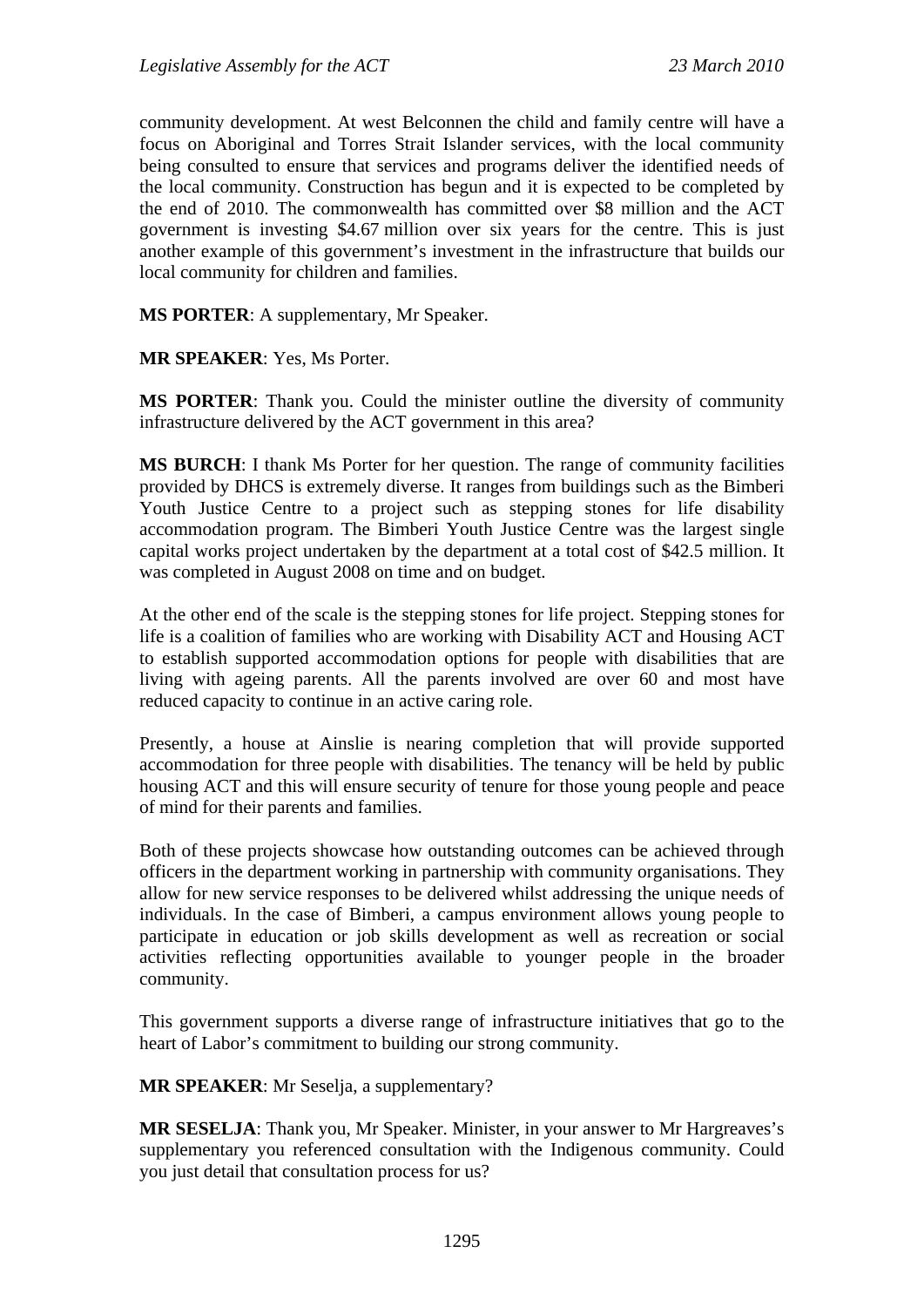community development. At west Belconnen the child and family centre will have a focus on Aboriginal and Torres Strait Islander services, with the local community being consulted to ensure that services and programs deliver the identified needs of the local community. Construction has begun and it is expected to be completed by the end of 2010. The commonwealth has committed over $8 million and the ACT government is investing $4.67 million over six years for the centre. This is just another example of this government's investment in the infrastructure that builds our local community for children and families.

**MS PORTER**: A supplementary, Mr Speaker.

**MR SPEAKER**: Yes, Ms Porter.

**MS PORTER**: Thank you. Could the minister outline the diversity of community infrastructure delivered by the ACT government in this area?

**MS BURCH**: I thank Ms Porter for her question. The range of community facilities provided by DHCS is extremely diverse. It ranges from buildings such as the Bimberi Youth Justice Centre to a project such as stepping stones for life disability accommodation program. The Bimberi Youth Justice Centre was the largest single capital works project undertaken by the department at a total cost of $42.5 million. It was completed in August 2008 on time and on budget.

At the other end of the scale is the stepping stones for life project. Stepping stones for life is a coalition of families who are working with Disability ACT and Housing ACT to establish supported accommodation options for people with disabilities that are living with ageing parents. All the parents involved are over 60 and most have reduced capacity to continue in an active caring role.

Presently, a house at Ainslie is nearing completion that will provide supported accommodation for three people with disabilities. The tenancy will be held by public housing ACT and this will ensure security of tenure for those young people and peace of mind for their parents and families.

Both of these projects showcase how outstanding outcomes can be achieved through officers in the department working in partnership with community organisations. They allow for new service responses to be delivered whilst addressing the unique needs of individuals. In the case of Bimberi, a campus environment allows young people to participate in education or job skills development as well as recreation or social activities reflecting opportunities available to younger people in the broader community.

This government supports a diverse range of infrastructure initiatives that go to the heart of Labor's commitment to building our strong community.

**MR SPEAKER**: Mr Seselja, a supplementary?

**MR SESELJA**: Thank you, Mr Speaker. Minister, in your answer to Mr Hargreaves's supplementary you referenced consultation with the Indigenous community. Could you just detail that consultation process for us?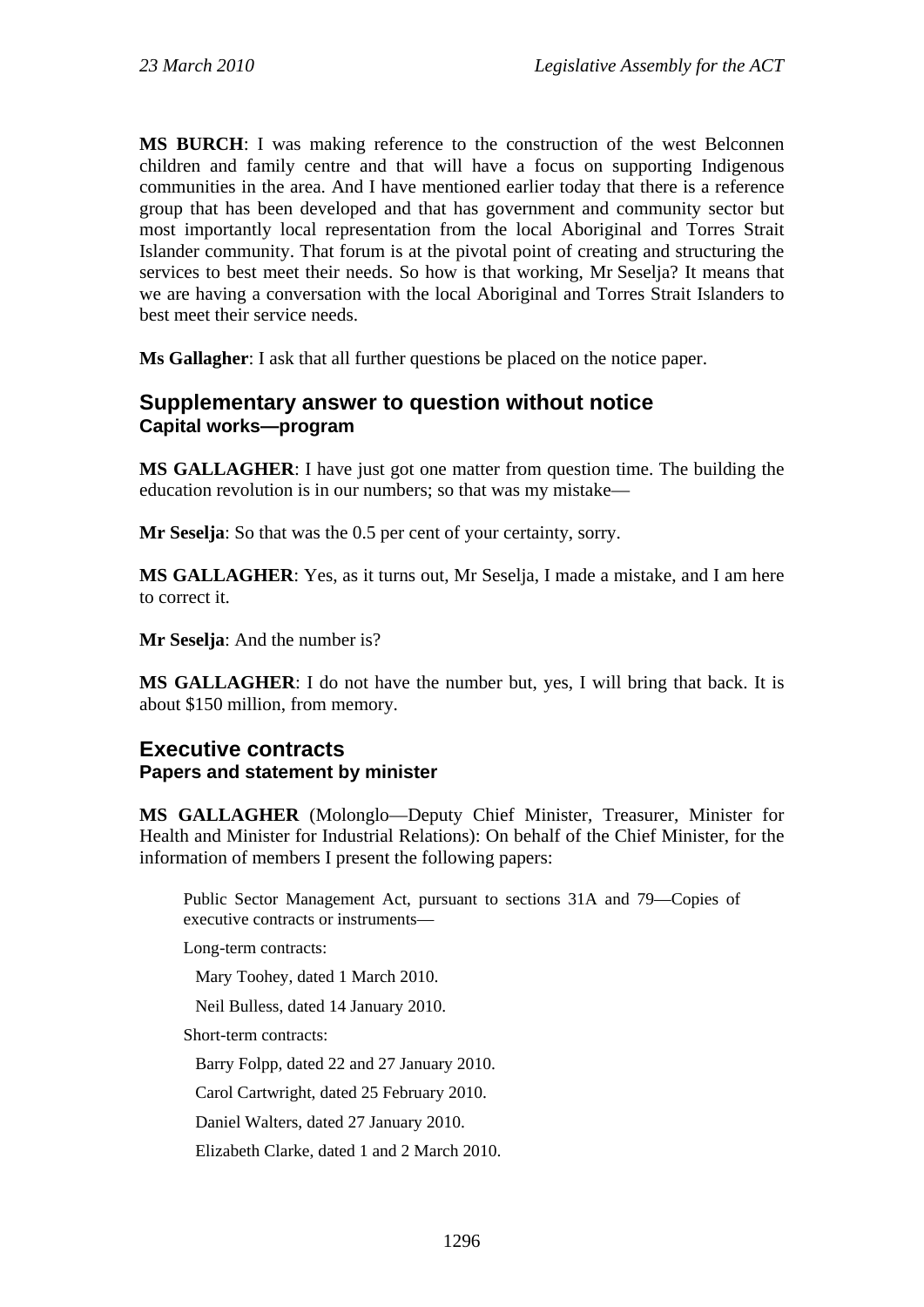**MS BURCH**: I was making reference to the construction of the west Belconnen children and family centre and that will have a focus on supporting Indigenous communities in the area. And I have mentioned earlier today that there is a reference group that has been developed and that has government and community sector but most importantly local representation from the local Aboriginal and Torres Strait Islander community. That forum is at the pivotal point of creating and structuring the services to best meet their needs. So how is that working, Mr Seselja? It means that we are having a conversation with the local Aboriginal and Torres Strait Islanders to best meet their service needs.

**Ms Gallagher**: I ask that all further questions be placed on the notice paper.

## Supplementary answer to question without notice

### Capital works—program

**MS GALLAGHER**: I have just got one matter from question time. The building the education revolution is in our numbers; so that was my mistake—

**Mr Seselja**: So that was the 0.5 per cent of your certainty, sorry.

**MS GALLAGHER**: Yes, as it turns out, Mr Seselja, I made a mistake, and I am here to correct it.

**Mr Seselja**: And the number is?

**MS GALLAGHER**: I do not have the number but, yes, I will bring that back. It is about $150 million, from memory.

## Executive contracts

### Papers and statement by minister

**MS GALLAGHER** (Molonglo—Deputy Chief Minister, Treasurer, Minister for Health and Minister for Industrial Relations): On behalf of the Chief Minister, for the information of members I present the following papers:

> Public Sector Management Act, pursuant to sections 31A and 79—Copies of executive contracts or instruments—
>
> Long-term contracts:
>
> Mary Toohey, dated 1 March 2010.
>
> Neil Bulless, dated 14 January 2010.
>
> Short-term contracts:
>
> Barry Folpp, dated 22 and 27 January 2010.
>
> Carol Cartwright, dated 25 February 2010.
>
> Daniel Walters, dated 27 January 2010.
>
> Elizabeth Clarke, dated 1 and 2 March 2010.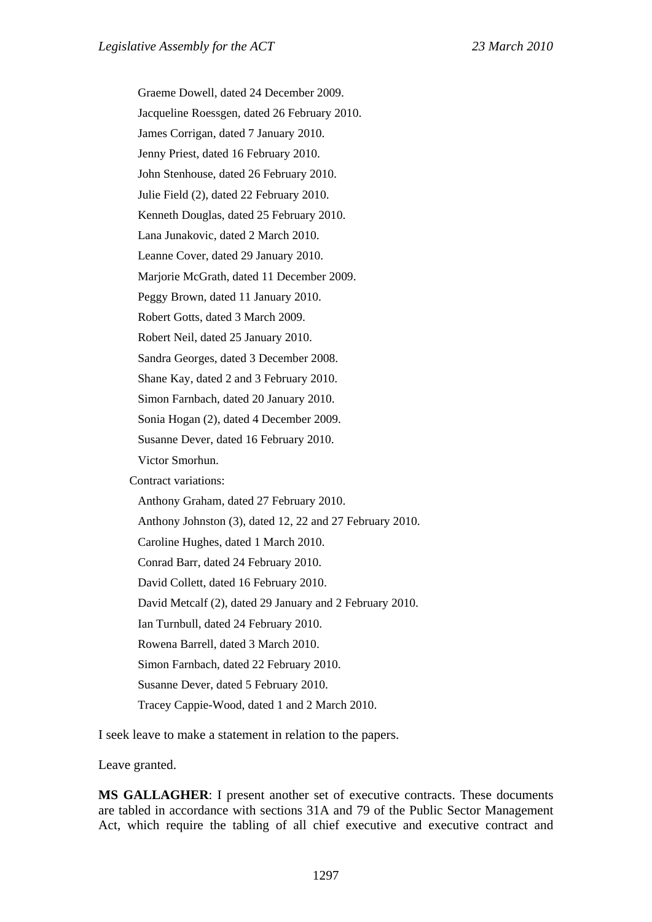Graeme Dowell, dated 24 December 2009.

Jacqueline Roessgen, dated 26 February 2010.

James Corrigan, dated 7 January 2010.

Jenny Priest, dated 16 February 2010.

John Stenhouse, dated 26 February 2010.

Julie Field (2), dated 22 February 2010.

Kenneth Douglas, dated 25 February 2010.

Lana Junakovic, dated 2 March 2010.

Leanne Cover, dated 29 January 2010.

Marjorie McGrath, dated 11 December 2009.

Peggy Brown, dated 11 January 2010.

Robert Gotts, dated 3 March 2009.

Robert Neil, dated 25 January 2010.

Sandra Georges, dated 3 December 2008.

Shane Kay, dated 2 and 3 February 2010.

Simon Farnbach, dated 20 January 2010.

Sonia Hogan (2), dated 4 December 2009.

Susanne Dever, dated 16 February 2010.

Victor Smorhun.

Contract variations:

Anthony Graham, dated 27 February 2010.

Anthony Johnston (3), dated 12, 22 and 27 February 2010.

Caroline Hughes, dated 1 March 2010.

Conrad Barr, dated 24 February 2010.

David Collett, dated 16 February 2010.

David Metcalf (2), dated 29 January and 2 February 2010.

Ian Turnbull, dated 24 February 2010.

Rowena Barrell, dated 3 March 2010.

Simon Farnbach, dated 22 February 2010.

Susanne Dever, dated 5 February 2010.

Tracey Cappie-Wood, dated 1 and 2 March 2010.

I seek leave to make a statement in relation to the papers.

Leave granted.

**MS GALLAGHER**: I present another set of executive contracts. These documents are tabled in accordance with sections 31A and 79 of the Public Sector Management Act, which require the tabling of all chief executive and executive contract and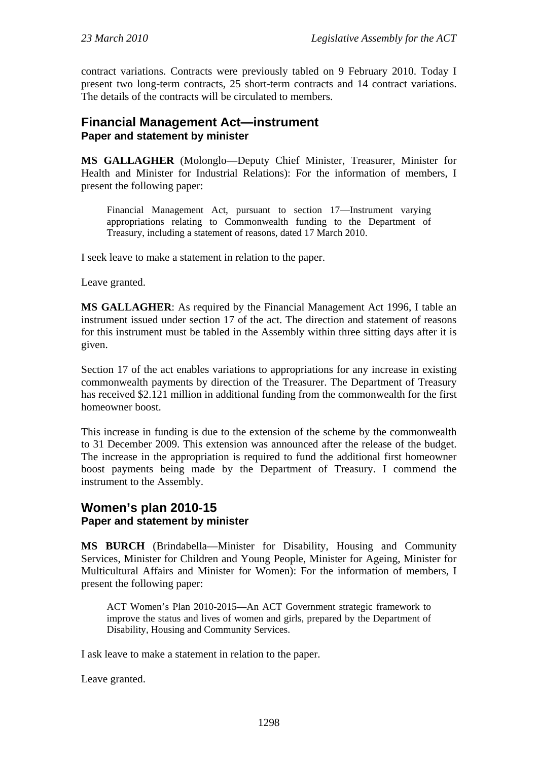contract variations. Contracts were previously tabled on 9 February 2010. Today I present two long-term contracts, 25 short-term contracts and 14 contract variations. The details of the contracts will be circulated to members.

## Financial Management Act—instrument
### Paper and statement by minister

**MS GALLAGHER** (Molonglo—Deputy Chief Minister, Treasurer, Minister for Health and Minister for Industrial Relations): For the information of members, I present the following paper:

> Financial Management Act, pursuant to section 17—Instrument varying appropriations relating to Commonwealth funding to the Department of Treasury, including a statement of reasons, dated 17 March 2010.

I seek leave to make a statement in relation to the paper.

Leave granted.

**MS GALLAGHER**: As required by the Financial Management Act 1996, I table an instrument issued under section 17 of the act. The direction and statement of reasons for this instrument must be tabled in the Assembly within three sitting days after it is given.

Section 17 of the act enables variations to appropriations for any increase in existing commonwealth payments by direction of the Treasurer. The Department of Treasury has received $2.121 million in additional funding from the commonwealth for the first homeowner boost.

This increase in funding is due to the extension of the scheme by the commonwealth to 31 December 2009. This extension was announced after the release of the budget. The increase in the appropriation is required to fund the additional first homeowner boost payments being made by the Department of Treasury. I commend the instrument to the Assembly.

## Women's plan 2010-15
### Paper and statement by minister

**MS BURCH** (Brindabella—Minister for Disability, Housing and Community Services, Minister for Children and Young People, Minister for Ageing, Minister for Multicultural Affairs and Minister for Women): For the information of members, I present the following paper:

> ACT Women's Plan 2010-2015—An ACT Government strategic framework to improve the status and lives of women and girls, prepared by the Department of Disability, Housing and Community Services.

I ask leave to make a statement in relation to the paper.

Leave granted.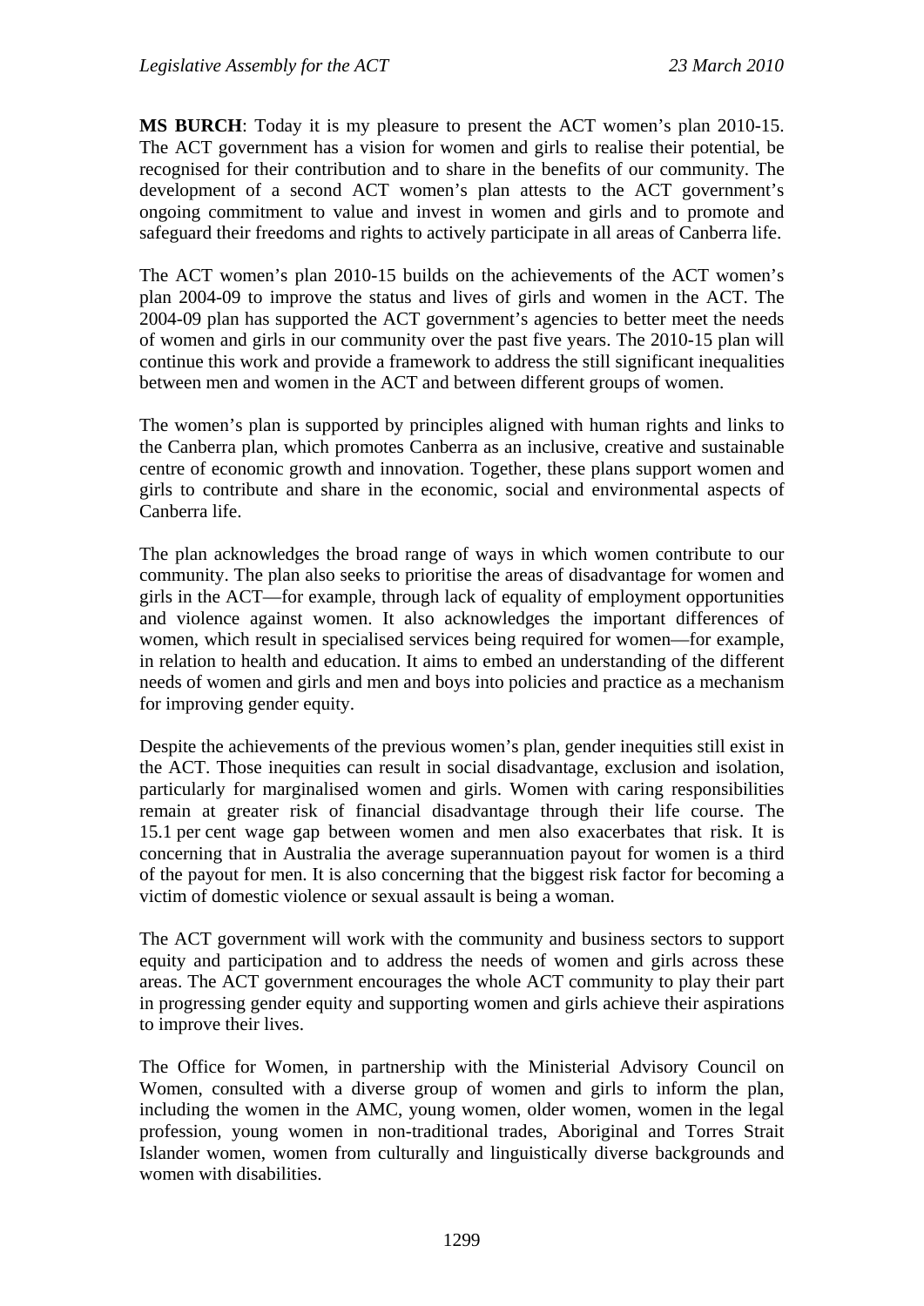**MS BURCH**: Today it is my pleasure to present the ACT women's plan 2010-15. The ACT government has a vision for women and girls to realise their potential, be recognised for their contribution and to share in the benefits of our community. The development of a second ACT women's plan attests to the ACT government's ongoing commitment to value and invest in women and girls and to promote and safeguard their freedoms and rights to actively participate in all areas of Canberra life.

The ACT women's plan 2010-15 builds on the achievements of the ACT women's plan 2004-09 to improve the status and lives of girls and women in the ACT. The 2004-09 plan has supported the ACT government's agencies to better meet the needs of women and girls in our community over the past five years. The 2010-15 plan will continue this work and provide a framework to address the still significant inequalities between men and women in the ACT and between different groups of women.

The women's plan is supported by principles aligned with human rights and links to the Canberra plan, which promotes Canberra as an inclusive, creative and sustainable centre of economic growth and innovation. Together, these plans support women and girls to contribute and share in the economic, social and environmental aspects of Canberra life.

The plan acknowledges the broad range of ways in which women contribute to our community. The plan also seeks to prioritise the areas of disadvantage for women and girls in the ACT—for example, through lack of equality of employment opportunities and violence against women. It also acknowledges the important differences of women, which result in specialised services being required for women—for example, in relation to health and education. It aims to embed an understanding of the different needs of women and girls and men and boys into policies and practice as a mechanism for improving gender equity.

Despite the achievements of the previous women's plan, gender inequities still exist in the ACT. Those inequities can result in social disadvantage, exclusion and isolation, particularly for marginalised women and girls. Women with caring responsibilities remain at greater risk of financial disadvantage through their life course. The 15.1 per cent wage gap between women and men also exacerbates that risk. It is concerning that in Australia the average superannuation payout for women is a third of the payout for men. It is also concerning that the biggest risk factor for becoming a victim of domestic violence or sexual assault is being a woman.

The ACT government will work with the community and business sectors to support equity and participation and to address the needs of women and girls across these areas. The ACT government encourages the whole ACT community to play their part in progressing gender equity and supporting women and girls achieve their aspirations to improve their lives.

The Office for Women, in partnership with the Ministerial Advisory Council on Women, consulted with a diverse group of women and girls to inform the plan, including the women in the AMC, young women, older women, women in the legal profession, young women in non-traditional trades, Aboriginal and Torres Strait Islander women, women from culturally and linguistically diverse backgrounds and women with disabilities.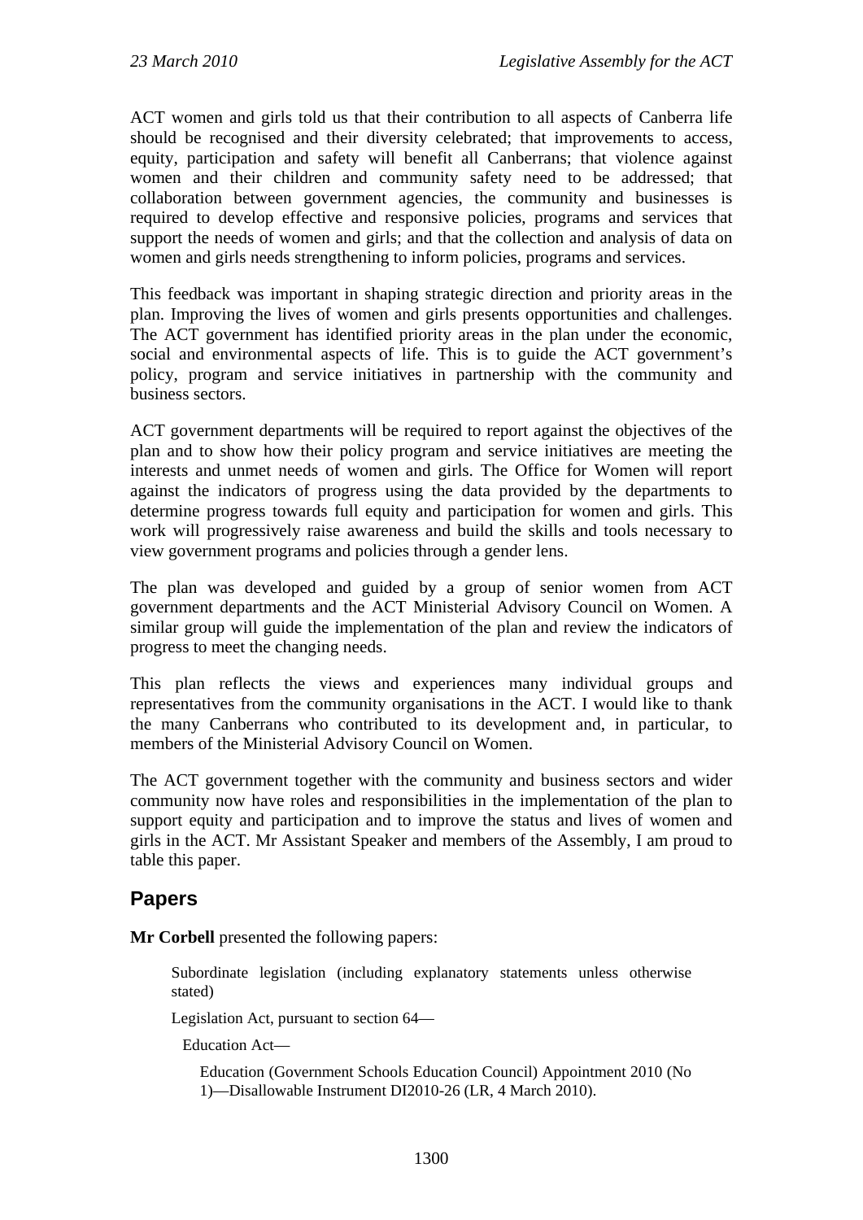ACT women and girls told us that their contribution to all aspects of Canberra life should be recognised and their diversity celebrated; that improvements to access, equity, participation and safety will benefit all Canberrans; that violence against women and their children and community safety need to be addressed; that collaboration between government agencies, the community and businesses is required to develop effective and responsive policies, programs and services that support the needs of women and girls; and that the collection and analysis of data on women and girls needs strengthening to inform policies, programs and services.

This feedback was important in shaping strategic direction and priority areas in the plan. Improving the lives of women and girls presents opportunities and challenges. The ACT government has identified priority areas in the plan under the economic, social and environmental aspects of life. This is to guide the ACT government's policy, program and service initiatives in partnership with the community and business sectors.

ACT government departments will be required to report against the objectives of the plan and to show how their policy program and service initiatives are meeting the interests and unmet needs of women and girls. The Office for Women will report against the indicators of progress using the data provided by the departments to determine progress towards full equity and participation for women and girls. This work will progressively raise awareness and build the skills and tools necessary to view government programs and policies through a gender lens.

The plan was developed and guided by a group of senior women from ACT government departments and the ACT Ministerial Advisory Council on Women. A similar group will guide the implementation of the plan and review the indicators of progress to meet the changing needs.

This plan reflects the views and experiences many individual groups and representatives from the community organisations in the ACT. I would like to thank the many Canberrans who contributed to its development and, in particular, to members of the Ministerial Advisory Council on Women.

The ACT government together with the community and business sectors and wider community now have roles and responsibilities in the implementation of the plan to support equity and participation and to improve the status and lives of women and girls in the ACT. Mr Assistant Speaker and members of the Assembly, I am proud to table this paper.

## Papers

**Mr Corbell** presented the following papers:

Subordinate legislation (including explanatory statements unless otherwise stated)

Legislation Act, pursuant to section 64—

Education Act—

Education (Government Schools Education Council) Appointment 2010 (No 1)—Disallowable Instrument DI2010-26 (LR, 4 March 2010).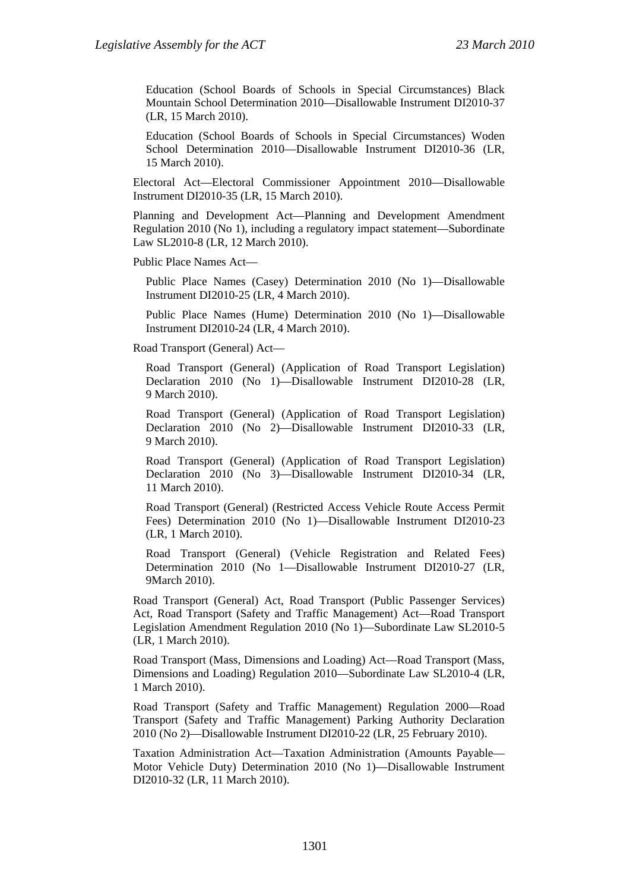Education (School Boards of Schools in Special Circumstances) Black Mountain School Determination 2010—Disallowable Instrument DI2010-37 (LR, 15 March 2010).

Education (School Boards of Schools in Special Circumstances) Woden School Determination 2010—Disallowable Instrument DI2010-36 (LR, 15 March 2010).

Electoral Act—Electoral Commissioner Appointment 2010—Disallowable Instrument DI2010-35 (LR, 15 March 2010).

Planning and Development Act—Planning and Development Amendment Regulation 2010 (No 1), including a regulatory impact statement—Subordinate Law SL2010-8 (LR, 12 March 2010).

Public Place Names Act—

Public Place Names (Casey) Determination 2010 (No 1)—Disallowable Instrument DI2010-25 (LR, 4 March 2010).

Public Place Names (Hume) Determination 2010 (No 1)—Disallowable Instrument DI2010-24 (LR, 4 March 2010).

Road Transport (General) Act—

Road Transport (General) (Application of Road Transport Legislation) Declaration 2010 (No 1)—Disallowable Instrument DI2010-28 (LR, 9 March 2010).

Road Transport (General) (Application of Road Transport Legislation) Declaration 2010 (No 2)—Disallowable Instrument DI2010-33 (LR, 9 March 2010).

Road Transport (General) (Application of Road Transport Legislation) Declaration 2010 (No 3)—Disallowable Instrument DI2010-34 (LR, 11 March 2010).

Road Transport (General) (Restricted Access Vehicle Route Access Permit Fees) Determination 2010 (No 1)—Disallowable Instrument DI2010-23 (LR, 1 March 2010).

Road Transport (General) (Vehicle Registration and Related Fees) Determination 2010 (No 1—Disallowable Instrument DI2010-27 (LR, 9March 2010).

Road Transport (General) Act, Road Transport (Public Passenger Services) Act, Road Transport (Safety and Traffic Management) Act—Road Transport Legislation Amendment Regulation 2010 (No 1)—Subordinate Law SL2010-5 (LR, 1 March 2010).

Road Transport (Mass, Dimensions and Loading) Act—Road Transport (Mass, Dimensions and Loading) Regulation 2010—Subordinate Law SL2010-4 (LR, 1 March 2010).

Road Transport (Safety and Traffic Management) Regulation 2000—Road Transport (Safety and Traffic Management) Parking Authority Declaration 2010 (No 2)—Disallowable Instrument DI2010-22 (LR, 25 February 2010).

Taxation Administration Act—Taxation Administration (Amounts Payable—Motor Vehicle Duty) Determination 2010 (No 1)—Disallowable Instrument DI2010-32 (LR, 11 March 2010).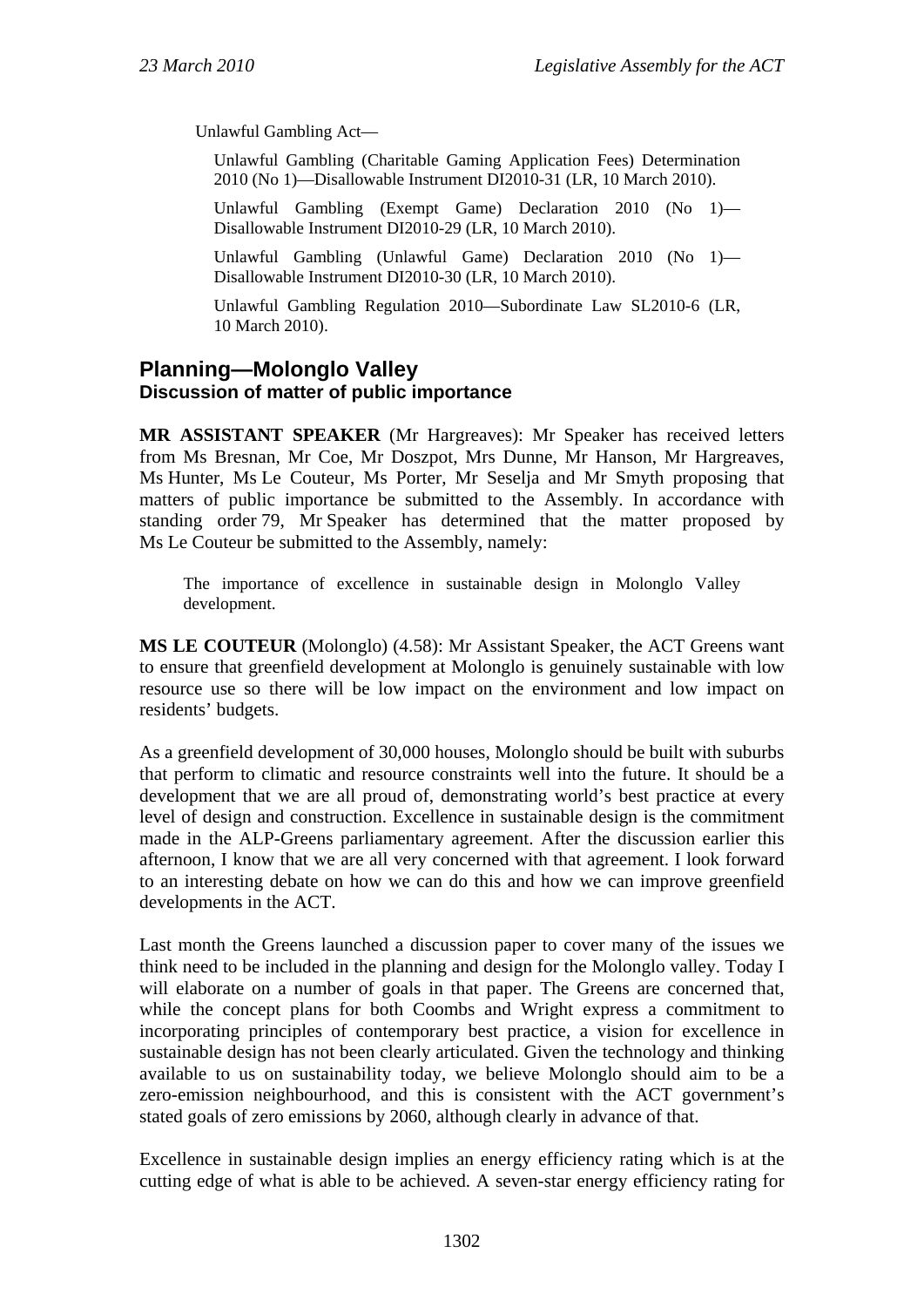Unlawful Gambling Act—

Unlawful Gambling (Charitable Gaming Application Fees) Determination 2010 (No 1)—Disallowable Instrument DI2010-31 (LR, 10 March 2010).

Unlawful Gambling (Exempt Game) Declaration 2010 (No 1)—Disallowable Instrument DI2010-29 (LR, 10 March 2010).

Unlawful Gambling (Unlawful Game) Declaration 2010 (No 1)—Disallowable Instrument DI2010-30 (LR, 10 March 2010).

Unlawful Gambling Regulation 2010—Subordinate Law SL2010-6 (LR, 10 March 2010).

## Planning—Molonglo Valley
### Discussion of matter of public importance

**MR ASSISTANT SPEAKER** (Mr Hargreaves): Mr Speaker has received letters from Ms Bresnan, Mr Coe, Mr Doszpot, Mrs Dunne, Mr Hanson, Mr Hargreaves, Ms Hunter, Ms Le Couteur, Ms Porter, Mr Seselja and Mr Smyth proposing that matters of public importance be submitted to the Assembly. In accordance with standing order 79, Mr Speaker has determined that the matter proposed by Ms Le Couteur be submitted to the Assembly, namely:

> The importance of excellence in sustainable design in Molonglo Valley development.

**MS LE COUTEUR** (Molonglo) (4.58): Mr Assistant Speaker, the ACT Greens want to ensure that greenfield development at Molonglo is genuinely sustainable with low resource use so there will be low impact on the environment and low impact on residents' budgets.

As a greenfield development of 30,000 houses, Molonglo should be built with suburbs that perform to climatic and resource constraints well into the future. It should be a development that we are all proud of, demonstrating world's best practice at every level of design and construction. Excellence in sustainable design is the commitment made in the ALP-Greens parliamentary agreement. After the discussion earlier this afternoon, I know that we are all very concerned with that agreement. I look forward to an interesting debate on how we can do this and how we can improve greenfield developments in the ACT.

Last month the Greens launched a discussion paper to cover many of the issues we think need to be included in the planning and design for the Molonglo valley. Today I will elaborate on a number of goals in that paper. The Greens are concerned that, while the concept plans for both Coombs and Wright express a commitment to incorporating principles of contemporary best practice, a vision for excellence in sustainable design has not been clearly articulated. Given the technology and thinking available to us on sustainability today, we believe Molonglo should aim to be a zero-emission neighbourhood, and this is consistent with the ACT government's stated goals of zero emissions by 2060, although clearly in advance of that.

Excellence in sustainable design implies an energy efficiency rating which is at the cutting edge of what is able to be achieved. A seven-star energy efficiency rating for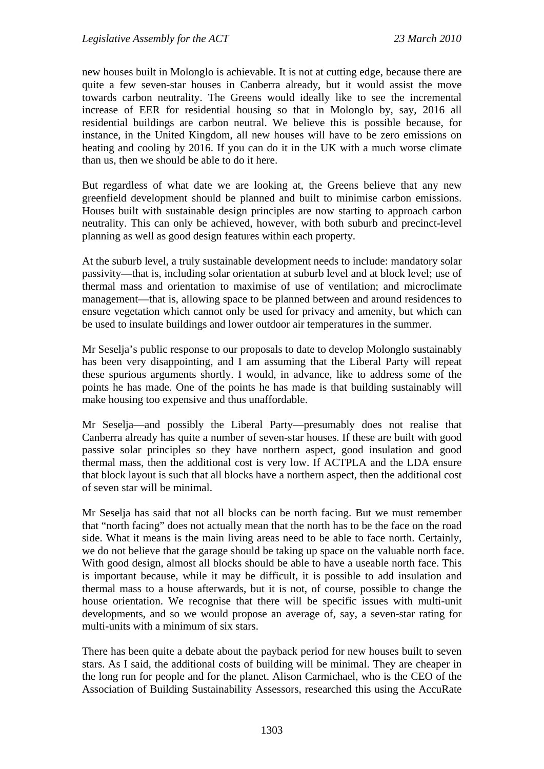new houses built in Molonglo is achievable. It is not at cutting edge, because there are quite a few seven-star houses in Canberra already, but it would assist the move towards carbon neutrality. The Greens would ideally like to see the incremental increase of EER for residential housing so that in Molonglo by, say, 2016 all residential buildings are carbon neutral. We believe this is possible because, for instance, in the United Kingdom, all new houses will have to be zero emissions on heating and cooling by 2016. If you can do it in the UK with a much worse climate than us, then we should be able to do it here.

But regardless of what date we are looking at, the Greens believe that any new greenfield development should be planned and built to minimise carbon emissions. Houses built with sustainable design principles are now starting to approach carbon neutrality. This can only be achieved, however, with both suburb and precinct-level planning as well as good design features within each property.

At the suburb level, a truly sustainable development needs to include: mandatory solar passivity—that is, including solar orientation at suburb level and at block level; use of thermal mass and orientation to maximise of use of ventilation; and microclimate management—that is, allowing space to be planned between and around residences to ensure vegetation which cannot only be used for privacy and amenity, but which can be used to insulate buildings and lower outdoor air temperatures in the summer.

Mr Seselja's public response to our proposals to date to develop Molonglo sustainably has been very disappointing, and I am assuming that the Liberal Party will repeat these spurious arguments shortly. I would, in advance, like to address some of the points he has made. One of the points he has made is that building sustainably will make housing too expensive and thus unaffordable.

Mr Seselja—and possibly the Liberal Party—presumably does not realise that Canberra already has quite a number of seven-star houses. If these are built with good passive solar principles so they have northern aspect, good insulation and good thermal mass, then the additional cost is very low. If ACTPLA and the LDA ensure that block layout is such that all blocks have a northern aspect, then the additional cost of seven star will be minimal.

Mr Seselja has said that not all blocks can be north facing. But we must remember that "north facing" does not actually mean that the north has to be the face on the road side. What it means is the main living areas need to be able to face north. Certainly, we do not believe that the garage should be taking up space on the valuable north face. With good design, almost all blocks should be able to have a useable north face. This is important because, while it may be difficult, it is possible to add insulation and thermal mass to a house afterwards, but it is not, of course, possible to change the house orientation. We recognise that there will be specific issues with multi-unit developments, and so we would propose an average of, say, a seven-star rating for multi-units with a minimum of six stars.

There has been quite a debate about the payback period for new houses built to seven stars. As I said, the additional costs of building will be minimal. They are cheaper in the long run for people and for the planet. Alison Carmichael, who is the CEO of the Association of Building Sustainability Assessors, researched this using the AccuRate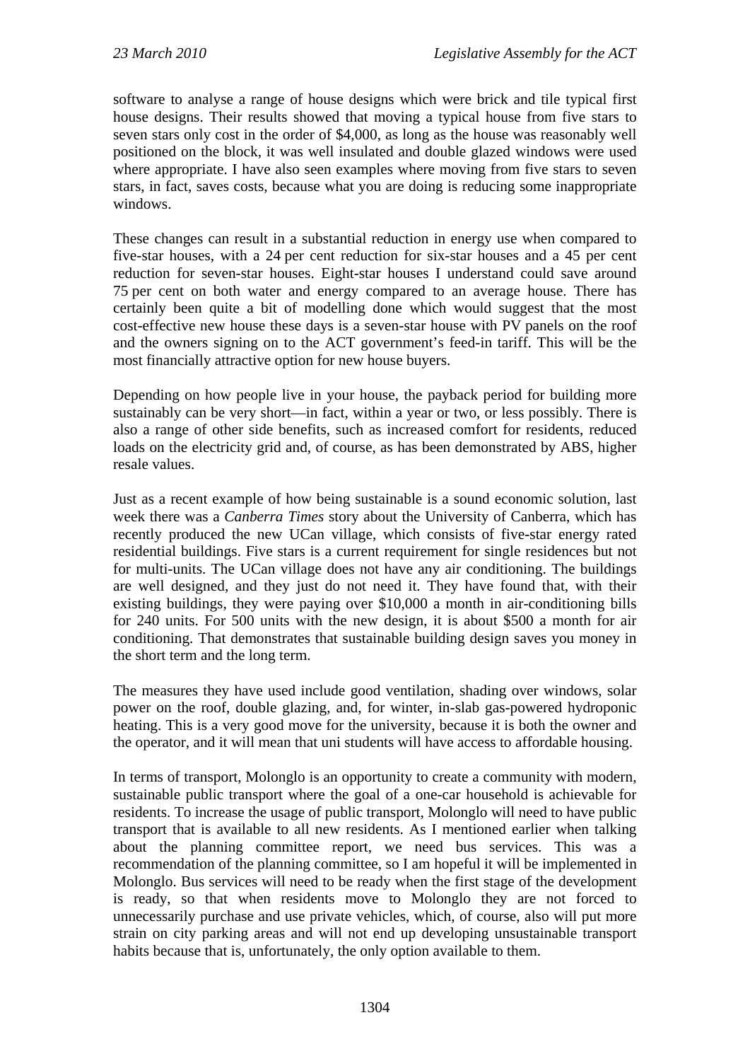software to analyse a range of house designs which were brick and tile typical first house designs. Their results showed that moving a typical house from five stars to seven stars only cost in the order of $4,000, as long as the house was reasonably well positioned on the block, it was well insulated and double glazed windows were used where appropriate. I have also seen examples where moving from five stars to seven stars, in fact, saves costs, because what you are doing is reducing some inappropriate windows.

These changes can result in a substantial reduction in energy use when compared to five-star houses, with a 24 per cent reduction for six-star houses and a 45 per cent reduction for seven-star houses. Eight-star houses I understand could save around 75 per cent on both water and energy compared to an average house. There has certainly been quite a bit of modelling done which would suggest that the most cost-effective new house these days is a seven-star house with PV panels on the roof and the owners signing on to the ACT government's feed-in tariff. This will be the most financially attractive option for new house buyers.

Depending on how people live in your house, the payback period for building more sustainably can be very short—in fact, within a year or two, or less possibly. There is also a range of other side benefits, such as increased comfort for residents, reduced loads on the electricity grid and, of course, as has been demonstrated by ABS, higher resale values.

Just as a recent example of how being sustainable is a sound economic solution, last week there was a *Canberra Times* story about the University of Canberra, which has recently produced the new UCan village, which consists of five-star energy rated residential buildings. Five stars is a current requirement for single residences but not for multi-units. The UCan village does not have any air conditioning. The buildings are well designed, and they just do not need it. They have found that, with their existing buildings, they were paying over $10,000 a month in air-conditioning bills for 240 units. For 500 units with the new design, it is about $500 a month for air conditioning. That demonstrates that sustainable building design saves you money in the short term and the long term.

The measures they have used include good ventilation, shading over windows, solar power on the roof, double glazing, and, for winter, in-slab gas-powered hydroponic heating. This is a very good move for the university, because it is both the owner and the operator, and it will mean that uni students will have access to affordable housing.

In terms of transport, Molonglo is an opportunity to create a community with modern, sustainable public transport where the goal of a one-car household is achievable for residents. To increase the usage of public transport, Molonglo will need to have public transport that is available to all new residents. As I mentioned earlier when talking about the planning committee report, we need bus services. This was a recommendation of the planning committee, so I am hopeful it will be implemented in Molonglo. Bus services will need to be ready when the first stage of the development is ready, so that when residents move to Molonglo they are not forced to unnecessarily purchase and use private vehicles, which, of course, also will put more strain on city parking areas and will not end up developing unsustainable transport habits because that is, unfortunately, the only option available to them.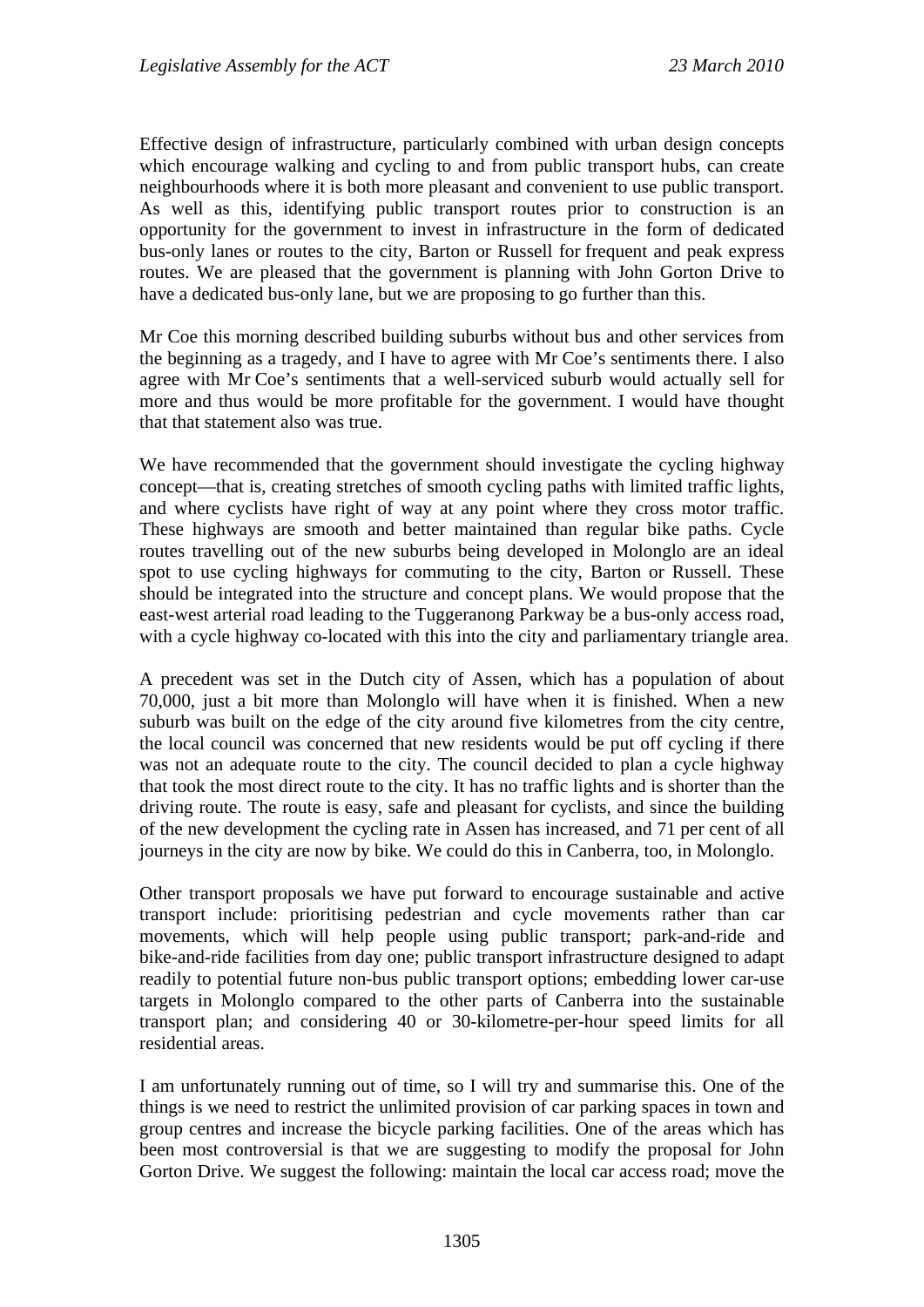Effective design of infrastructure, particularly combined with urban design concepts which encourage walking and cycling to and from public transport hubs, can create neighbourhoods where it is both more pleasant and convenient to use public transport. As well as this, identifying public transport routes prior to construction is an opportunity for the government to invest in infrastructure in the form of dedicated bus-only lanes or routes to the city, Barton or Russell for frequent and peak express routes. We are pleased that the government is planning with John Gorton Drive to have a dedicated bus-only lane, but we are proposing to go further than this.

Mr Coe this morning described building suburbs without bus and other services from the beginning as a tragedy, and I have to agree with Mr Coe's sentiments there. I also agree with Mr Coe's sentiments that a well-serviced suburb would actually sell for more and thus would be more profitable for the government. I would have thought that that statement also was true.

We have recommended that the government should investigate the cycling highway concept—that is, creating stretches of smooth cycling paths with limited traffic lights, and where cyclists have right of way at any point where they cross motor traffic. These highways are smooth and better maintained than regular bike paths. Cycle routes travelling out of the new suburbs being developed in Molonglo are an ideal spot to use cycling highways for commuting to the city, Barton or Russell. These should be integrated into the structure and concept plans. We would propose that the east-west arterial road leading to the Tuggeranong Parkway be a bus-only access road, with a cycle highway co-located with this into the city and parliamentary triangle area.

A precedent was set in the Dutch city of Assen, which has a population of about 70,000, just a bit more than Molonglo will have when it is finished. When a new suburb was built on the edge of the city around five kilometres from the city centre, the local council was concerned that new residents would be put off cycling if there was not an adequate route to the city. The council decided to plan a cycle highway that took the most direct route to the city. It has no traffic lights and is shorter than the driving route. The route is easy, safe and pleasant for cyclists, and since the building of the new development the cycling rate in Assen has increased, and 71 per cent of all journeys in the city are now by bike. We could do this in Canberra, too, in Molonglo.

Other transport proposals we have put forward to encourage sustainable and active transport include: prioritising pedestrian and cycle movements rather than car movements, which will help people using public transport; park-and-ride and bike-and-ride facilities from day one; public transport infrastructure designed to adapt readily to potential future non-bus public transport options; embedding lower car-use targets in Molonglo compared to the other parts of Canberra into the sustainable transport plan; and considering 40 or 30-kilometre-per-hour speed limits for all residential areas.

I am unfortunately running out of time, so I will try and summarise this. One of the things is we need to restrict the unlimited provision of car parking spaces in town and group centres and increase the bicycle parking facilities. One of the areas which has been most controversial is that we are suggesting to modify the proposal for John Gorton Drive. We suggest the following: maintain the local car access road; move the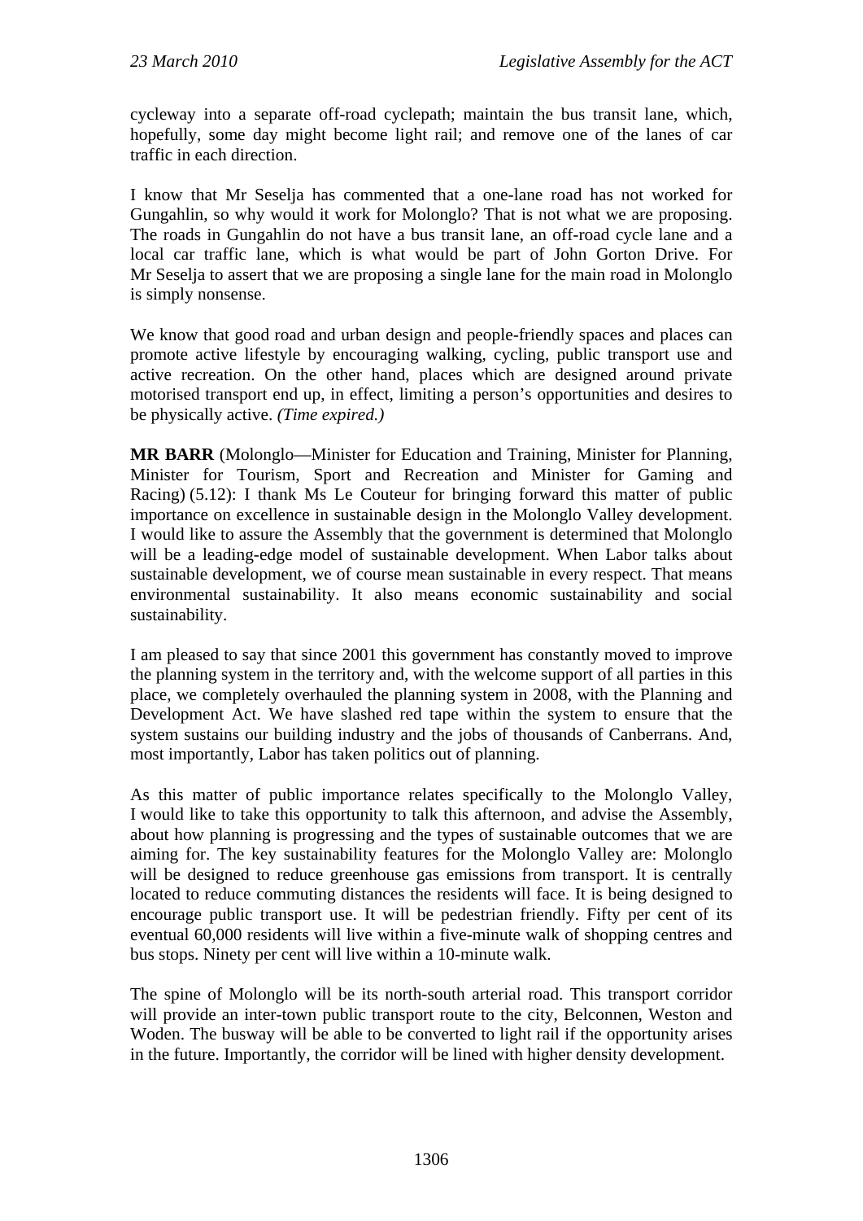cycleway into a separate off-road cyclepath; maintain the bus transit lane, which, hopefully, some day might become light rail; and remove one of the lanes of car traffic in each direction.

I know that Mr Seselja has commented that a one-lane road has not worked for Gungahlin, so why would it work for Molonglo? That is not what we are proposing. The roads in Gungahlin do not have a bus transit lane, an off-road cycle lane and a local car traffic lane, which is what would be part of John Gorton Drive. For Mr Seselja to assert that we are proposing a single lane for the main road in Molonglo is simply nonsense.

We know that good road and urban design and people-friendly spaces and places can promote active lifestyle by encouraging walking, cycling, public transport use and active recreation. On the other hand, places which are designed around private motorised transport end up, in effect, limiting a person's opportunities and desires to be physically active. *(Time expired.)*

**MR BARR** (Molonglo—Minister for Education and Training, Minister for Planning, Minister for Tourism, Sport and Recreation and Minister for Gaming and Racing) (5.12): I thank Ms Le Couteur for bringing forward this matter of public importance on excellence in sustainable design in the Molonglo Valley development. I would like to assure the Assembly that the government is determined that Molonglo will be a leading-edge model of sustainable development. When Labor talks about sustainable development, we of course mean sustainable in every respect. That means environmental sustainability. It also means economic sustainability and social sustainability.

I am pleased to say that since 2001 this government has constantly moved to improve the planning system in the territory and, with the welcome support of all parties in this place, we completely overhauled the planning system in 2008, with the Planning and Development Act. We have slashed red tape within the system to ensure that the system sustains our building industry and the jobs of thousands of Canberrans. And, most importantly, Labor has taken politics out of planning.

As this matter of public importance relates specifically to the Molonglo Valley, I would like to take this opportunity to talk this afternoon, and advise the Assembly, about how planning is progressing and the types of sustainable outcomes that we are aiming for. The key sustainability features for the Molonglo Valley are: Molonglo will be designed to reduce greenhouse gas emissions from transport. It is centrally located to reduce commuting distances the residents will face. It is being designed to encourage public transport use. It will be pedestrian friendly. Fifty per cent of its eventual 60,000 residents will live within a five-minute walk of shopping centres and bus stops. Ninety per cent will live within a 10-minute walk.

The spine of Molonglo will be its north-south arterial road. This transport corridor will provide an inter-town public transport route to the city, Belconnen, Weston and Woden. The busway will be able to be converted to light rail if the opportunity arises in the future. Importantly, the corridor will be lined with higher density development.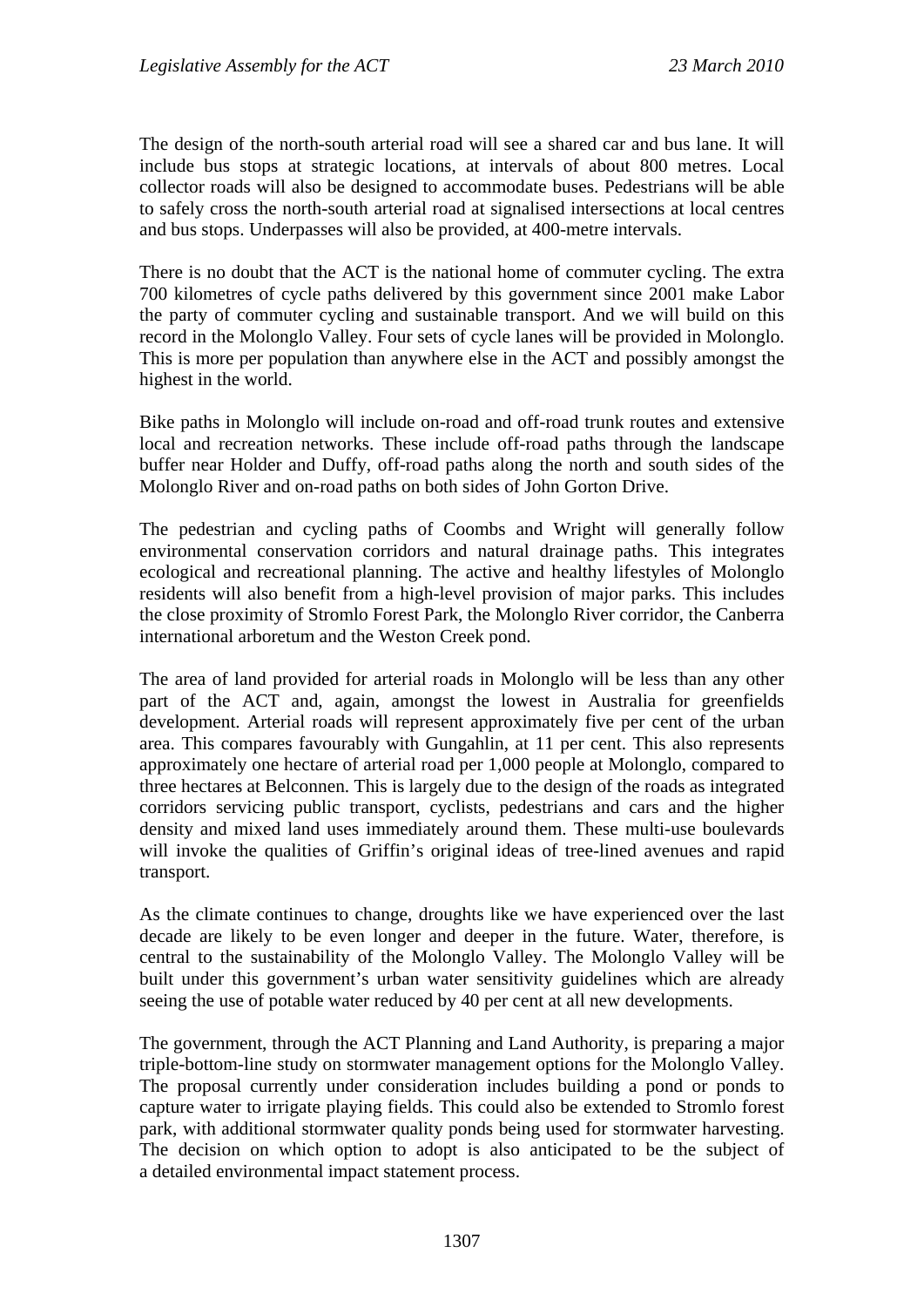The design of the north-south arterial road will see a shared car and bus lane. It will include bus stops at strategic locations, at intervals of about 800 metres. Local collector roads will also be designed to accommodate buses. Pedestrians will be able to safely cross the north-south arterial road at signalised intersections at local centres and bus stops. Underpasses will also be provided, at 400-metre intervals.

There is no doubt that the ACT is the national home of commuter cycling. The extra 700 kilometres of cycle paths delivered by this government since 2001 make Labor the party of commuter cycling and sustainable transport. And we will build on this record in the Molonglo Valley. Four sets of cycle lanes will be provided in Molonglo. This is more per population than anywhere else in the ACT and possibly amongst the highest in the world.

Bike paths in Molonglo will include on-road and off-road trunk routes and extensive local and recreation networks. These include off-road paths through the landscape buffer near Holder and Duffy, off-road paths along the north and south sides of the Molonglo River and on-road paths on both sides of John Gorton Drive.

The pedestrian and cycling paths of Coombs and Wright will generally follow environmental conservation corridors and natural drainage paths. This integrates ecological and recreational planning. The active and healthy lifestyles of Molonglo residents will also benefit from a high-level provision of major parks. This includes the close proximity of Stromlo Forest Park, the Molonglo River corridor, the Canberra international arboretum and the Weston Creek pond.

The area of land provided for arterial roads in Molonglo will be less than any other part of the ACT and, again, amongst the lowest in Australia for greenfields development. Arterial roads will represent approximately five per cent of the urban area. This compares favourably with Gungahlin, at 11 per cent. This also represents approximately one hectare of arterial road per 1,000 people at Molonglo, compared to three hectares at Belconnen. This is largely due to the design of the roads as integrated corridors servicing public transport, cyclists, pedestrians and cars and the higher density and mixed land uses immediately around them. These multi-use boulevards will invoke the qualities of Griffin's original ideas of tree-lined avenues and rapid transport.

As the climate continues to change, droughts like we have experienced over the last decade are likely to be even longer and deeper in the future. Water, therefore, is central to the sustainability of the Molonglo Valley. The Molonglo Valley will be built under this government's urban water sensitivity guidelines which are already seeing the use of potable water reduced by 40 per cent at all new developments.

The government, through the ACT Planning and Land Authority, is preparing a major triple-bottom-line study on stormwater management options for the Molonglo Valley. The proposal currently under consideration includes building a pond or ponds to capture water to irrigate playing fields. This could also be extended to Stromlo forest park, with additional stormwater quality ponds being used for stormwater harvesting. The decision on which option to adopt is also anticipated to be the subject of a detailed environmental impact statement process.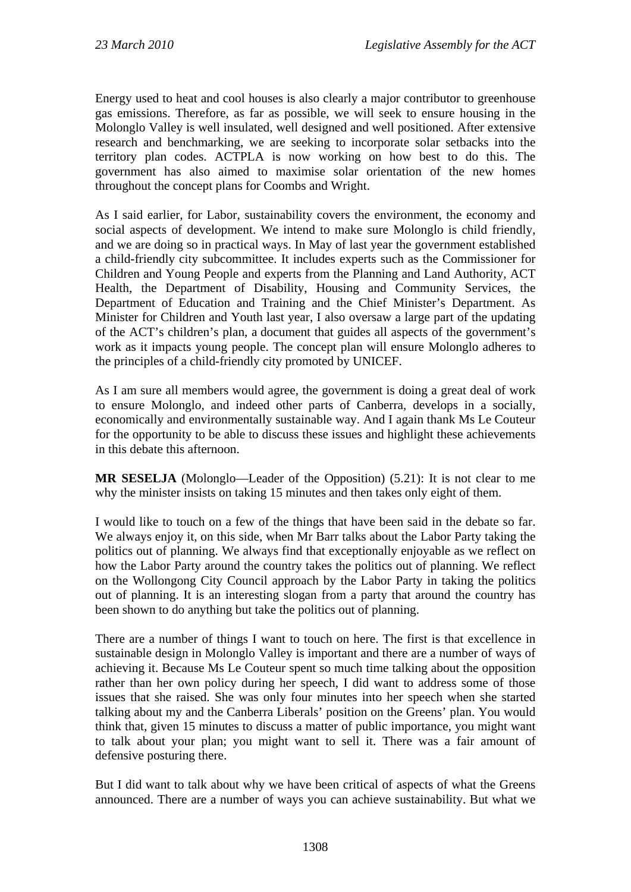Energy used to heat and cool houses is also clearly a major contributor to greenhouse gas emissions. Therefore, as far as possible, we will seek to ensure housing in the Molonglo Valley is well insulated, well designed and well positioned. After extensive research and benchmarking, we are seeking to incorporate solar setbacks into the territory plan codes. ACTPLA is now working on how best to do this. The government has also aimed to maximise solar orientation of the new homes throughout the concept plans for Coombs and Wright.

As I said earlier, for Labor, sustainability covers the environment, the economy and social aspects of development. We intend to make sure Molonglo is child friendly, and we are doing so in practical ways. In May of last year the government established a child-friendly city subcommittee. It includes experts such as the Commissioner for Children and Young People and experts from the Planning and Land Authority, ACT Health, the Department of Disability, Housing and Community Services, the Department of Education and Training and the Chief Minister's Department. As Minister for Children and Youth last year, I also oversaw a large part of the updating of the ACT's children's plan, a document that guides all aspects of the government's work as it impacts young people. The concept plan will ensure Molonglo adheres to the principles of a child-friendly city promoted by UNICEF.

As I am sure all members would agree, the government is doing a great deal of work to ensure Molonglo, and indeed other parts of Canberra, develops in a socially, economically and environmentally sustainable way. And I again thank Ms Le Couteur for the opportunity to be able to discuss these issues and highlight these achievements in this debate this afternoon.

**MR SESELJA** (Molonglo—Leader of the Opposition) (5.21): It is not clear to me why the minister insists on taking 15 minutes and then takes only eight of them.

I would like to touch on a few of the things that have been said in the debate so far. We always enjoy it, on this side, when Mr Barr talks about the Labor Party taking the politics out of planning. We always find that exceptionally enjoyable as we reflect on how the Labor Party around the country takes the politics out of planning. We reflect on the Wollongong City Council approach by the Labor Party in taking the politics out of planning. It is an interesting slogan from a party that around the country has been shown to do anything but take the politics out of planning.

There are a number of things I want to touch on here. The first is that excellence in sustainable design in Molonglo Valley is important and there are a number of ways of achieving it. Because Ms Le Couteur spent so much time talking about the opposition rather than her own policy during her speech, I did want to address some of those issues that she raised. She was only four minutes into her speech when she started talking about my and the Canberra Liberals' position on the Greens' plan. You would think that, given 15 minutes to discuss a matter of public importance, you might want to talk about your plan; you might want to sell it. There was a fair amount of defensive posturing there.

But I did want to talk about why we have been critical of aspects of what the Greens announced. There are a number of ways you can achieve sustainability. But what we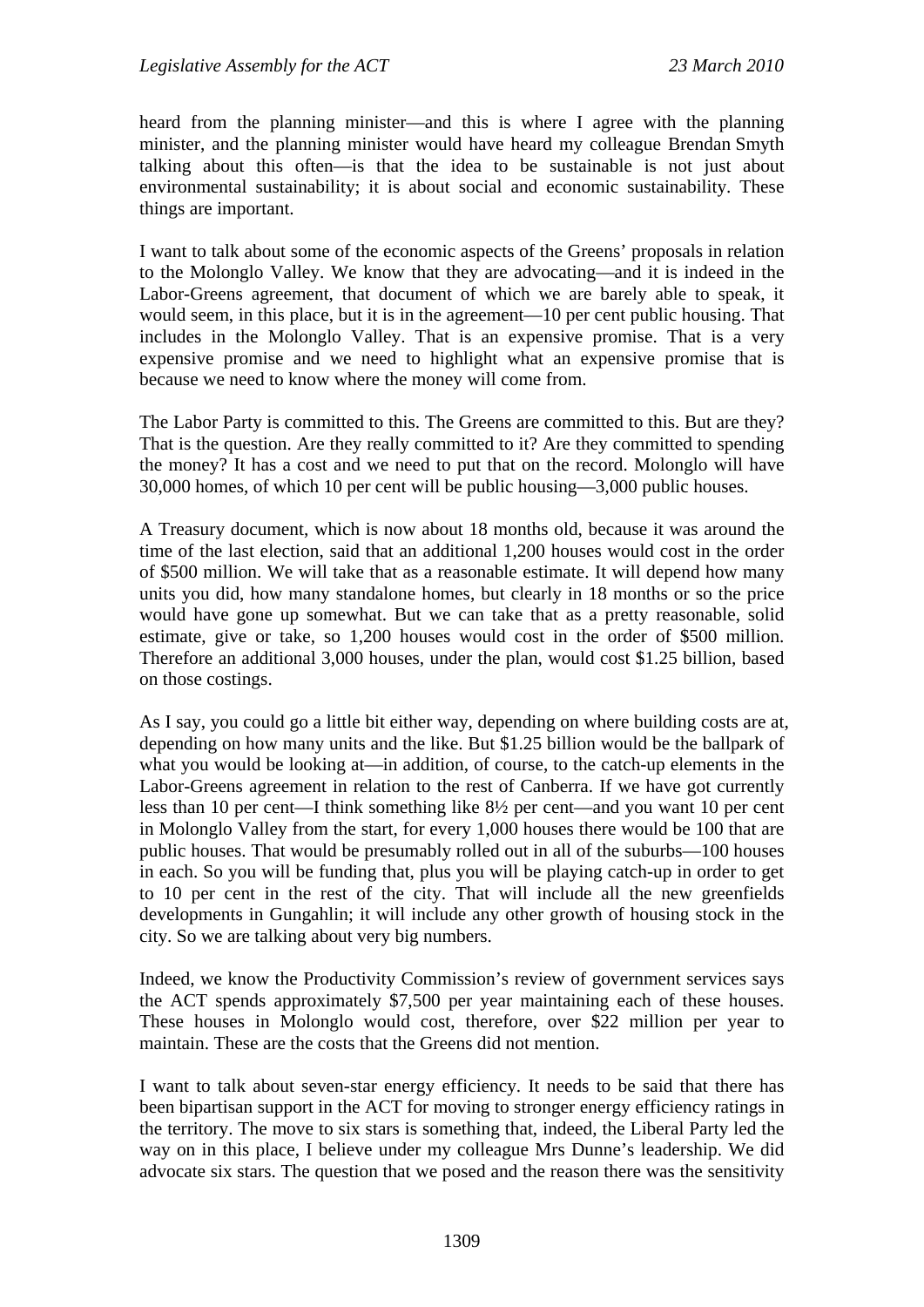heard from the planning minister—and this is where I agree with the planning minister, and the planning minister would have heard my colleague Brendan Smyth talking about this often—is that the idea to be sustainable is not just about environmental sustainability; it is about social and economic sustainability. These things are important.

I want to talk about some of the economic aspects of the Greens' proposals in relation to the Molonglo Valley. We know that they are advocating—and it is indeed in the Labor-Greens agreement, that document of which we are barely able to speak, it would seem, in this place, but it is in the agreement—10 per cent public housing. That includes in the Molonglo Valley. That is an expensive promise. That is a very expensive promise and we need to highlight what an expensive promise that is because we need to know where the money will come from.

The Labor Party is committed to this. The Greens are committed to this. But are they? That is the question. Are they really committed to it? Are they committed to spending the money? It has a cost and we need to put that on the record. Molonglo will have 30,000 homes, of which 10 per cent will be public housing—3,000 public houses.

A Treasury document, which is now about 18 months old, because it was around the time of the last election, said that an additional 1,200 houses would cost in the order of $500 million. We will take that as a reasonable estimate. It will depend how many units you did, how many standalone homes, but clearly in 18 months or so the price would have gone up somewhat. But we can take that as a pretty reasonable, solid estimate, give or take, so 1,200 houses would cost in the order of $500 million. Therefore an additional 3,000 houses, under the plan, would cost $1.25 billion, based on those costings.

As I say, you could go a little bit either way, depending on where building costs are at, depending on how many units and the like. But $1.25 billion would be the ballpark of what you would be looking at—in addition, of course, to the catch-up elements in the Labor-Greens agreement in relation to the rest of Canberra. If we have got currently less than 10 per cent—I think something like 8½ per cent—and you want 10 per cent in Molonglo Valley from the start, for every 1,000 houses there would be 100 that are public houses. That would be presumably rolled out in all of the suburbs—100 houses in each. So you will be funding that, plus you will be playing catch-up in order to get to 10 per cent in the rest of the city. That will include all the new greenfields developments in Gungahlin; it will include any other growth of housing stock in the city. So we are talking about very big numbers.

Indeed, we know the Productivity Commission's review of government services says the ACT spends approximately $7,500 per year maintaining each of these houses. These houses in Molonglo would cost, therefore, over $22 million per year to maintain. These are the costs that the Greens did not mention.

I want to talk about seven-star energy efficiency. It needs to be said that there has been bipartisan support in the ACT for moving to stronger energy efficiency ratings in the territory. The move to six stars is something that, indeed, the Liberal Party led the way on in this place, I believe under my colleague Mrs Dunne's leadership. We did advocate six stars. The question that we posed and the reason there was the sensitivity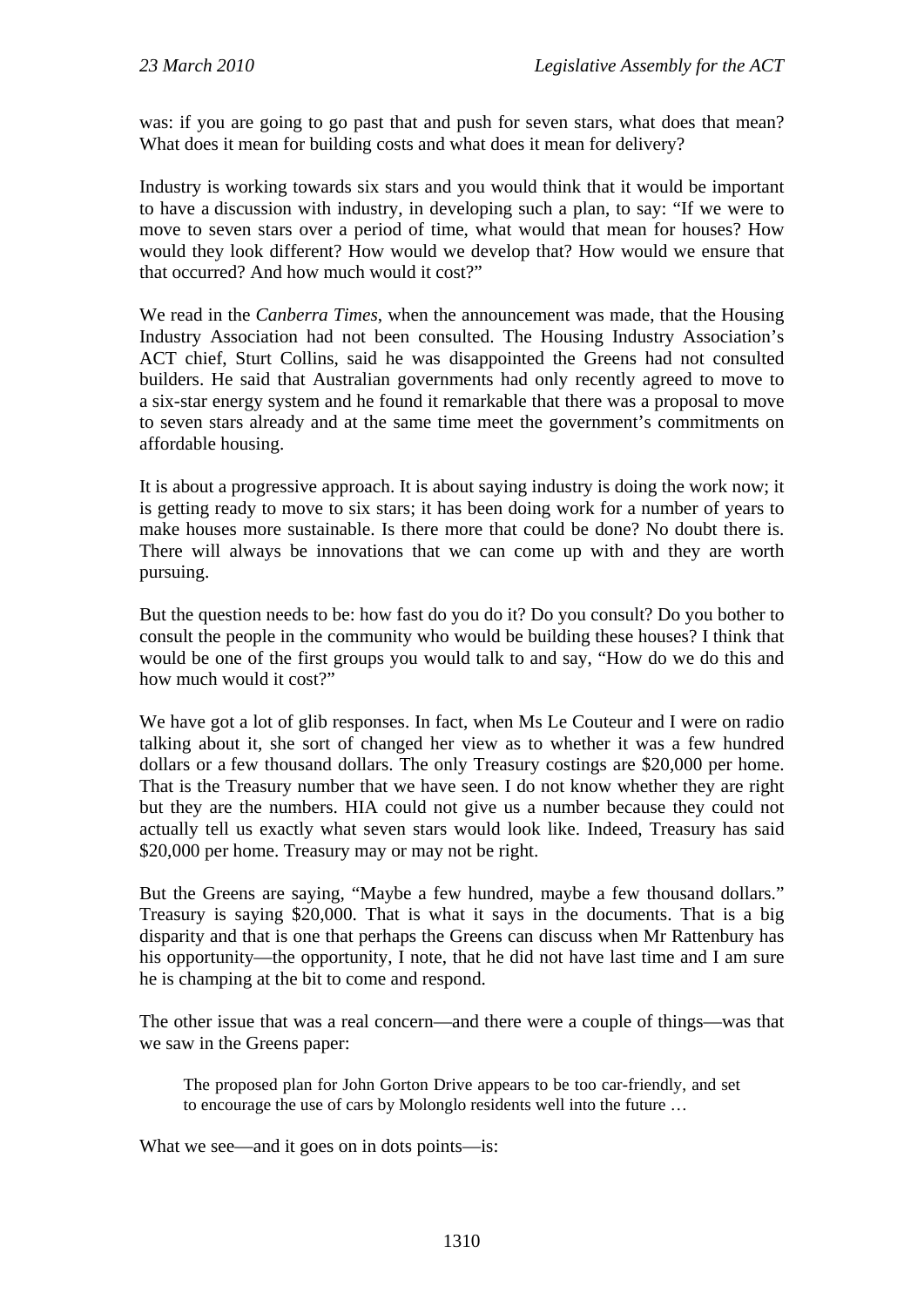was: if you are going to go past that and push for seven stars, what does that mean? What does it mean for building costs and what does it mean for delivery?

Industry is working towards six stars and you would think that it would be important to have a discussion with industry, in developing such a plan, to say: "If we were to move to seven stars over a period of time, what would that mean for houses? How would they look different? How would we develop that? How would we ensure that that occurred? And how much would it cost?"

We read in the *Canberra Times*, when the announcement was made, that the Housing Industry Association had not been consulted. The Housing Industry Association's ACT chief, Sturt Collins, said he was disappointed the Greens had not consulted builders. He said that Australian governments had only recently agreed to move to a six-star energy system and he found it remarkable that there was a proposal to move to seven stars already and at the same time meet the government's commitments on affordable housing.

It is about a progressive approach. It is about saying industry is doing the work now; it is getting ready to move to six stars; it has been doing work for a number of years to make houses more sustainable. Is there more that could be done? No doubt there is. There will always be innovations that we can come up with and they are worth pursuing.

But the question needs to be: how fast do you do it? Do you consult? Do you bother to consult the people in the community who would be building these houses? I think that would be one of the first groups you would talk to and say, "How do we do this and how much would it cost?"

We have got a lot of glib responses. In fact, when Ms Le Couteur and I were on radio talking about it, she sort of changed her view as to whether it was a few hundred dollars or a few thousand dollars. The only Treasury costings are $20,000 per home. That is the Treasury number that we have seen. I do not know whether they are right but they are the numbers. HIA could not give us a number because they could not actually tell us exactly what seven stars would look like. Indeed, Treasury has said $20,000 per home. Treasury may or may not be right.

But the Greens are saying, "Maybe a few hundred, maybe a few thousand dollars." Treasury is saying $20,000. That is what it says in the documents. That is a big disparity and that is one that perhaps the Greens can discuss when Mr Rattenbury has his opportunity—the opportunity, I note, that he did not have last time and I am sure he is champing at the bit to come and respond.

The other issue that was a real concern—and there were a couple of things—was that we saw in the Greens paper:

> The proposed plan for John Gorton Drive appears to be too car-friendly, and set to encourage the use of cars by Molonglo residents well into the future …

What we see—and it goes on in dots points—is: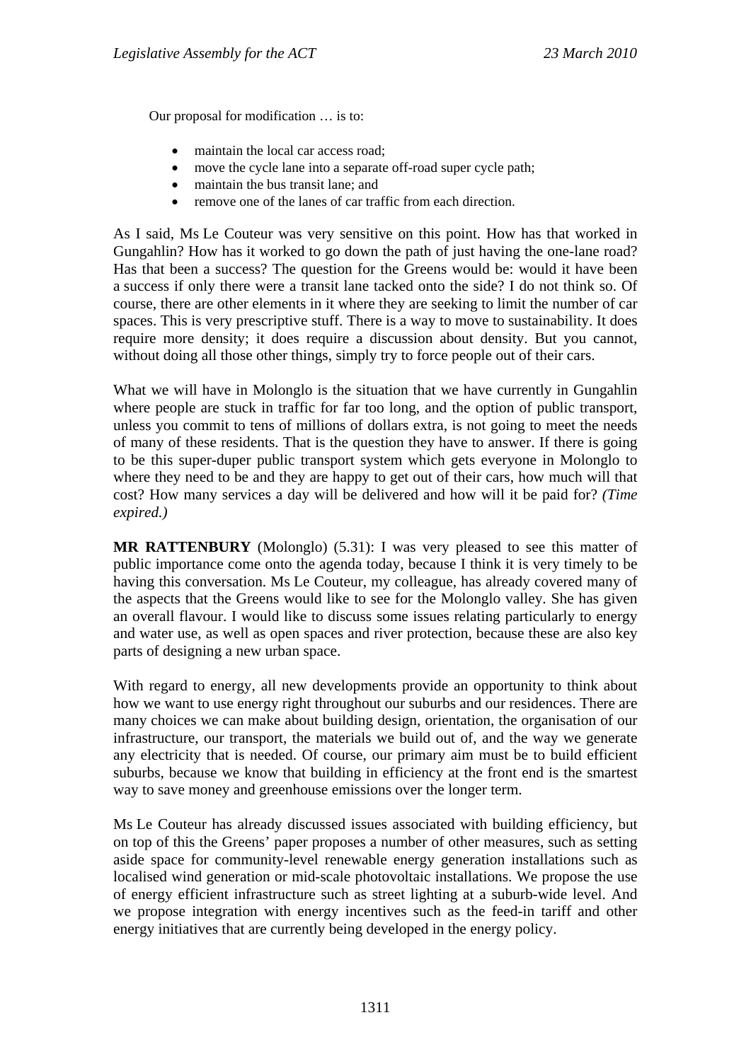Our proposal for modification … is to:

- maintain the local car access road;
- move the cycle lane into a separate off-road super cycle path;
- maintain the bus transit lane; and
- remove one of the lanes of car traffic from each direction.

As I said, Ms Le Couteur was very sensitive on this point. How has that worked in Gungahlin? How has it worked to go down the path of just having the one-lane road? Has that been a success? The question for the Greens would be: would it have been a success if only there were a transit lane tacked onto the side? I do not think so. Of course, there are other elements in it where they are seeking to limit the number of car spaces. This is very prescriptive stuff. There is a way to move to sustainability. It does require more density; it does require a discussion about density. But you cannot, without doing all those other things, simply try to force people out of their cars.

What we will have in Molonglo is the situation that we have currently in Gungahlin where people are stuck in traffic for far too long, and the option of public transport, unless you commit to tens of millions of dollars extra, is not going to meet the needs of many of these residents. That is the question they have to answer. If there is going to be this super-duper public transport system which gets everyone in Molonglo to where they need to be and they are happy to get out of their cars, how much will that cost? How many services a day will be delivered and how will it be paid for? *(Time expired.)*

**MR RATTENBURY** (Molonglo) (5.31): I was very pleased to see this matter of public importance come onto the agenda today, because I think it is very timely to be having this conversation. Ms Le Couteur, my colleague, has already covered many of the aspects that the Greens would like to see for the Molonglo valley. She has given an overall flavour. I would like to discuss some issues relating particularly to energy and water use, as well as open spaces and river protection, because these are also key parts of designing a new urban space.

With regard to energy, all new developments provide an opportunity to think about how we want to use energy right throughout our suburbs and our residences. There are many choices we can make about building design, orientation, the organisation of our infrastructure, our transport, the materials we build out of, and the way we generate any electricity that is needed. Of course, our primary aim must be to build efficient suburbs, because we know that building in efficiency at the front end is the smartest way to save money and greenhouse emissions over the longer term.

Ms Le Couteur has already discussed issues associated with building efficiency, but on top of this the Greens' paper proposes a number of other measures, such as setting aside space for community-level renewable energy generation installations such as localised wind generation or mid-scale photovoltaic installations. We propose the use of energy efficient infrastructure such as street lighting at a suburb-wide level. And we propose integration with energy incentives such as the feed-in tariff and other energy initiatives that are currently being developed in the energy policy.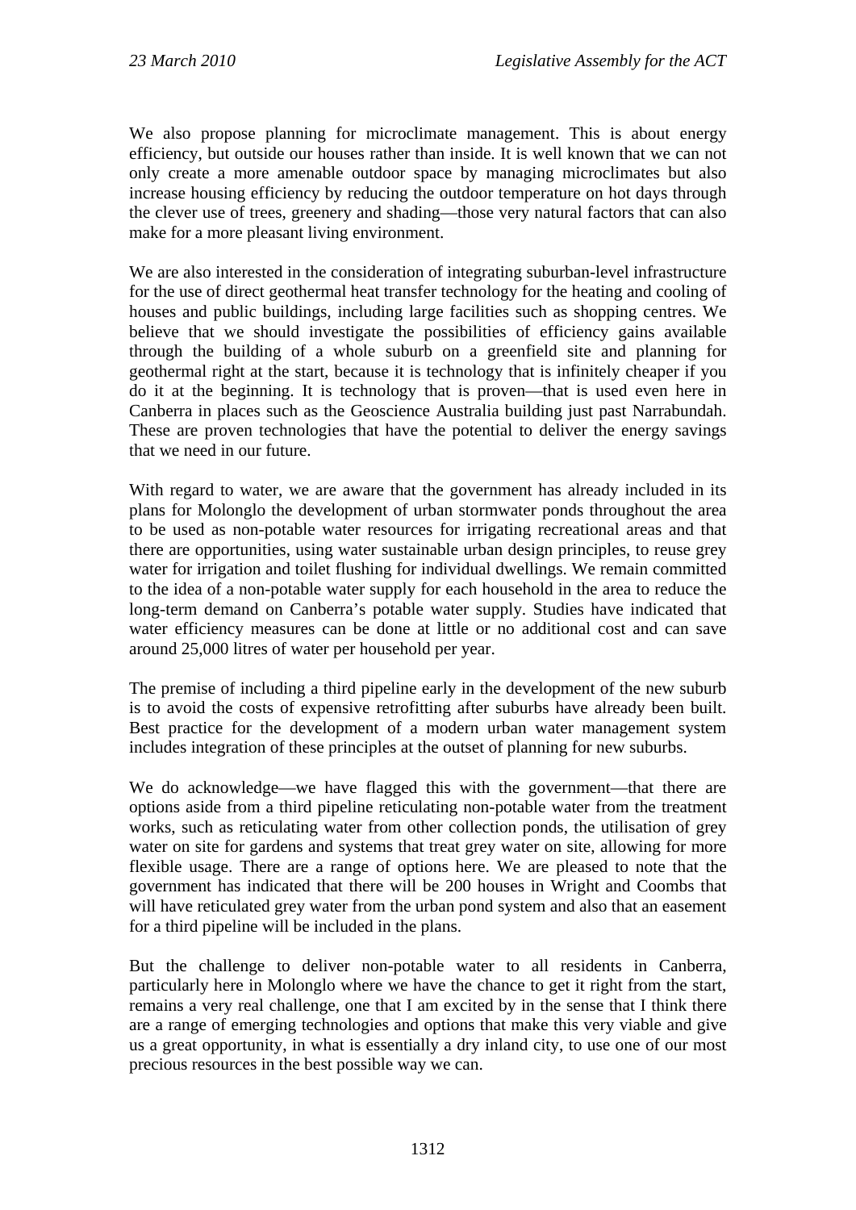We also propose planning for microclimate management. This is about energy efficiency, but outside our houses rather than inside. It is well known that we can not only create a more amenable outdoor space by managing microclimates but also increase housing efficiency by reducing the outdoor temperature on hot days through the clever use of trees, greenery and shading—those very natural factors that can also make for a more pleasant living environment.

We are also interested in the consideration of integrating suburban-level infrastructure for the use of direct geothermal heat transfer technology for the heating and cooling of houses and public buildings, including large facilities such as shopping centres. We believe that we should investigate the possibilities of efficiency gains available through the building of a whole suburb on a greenfield site and planning for geothermal right at the start, because it is technology that is infinitely cheaper if you do it at the beginning. It is technology that is proven—that is used even here in Canberra in places such as the Geoscience Australia building just past Narrabundah. These are proven technologies that have the potential to deliver the energy savings that we need in our future.

With regard to water, we are aware that the government has already included in its plans for Molonglo the development of urban stormwater ponds throughout the area to be used as non-potable water resources for irrigating recreational areas and that there are opportunities, using water sustainable urban design principles, to reuse grey water for irrigation and toilet flushing for individual dwellings. We remain committed to the idea of a non-potable water supply for each household in the area to reduce the long-term demand on Canberra's potable water supply. Studies have indicated that water efficiency measures can be done at little or no additional cost and can save around 25,000 litres of water per household per year.

The premise of including a third pipeline early in the development of the new suburb is to avoid the costs of expensive retrofitting after suburbs have already been built. Best practice for the development of a modern urban water management system includes integration of these principles at the outset of planning for new suburbs.

We do acknowledge—we have flagged this with the government—that there are options aside from a third pipeline reticulating non-potable water from the treatment works, such as reticulating water from other collection ponds, the utilisation of grey water on site for gardens and systems that treat grey water on site, allowing for more flexible usage. There are a range of options here. We are pleased to note that the government has indicated that there will be 200 houses in Wright and Coombs that will have reticulated grey water from the urban pond system and also that an easement for a third pipeline will be included in the plans.

But the challenge to deliver non-potable water to all residents in Canberra, particularly here in Molonglo where we have the chance to get it right from the start, remains a very real challenge, one that I am excited by in the sense that I think there are a range of emerging technologies and options that make this very viable and give us a great opportunity, in what is essentially a dry inland city, to use one of our most precious resources in the best possible way we can.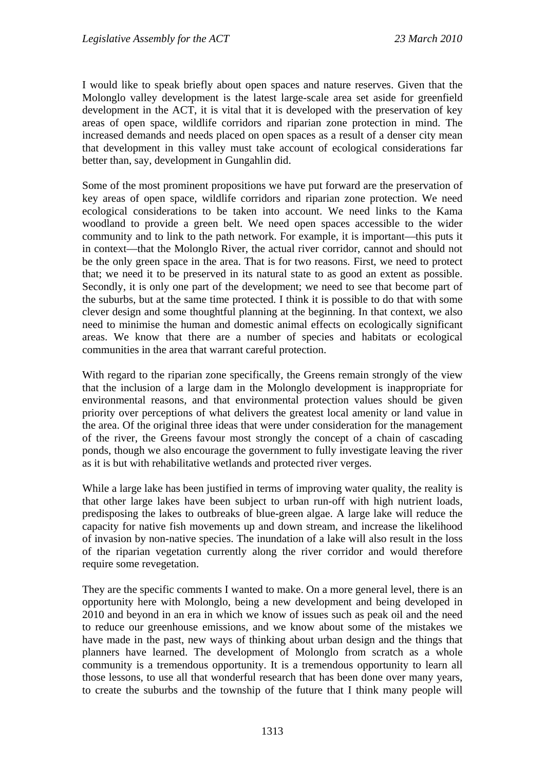I would like to speak briefly about open spaces and nature reserves. Given that the Molonglo valley development is the latest large-scale area set aside for greenfield development in the ACT, it is vital that it is developed with the preservation of key areas of open space, wildlife corridors and riparian zone protection in mind. The increased demands and needs placed on open spaces as a result of a denser city mean that development in this valley must take account of ecological considerations far better than, say, development in Gungahlin did.

Some of the most prominent propositions we have put forward are the preservation of key areas of open space, wildlife corridors and riparian zone protection. We need ecological considerations to be taken into account. We need links to the Kama woodland to provide a green belt. We need open spaces accessible to the wider community and to link to the path network. For example, it is important—this puts it in context—that the Molonglo River, the actual river corridor, cannot and should not be the only green space in the area. That is for two reasons. First, we need to protect that; we need it to be preserved in its natural state to as good an extent as possible. Secondly, it is only one part of the development; we need to see that become part of the suburbs, but at the same time protected. I think it is possible to do that with some clever design and some thoughtful planning at the beginning. In that context, we also need to minimise the human and domestic animal effects on ecologically significant areas. We know that there are a number of species and habitats or ecological communities in the area that warrant careful protection.

With regard to the riparian zone specifically, the Greens remain strongly of the view that the inclusion of a large dam in the Molonglo development is inappropriate for environmental reasons, and that environmental protection values should be given priority over perceptions of what delivers the greatest local amenity or land value in the area. Of the original three ideas that were under consideration for the management of the river, the Greens favour most strongly the concept of a chain of cascading ponds, though we also encourage the government to fully investigate leaving the river as it is but with rehabilitative wetlands and protected river verges.

While a large lake has been justified in terms of improving water quality, the reality is that other large lakes have been subject to urban run-off with high nutrient loads, predisposing the lakes to outbreaks of blue-green algae. A large lake will reduce the capacity for native fish movements up and down stream, and increase the likelihood of invasion by non-native species. The inundation of a lake will also result in the loss of the riparian vegetation currently along the river corridor and would therefore require some revegetation.

They are the specific comments I wanted to make. On a more general level, there is an opportunity here with Molonglo, being a new development and being developed in 2010 and beyond in an era in which we know of issues such as peak oil and the need to reduce our greenhouse emissions, and we know about some of the mistakes we have made in the past, new ways of thinking about urban design and the things that planners have learned. The development of Molonglo from scratch as a whole community is a tremendous opportunity. It is a tremendous opportunity to learn all those lessons, to use all that wonderful research that has been done over many years, to create the suburbs and the township of the future that I think many people will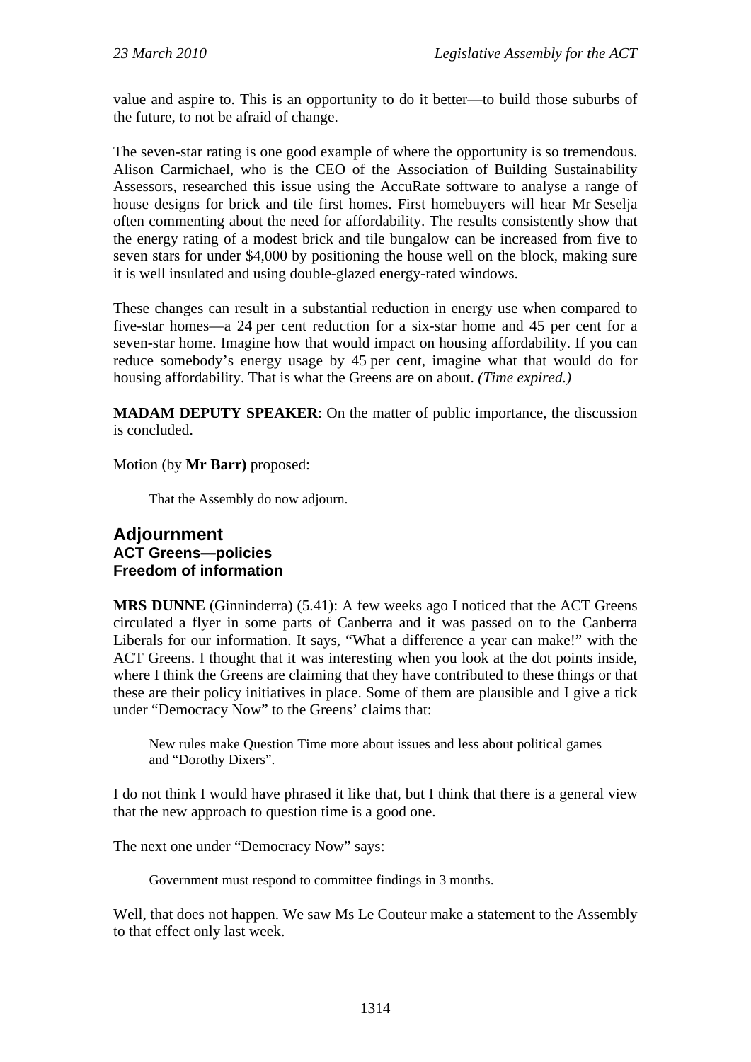value and aspire to. This is an opportunity to do it better—to build those suburbs of the future, to not be afraid of change.

The seven-star rating is one good example of where the opportunity is so tremendous. Alison Carmichael, who is the CEO of the Association of Building Sustainability Assessors, researched this issue using the AccuRate software to analyse a range of house designs for brick and tile first homes. First homebuyers will hear Mr Seselja often commenting about the need for affordability. The results consistently show that the energy rating of a modest brick and tile bungalow can be increased from five to seven stars for under $4,000 by positioning the house well on the block, making sure it is well insulated and using double-glazed energy-rated windows.

These changes can result in a substantial reduction in energy use when compared to five-star homes—a 24 per cent reduction for a six-star home and 45 per cent for a seven-star home. Imagine how that would impact on housing affordability. If you can reduce somebody's energy usage by 45 per cent, imagine what that would do for housing affordability. That is what the Greens are on about. *(Time expired.)*

**MADAM DEPUTY SPEAKER**: On the matter of public importance, the discussion is concluded.

Motion (by **Mr Barr)** proposed:

> That the Assembly do now adjourn.

## Adjournment

### ACT Greens—policies

### Freedom of information

**MRS DUNNE** (Ginninderra) (5.41): A few weeks ago I noticed that the ACT Greens circulated a flyer in some parts of Canberra and it was passed on to the Canberra Liberals for our information. It says, "What a difference a year can make!" with the ACT Greens. I thought that it was interesting when you look at the dot points inside, where I think the Greens are claiming that they have contributed to these things or that these are their policy initiatives in place. Some of them are plausible and I give a tick under "Democracy Now" to the Greens' claims that:

> New rules make Question Time more about issues and less about political games and "Dorothy Dixers".

I do not think I would have phrased it like that, but I think that there is a general view that the new approach to question time is a good one.

The next one under "Democracy Now" says:

> Government must respond to committee findings in 3 months.

Well, that does not happen. We saw Ms Le Couteur make a statement to the Assembly to that effect only last week.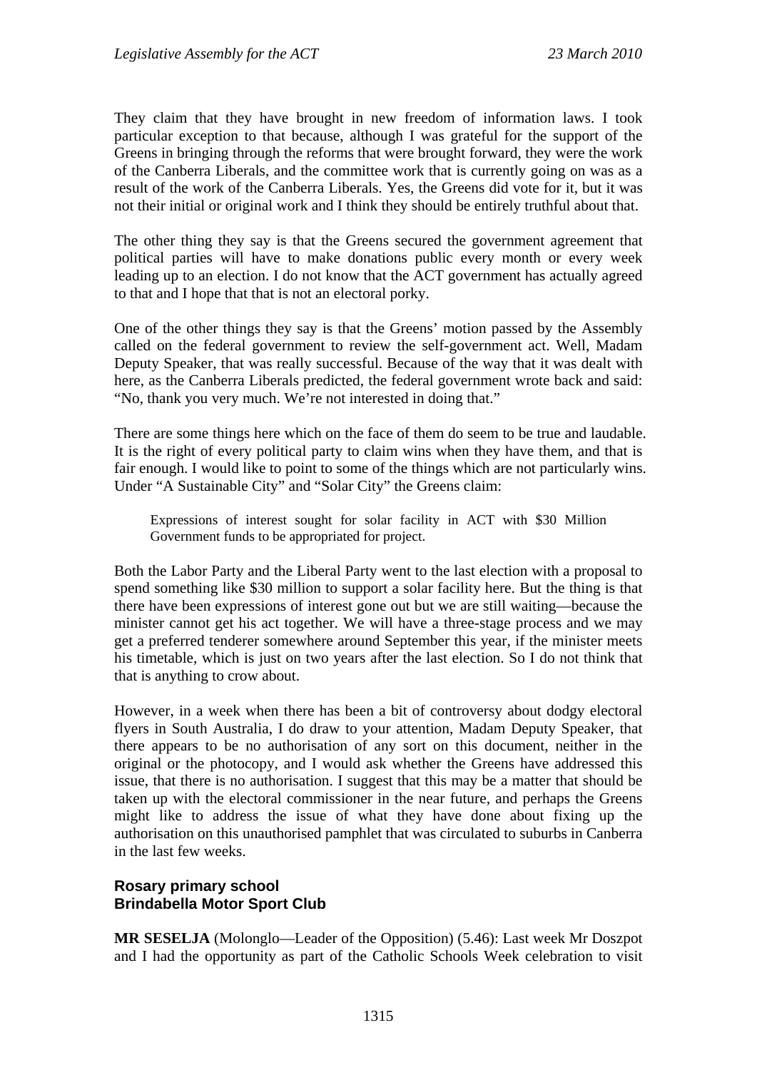They claim that they have brought in new freedom of information laws. I took particular exception to that because, although I was grateful for the support of the Greens in bringing through the reforms that were brought forward, they were the work of the Canberra Liberals, and the committee work that is currently going on was as a result of the work of the Canberra Liberals. Yes, the Greens did vote for it, but it was not their initial or original work and I think they should be entirely truthful about that.

The other thing they say is that the Greens secured the government agreement that political parties will have to make donations public every month or every week leading up to an election. I do not know that the ACT government has actually agreed to that and I hope that that is not an electoral porky.

One of the other things they say is that the Greens' motion passed by the Assembly called on the federal government to review the self-government act. Well, Madam Deputy Speaker, that was really successful. Because of the way that it was dealt with here, as the Canberra Liberals predicted, the federal government wrote back and said: "No, thank you very much. We're not interested in doing that."

There are some things here which on the face of them do seem to be true and laudable. It is the right of every political party to claim wins when they have them, and that is fair enough. I would like to point to some of the things which are not particularly wins. Under "A Sustainable City" and "Solar City" the Greens claim:

> Expressions of interest sought for solar facility in ACT with $30 Million Government funds to be appropriated for project.

Both the Labor Party and the Liberal Party went to the last election with a proposal to spend something like $30 million to support a solar facility here. But the thing is that there have been expressions of interest gone out but we are still waiting—because the minister cannot get his act together. We will have a three-stage process and we may get a preferred tenderer somewhere around September this year, if the minister meets his timetable, which is just on two years after the last election. So I do not think that that is anything to crow about.

However, in a week when there has been a bit of controversy about dodgy electoral flyers in South Australia, I do draw to your attention, Madam Deputy Speaker, that there appears to be no authorisation of any sort on this document, neither in the original or the photocopy, and I would ask whether the Greens have addressed this issue, that there is no authorisation. I suggest that this may be a matter that should be taken up with the electoral commissioner in the near future, and perhaps the Greens might like to address the issue of what they have done about fixing up the authorisation on this unauthorised pamphlet that was circulated to suburbs in Canberra in the last few weeks.

### Rosary primary school
### Brindabella Motor Sport Club

**MR SESELJA** (Molonglo—Leader of the Opposition) (5.46): Last week Mr Doszpot and I had the opportunity as part of the Catholic Schools Week celebration to visit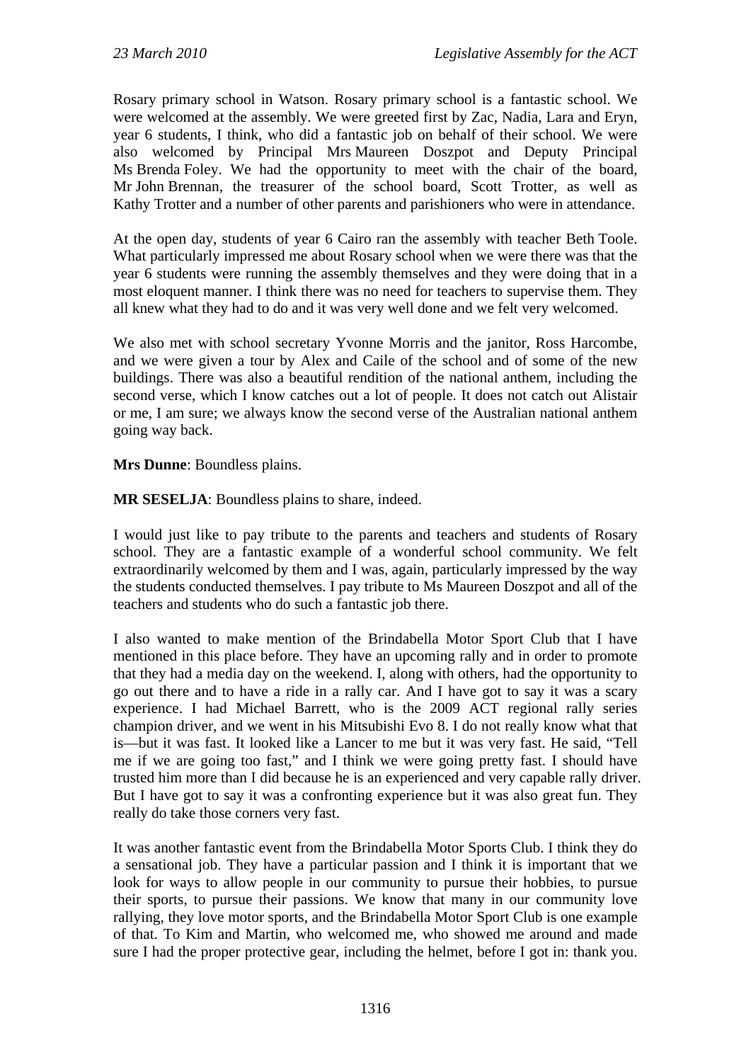Rosary primary school in Watson. Rosary primary school is a fantastic school. We were welcomed at the assembly. We were greeted first by Zac, Nadia, Lara and Eryn, year 6 students, I think, who did a fantastic job on behalf of their school. We were also welcomed by Principal Mrs Maureen Doszpot and Deputy Principal Ms Brenda Foley. We had the opportunity to meet with the chair of the board, Mr John Brennan, the treasurer of the school board, Scott Trotter, as well as Kathy Trotter and a number of other parents and parishioners who were in attendance.

At the open day, students of year 6 Cairo ran the assembly with teacher Beth Toole. What particularly impressed me about Rosary school when we were there was that the year 6 students were running the assembly themselves and they were doing that in a most eloquent manner. I think there was no need for teachers to supervise them. They all knew what they had to do and it was very well done and we felt very welcomed.

We also met with school secretary Yvonne Morris and the janitor, Ross Harcombe, and we were given a tour by Alex and Caile of the school and of some of the new buildings. There was also a beautiful rendition of the national anthem, including the second verse, which I know catches out a lot of people. It does not catch out Alistair or me, I am sure; we always know the second verse of the Australian national anthem going way back.

**Mrs Dunne**: Boundless plains.

**MR SESELJA**: Boundless plains to share, indeed.

I would just like to pay tribute to the parents and teachers and students of Rosary school. They are a fantastic example of a wonderful school community. We felt extraordinarily welcomed by them and I was, again, particularly impressed by the way the students conducted themselves. I pay tribute to Ms Maureen Doszpot and all of the teachers and students who do such a fantastic job there.

I also wanted to make mention of the Brindabella Motor Sport Club that I have mentioned in this place before. They have an upcoming rally and in order to promote that they had a media day on the weekend. I, along with others, had the opportunity to go out there and to have a ride in a rally car. And I have got to say it was a scary experience. I had Michael Barrett, who is the 2009 ACT regional rally series champion driver, and we went in his Mitsubishi Evo 8. I do not really know what that is—but it was fast. It looked like a Lancer to me but it was very fast. He said, "Tell me if we are going too fast," and I think we were going pretty fast. I should have trusted him more than I did because he is an experienced and very capable rally driver. But I have got to say it was a confronting experience but it was also great fun. They really do take those corners very fast.

It was another fantastic event from the Brindabella Motor Sports Club. I think they do a sensational job. They have a particular passion and I think it is important that we look for ways to allow people in our community to pursue their hobbies, to pursue their sports, to pursue their passions. We know that many in our community love rallying, they love motor sports, and the Brindabella Motor Sport Club is one example of that. To Kim and Martin, who welcomed me, who showed me around and made sure I had the proper protective gear, including the helmet, before I got in: thank you.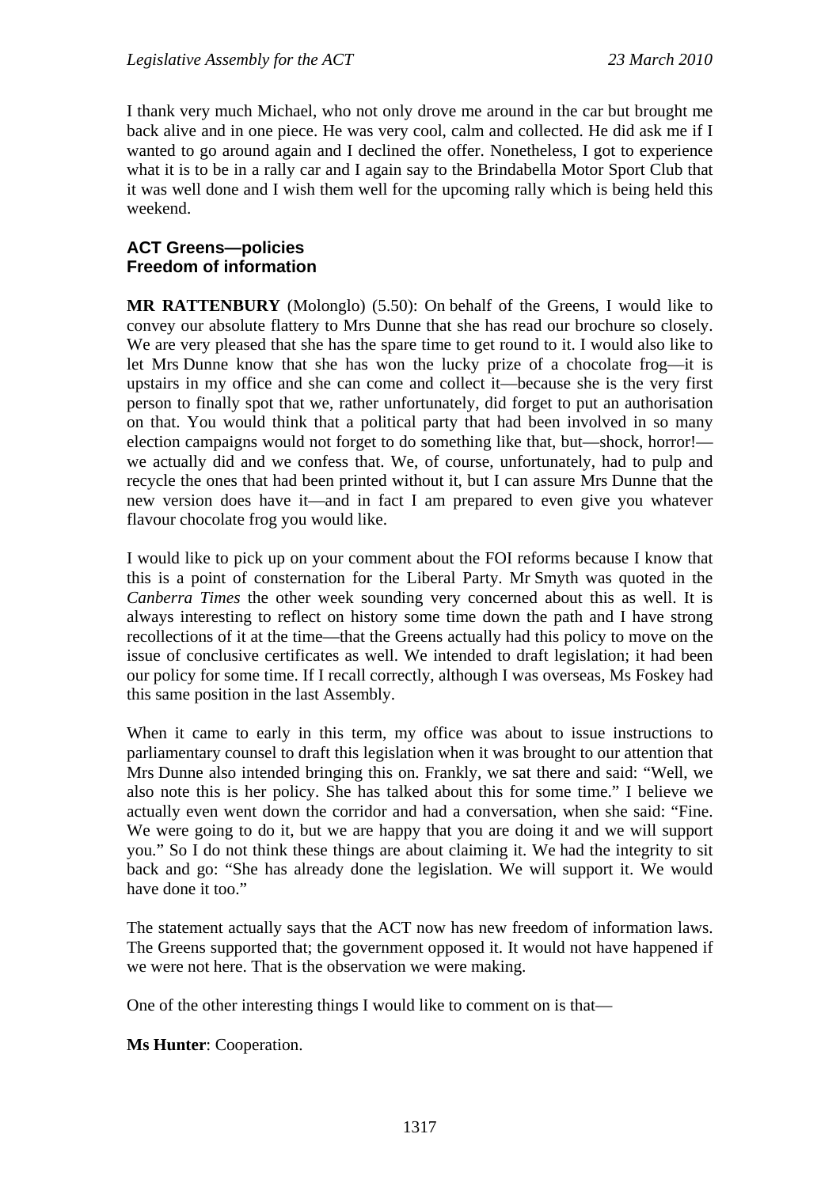I thank very much Michael, who not only drove me around in the car but brought me back alive and in one piece. He was very cool, calm and collected. He did ask me if I wanted to go around again and I declined the offer. Nonetheless, I got to experience what it is to be in a rally car and I again say to the Brindabella Motor Sport Club that it was well done and I wish them well for the upcoming rally which is being held this weekend.

### ACT Greens—policies
### Freedom of information

**MR RATTENBURY** (Molonglo) (5.50): On behalf of the Greens, I would like to convey our absolute flattery to Mrs Dunne that she has read our brochure so closely. We are very pleased that she has the spare time to get round to it. I would also like to let Mrs Dunne know that she has won the lucky prize of a chocolate frog—it is upstairs in my office and she can come and collect it—because she is the very first person to finally spot that we, rather unfortunately, did forget to put an authorisation on that. You would think that a political party that had been involved in so many election campaigns would not forget to do something like that, but—shock, horror!—we actually did and we confess that. We, of course, unfortunately, had to pulp and recycle the ones that had been printed without it, but I can assure Mrs Dunne that the new version does have it—and in fact I am prepared to even give you whatever flavour chocolate frog you would like.

I would like to pick up on your comment about the FOI reforms because I know that this is a point of consternation for the Liberal Party. Mr Smyth was quoted in the *Canberra Times* the other week sounding very concerned about this as well. It is always interesting to reflect on history some time down the path and I have strong recollections of it at the time—that the Greens actually had this policy to move on the issue of conclusive certificates as well. We intended to draft legislation; it had been our policy for some time. If I recall correctly, although I was overseas, Ms Foskey had this same position in the last Assembly.

When it came to early in this term, my office was about to issue instructions to parliamentary counsel to draft this legislation when it was brought to our attention that Mrs Dunne also intended bringing this on. Frankly, we sat there and said: "Well, we also note this is her policy. She has talked about this for some time." I believe we actually even went down the corridor and had a conversation, when she said: "Fine. We were going to do it, but we are happy that you are doing it and we will support you." So I do not think these things are about claiming it. We had the integrity to sit back and go: "She has already done the legislation. We will support it. We would have done it too."

The statement actually says that the ACT now has new freedom of information laws. The Greens supported that; the government opposed it. It would not have happened if we were not here. That is the observation we were making.

One of the other interesting things I would like to comment on is that—

**Ms Hunter**: Cooperation.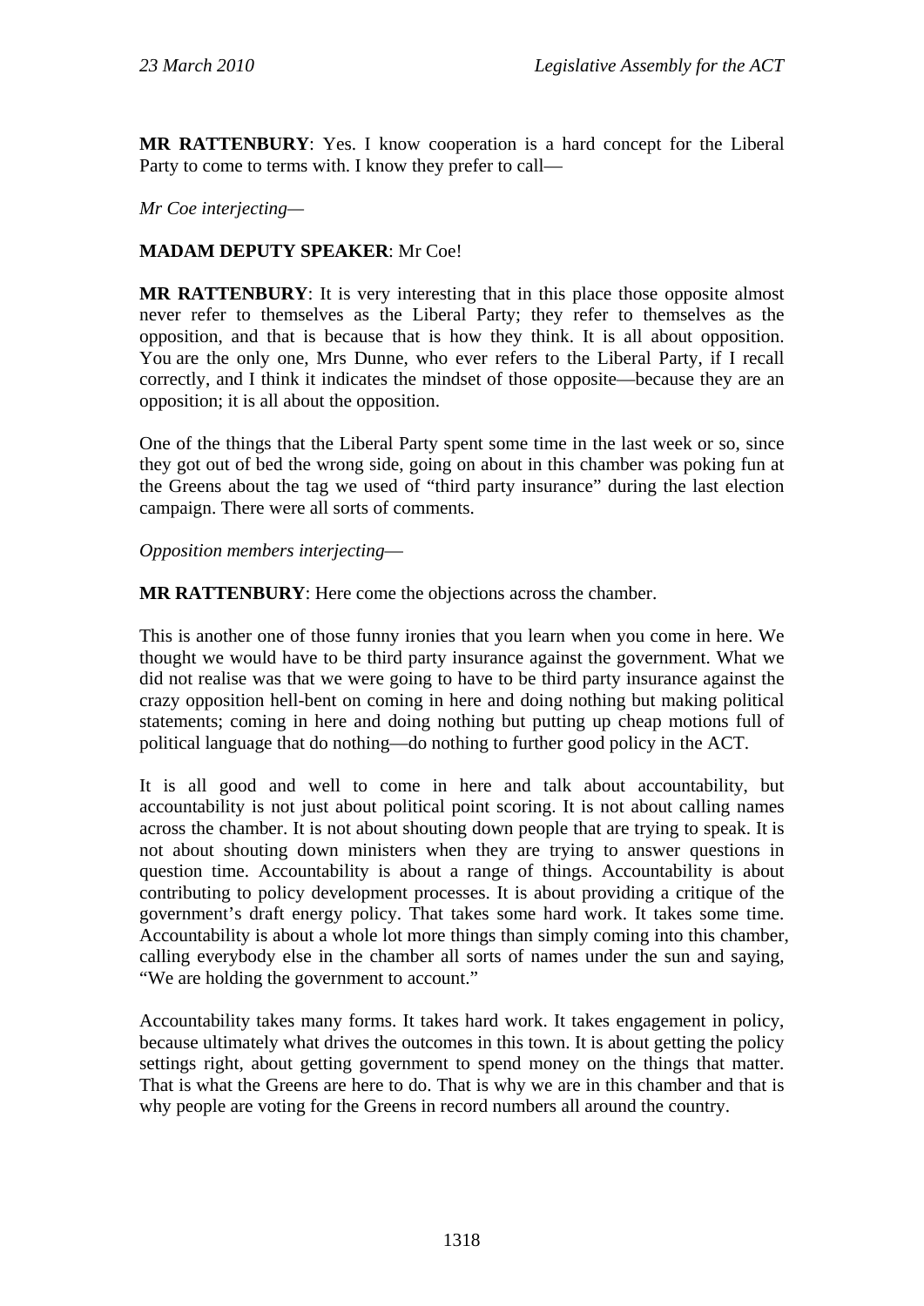**MR RATTENBURY**: Yes. I know cooperation is a hard concept for the Liberal Party to come to terms with. I know they prefer to call—

*Mr Coe interjecting—*

**MADAM DEPUTY SPEAKER**: Mr Coe!

**MR RATTENBURY**: It is very interesting that in this place those opposite almost never refer to themselves as the Liberal Party; they refer to themselves as the opposition, and that is because that is how they think. It is all about opposition. You are the only one, Mrs Dunne, who ever refers to the Liberal Party, if I recall correctly, and I think it indicates the mindset of those opposite—because they are an opposition; it is all about the opposition.

One of the things that the Liberal Party spent some time in the last week or so, since they got out of bed the wrong side, going on about in this chamber was poking fun at the Greens about the tag we used of "third party insurance" during the last election campaign. There were all sorts of comments.

*Opposition members interjecting—*

**MR RATTENBURY**: Here come the objections across the chamber.

This is another one of those funny ironies that you learn when you come in here. We thought we would have to be third party insurance against the government. What we did not realise was that we were going to have to be third party insurance against the crazy opposition hell-bent on coming in here and doing nothing but making political statements; coming in here and doing nothing but putting up cheap motions full of political language that do nothing—do nothing to further good policy in the ACT.

It is all good and well to come in here and talk about accountability, but accountability is not just about political point scoring. It is not about calling names across the chamber. It is not about shouting down people that are trying to speak. It is not about shouting down ministers when they are trying to answer questions in question time. Accountability is about a range of things. Accountability is about contributing to policy development processes. It is about providing a critique of the government's draft energy policy. That takes some hard work. It takes some time. Accountability is about a whole lot more things than simply coming into this chamber, calling everybody else in the chamber all sorts of names under the sun and saying, "We are holding the government to account."

Accountability takes many forms. It takes hard work. It takes engagement in policy, because ultimately what drives the outcomes in this town. It is about getting the policy settings right, about getting government to spend money on the things that matter. That is what the Greens are here to do. That is why we are in this chamber and that is why people are voting for the Greens in record numbers all around the country.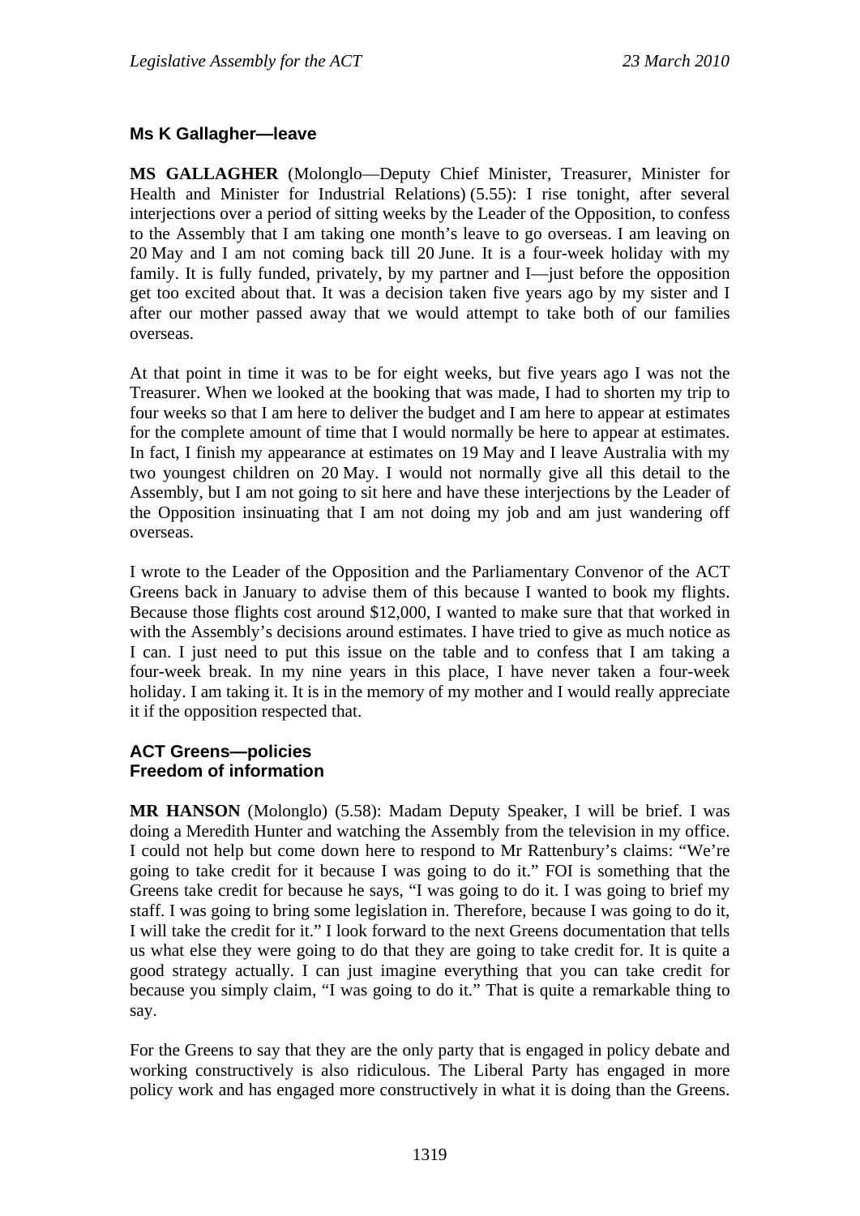## Ms K Gallagher—leave

**MS GALLAGHER** (Molonglo—Deputy Chief Minister, Treasurer, Minister for Health and Minister for Industrial Relations) (5.55): I rise tonight, after several interjections over a period of sitting weeks by the Leader of the Opposition, to confess to the Assembly that I am taking one month's leave to go overseas. I am leaving on 20 May and I am not coming back till 20 June. It is a four-week holiday with my family. It is fully funded, privately, by my partner and I—just before the opposition get too excited about that. It was a decision taken five years ago by my sister and I after our mother passed away that we would attempt to take both of our families overseas.

At that point in time it was to be for eight weeks, but five years ago I was not the Treasurer. When we looked at the booking that was made, I had to shorten my trip to four weeks so that I am here to deliver the budget and I am here to appear at estimates for the complete amount of time that I would normally be here to appear at estimates. In fact, I finish my appearance at estimates on 19 May and I leave Australia with my two youngest children on 20 May. I would not normally give all this detail to the Assembly, but I am not going to sit here and have these interjections by the Leader of the Opposition insinuating that I am not doing my job and am just wandering off overseas.

I wrote to the Leader of the Opposition and the Parliamentary Convenor of the ACT Greens back in January to advise them of this because I wanted to book my flights. Because those flights cost around $12,000, I wanted to make sure that that worked in with the Assembly's decisions around estimates. I have tried to give as much notice as I can. I just need to put this issue on the table and to confess that I am taking a four-week break. In my nine years in this place, I have never taken a four-week holiday. I am taking it. It is in the memory of my mother and I would really appreciate it if the opposition respected that.

## ACT Greens—policies
## Freedom of information

**MR HANSON** (Molonglo) (5.58): Madam Deputy Speaker, I will be brief. I was doing a Meredith Hunter and watching the Assembly from the television in my office. I could not help but come down here to respond to Mr Rattenbury's claims: "We're going to take credit for it because I was going to do it." FOI is something that the Greens take credit for because he says, "I was going to do it. I was going to brief my staff. I was going to bring some legislation in. Therefore, because I was going to do it, I will take the credit for it." I look forward to the next Greens documentation that tells us what else they were going to do that they are going to take credit for. It is quite a good strategy actually. I can just imagine everything that you can take credit for because you simply claim, "I was going to do it." That is quite a remarkable thing to say.

For the Greens to say that they are the only party that is engaged in policy debate and working constructively is also ridiculous. The Liberal Party has engaged in more policy work and has engaged more constructively in what it is doing than the Greens.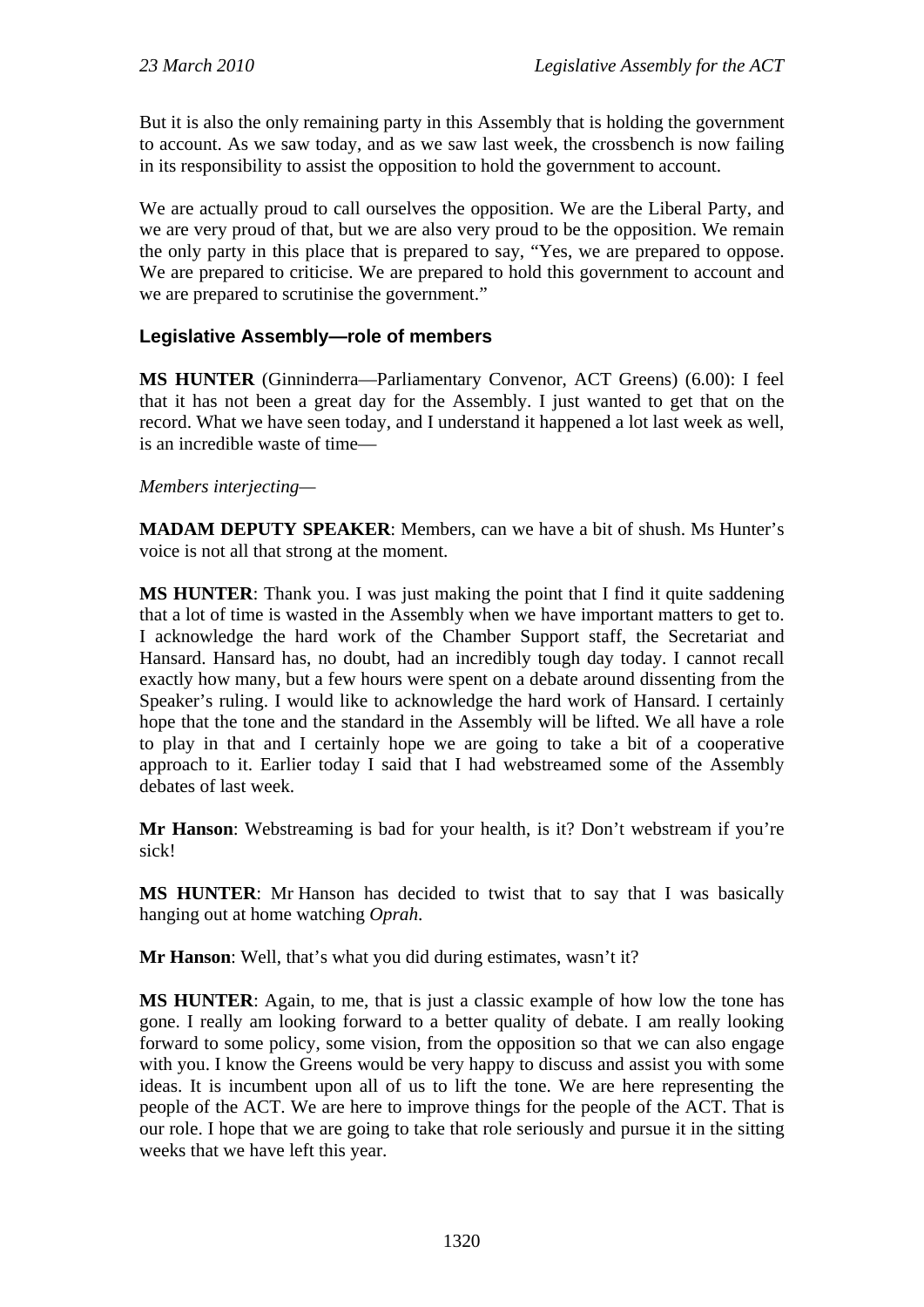But it is also the only remaining party in this Assembly that is holding the government to account. As we saw today, and as we saw last week, the crossbench is now failing in its responsibility to assist the opposition to hold the government to account.

We are actually proud to call ourselves the opposition. We are the Liberal Party, and we are very proud of that, but we are also very proud to be the opposition. We remain the only party in this place that is prepared to say, "Yes, we are prepared to oppose. We are prepared to criticise. We are prepared to hold this government to account and we are prepared to scrutinise the government."

### Legislative Assembly—role of members

**MS HUNTER** (Ginninderra—Parliamentary Convenor, ACT Greens) (6.00): I feel that it has not been a great day for the Assembly. I just wanted to get that on the record. What we have seen today, and I understand it happened a lot last week as well, is an incredible waste of time—

*Members interjecting—*

**MADAM DEPUTY SPEAKER**: Members, can we have a bit of shush. Ms Hunter's voice is not all that strong at the moment.

**MS HUNTER**: Thank you. I was just making the point that I find it quite saddening that a lot of time is wasted in the Assembly when we have important matters to get to. I acknowledge the hard work of the Chamber Support staff, the Secretariat and Hansard. Hansard has, no doubt, had an incredibly tough day today. I cannot recall exactly how many, but a few hours were spent on a debate around dissenting from the Speaker's ruling. I would like to acknowledge the hard work of Hansard. I certainly hope that the tone and the standard in the Assembly will be lifted. We all have a role to play in that and I certainly hope we are going to take a bit of a cooperative approach to it. Earlier today I said that I had webstreamed some of the Assembly debates of last week.

**Mr Hanson**: Webstreaming is bad for your health, is it? Don't webstream if you're sick!

**MS HUNTER**: Mr Hanson has decided to twist that to say that I was basically hanging out at home watching *Oprah*.

**Mr Hanson**: Well, that's what you did during estimates, wasn't it?

**MS HUNTER**: Again, to me, that is just a classic example of how low the tone has gone. I really am looking forward to a better quality of debate. I am really looking forward to some policy, some vision, from the opposition so that we can also engage with you. I know the Greens would be very happy to discuss and assist you with some ideas. It is incumbent upon all of us to lift the tone. We are here representing the people of the ACT. We are here to improve things for the people of the ACT. That is our role. I hope that we are going to take that role seriously and pursue it in the sitting weeks that we have left this year.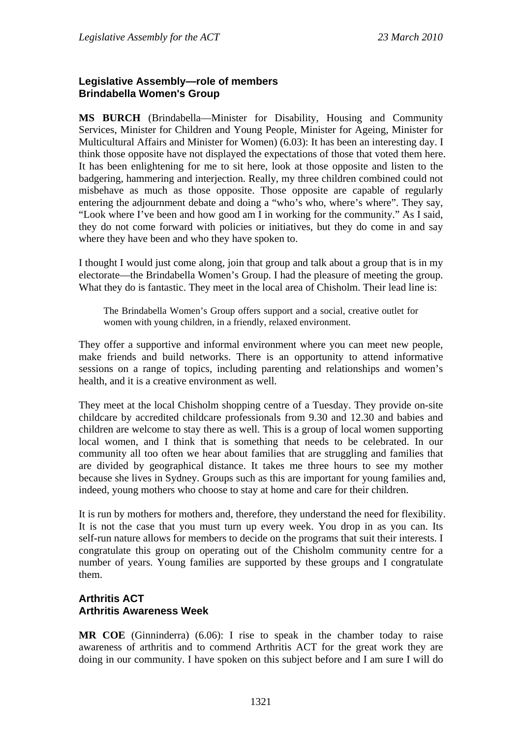### Legislative Assembly—role of members
### Brindabella Women's Group

**MS BURCH** (Brindabella—Minister for Disability, Housing and Community Services, Minister for Children and Young People, Minister for Ageing, Minister for Multicultural Affairs and Minister for Women) (6.03): It has been an interesting day. I think those opposite have not displayed the expectations of those that voted them here. It has been enlightening for me to sit here, look at those opposite and listen to the badgering, hammering and interjection. Really, my three children combined could not misbehave as much as those opposite. Those opposite are capable of regularly entering the adjournment debate and doing a "who's who, where's where". They say, "Look where I've been and how good am I in working for the community." As I said, they do not come forward with policies or initiatives, but they do come in and say where they have been and who they have spoken to.

I thought I would just come along, join that group and talk about a group that is in my electorate—the Brindabella Women's Group. I had the pleasure of meeting the group. What they do is fantastic. They meet in the local area of Chisholm. Their lead line is:

> The Brindabella Women's Group offers support and a social, creative outlet for women with young children, in a friendly, relaxed environment.

They offer a supportive and informal environment where you can meet new people, make friends and build networks. There is an opportunity to attend informative sessions on a range of topics, including parenting and relationships and women's health, and it is a creative environment as well.

They meet at the local Chisholm shopping centre of a Tuesday. They provide on-site childcare by accredited childcare professionals from 9.30 and 12.30 and babies and children are welcome to stay there as well. This is a group of local women supporting local women, and I think that is something that needs to be celebrated. In our community all too often we hear about families that are struggling and families that are divided by geographical distance. It takes me three hours to see my mother because she lives in Sydney. Groups such as this are important for young families and, indeed, young mothers who choose to stay at home and care for their children.

It is run by mothers for mothers and, therefore, they understand the need for flexibility. It is not the case that you must turn up every week. You drop in as you can. Its self-run nature allows for members to decide on the programs that suit their interests. I congratulate this group on operating out of the Chisholm community centre for a number of years. Young families are supported by these groups and I congratulate them.

### Arthritis ACT
### Arthritis Awareness Week

**MR COE** (Ginninderra) (6.06): I rise to speak in the chamber today to raise awareness of arthritis and to commend Arthritis ACT for the great work they are doing in our community. I have spoken on this subject before and I am sure I will do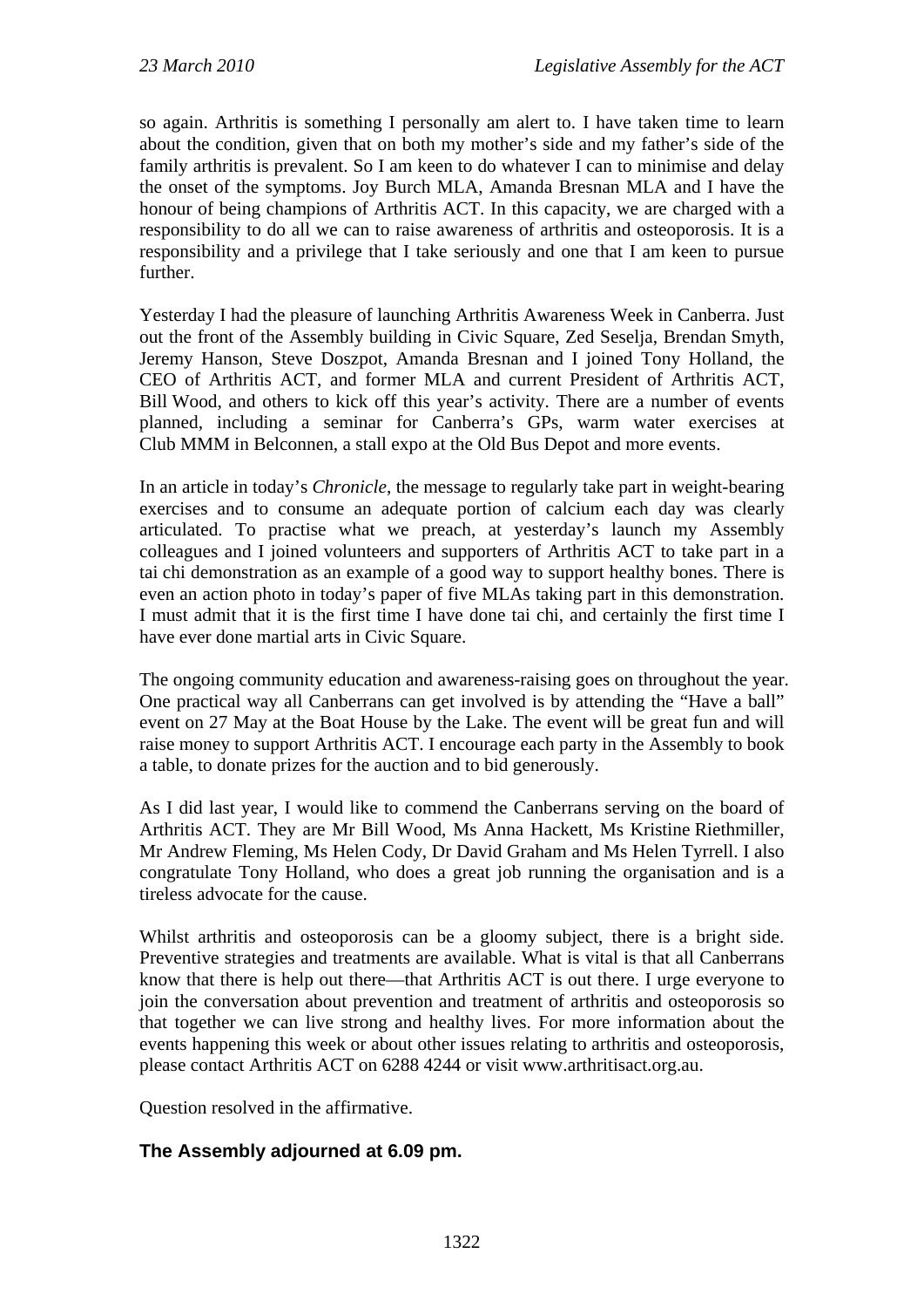so again. Arthritis is something I personally am alert to. I have taken time to learn about the condition, given that on both my mother's side and my father's side of the family arthritis is prevalent. So I am keen to do whatever I can to minimise and delay the onset of the symptoms. Joy Burch MLA, Amanda Bresnan MLA and I have the honour of being champions of Arthritis ACT. In this capacity, we are charged with a responsibility to do all we can to raise awareness of arthritis and osteoporosis. It is a responsibility and a privilege that I take seriously and one that I am keen to pursue further.

Yesterday I had the pleasure of launching Arthritis Awareness Week in Canberra. Just out the front of the Assembly building in Civic Square, Zed Seselja, Brendan Smyth, Jeremy Hanson, Steve Doszpot, Amanda Bresnan and I joined Tony Holland, the CEO of Arthritis ACT, and former MLA and current President of Arthritis ACT, Bill Wood, and others to kick off this year's activity. There are a number of events planned, including a seminar for Canberra's GPs, warm water exercises at Club MMM in Belconnen, a stall expo at the Old Bus Depot and more events.

In an article in today's *Chronicle*, the message to regularly take part in weight-bearing exercises and to consume an adequate portion of calcium each day was clearly articulated. To practise what we preach, at yesterday's launch my Assembly colleagues and I joined volunteers and supporters of Arthritis ACT to take part in a tai chi demonstration as an example of a good way to support healthy bones. There is even an action photo in today's paper of five MLAs taking part in this demonstration. I must admit that it is the first time I have done tai chi, and certainly the first time I have ever done martial arts in Civic Square.

The ongoing community education and awareness-raising goes on throughout the year. One practical way all Canberrans can get involved is by attending the "Have a ball" event on 27 May at the Boat House by the Lake. The event will be great fun and will raise money to support Arthritis ACT. I encourage each party in the Assembly to book a table, to donate prizes for the auction and to bid generously.

As I did last year, I would like to commend the Canberrans serving on the board of Arthritis ACT. They are Mr Bill Wood, Ms Anna Hackett, Ms Kristine Riethmiller, Mr Andrew Fleming, Ms Helen Cody, Dr David Graham and Ms Helen Tyrrell. I also congratulate Tony Holland, who does a great job running the organisation and is a tireless advocate for the cause.

Whilst arthritis and osteoporosis can be a gloomy subject, there is a bright side. Preventive strategies and treatments are available. What is vital is that all Canberrans know that there is help out there—that Arthritis ACT is out there. I urge everyone to join the conversation about prevention and treatment of arthritis and osteoporosis so that together we can live strong and healthy lives. For more information about the events happening this week or about other issues relating to arthritis and osteoporosis, please contact Arthritis ACT on 6288 4244 or visit www.arthritisact.org.au.

Question resolved in the affirmative.

**The Assembly adjourned at 6.09 pm.**